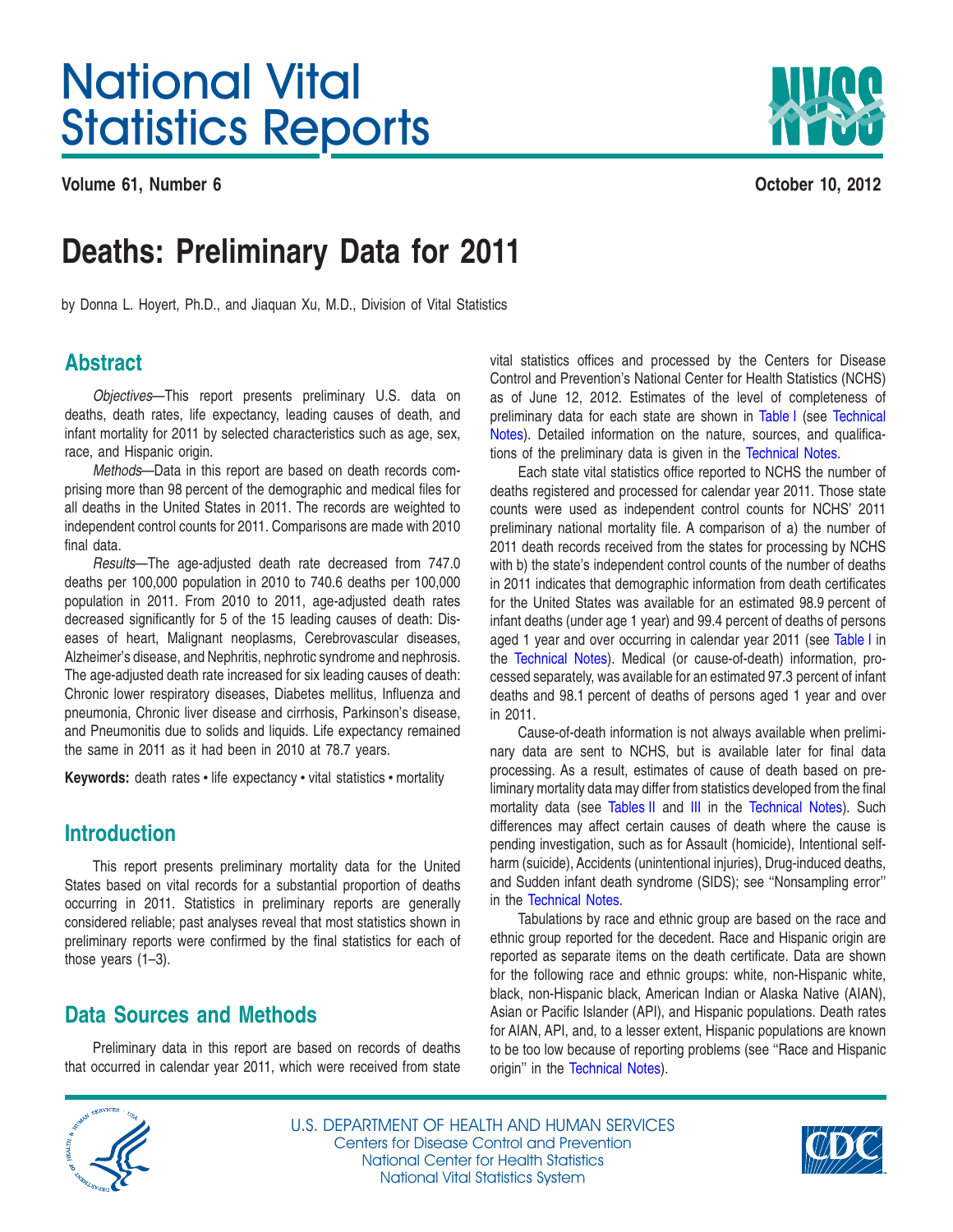# National Vital Statistics Reports

**Volume 61, Number 6** **October 10, 2012**

# Deaths: Preliminary Data for 2011

by Donna L. Hoyert, Ph.D., and Jiaquan Xu, M.D., Division of Vital Statistics

## Abstract

*Objectives*—This report presents preliminary U.S. data on deaths, death rates, life expectancy, leading causes of death, and infant mortality for 2011 by selected characteristics such as age, sex, race, and Hispanic origin.

*Methods*—Data in this report are based on death records comprising more than 98 percent of the demographic and medical files for all deaths in the United States in 2011. The records are weighted to independent control counts for 2011. Comparisons are made with 2010 final data.

*Results*—The age-adjusted death rate decreased from 747.0 deaths per 100,000 population in 2010 to 740.6 deaths per 100,000 population in 2011. From 2010 to 2011, age-adjusted death rates decreased significantly for 5 of the 15 leading causes of death: Diseases of heart, Malignant neoplasms, Cerebrovascular diseases, Alzheimer's disease, and Nephritis, nephrotic syndrome and nephrosis. The age-adjusted death rate increased for six leading causes of death: Chronic lower respiratory diseases, Diabetes mellitus, Influenza and pneumonia, Chronic liver disease and cirrhosis, Parkinson's disease, and Pneumonitis due to solids and liquids. Life expectancy remained the same in 2011 as it had been in 2010 at 78.7 years.

**Keywords:** death rates • life expectancy • vital statistics • mortality

## Introduction

This report presents preliminary mortality data for the United States based on vital records for a substantial proportion of deaths occurring in 2011. Statistics in preliminary reports are generally considered reliable; past analyses reveal that most statistics shown in preliminary reports were confirmed by the final statistics for each of those years (1–3).

## Data Sources and Methods

Preliminary data in this report are based on records of deaths that occurred in calendar year 2011, which were received from state vital statistics offices and processed by the Centers for Disease Control and Prevention's National Center for Health Statistics (NCHS) as of June 12, 2012. Estimates of the level of completeness of preliminary data for each state are shown in Table I (see Technical Notes). Detailed information on the nature, sources, and qualifications of the preliminary data is given in the Technical Notes.

Each state vital statistics office reported to NCHS the number of deaths registered and processed for calendar year 2011. Those state counts were used as independent control counts for NCHS' 2011 preliminary national mortality file. A comparison of a) the number of 2011 death records received from the states for processing by NCHS with b) the state's independent control counts of the number of deaths in 2011 indicates that demographic information from death certificates for the United States was available for an estimated 98.9 percent of infant deaths (under age 1 year) and 99.4 percent of deaths of persons aged 1 year and over occurring in calendar year 2011 (see Table I in the Technical Notes). Medical (or cause-of-death) information, processed separately, was available for an estimated 97.3 percent of infant deaths and 98.1 percent of deaths of persons aged 1 year and over in 2011.

Cause-of-death information is not always available when preliminary data are sent to NCHS, but is available later for final data processing. As a result, estimates of cause of death based on preliminary mortality data may differ from statistics developed from the final mortality data (see Tables II and III in the Technical Notes). Such differences may affect certain causes of death where the cause is pending investigation, such as for Assault (homicide), Intentional self-harm (suicide), Accidents (unintentional injuries), Drug-induced deaths, and Sudden infant death syndrome (SIDS); see ''Nonsampling error'' in the Technical Notes.

Tabulations by race and ethnic group are based on the race and ethnic group reported for the decedent. Race and Hispanic origin are reported as separate items on the death certificate. Data are shown for the following race and ethnic groups: white, non-Hispanic white, black, non-Hispanic black, American Indian or Alaska Native (AIAN), Asian or Pacific Islander (API), and Hispanic populations. Death rates for AIAN, API, and, to a lesser extent, Hispanic populations are known to be too low because of reporting problems (see ''Race and Hispanic origin'' in the Technical Notes).

U.S. DEPARTMENT OF HEALTH AND HUMAN SERVICES
Centers for Disease Control and Prevention
National Center for Health Statistics
National Vital Statistics System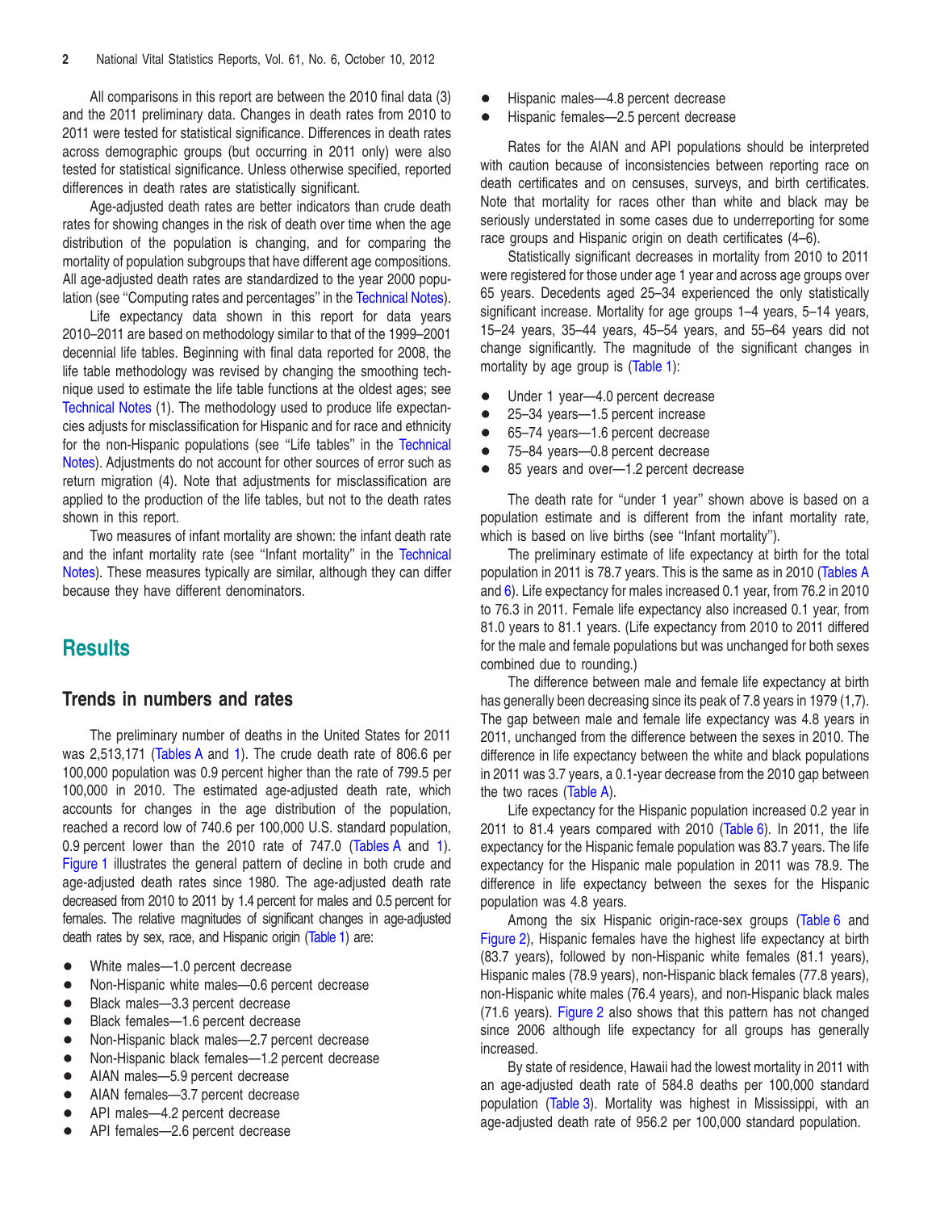All comparisons in this report are between the 2010 final data (3) and the 2011 preliminary data. Changes in death rates from 2010 to 2011 were tested for statistical significance. Differences in death rates across demographic groups (but occurring in 2011 only) were also tested for statistical significance. Unless otherwise specified, reported differences in death rates are statistically significant.

Age-adjusted death rates are better indicators than crude death rates for showing changes in the risk of death over time when the age distribution of the population is changing, and for comparing the mortality of population subgroups that have different age compositions. All age-adjusted death rates are standardized to the year 2000 population (see "Computing rates and percentages" in the Technical Notes).

Life expectancy data shown in this report for data years 2010–2011 are based on methodology similar to that of the 1999–2001 decennial life tables. Beginning with final data reported for 2008, the life table methodology was revised by changing the smoothing technique used to estimate the life table functions at the oldest ages; see Technical Notes (1). The methodology used to produce life expectancies adjusts for misclassification for Hispanic and for race and ethnicity for the non-Hispanic populations (see "Life tables" in the Technical Notes). Adjustments do not account for other sources of error such as return migration (4). Note that adjustments for misclassification are applied to the production of the life tables, but not to the death rates shown in this report.

Two measures of infant mortality are shown: the infant death rate and the infant mortality rate (see "Infant mortality" in the Technical Notes). These measures typically are similar, although they can differ because they have different denominators.

# Results

## Trends in numbers and rates

The preliminary number of deaths in the United States for 2011 was 2,513,171 (Tables A and 1). The crude death rate of 806.6 per 100,000 population was 0.9 percent higher than the rate of 799.5 per 100,000 in 2010. The estimated age-adjusted death rate, which accounts for changes in the age distribution of the population, reached a record low of 740.6 per 100,000 U.S. standard population, 0.9 percent lower than the 2010 rate of 747.0 (Tables A and 1). Figure 1 illustrates the general pattern of decline in both crude and age-adjusted death rates since 1980. The age-adjusted death rate decreased from 2010 to 2011 by 1.4 percent for males and 0.5 percent for females. The relative magnitudes of significant changes in age-adjusted death rates by sex, race, and Hispanic origin (Table 1) are:

- White males—1.0 percent decrease
- Non-Hispanic white males—0.6 percent decrease
- Black males—3.3 percent decrease
- Black females—1.6 percent decrease
- Non-Hispanic black males—2.7 percent decrease
- Non-Hispanic black females—1.2 percent decrease
- AIAN males—5.9 percent decrease
- AIAN females—3.7 percent decrease
- API males—4.2 percent decrease
- API females—2.6 percent decrease
- Hispanic males—4.8 percent decrease
- Hispanic females—2.5 percent decrease

Rates for the AIAN and API populations should be interpreted with caution because of inconsistencies between reporting race on death certificates and on censuses, surveys, and birth certificates. Note that mortality for races other than white and black may be seriously understated in some cases due to underreporting for some race groups and Hispanic origin on death certificates (4–6).

Statistically significant decreases in mortality from 2010 to 2011 were registered for those under age 1 year and across age groups over 65 years. Decedents aged 25–34 experienced the only statistically significant increase. Mortality for age groups 1–4 years, 5–14 years, 15–24 years, 35–44 years, 45–54 years, and 55–64 years did not change significantly. The magnitude of the significant changes in mortality by age group is (Table 1):

- Under 1 year—4.0 percent decrease
- 25–34 years—1.5 percent increase
- 65–74 years—1.6 percent decrease
- 75–84 years—0.8 percent decrease
- 85 years and over—1.2 percent decrease

The death rate for "under 1 year" shown above is based on a population estimate and is different from the infant mortality rate, which is based on live births (see "Infant mortality").

The preliminary estimate of life expectancy at birth for the total population in 2011 is 78.7 years. This is the same as in 2010 (Tables A and 6). Life expectancy for males increased 0.1 year, from 76.2 in 2010 to 76.3 in 2011. Female life expectancy also increased 0.1 year, from 81.0 years to 81.1 years. (Life expectancy from 2010 to 2011 differed for the male and female populations but was unchanged for both sexes combined due to rounding.)

The difference between male and female life expectancy at birth has generally been decreasing since its peak of 7.8 years in 1979 (1,7). The gap between male and female life expectancy was 4.8 years in 2011, unchanged from the difference between the sexes in 2010. The difference in life expectancy between the white and black populations in 2011 was 3.7 years, a 0.1-year decrease from the 2010 gap between the two races (Table A).

Life expectancy for the Hispanic population increased 0.2 year in 2011 to 81.4 years compared with 2010 (Table 6). In 2011, the life expectancy for the Hispanic female population was 83.7 years. The life expectancy for the Hispanic male population in 2011 was 78.9. The difference in life expectancy between the sexes for the Hispanic population was 4.8 years.

Among the six Hispanic origin-race-sex groups (Table 6 and Figure 2), Hispanic females have the highest life expectancy at birth (83.7 years), followed by non-Hispanic white females (81.1 years), Hispanic males (78.9 years), non-Hispanic black females (77.8 years), non-Hispanic white males (76.4 years), and non-Hispanic black males (71.6 years). Figure 2 also shows that this pattern has not changed since 2006 although life expectancy for all groups has generally increased.

By state of residence, Hawaii had the lowest mortality in 2011 with an age-adjusted death rate of 584.8 deaths per 100,000 standard population (Table 3). Mortality was highest in Mississippi, with an age-adjusted death rate of 956.2 per 100,000 standard population.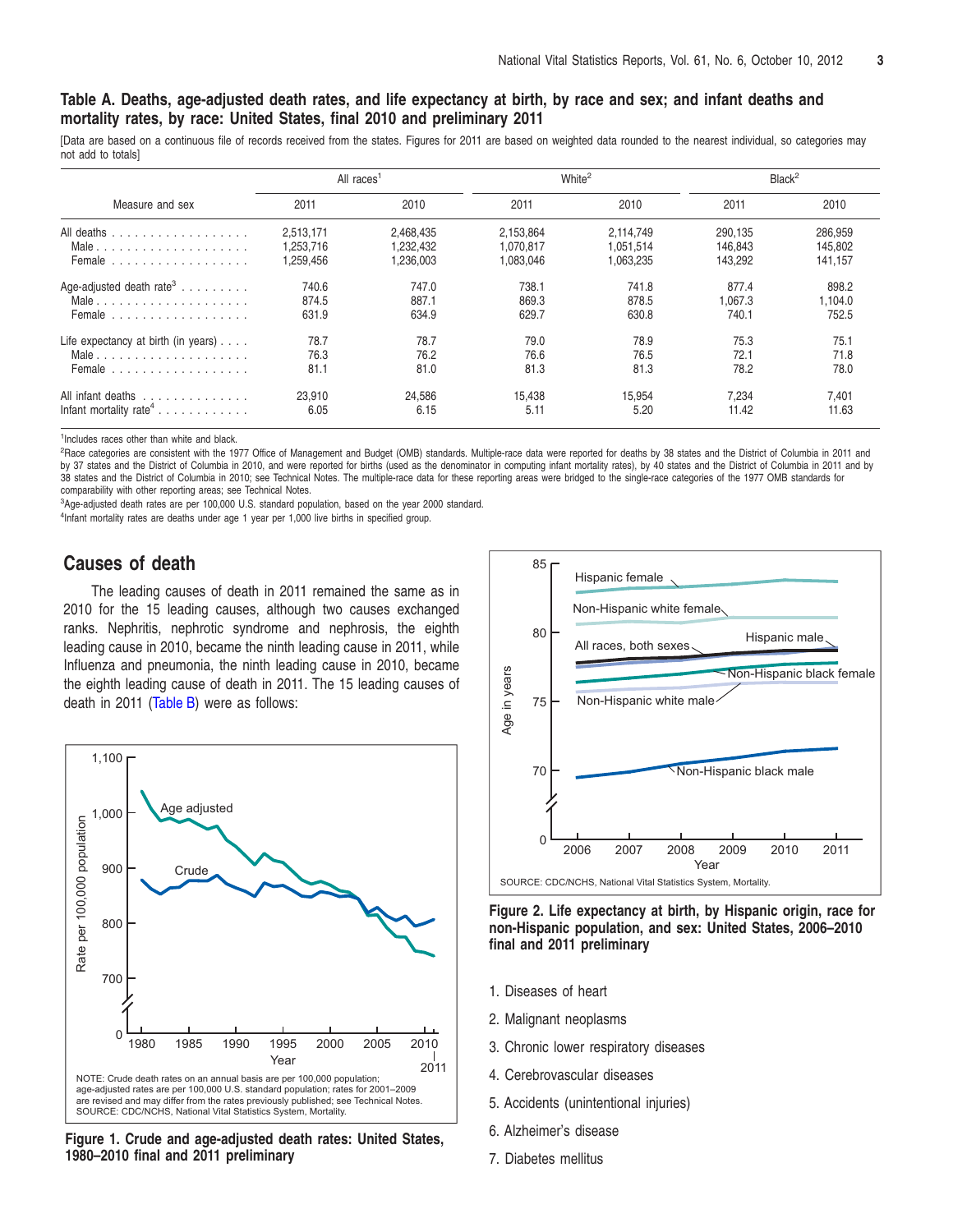**Table A. Deaths, age-adjusted death rates, and life expectancy at birth, by race and sex; and infant deaths and mortality rates, by race: United States, final 2010 and preliminary 2011**

[Data are based on a continuous file of records received from the states. Figures for 2011 are based on weighted data rounded to the nearest individual, so categories may not add to totals]

| Measure and sex | All races[1] | | White[2] | | Black[2] | |
|---|---|---|---|---|---|---|
| | 2011 | 2010 | 2011 | 2010 | 2011 | 2010 |
| All deaths | 2,513,171 | 2,468,435 | 2,153,864 | 2,114,749 | 290,135 | 286,959 |
| Male | 1,253,716 | 1,232,432 | 1,070,817 | 1,051,514 | 146,843 | 145,802 |
| Female | 1,259,456 | 1,236,003 | 1,083,046 | 1,063,235 | 143,292 | 141,157 |
| Age-adjusted death rate[3] | 740.6 | 747.0 | 738.1 | 741.8 | 877.4 | 898.2 |
| Male | 874.5 | 887.1 | 869.3 | 878.5 | 1,067.3 | 1,104.0 |
| Female | 631.9 | 634.9 | 629.7 | 630.8 | 740.1 | 752.5 |
| Life expectancy at birth (in years) | 78.7 | 78.7 | 79.0 | 78.9 | 75.3 | 75.1 |
| Male | 76.3 | 76.2 | 76.6 | 76.5 | 72.1 | 71.8 |
| Female | 81.1 | 81.0 | 81.3 | 81.3 | 78.2 | 78.0 |
| All infant deaths | 23,910 | 24,586 | 15,438 | 15,954 | 7,234 | 7,401 |
| Infant mortality rate[4] | 6.05 | 6.15 | 5.11 | 5.20 | 11.42 | 11.63 |

[1]Includes races other than white and black.

[2]Race categories are consistent with the 1977 Office of Management and Budget (OMB) standards. Multiple-race data were reported for deaths by 38 states and the District of Columbia in 2011 and by 37 states and the District of Columbia in 2010, and were reported for births (used as the denominator in computing infant mortality rates), by 40 states and the District of Columbia in 2011 and by 38 states and the District of Columbia in 2010; see Technical Notes. The multiple-race data for these reporting areas were bridged to the single-race categories of the 1977 OMB standards for comparability with other reporting areas; see Technical Notes.

[3]Age-adjusted death rates are per 100,000 U.S. standard population, based on the year 2000 standard.

[4]Infant mortality rates are deaths under age 1 year per 1,000 live births in specified group.

## Causes of death

The leading causes of death in 2011 remained the same as in 2010 for the 15 leading causes, although two causes exchanged ranks. Nephritis, nephrotic syndrome and nephrosis, the eighth leading cause in 2010, became the ninth leading cause in 2011, while Influenza and pneumonia, the ninth leading cause in 2010, became the eighth leading cause of death in 2011. The 15 leading causes of death in 2011 (Table B) were as follows:

1,100
1,000
900
800
700
0
Age adjusted
Crude
Rate per 100,000 population
1980 1985 1990 1995 2000 2005 2010 2011
Year

NOTE: Crude death rates on an annual basis are per 100,000 population; age-adjusted rates are per 100,000 U.S. standard population; rates for 2001–2009 are revised and may differ from the rates previously published; see Technical Notes.
SOURCE: CDC/NCHS, National Vital Statistics System, Mortality.

**Figure 1. Crude and age-adjusted death rates: United States, 1980–2010 final and 2011 preliminary**

85
80
75
70
0
Hispanic female
Non-Hispanic white female
Hispanic male
All races, both sexes
Non-Hispanic black female
Non-Hispanic white male
Non-Hispanic black male
Age in years
2006 2007 2008 2009 2010 2011
Year

SOURCE: CDC/NCHS, National Vital Statistics System, Mortality.

**Figure 2. Life expectancy at birth, by Hispanic origin, race for non-Hispanic population, and sex: United States, 2006–2010 final and 2011 preliminary**

1. Diseases of heart
2. Malignant neoplasms
3. Chronic lower respiratory diseases
4. Cerebrovascular diseases
5. Accidents (unintentional injuries)
6. Alzheimer's disease
7. Diabetes mellitus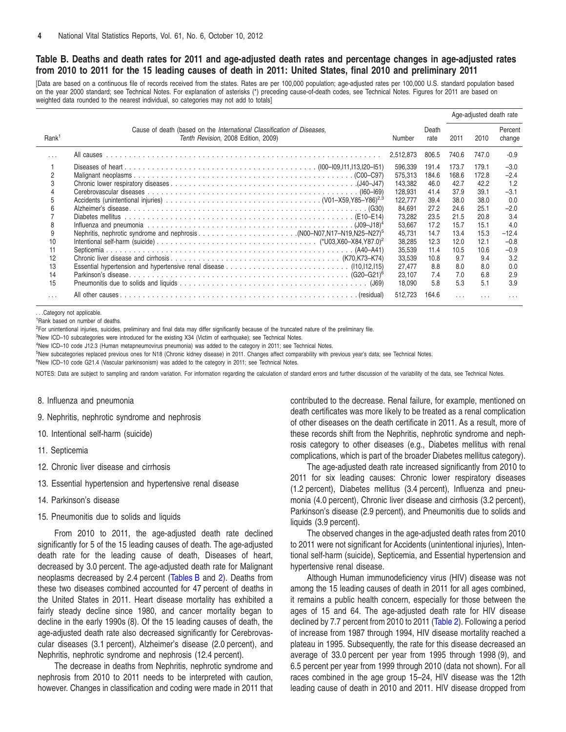## Table B. Deaths and death rates for 2011 and age-adjusted death rates and percentage changes in age-adjusted rates from 2010 to 2011 for the 15 leading causes of death in 2011: United States, final 2010 and preliminary 2011

[Data are based on a continuous file of records received from the states. Rates are per 100,000 population; age-adjusted rates per 100,000 U.S. standard population based on the year 2000 standard; see Technical Notes. For explanation of asterisks (*) preceding cause-of-death codes, see Technical Notes. Figures for 2011 are based on weighted data rounded to the nearest individual, so categories may not add to totals]

| Rank[1] | Cause of death (based on the *International Classification of Diseases, Tenth Revision,* 2008 Edition, 2009) | Number | Death rate | Age-adjusted death rate | | |
|---|---|---|---|---|---|---|
| | | | | 2011 | 2010 | Percent change |
| . . . | All causes | 2,512,873 | 806.5 | 740.6 | 747.0 | -0.9 |
| 1 | Diseases of heart (I00–I09,I11,I13,I20–I51) | 596,339 | 191.4 | 173.7 | 179.1 | −3.0 |
| 2 | Malignant neoplasms (C00–C97) | 575,313 | 184.6 | 168.6 | 172.8 | −2.4 |
| 3 | Chronic lower respiratory diseases (J40–J47) | 143,382 | 46.0 | 42.7 | 42.2 | 1.2 |
| 4 | Cerebrovascular diseases (I60–I69) | 128,931 | 41.4 | 37.9 | 39.1 | −3.1 |
| 5 | Accidents (unintentional injuries) (V01–X59,Y85–Y86)[2,3] | 122,777 | 39.4 | 38.0 | 38.0 | 0.0 |
| 6 | Alzheimer's disease (G30) | 84,691 | 27.2 | 24.6 | 25.1 | −2.0 |
| 7 | Diabetes mellitus (E10–E14) | 73,282 | 23.5 | 21.5 | 20.8 | 3.4 |
| 8 | Influenza and pneumonia (J09–J18)[4] | 53,667 | 17.2 | 15.7 | 15.1 | 4.0 |
| 9 | Nephritis, nephrotic syndrome and nephrosis (N00–N07,N17–N19,N25–N27)[5] | 45,731 | 14.7 | 13.4 | 15.3 | −12.4 |
| 10 | Intentional self-harm (suicide) (*U03,X60–X84,Y87.0)[2] | 38,285 | 12.3 | 12.0 | 12.1 | −0.8 |
| 11 | Septicemia (A40–A41) | 35,539 | 11.4 | 10.5 | 10.6 | −0.9 |
| 12 | Chronic liver disease and cirrhosis (K70,K73–K74) | 33,539 | 10.8 | 9.7 | 9.4 | 3.2 |
| 13 | Essential hypertension and hypertensive renal disease (I10,I12,I15) | 27,477 | 8.8 | 8.0 | 8.0 | 0.0 |
| 14 | Parkinson's disease (G20–G21)[6] | 23,107 | 7.4 | 7.0 | 6.8 | 2.9 |
| 15 | Pneumonitis due to solids and liquids (J69) | 18,090 | 5.8 | 5.3 | 5.1 | 3.9 |
| . . . | All other causes (residual) | 512,723 | 164.6 | . . . | . . . | . . . |

. . . Category not applicable.
[1] Rank based on number of deaths.
[2] For unintentional injuries, suicides, preliminary and final data may differ significantly because of the truncated nature of the preliminary file.
[3] New ICD–10 subcategories were introduced for the existing X34 (Victim of earthquake); see Technical Notes.
[4] New ICD–10 code J12.3 (Human metapneumovirus pneumonia) was added to the category in 2011; see Technical Notes.
[5] New subcategories replaced previous ones for N18 (Chronic kidney disease) in 2011. Changes affect comparability with previous year's data; see Technical Notes.
[6] New ICD–10 code G21.4 (Vascular parkinsonism) was added to the category in 2011; see Technical Notes.

NOTES: Data are subject to sampling and random variation. For information regarding the calculation of standard errors and further discussion of the variability of the data, see Technical Notes.

8. Influenza and pneumonia
9. Nephritis, nephrotic syndrome and nephrosis
10. Intentional self-harm (suicide)
11. Septicemia
12. Chronic liver disease and cirrhosis
13. Essential hypertension and hypertensive renal disease
14. Parkinson's disease
15. Pneumonitis due to solids and liquids

From 2010 to 2011, the age-adjusted death rate declined significantly for 5 of the 15 leading causes of death. The age-adjusted death rate for the leading cause of death, Diseases of heart, decreased by 3.0 percent. The age-adjusted death rate for Malignant neoplasms decreased by 2.4 percent (Tables B and 2). Deaths from these two diseases combined accounted for 47 percent of deaths in the United States in 2011. Heart disease mortality has exhibited a fairly steady decline since 1980, and cancer mortality began to decline in the early 1990s (8). Of the 15 leading causes of death, the age-adjusted death rate also decreased significantly for Cerebrovascular diseases (3.1 percent), Alzheimer's disease (2.0 percent), and Nephritis, nephrotic syndrome and nephrosis (12.4 percent).

The decrease in deaths from Nephritis, nephrotic syndrome and nephrosis from 2010 to 2011 needs to be interpreted with caution, however. Changes in classification and coding were made in 2011 that contributed to the decrease. Renal failure, for example, mentioned on death certificates was more likely to be treated as a renal complication of other diseases on the death certificate in 2011. As a result, more of these records shift from the Nephritis, nephrotic syndrome and nephrosis category to other diseases (e.g., Diabetes mellitus with renal complications, which is part of the broader Diabetes mellitus category).

The age-adjusted death rate increased significantly from 2010 to 2011 for six leading causes: Chronic lower respiratory diseases (1.2 percent), Diabetes mellitus (3.4 percent), Influenza and pneumonia (4.0 percent), Chronic liver disease and cirrhosis (3.2 percent), Parkinson's disease (2.9 percent), and Pneumonitis due to solids and liquids (3.9 percent).

The observed changes in the age-adjusted death rates from 2010 to 2011 were not significant for Accidents (unintentional injuries), Intentional self-harm (suicide), Septicemia, and Essential hypertension and hypertensive renal disease.

Although Human immunodeficiency virus (HIV) disease was not among the 15 leading causes of death in 2011 for all ages combined, it remains a public health concern, especially for those between the ages of 15 and 64. The age-adjusted death rate for HIV disease declined by 7.7 percent from 2010 to 2011 (Table 2). Following a period of increase from 1987 through 1994, HIV disease mortality reached a plateau in 1995. Subsequently, the rate for this disease decreased an average of 33.0 percent per year from 1995 through 1998 (9), and 6.5 percent per year from 1999 through 2010 (data not shown). For all races combined in the age group 15–24, HIV disease was the 12th leading cause of death in 2010 and 2011. HIV disease dropped from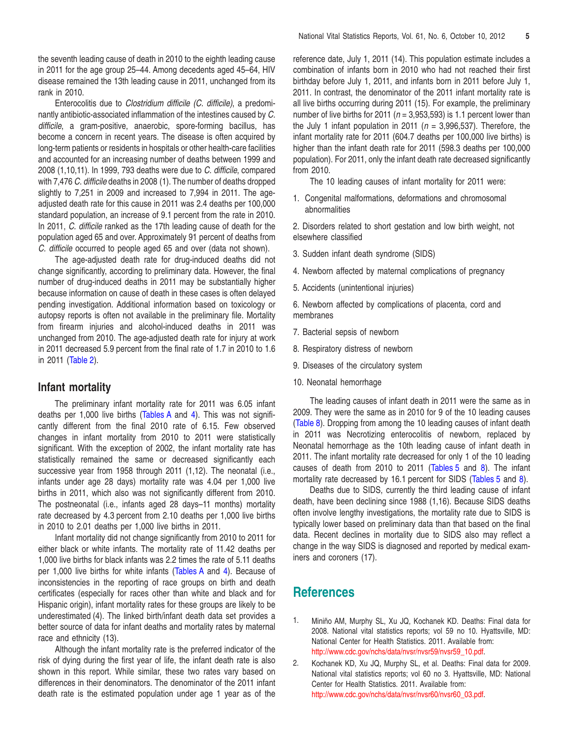the seventh leading cause of death in 2010 to the eighth leading cause in 2011 for the age group 25–44. Among decedents aged 45–64, HIV disease remained the 13th leading cause in 2011, unchanged from its rank in 2010.

Enterocolitis due to *Clostridium difficile (C. difficile)*, a predominantly antibiotic-associated inflammation of the intestines caused by *C. difficile*, a gram-positive, anaerobic, spore-forming bacillus, has become a concern in recent years. The disease is often acquired by long-term patients or residents in hospitals or other health-care facilities and accounted for an increasing number of deaths between 1999 and 2008 (1,10,11). In 1999, 793 deaths were due to *C. difficile*, compared with 7,476 *C. difficile* deaths in 2008 (1). The number of deaths dropped slightly to 7,251 in 2009 and increased to 7,994 in 2011. The age-adjusted death rate for this cause in 2011 was 2.4 deaths per 100,000 standard population, an increase of 9.1 percent from the rate in 2010. In 2011, *C. difficile* ranked as the 17th leading cause of death for the population aged 65 and over. Approximately 91 percent of deaths from *C. difficile* occurred to people aged 65 and over (data not shown).

The age-adjusted death rate for drug-induced deaths did not change significantly, according to preliminary data. However, the final number of drug-induced deaths in 2011 may be substantially higher because information on cause of death in these cases is often delayed pending investigation. Additional information based on toxicology or autopsy reports is often not available in the preliminary file. Mortality from firearm injuries and alcohol-induced deaths in 2011 was unchanged from 2010. The age-adjusted death rate for injury at work in 2011 decreased 5.9 percent from the final rate of 1.7 in 2010 to 1.6 in 2011 (Table 2).

## Infant mortality

The preliminary infant mortality rate for 2011 was 6.05 infant deaths per 1,000 live births (Tables A and 4). This was not significantly different from the final 2010 rate of 6.15. Few observed changes in infant mortality from 2010 to 2011 were statistically significant. With the exception of 2002, the infant mortality rate has statistically remained the same or decreased significantly each successive year from 1958 through 2011 (1,12). The neonatal (i.e., infants under age 28 days) mortality rate was 4.04 per 1,000 live births in 2011, which also was not significantly different from 2010. The postneonatal (i.e., infants aged 28 days–11 months) mortality rate decreased by 4.3 percent from 2.10 deaths per 1,000 live births in 2010 to 2.01 deaths per 1,000 live births in 2011.

Infant mortality did not change significantly from 2010 to 2011 for either black or white infants. The mortality rate of 11.42 deaths per 1,000 live births for black infants was 2.2 times the rate of 5.11 deaths per 1,000 live births for white infants (Tables A and 4). Because of inconsistencies in the reporting of race groups on birth and death certificates (especially for races other than white and black and for Hispanic origin), infant mortality rates for these groups are likely to be underestimated (4). The linked birth/infant death data set provides a better source of data for infant deaths and mortality rates by maternal race and ethnicity (13).

Although the infant mortality rate is the preferred indicator of the risk of dying during the first year of life, the infant death rate is also shown in this report. While similar, these two rates vary based on differences in their denominators. The denominator of the 2011 infant death rate is the estimated population under age 1 year as of the reference date, July 1, 2011 (14). This population estimate includes a combination of infants born in 2010 who had not reached their first birthday before July 1, 2011, and infants born in 2011 before July 1, 2011. In contrast, the denominator of the 2011 infant mortality rate is all live births occurring during 2011 (15). For example, the preliminary number of live births for 2011 ($n$ = 3,953,593) is 1.1 percent lower than the July 1 infant population in 2011 ($n$ = 3,996,537). Therefore, the infant mortality rate for 2011 (604.7 deaths per 100,000 live births) is higher than the infant death rate for 2011 (598.3 deaths per 100,000 population). For 2011, only the infant death rate decreased significantly from 2010.

The 10 leading causes of infant mortality for 2011 were:

1. Congenital malformations, deformations and chromosomal abnormalities
2. Disorders related to short gestation and low birth weight, not elsewhere classified
3. Sudden infant death syndrome (SIDS)
4. Newborn affected by maternal complications of pregnancy
5. Accidents (unintentional injuries)
6. Newborn affected by complications of placenta, cord and membranes
7. Bacterial sepsis of newborn
8. Respiratory distress of newborn
9. Diseases of the circulatory system
10. Neonatal hemorrhage

The leading causes of infant death in 2011 were the same as in 2009. They were the same as in 2010 for 9 of the 10 leading causes (Table 8). Dropping from among the 10 leading causes of infant death in 2011 was Necrotizing enterocolitis of newborn, replaced by Neonatal hemorrhage as the 10th leading cause of infant death in 2011. The infant mortality rate decreased for only 1 of the 10 leading causes of death from 2010 to 2011 (Tables 5 and 8). The infant mortality rate decreased by 16.1 percent for SIDS (Tables 5 and 8).

Deaths due to SIDS, currently the third leading cause of infant death, have been declining since 1988 (1,16). Because SIDS deaths often involve lengthy investigations, the mortality rate due to SIDS is typically lower based on preliminary data than that based on the final data. Recent declines in mortality due to SIDS also may reflect a change in the way SIDS is diagnosed and reported by medical examiners and coroners (17).

# References

1. Miniño AM, Murphy SL, Xu JQ, Kochanek KD. Deaths: Final data for 2008. National vital statistics reports; vol 59 no 10. Hyattsville, MD: National Center for Health Statistics. 2011. Available from: http://www.cdc.gov/nchs/data/nvsr/nvsr59/nvsr59_10.pdf.
2. Kochanek KD, Xu JQ, Murphy SL, et al. Deaths: Final data for 2009. National vital statistics reports; vol 60 no 3. Hyattsville, MD: National Center for Health Statistics. 2011. Available from: http://www.cdc.gov/nchs/data/nvsr/nvsr60/nvsr60_03.pdf.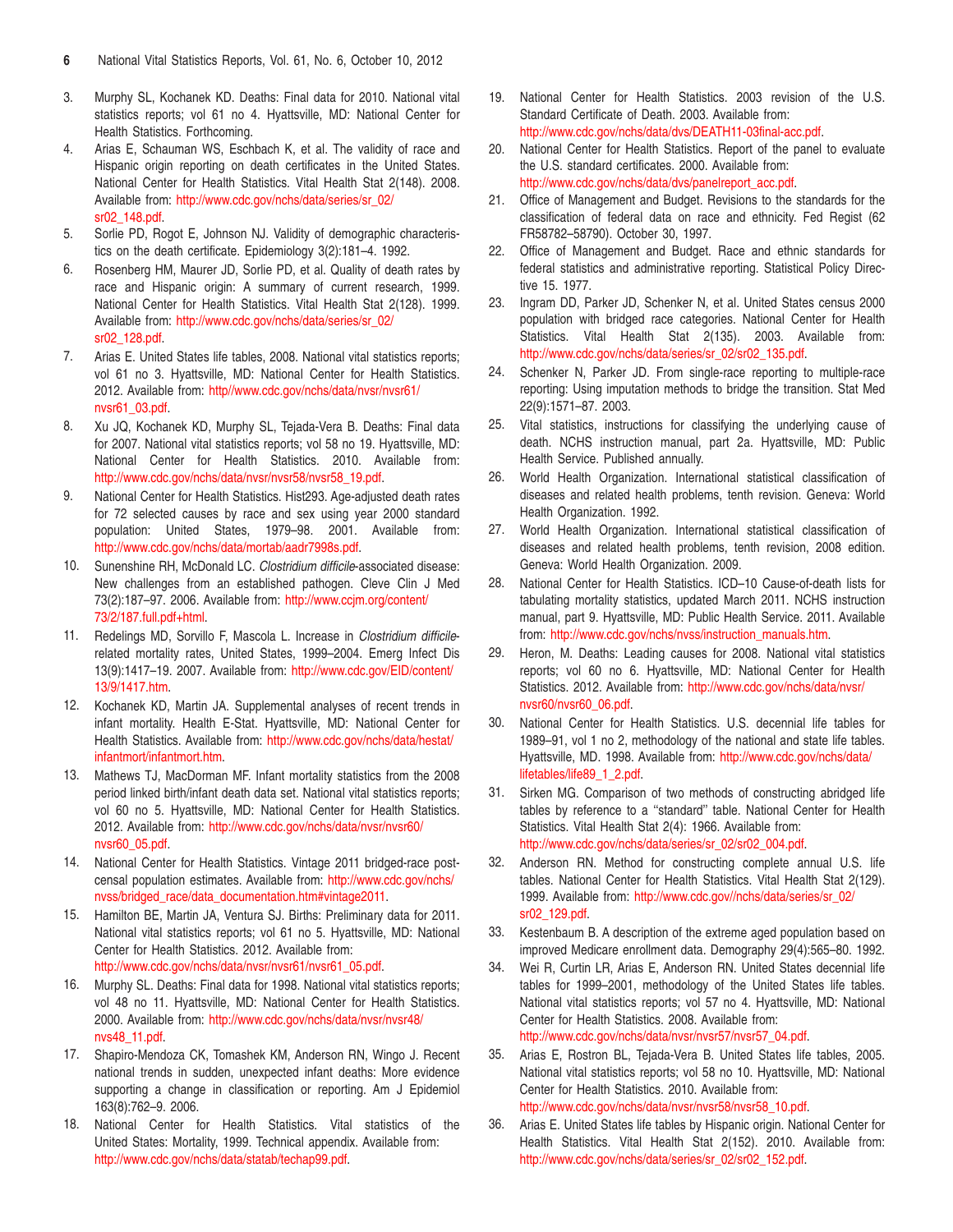3. Murphy SL, Kochanek KD. Deaths: Final data for 2010. National vital statistics reports; vol 61 no 4. Hyattsville, MD: National Center for Health Statistics. Forthcoming.
4. Arias E, Schauman WS, Eschbach K, et al. The validity of race and Hispanic origin reporting on death certificates in the United States. National Center for Health Statistics. Vital Health Stat 2(148). 2008. Available from: http://www.cdc.gov/nchs/data/series/sr_02/sr02_148.pdf.
5. Sorlie PD, Rogot E, Johnson NJ. Validity of demographic characteristics on the death certificate. Epidemiology 3(2):181–4. 1992.
6. Rosenberg HM, Maurer JD, Sorlie PD, et al. Quality of death rates by race and Hispanic origin: A summary of current research, 1999. National Center for Health Statistics. Vital Health Stat 2(128). 1999. Available from: http://www.cdc.gov/nchs/data/series/sr_02/sr02_128.pdf.
7. Arias E. United States life tables, 2008. National vital statistics reports; vol 61 no 3. Hyattsville, MD: National Center for Health Statistics. 2012. Available from: http//www.cdc.gov/nchs/data/nvsr/nvsr61/nvsr61_03.pdf.
8. Xu JQ, Kochanek KD, Murphy SL, Tejada-Vera B. Deaths: Final data for 2007. National vital statistics reports; vol 58 no 19. Hyattsville, MD: National Center for Health Statistics. 2010. Available from: http://www.cdc.gov/nchs/data/nvsr/nvsr58/nvsr58_19.pdf.
9. National Center for Health Statistics. Hist293. Age-adjusted death rates for 72 selected causes by race and sex using year 2000 standard population: United States, 1979–98. 2001. Available from: http://www.cdc.gov/nchs/data/mortab/aadr7998s.pdf.
10. Sunenshine RH, McDonald LC. *Clostridium difficile*-associated disease: New challenges from an established pathogen. Cleve Clin J Med 73(2):187–97. 2006. Available from: http://www.ccjm.org/content/73/2/187.full.pdf+html.
11. Redelings MD, Sorvillo F, Mascola L. Increase in *Clostridium difficile*-related mortality rates, United States, 1999–2004. Emerg Infect Dis 13(9):1417–19. 2007. Available from: http://www.cdc.gov/EID/content/13/9/1417.htm.
12. Kochanek KD, Martin JA. Supplemental analyses of recent trends in infant mortality. Health E-Stat. Hyattsville, MD: National Center for Health Statistics. Available from: http://www.cdc.gov/nchs/data/hestat/infantmort/infantmort.htm.
13. Mathews TJ, MacDorman MF. Infant mortality statistics from the 2008 period linked birth/infant death data set. National vital statistics reports; vol 60 no 5. Hyattsville, MD: National Center for Health Statistics. 2012. Available from: http://www.cdc.gov/nchs/data/nvsr/nvsr60/nvsr60_05.pdf.
14. National Center for Health Statistics. Vintage 2011 bridged-race postcensal population estimates. Available from: http://www.cdc.gov/nchs/nvss/bridged_race/data_documentation.htm#vintage2011.
15. Hamilton BE, Martin JA, Ventura SJ. Births: Preliminary data for 2011. National vital statistics reports; vol 61 no 5. Hyattsville, MD: National Center for Health Statistics. 2012. Available from: http://www.cdc.gov/nchs/data/nvsr/nvsr61/nvsr61_05.pdf.
16. Murphy SL. Deaths: Final data for 1998. National vital statistics reports; vol 48 no 11. Hyattsville, MD: National Center for Health Statistics. 2000. Available from: http://www.cdc.gov/nchs/data/nvsr/nvsr48/nvs48_11.pdf.
17. Shapiro-Mendoza CK, Tomashek KM, Anderson RN, Wingo J. Recent national trends in sudden, unexpected infant deaths: More evidence supporting a change in classification or reporting. Am J Epidemiol 163(8):762–9. 2006.
18. National Center for Health Statistics. Vital statistics of the United States: Mortality, 1999. Technical appendix. Available from: http://www.cdc.gov/nchs/data/statab/techap99.pdf.
19. National Center for Health Statistics. 2003 revision of the U.S. Standard Certificate of Death. 2003. Available from: http://www.cdc.gov/nchs/data/dvs/DEATH11-03final-acc.pdf.
20. National Center for Health Statistics. Report of the panel to evaluate the U.S. standard certificates. 2000. Available from: http://www.cdc.gov/nchs/data/dvs/panelreport_acc.pdf.
21. Office of Management and Budget. Revisions to the standards for the classification of federal data on race and ethnicity. Fed Regist (62 FR58782–58790). October 30, 1997.
22. Office of Management and Budget. Race and ethnic standards for federal statistics and administrative reporting. Statistical Policy Directive 15. 1977.
23. Ingram DD, Parker JD, Schenker N, et al. United States census 2000 population with bridged race categories. National Center for Health Statistics. Vital Health Stat 2(135). 2003. Available from: http://www.cdc.gov/nchs/data/series/sr_02/sr02_135.pdf.
24. Schenker N, Parker JD. From single-race reporting to multiple-race reporting: Using imputation methods to bridge the transition. Stat Med 22(9):1571–87. 2003.
25. Vital statistics, instructions for classifying the underlying cause of death. NCHS instruction manual, part 2a. Hyattsville, MD: Public Health Service. Published annually.
26. World Health Organization. International statistical classification of diseases and related health problems, tenth revision. Geneva: World Health Organization. 1992.
27. World Health Organization. International statistical classification of diseases and related health problems, tenth revision, 2008 edition. Geneva: World Health Organization. 2009.
28. National Center for Health Statistics. ICD–10 Cause-of-death lists for tabulating mortality statistics, updated March 2011. NCHS instruction manual, part 9. Hyattsville, MD: Public Health Service. 2011. Available from: http://www.cdc.gov/nchs/nvss/instruction_manuals.htm.
29. Heron, M. Deaths: Leading causes for 2008. National vital statistics reports; vol 60 no 6. Hyattsville, MD: National Center for Health Statistics. 2012. Available from: http://www.cdc.gov/nchs/data/nvsr/nvsr60/nvsr60_06.pdf.
30. National Center for Health Statistics. U.S. decennial life tables for 1989–91, vol 1 no 2, methodology of the national and state life tables. Hyattsville, MD. 1998. Available from: http://www.cdc.gov/nchs/data/lifetables/life89_1_2.pdf.
31. Sirken MG. Comparison of two methods of constructing abridged life tables by reference to a "standard" table. National Center for Health Statistics. Vital Health Stat 2(4): 1966. Available from: http://www.cdc.gov/nchs/data/series/sr_02/sr02_004.pdf.
32. Anderson RN. Method for constructing complete annual U.S. life tables. National Center for Health Statistics. Vital Health Stat 2(129). 1999. Available from: http://www.cdc.gov//nchs/data/series/sr_02/sr02_129.pdf.
33. Kestenbaum B. A description of the extreme aged population based on improved Medicare enrollment data. Demography 29(4):565–80. 1992.
34. Wei R, Curtin LR, Arias E, Anderson RN. United States decennial life tables for 1999–2001, methodology of the United States life tables. National vital statistics reports; vol 57 no 4. Hyattsville, MD: National Center for Health Statistics. 2008. Available from: http://www.cdc.gov/nchs/data/nvsr/nvsr57/nvsr57_04.pdf.
35. Arias E, Rostron BL, Tejada-Vera B. United States life tables, 2005. National vital statistics reports; vol 58 no 10. Hyattsville, MD: National Center for Health Statistics. 2010. Available from: http://www.cdc.gov/nchs/data/nvsr/nvsr58/nvsr58_10.pdf.
36. Arias E. United States life tables by Hispanic origin. National Center for Health Statistics. Vital Health Stat 2(152). 2010. Available from: http://www.cdc.gov/nchs/data/series/sr_02/sr02_152.pdf.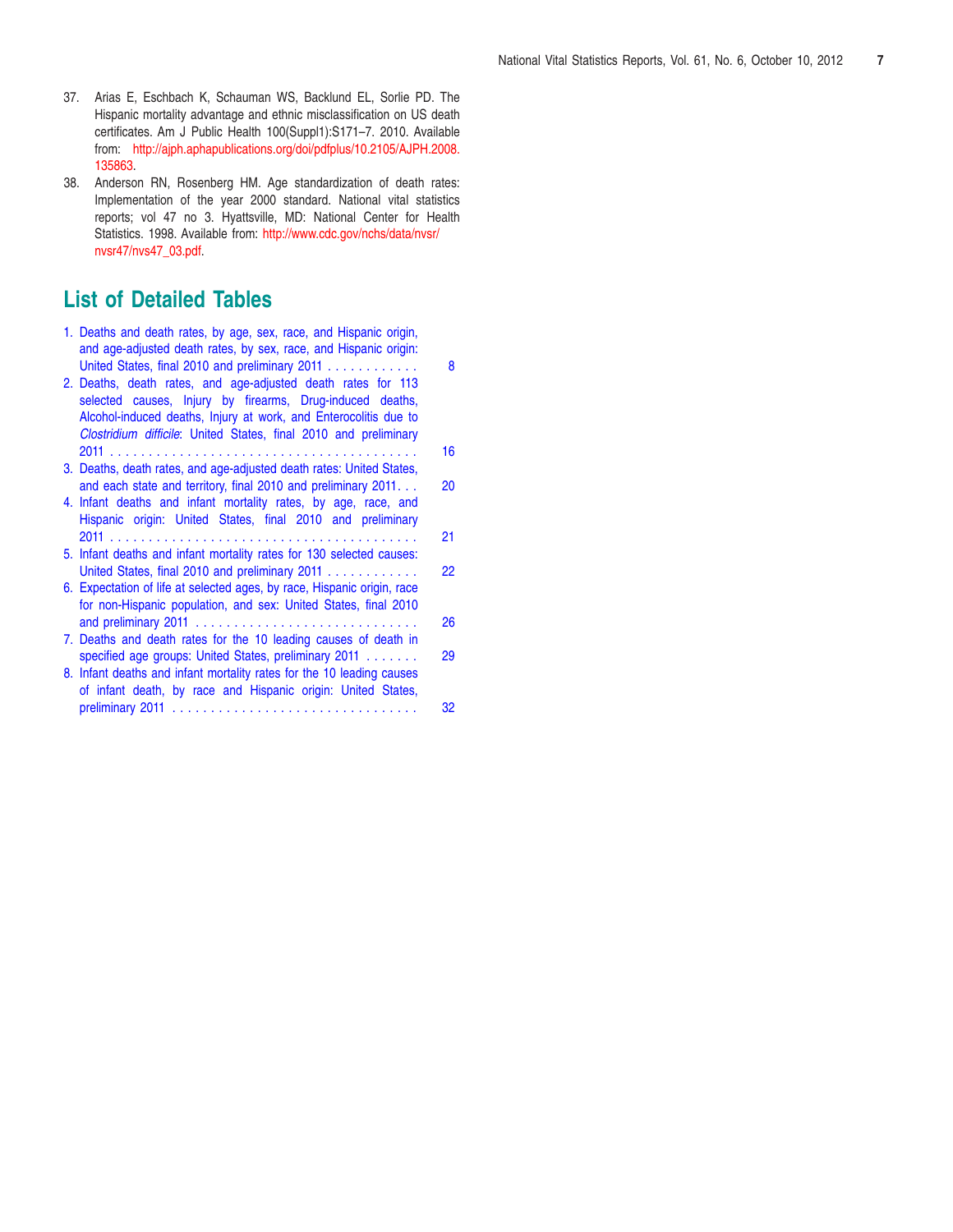37. Arias E, Eschbach K, Schauman WS, Backlund EL, Sorlie PD. The Hispanic mortality advantage and ethnic misclassification on US death certificates. Am J Public Health 100(Suppl1):S171–7. 2010. Available from: http://ajph.aphapublications.org/doi/pdfplus/10.2105/AJPH.2008.135863.
38. Anderson RN, Rosenberg HM. Age standardization of death rates: Implementation of the year 2000 standard. National vital statistics reports; vol 47 no 3. Hyattsville, MD: National Center for Health Statistics. 1998. Available from: http://www.cdc.gov/nchs/data/nvsr/nvsr47/nvs47_03.pdf.

## List of Detailed Tables

1. Deaths and death rates, by age, sex, race, and Hispanic origin, and age-adjusted death rates, by sex, race, and Hispanic origin: United States, final 2010 and preliminary 2011 . . . . . . . . . . . . 8
2. Deaths, death rates, and age-adjusted death rates for 113 selected causes, Injury by firearms, Drug-induced deaths, Alcohol-induced deaths, Injury at work, and Enterocolitis due to *Clostridium difficile*: United States, final 2010 and preliminary 2011 . . . . . . . . . . . . . . . . . . . . . . . . . . . . . . . . . . . . . . . . . 16
3. Deaths, death rates, and age-adjusted death rates: United States, and each state and territory, final 2010 and preliminary 2011. . . 20
4. Infant deaths and infant mortality rates, by age, race, and Hispanic origin: United States, final 2010 and preliminary 2011 . . . . . . . . . . . . . . . . . . . . . . . . . . . . . . . . . . . . . . . . . 21
5. Infant deaths and infant mortality rates for 130 selected causes: United States, final 2010 and preliminary 2011 . . . . . . . . . . . . 22
6. Expectation of life at selected ages, by race, Hispanic origin, race for non-Hispanic population, and sex: United States, final 2010 and preliminary 2011 . . . . . . . . . . . . . . . . . . . . . . . . . . . . . 26
7. Deaths and death rates for the 10 leading causes of death in specified age groups: United States, preliminary 2011 . . . . . . . 29
8. Infant deaths and infant mortality rates for the 10 leading causes of infant death, by race and Hispanic origin: United States, preliminary 2011 . . . . . . . . . . . . . . . . . . . . . . . . . . . . . . . . 32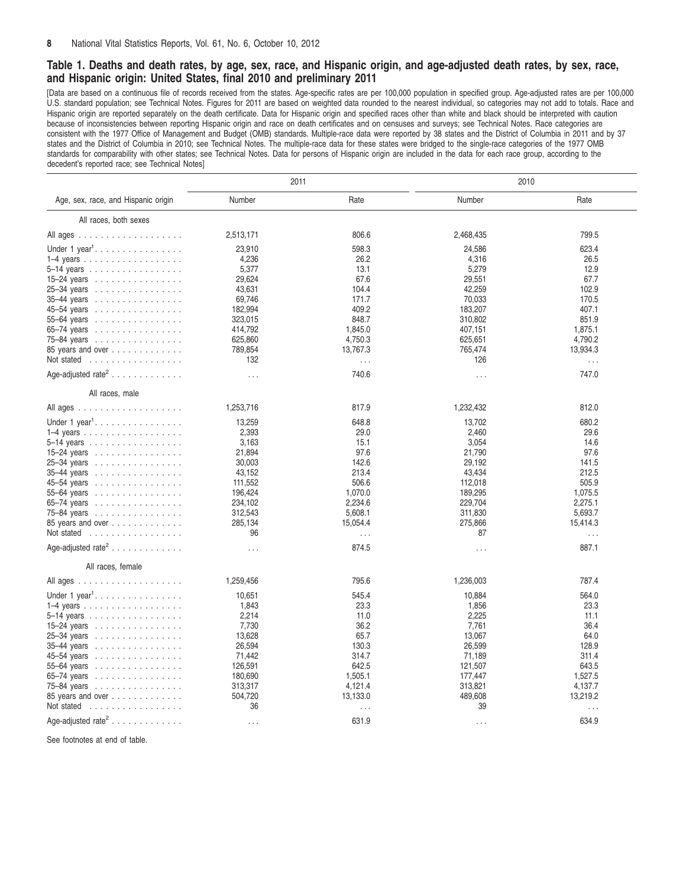## Table 1. Deaths and death rates, by age, sex, race, and Hispanic origin, and age-adjusted death rates, by sex, race, and Hispanic origin: United States, final 2010 and preliminary 2011

[Data are based on a continuous file of records received from the states. Age-specific rates are per 100,000 population in specified group. Age-adjusted rates are per 100,000 U.S. standard population; see Technical Notes. Figures for 2011 are based on weighted data rounded to the nearest individual, so categories may not add to totals. Race and Hispanic origin are reported separately on the death certificate. Data for Hispanic origin and specified races other than white and black should be interpreted with caution because of inconsistencies between reporting Hispanic origin and race on death certificates and on censuses and surveys; see Technical Notes. Race categories are consistent with the 1977 Office of Management and Budget (OMB) standards. Multiple-race data were reported by 38 states and the District of Columbia in 2011 and by 37 states and the District of Columbia in 2010; see Technical Notes. The multiple-race data for these states were bridged to the single-race categories of the 1977 OMB standards for comparability with other states; see Technical Notes. Data for persons of Hispanic origin are included in the data for each race group, according to the decedent's reported race; see Technical Notes]

| Age, sex, race, and Hispanic origin | 2011 | | 2010 | |
|---|---|---|---|---|
| | Number | Rate | Number | Rate |
| All races, both sexes | | | | |
| All ages | 2,513,171 | 806.6 | 2,468,435 | 799.5 |
| Under 1 year[1] | 23,910 | 598.3 | 24,586 | 623.4 |
| 1–4 years | 4,236 | 26.2 | 4,316 | 26.5 |
| 5–14 years | 5,377 | 13.1 | 5,279 | 12.9 |
| 15–24 years | 29,624 | 67.6 | 29,551 | 67.7 |
| 25–34 years | 43,631 | 104.4 | 42,259 | 102.9 |
| 35–44 years | 69,746 | 171.7 | 70,033 | 170.5 |
| 45–54 years | 182,994 | 409.2 | 183,207 | 407.1 |
| 55–64 years | 323,015 | 848.7 | 310,802 | 851.9 |
| 65–74 years | 414,792 | 1,845.0 | 407,151 | 1,875.1 |
| 75–84 years | 625,860 | 4,750.3 | 625,651 | 4,790.2 |
| 85 years and over | 789,854 | 13,767.3 | 765,474 | 13,934.3 |
| Not stated | 132 | . . . | 126 | . . . |
| Age-adjusted rate[2] | . . . | 740.6 | . . . | 747.0 |
| All races, male | | | | |
| All ages | 1,253,716 | 817.9 | 1,232,432 | 812.0 |
| Under 1 year[1] | 13,259 | 648.8 | 13,702 | 680.2 |
| 1–4 years | 2,393 | 29.0 | 2,460 | 29.6 |
| 5–14 years | 3,163 | 15.1 | 3,054 | 14.6 |
| 15–24 years | 21,894 | 97.6 | 21,790 | 97.6 |
| 25–34 years | 30,003 | 142.6 | 29,192 | 141.5 |
| 35–44 years | 43,152 | 213.4 | 43,434 | 212.5 |
| 45–54 years | 111,552 | 506.6 | 112,018 | 505.9 |
| 55–64 years | 196,424 | 1,070.0 | 189,295 | 1,075.5 |
| 65–74 years | 234,102 | 2,234.6 | 229,704 | 2,275.1 |
| 75–84 years | 312,543 | 5,608.1 | 311,830 | 5,693.7 |
| 85 years and over | 285,134 | 15,054.4 | 275,866 | 15,414.3 |
| Not stated | 96 | . . . | 87 | . . . |
| Age-adjusted rate[2] | . . . | 874.5 | . . . | 887.1 |
| All races, female | | | | |
| All ages | 1,259,456 | 795.6 | 1,236,003 | 787.4 |
| Under 1 year[1] | 10,651 | 545.4 | 10,884 | 564.0 |
| 1–4 years | 1,843 | 23.3 | 1,856 | 23.3 |
| 5–14 years | 2,214 | 11.0 | 2,225 | 11.1 |
| 15–24 years | 7,730 | 36.2 | 7,761 | 36.4 |
| 25–34 years | 13,628 | 65.7 | 13,067 | 64.0 |
| 35–44 years | 26,594 | 130.3 | 26,599 | 128.9 |
| 45–54 years | 71,442 | 314.7 | 71,189 | 311.4 |
| 55–64 years | 126,591 | 642.5 | 121,507 | 643.5 |
| 65–74 years | 180,690 | 1,505.1 | 177,447 | 1,527.5 |
| 75–84 years | 313,317 | 4,121.4 | 313,821 | 4,137.7 |
| 85 years and over | 504,720 | 13,133.0 | 489,608 | 13,219.2 |
| Not stated | 36 | . . . | 39 | . . . |
| Age-adjusted rate[2] | . . . | 631.9 | . . . | 634.9 |

See footnotes at end of table.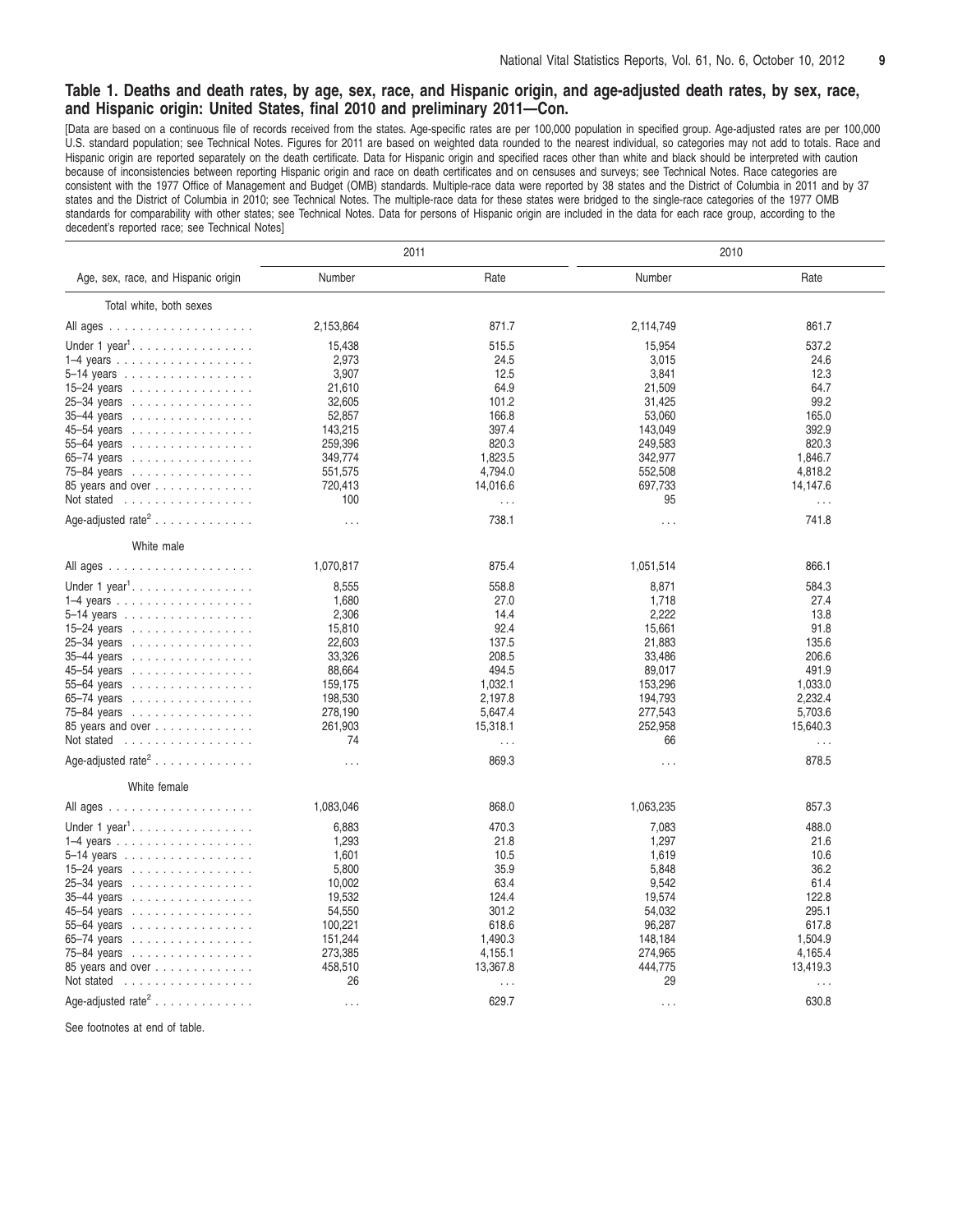## Table 1. Deaths and death rates, by age, sex, race, and Hispanic origin, and age-adjusted death rates, by sex, race, and Hispanic origin: United States, final 2010 and preliminary 2011—Con.

[Data are based on a continuous file of records received from the states. Age-specific rates are per 100,000 population in specified group. Age-adjusted rates are per 100,000 U.S. standard population; see Technical Notes. Figures for 2011 are based on weighted data rounded to the nearest individual, so categories may not add to totals. Race and Hispanic origin are reported separately on the death certificate. Data for Hispanic origin and specified races other than white and black should be interpreted with caution because of inconsistencies between reporting Hispanic origin and race on death certificates and on censuses and surveys; see Technical Notes. Race categories are consistent with the 1977 Office of Management and Budget (OMB) standards. Multiple-race data were reported by 38 states and the District of Columbia in 2011 and by 37 states and the District of Columbia in 2010; see Technical Notes. The multiple-race data for these states were bridged to the single-race categories of the 1977 OMB standards for comparability with other states; see Technical Notes. Data for persons of Hispanic origin are included in the data for each race group, according to the decedent's reported race; see Technical Notes]

| Age, sex, race, and Hispanic origin | 2011 | | 2010 | |
|---|---|---|---|---|
| | Number | Rate | Number | Rate |
| **Total white, both sexes** | | | | |
| All ages | 2,153,864 | 871.7 | 2,114,749 | 861.7 |
| Under 1 year[1] | 15,438 | 515.5 | 15,954 | 537.2 |
| 1–4 years | 2,973 | 24.5 | 3,015 | 24.6 |
| 5–14 years | 3,907 | 12.5 | 3,841 | 12.3 |
| 15–24 years | 21,610 | 64.9 | 21,509 | 64.7 |
| 25–34 years | 32,605 | 101.2 | 31,425 | 99.2 |
| 35–44 years | 52,857 | 166.8 | 53,060 | 165.0 |
| 45–54 years | 143,215 | 397.4 | 143,049 | 392.9 |
| 55–64 years | 259,396 | 820.3 | 249,583 | 820.3 |
| 65–74 years | 349,774 | 1,823.5 | 342,977 | 1,846.7 |
| 75–84 years | 551,575 | 4,794.0 | 552,508 | 4,818.2 |
| 85 years and over | 720,413 | 14,016.6 | 697,733 | 14,147.6 |
| Not stated | 100 | . . . | 95 | . . . |
| Age-adjusted rate[2] | . . . | 738.1 | . . . | 741.8 |
| **White male** | | | | |
| All ages | 1,070,817 | 875.4 | 1,051,514 | 866.1 |
| Under 1 year[1] | 8,555 | 558.8 | 8,871 | 584.3 |
| 1–4 years | 1,680 | 27.0 | 1,718 | 27.4 |
| 5–14 years | 2,306 | 14.4 | 2,222 | 13.8 |
| 15–24 years | 15,810 | 92.4 | 15,661 | 91.8 |
| 25–34 years | 22,603 | 137.5 | 21,883 | 135.6 |
| 35–44 years | 33,326 | 208.5 | 33,486 | 206.6 |
| 45–54 years | 88,664 | 494.5 | 89,017 | 491.9 |
| 55–64 years | 159,175 | 1,032.1 | 153,296 | 1,033.0 |
| 65–74 years | 198,530 | 2,197.8 | 194,793 | 2,232.4 |
| 75–84 years | 278,190 | 5,647.4 | 277,543 | 5,703.6 |
| 85 years and over | 261,903 | 15,318.1 | 252,958 | 15,640.3 |
| Not stated | 74 | . . . | 66 | . . . |
| Age-adjusted rate[2] | . . . | 869.3 | . . . | 878.5 |
| **White female** | | | | |
| All ages | 1,083,046 | 868.0 | 1,063,235 | 857.3 |
| Under 1 year[1] | 6,883 | 470.3 | 7,083 | 488.0 |
| 1–4 years | 1,293 | 21.8 | 1,297 | 21.6 |
| 5–14 years | 1,601 | 10.5 | 1,619 | 10.6 |
| 15–24 years | 5,800 | 35.9 | 5,848 | 36.2 |
| 25–34 years | 10,002 | 63.4 | 9,542 | 61.4 |
| 35–44 years | 19,532 | 124.4 | 19,574 | 122.8 |
| 45–54 years | 54,550 | 301.2 | 54,032 | 295.1 |
| 55–64 years | 100,221 | 618.6 | 96,287 | 617.8 |
| 65–74 years | 151,244 | 1,490.3 | 148,184 | 1,504.9 |
| 75–84 years | 273,385 | 4,155.1 | 274,965 | 4,165.4 |
| 85 years and over | 458,510 | 13,367.8 | 444,775 | 13,419.3 |
| Not stated | 26 | . . . | 29 | . . . |
| Age-adjusted rate[2] | . . . | 629.7 | . . . | 630.8 |

See footnotes at end of table.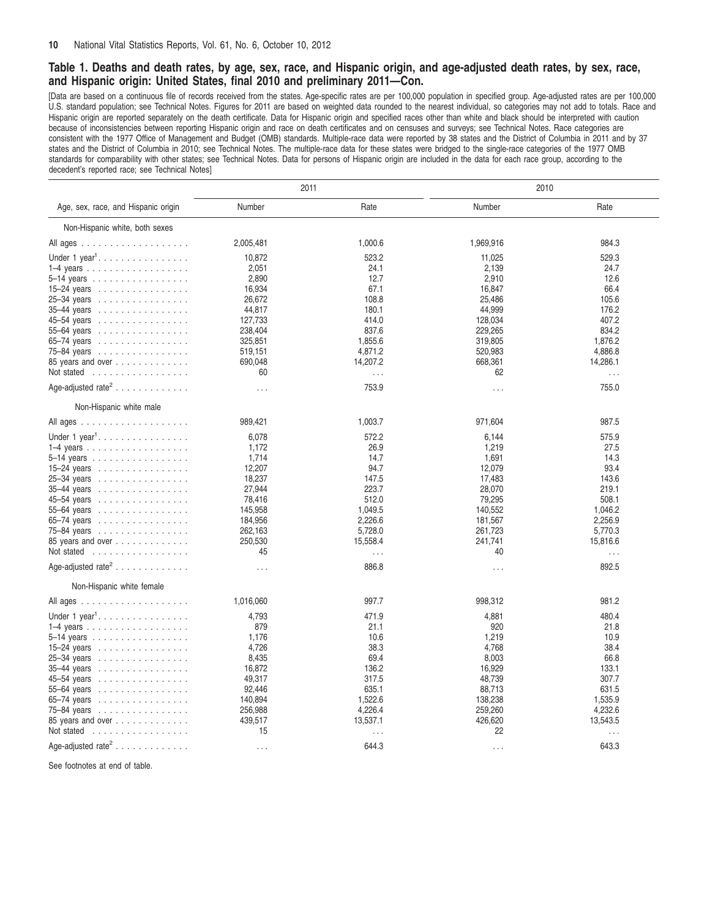## Table 1. Deaths and death rates, by age, sex, race, and Hispanic origin, and age-adjusted death rates, by sex, race, and Hispanic origin: United States, final 2010 and preliminary 2011—Con.

[Data are based on a continuous file of records received from the states. Age-specific rates are per 100,000 population in specified group. Age-adjusted rates are per 100,000 U.S. standard population; see Technical Notes. Figures for 2011 are based on weighted data rounded to the nearest individual, so categories may not add to totals. Race and Hispanic origin are reported separately on the death certificate. Data for Hispanic origin and specified races other than white and black should be interpreted with caution because of inconsistencies between reporting Hispanic origin and race on death certificates and on censuses and surveys; see Technical Notes. Race categories are consistent with the 1977 Office of Management and Budget (OMB) standards. Multiple-race data were reported by 38 states and the District of Columbia in 2011 and by 37 states and the District of Columbia in 2010; see Technical Notes. The multiple-race data for these states were bridged to the single-race categories of the 1977 OMB standards for comparability with other states; see Technical Notes. Data for persons of Hispanic origin are included in the data for each race group, according to the decedent's reported race; see Technical Notes]

| Age, sex, race, and Hispanic origin | 2011 | | 2010 | |
|---|---|---|---|---|
| | Number | Rate | Number | Rate |
| **Non-Hispanic white, both sexes** | | | | |
| All ages | 2,005,481 | 1,000.6 | 1,969,916 | 984.3 |
| Under 1 year[1] | 10,872 | 523.2 | 11,025 | 529.3 |
| 1–4 years | 2,051 | 24.1 | 2,139 | 24.7 |
| 5–14 years | 2,890 | 12.7 | 2,910 | 12.6 |
| 15–24 years | 16,934 | 67.1 | 16,847 | 66.4 |
| 25–34 years | 26,672 | 108.8 | 25,486 | 105.6 |
| 35–44 years | 44,817 | 180.1 | 44,999 | 176.2 |
| 45–54 years | 127,733 | 414.0 | 128,034 | 407.2 |
| 55–64 years | 238,404 | 837.6 | 229,265 | 834.2 |
| 65–74 years | 325,851 | 1,855.6 | 319,805 | 1,876.2 |
| 75–84 years | 519,151 | 4,871.2 | 520,983 | 4,886.8 |
| 85 years and over | 690,048 | 14,207.2 | 668,361 | 14,286.1 |
| Not stated | 60 | . . . | 62 | . . . |
| Age-adjusted rate[2] | . . . | 753.9 | . . . | 755.0 |
| **Non-Hispanic white male** | | | | |
| All ages | 989,421 | 1,003.7 | 971,604 | 987.5 |
| Under 1 year[1] | 6,078 | 572.2 | 6,144 | 575.9 |
| 1–4 years | 1,172 | 26.9 | 1,219 | 27.5 |
| 5–14 years | 1,714 | 14.7 | 1,691 | 14.3 |
| 15–24 years | 12,207 | 94.7 | 12,079 | 93.4 |
| 25–34 years | 18,237 | 147.5 | 17,483 | 143.6 |
| 35–44 years | 27,944 | 223.7 | 28,070 | 219.1 |
| 45–54 years | 78,416 | 512.0 | 79,295 | 508.1 |
| 55–64 years | 145,958 | 1,049.5 | 140,552 | 1,046.2 |
| 65–74 years | 184,956 | 2,226.6 | 181,567 | 2,256.9 |
| 75–84 years | 262,163 | 5,728.0 | 261,723 | 5,770.3 |
| 85 years and over | 250,530 | 15,558.4 | 241,741 | 15,816.6 |
| Not stated | 45 | . . . | 40 | . . . |
| Age-adjusted rate[2] | . . . | 886.8 | . . . | 892.5 |
| **Non-Hispanic white female** | | | | |
| All ages | 1,016,060 | 997.7 | 998,312 | 981.2 |
| Under 1 year[1] | 4,793 | 471.9 | 4,881 | 480.4 |
| 1–4 years | 879 | 21.1 | 920 | 21.8 |
| 5–14 years | 1,176 | 10.6 | 1,219 | 10.9 |
| 15–24 years | 4,726 | 38.3 | 4,768 | 38.4 |
| 25–34 years | 8,435 | 69.4 | 8,003 | 66.8 |
| 35–44 years | 16,872 | 136.2 | 16,929 | 133.1 |
| 45–54 years | 49,317 | 317.5 | 48,739 | 307.7 |
| 55–64 years | 92,446 | 635.1 | 88,713 | 631.5 |
| 65–74 years | 140,894 | 1,522.6 | 138,238 | 1,535.9 |
| 75–84 years | 256,988 | 4,226.4 | 259,260 | 4,232.6 |
| 85 years and over | 439,517 | 13,537.1 | 426,620 | 13,543.5 |
| Not stated | 15 | . . . | 22 | . . . |
| Age-adjusted rate[2] | . . . | 644.3 | . . . | 643.3 |

See footnotes at end of table.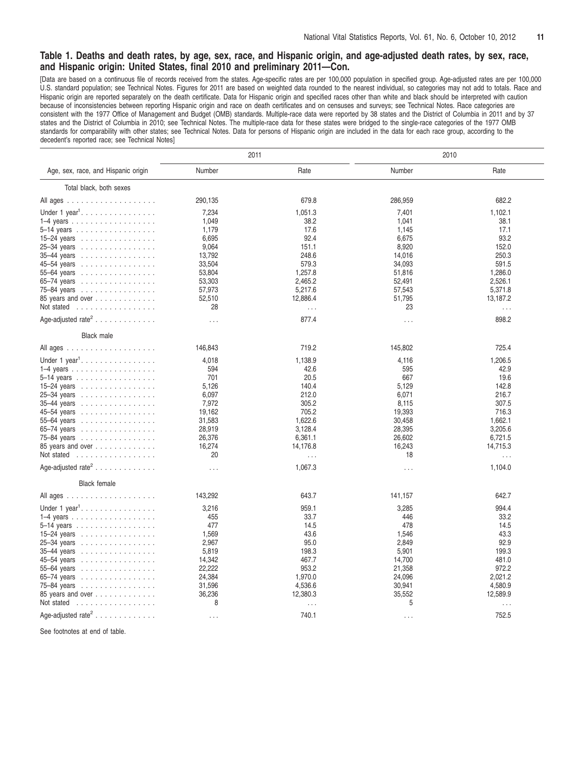## Table 1. Deaths and death rates, by age, sex, race, and Hispanic origin, and age-adjusted death rates, by sex, race, and Hispanic origin: United States, final 2010 and preliminary 2011—Con.

[Data are based on a continuous file of records received from the states. Age-specific rates are per 100,000 population in specified group. Age-adjusted rates are per 100,000 U.S. standard population; see Technical Notes. Figures for 2011 are based on weighted data rounded to the nearest individual, so categories may not add to totals. Race and Hispanic origin are reported separately on the death certificate. Data for Hispanic origin and specified races other than white and black should be interpreted with caution because of inconsistencies between reporting Hispanic origin and race on death certificates and on censuses and surveys; see Technical Notes. Race categories are consistent with the 1977 Office of Management and Budget (OMB) standards. Multiple-race data were reported by 38 states and the District of Columbia in 2011 and by 37 states and the District of Columbia in 2010; see Technical Notes. The multiple-race data for these states were bridged to the single-race categories of the 1977 OMB standards for comparability with other states; see Technical Notes. Data for persons of Hispanic origin are included in the data for each race group, according to the decedent's reported race; see Technical Notes]

| Age, sex, race, and Hispanic origin | 2011 | | 2010 | |
|---|---|---|---|---|
| | Number | Rate | Number | Rate |
| **Total black, both sexes** | | | | |
| All ages | 290,135 | 679.8 | 286,959 | 682.2 |
| Under 1 year[1] | 7,234 | 1,051.3 | 7,401 | 1,102.1 |
| 1–4 years | 1,049 | 38.2 | 1,041 | 38.1 |
| 5–14 years | 1,179 | 17.6 | 1,145 | 17.1 |
| 15–24 years | 6,695 | 92.4 | 6,675 | 93.2 |
| 25–34 years | 9,064 | 151.1 | 8,920 | 152.0 |
| 35–44 years | 13,792 | 248.6 | 14,016 | 250.3 |
| 45–54 years | 33,504 | 579.3 | 34,093 | 591.5 |
| 55–64 years | 53,804 | 1,257.8 | 51,816 | 1,286.0 |
| 65–74 years | 53,303 | 2,465.2 | 52,491 | 2,526.1 |
| 75–84 years | 57,973 | 5,217.6 | 57,543 | 5,371.8 |
| 85 years and over | 52,510 | 12,886.4 | 51,795 | 13,187.2 |
| Not stated | 28 | . . . | 23 | . . . |
| Age-adjusted rate[2] | . . . | 877.4 | . . . | 898.2 |
| **Black male** | | | | |
| All ages | 146,843 | 719.2 | 145,802 | 725.4 |
| Under 1 year[1] | 4,018 | 1,138.9 | 4,116 | 1,206.5 |
| 1–4 years | 594 | 42.6 | 595 | 42.9 |
| 5–14 years | 701 | 20.5 | 667 | 19.6 |
| 15–24 years | 5,126 | 140.4 | 5,129 | 142.8 |
| 25–34 years | 6,097 | 212.0 | 6,071 | 216.7 |
| 35–44 years | 7,972 | 305.2 | 8,115 | 307.5 |
| 45–54 years | 19,162 | 705.2 | 19,393 | 716.3 |
| 55–64 years | 31,583 | 1,622.6 | 30,458 | 1,662.1 |
| 65–74 years | 28,919 | 3,128.4 | 28,395 | 3,205.6 |
| 75–84 years | 26,376 | 6,361.1 | 26,602 | 6,721.5 |
| 85 years and over | 16,274 | 14,176.8 | 16,243 | 14,715.3 |
| Not stated | 20 | . . . | 18 | . . . |
| Age-adjusted rate[2] | . . . | 1,067.3 | . . . | 1,104.0 |
| **Black female** | | | | |
| All ages | 143,292 | 643.7 | 141,157 | 642.7 |
| Under 1 year[1] | 3,216 | 959.1 | 3,285 | 994.4 |
| 1–4 years | 455 | 33.7 | 446 | 33.2 |
| 5–14 years | 477 | 14.5 | 478 | 14.5 |
| 15–24 years | 1,569 | 43.6 | 1,546 | 43.3 |
| 25–34 years | 2,967 | 95.0 | 2,849 | 92.9 |
| 35–44 years | 5,819 | 198.3 | 5,901 | 199.3 |
| 45–54 years | 14,342 | 467.7 | 14,700 | 481.0 |
| 55–64 years | 22,222 | 953.2 | 21,358 | 972.2 |
| 65–74 years | 24,384 | 1,970.0 | 24,096 | 2,021.2 |
| 75–84 years | 31,596 | 4,536.6 | 30,941 | 4,580.9 |
| 85 years and over | 36,236 | 12,380.3 | 35,552 | 12,589.9 |
| Not stated | 8 | . . . | 5 | . . . |
| Age-adjusted rate[2] | . . . | 740.1 | . . . | 752.5 |

See footnotes at end of table.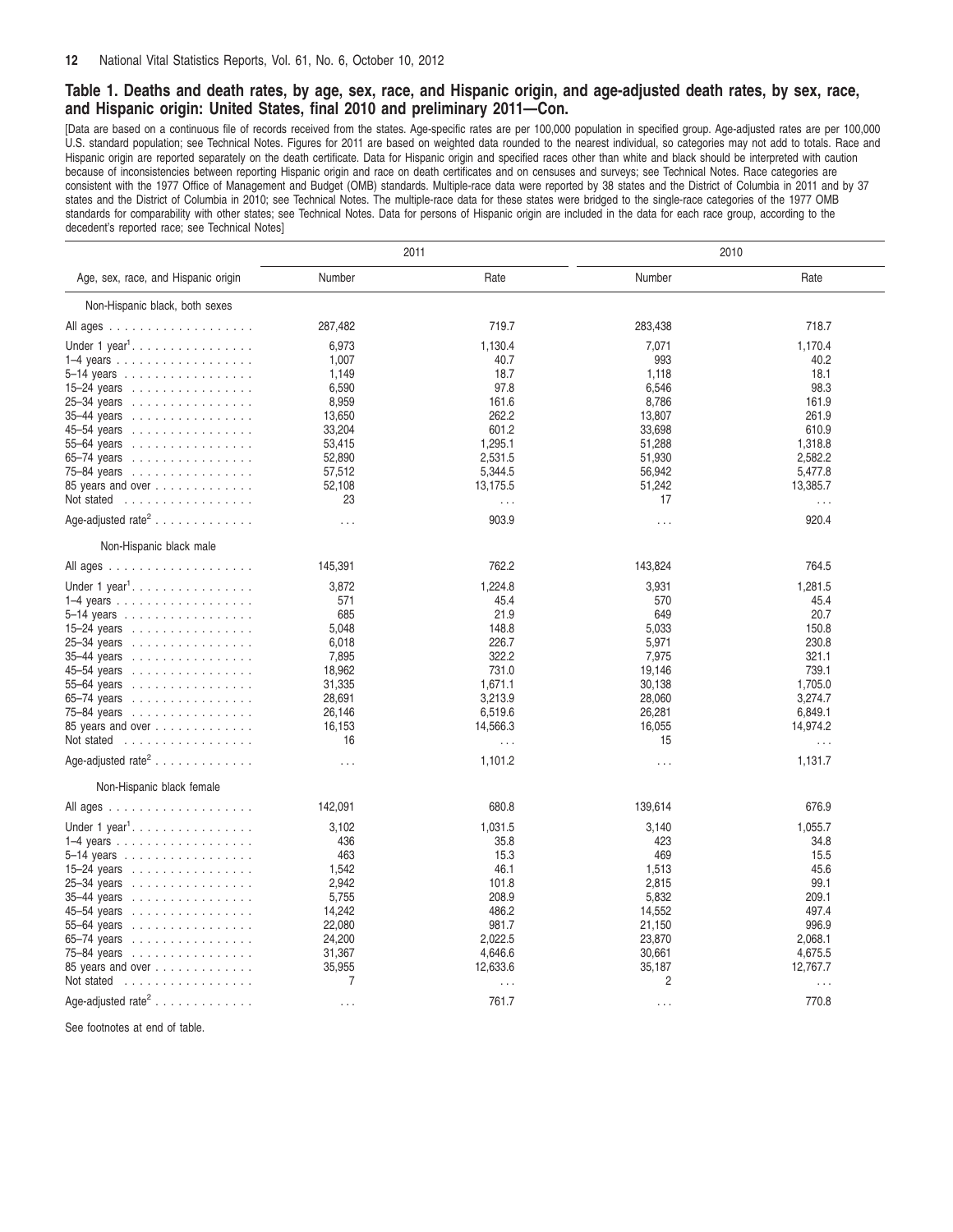## Table 1. Deaths and death rates, by age, sex, race, and Hispanic origin, and age-adjusted death rates, by sex, race, and Hispanic origin: United States, final 2010 and preliminary 2011—Con.

[Data are based on a continuous file of records received from the states. Age-specific rates are per 100,000 population in specified group. Age-adjusted rates are per 100,000 U.S. standard population; see Technical Notes. Figures for 2011 are based on weighted data rounded to the nearest individual, so categories may not add to totals. Race and Hispanic origin are reported separately on the death certificate. Data for Hispanic origin and specified races other than white and black should be interpreted with caution because of inconsistencies between reporting Hispanic origin and race on death certificates and on censuses and surveys; see Technical Notes. Race categories are consistent with the 1977 Office of Management and Budget (OMB) standards. Multiple-race data were reported by 38 states and the District of Columbia in 2011 and by 37 states and the District of Columbia in 2010; see Technical Notes. The multiple-race data for these states were bridged to the single-race categories of the 1977 OMB standards for comparability with other states; see Technical Notes. Data for persons of Hispanic origin are included in the data for each race group, according to the decedent's reported race; see Technical Notes]

| Age, sex, race, and Hispanic origin | 2011 | | 2010 | |
|---|---|---|---|---|
| | Number | Rate | Number | Rate |
| **Non-Hispanic black, both sexes** | | | | |
| All ages | 287,482 | 719.7 | 283,438 | 718.7 |
| Under 1 year[1] | 6,973 | 1,130.4 | 7,071 | 1,170.4 |
| 1–4 years | 1,007 | 40.7 | 993 | 40.2 |
| 5–14 years | 1,149 | 18.7 | 1,118 | 18.1 |
| 15–24 years | 6,590 | 97.8 | 6,546 | 98.3 |
| 25–34 years | 8,959 | 161.6 | 8,786 | 161.9 |
| 35–44 years | 13,650 | 262.2 | 13,807 | 261.9 |
| 45–54 years | 33,204 | 601.2 | 33,698 | 610.9 |
| 55–64 years | 53,415 | 1,295.1 | 51,288 | 1,318.8 |
| 65–74 years | 52,890 | 2,531.5 | 51,930 | 2,582.2 |
| 75–84 years | 57,512 | 5,344.5 | 56,942 | 5,477.8 |
| 85 years and over | 52,108 | 13,175.5 | 51,242 | 13,385.7 |
| Not stated | 23 | . . . | 17 | . . . |
| Age-adjusted rate[2] | . . . | 903.9 | . . . | 920.4 |
| **Non-Hispanic black male** | | | | |
| All ages | 145,391 | 762.2 | 143,824 | 764.5 |
| Under 1 year[1] | 3,872 | 1,224.8 | 3,931 | 1,281.5 |
| 1–4 years | 571 | 45.4 | 570 | 45.4 |
| 5–14 years | 685 | 21.9 | 649 | 20.7 |
| 15–24 years | 5,048 | 148.8 | 5,033 | 150.8 |
| 25–34 years | 6,018 | 226.7 | 5,971 | 230.8 |
| 35–44 years | 7,895 | 322.2 | 7,975 | 321.1 |
| 45–54 years | 18,962 | 731.0 | 19,146 | 739.1 |
| 55–64 years | 31,335 | 1,671.1 | 30,138 | 1,705.0 |
| 65–74 years | 28,691 | 3,213.9 | 28,060 | 3,274.7 |
| 75–84 years | 26,146 | 6,519.6 | 26,281 | 6,849.1 |
| 85 years and over | 16,153 | 14,566.3 | 16,055 | 14,974.2 |
| Not stated | 16 | . . . | 15 | . . . |
| Age-adjusted rate[2] | . . . | 1,101.2 | . . . | 1,131.7 |
| **Non-Hispanic black female** | | | | |
| All ages | 142,091 | 680.8 | 139,614 | 676.9 |
| Under 1 year[1] | 3,102 | 1,031.5 | 3,140 | 1,055.7 |
| 1–4 years | 436 | 35.8 | 423 | 34.8 |
| 5–14 years | 463 | 15.3 | 469 | 15.5 |
| 15–24 years | 1,542 | 46.1 | 1,513 | 45.6 |
| 25–34 years | 2,942 | 101.8 | 2,815 | 99.1 |
| 35–44 years | 5,755 | 208.9 | 5,832 | 209.1 |
| 45–54 years | 14,242 | 486.2 | 14,552 | 497.4 |
| 55–64 years | 22,080 | 981.7 | 21,150 | 996.9 |
| 65–74 years | 24,200 | 2,022.5 | 23,870 | 2,068.1 |
| 75–84 years | 31,367 | 4,646.6 | 30,661 | 4,675.5 |
| 85 years and over | 35,955 | 12,633.6 | 35,187 | 12,767.7 |
| Not stated | 7 | . . . | 2 | . . . |
| Age-adjusted rate[2] | . . . | 761.7 | . . . | 770.8 |

See footnotes at end of table.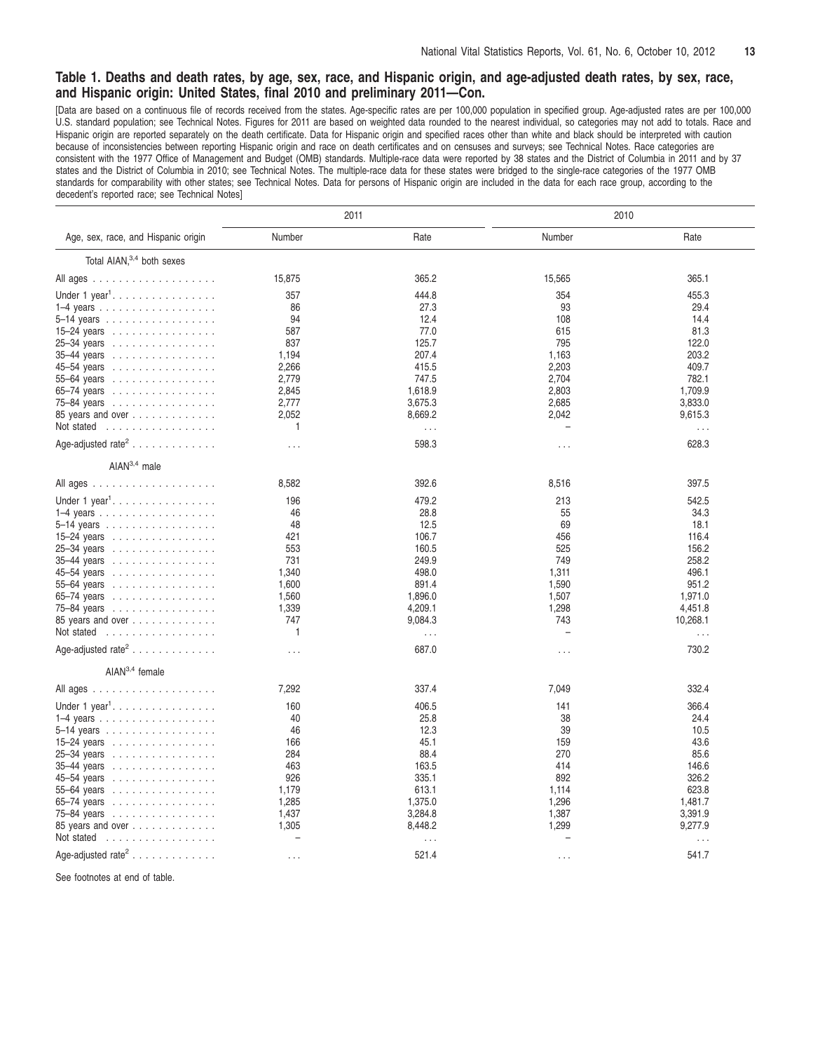## Table 1. Deaths and death rates, by age, sex, race, and Hispanic origin, and age-adjusted death rates, by sex, race, and Hispanic origin: United States, final 2010 and preliminary 2011—Con.

[Data are based on a continuous file of records received from the states. Age-specific rates are per 100,000 population in specified group. Age-adjusted rates are per 100,000 U.S. standard population; see Technical Notes. Figures for 2011 are based on weighted data rounded to the nearest individual, so categories may not add to totals. Race and Hispanic origin are reported separately on the death certificate. Data for Hispanic origin and specified races other than white and black should be interpreted with caution because of inconsistencies between reporting Hispanic origin and race on death certificates and on censuses and surveys; see Technical Notes. Race categories are consistent with the 1977 Office of Management and Budget (OMB) standards. Multiple-race data were reported by 38 states and the District of Columbia in 2011 and by 37 states and the District of Columbia in 2010; see Technical Notes. The multiple-race data for these states were bridged to the single-race categories of the 1977 OMB standards for comparability with other states; see Technical Notes. Data for persons of Hispanic origin are included in the data for each race group, according to the decedent's reported race; see Technical Notes]

| Age, sex, race, and Hispanic origin | 2011 | | 2010 | |
|---|---|---|---|---|
| | Number | Rate | Number | Rate |
| **Total AIAN,[3,4] both sexes** | | | | |
| All ages | 15,875 | 365.2 | 15,565 | 365.1 |
| Under 1 year[1] | 357 | 444.8 | 354 | 455.3 |
| 1–4 years | 86 | 27.3 | 93 | 29.4 |
| 5–14 years | 94 | 12.4 | 108 | 14.4 |
| 15–24 years | 587 | 77.0 | 615 | 81.3 |
| 25–34 years | 837 | 125.7 | 795 | 122.0 |
| 35–44 years | 1,194 | 207.4 | 1,163 | 203.2 |
| 45–54 years | 2,266 | 415.5 | 2,203 | 409.7 |
| 55–64 years | 2,779 | 747.5 | 2,704 | 782.1 |
| 65–74 years | 2,845 | 1,618.9 | 2,803 | 1,709.9 |
| 75–84 years | 2,777 | 3,675.3 | 2,685 | 3,833.0 |
| 85 years and over | 2,052 | 8,669.2 | 2,042 | 9,615.3 |
| Not stated | 1 | . . . | – | . . . |
| Age-adjusted rate[2] | . . . | 598.3 | . . . | 628.3 |
| **AIAN[3,4] male** | | | | |
| All ages | 8,582 | 392.6 | 8,516 | 397.5 |
| Under 1 year[1] | 196 | 479.2 | 213 | 542.5 |
| 1–4 years | 46 | 28.8 | 55 | 34.3 |
| 5–14 years | 48 | 12.5 | 69 | 18.1 |
| 15–24 years | 421 | 106.7 | 456 | 116.4 |
| 25–34 years | 553 | 160.5 | 525 | 156.2 |
| 35–44 years | 731 | 249.9 | 749 | 258.2 |
| 45–54 years | 1,340 | 498.0 | 1,311 | 496.1 |
| 55–64 years | 1,600 | 891.4 | 1,590 | 951.2 |
| 65–74 years | 1,560 | 1,896.0 | 1,507 | 1,971.0 |
| 75–84 years | 1,339 | 4,209.1 | 1,298 | 4,451.8 |
| 85 years and over | 747 | 9,084.3 | 743 | 10,268.1 |
| Not stated | 1 | . . . | – | . . . |
| Age-adjusted rate[2] | . . . | 687.0 | . . . | 730.2 |
| **AIAN[3,4] female** | | | | |
| All ages | 7,292 | 337.4 | 7,049 | 332.4 |
| Under 1 year[1] | 160 | 406.5 | 141 | 366.4 |
| 1–4 years | 40 | 25.8 | 38 | 24.4 |
| 5–14 years | 46 | 12.3 | 39 | 10.5 |
| 15–24 years | 166 | 45.1 | 159 | 43.6 |
| 25–34 years | 284 | 88.4 | 270 | 85.6 |
| 35–44 years | 463 | 163.5 | 414 | 146.6 |
| 45–54 years | 926 | 335.1 | 892 | 326.2 |
| 55–64 years | 1,179 | 613.1 | 1,114 | 623.8 |
| 65–74 years | 1,285 | 1,375.0 | 1,296 | 1,481.7 |
| 75–84 years | 1,437 | 3,284.8 | 1,387 | 3,391.9 |
| 85 years and over | 1,305 | 8,448.2 | 1,299 | 9,277.9 |
| Not stated | – | . . . | – | . . . |
| Age-adjusted rate[2] | . . . | 521.4 | . . . | 541.7 |

See footnotes at end of table.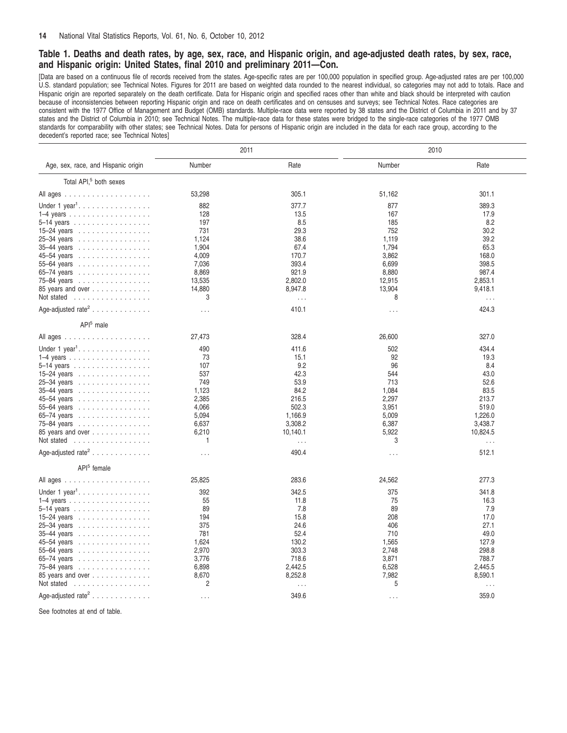## Table 1. Deaths and death rates, by age, sex, race, and Hispanic origin, and age-adjusted death rates, by sex, race, and Hispanic origin: United States, final 2010 and preliminary 2011—Con.

[Data are based on a continuous file of records received from the states. Age-specific rates are per 100,000 population in specified group. Age-adjusted rates are per 100,000 U.S. standard population; see Technical Notes. Figures for 2011 are based on weighted data rounded to the nearest individual, so categories may not add to totals. Race and Hispanic origin are reported separately on the death certificate. Data for Hispanic origin and specified races other than white and black should be interpreted with caution because of inconsistencies between reporting Hispanic origin and race on death certificates and on censuses and surveys; see Technical Notes. Race categories are consistent with the 1977 Office of Management and Budget (OMB) standards. Multiple-race data were reported by 38 states and the District of Columbia in 2011 and by 37 states and the District of Columbia in 2010; see Technical Notes. The multiple-race data for these states were bridged to the single-race categories of the 1977 OMB standards for comparability with other states; see Technical Notes. Data for persons of Hispanic origin are included in the data for each race group, according to the decedent's reported race; see Technical Notes]

| Age, sex, race, and Hispanic origin | 2011 | | 2010 | |
|---|---|---|---|---|
| | Number | Rate | Number | Rate |
| Total API[5] both sexes | | | | |
| All ages | 53,298 | 305.1 | 51,162 | 301.1 |
| Under 1 year[1] | 882 | 377.7 | 877 | 389.3 |
| 1–4 years | 128 | 13.5 | 167 | 17.9 |
| 5–14 years | 197 | 8.5 | 185 | 8.2 |
| 15–24 years | 731 | 29.3 | 752 | 30.2 |
| 25–34 years | 1,124 | 38.6 | 1,119 | 39.2 |
| 35–44 years | 1,904 | 67.4 | 1,794 | 65.3 |
| 45–54 years | 4,009 | 170.7 | 3,862 | 168.0 |
| 55–64 years | 7,036 | 393.4 | 6,699 | 398.5 |
| 65–74 years | 8,869 | 921.9 | 8,880 | 987.4 |
| 75–84 years | 13,535 | 2,802.0 | 12,915 | 2,853.1 |
| 85 years and over | 14,880 | 8,947.8 | 13,904 | 9,418.1 |
| Not stated | 3 | . . . | 8 | . . . |
| Age-adjusted rate[2] | . . . | 410.1 | . . . | 424.3 |
| API[5] male | | | | |
| All ages | 27,473 | 328.4 | 26,600 | 327.0 |
| Under 1 year[1] | 490 | 411.6 | 502 | 434.4 |
| 1–4 years | 73 | 15.1 | 92 | 19.3 |
| 5–14 years | 107 | 9.2 | 96 | 8.4 |
| 15–24 years | 537 | 42.3 | 544 | 43.0 |
| 25–34 years | 749 | 53.9 | 713 | 52.6 |
| 35–44 years | 1,123 | 84.2 | 1,084 | 83.5 |
| 45–54 years | 2,385 | 216.5 | 2,297 | 213.7 |
| 55–64 years | 4,066 | 502.3 | 3,951 | 519.0 |
| 65–74 years | 5,094 | 1,166.9 | 5,009 | 1,226.0 |
| 75–84 years | 6,637 | 3,308.2 | 6,387 | 3,438.7 |
| 85 years and over | 6,210 | 10,140.1 | 5,922 | 10,824.5 |
| Not stated | 1 | . . . | 3 | . . . |
| Age-adjusted rate[2] | . . . | 490.4 | . . . | 512.1 |
| API[5] female | | | | |
| All ages | 25,825 | 283.6 | 24,562 | 277.3 |
| Under 1 year[1] | 392 | 342.5 | 375 | 341.8 |
| 1–4 years | 55 | 11.8 | 75 | 16.3 |
| 5–14 years | 89 | 7.8 | 89 | 7.9 |
| 15–24 years | 194 | 15.8 | 208 | 17.0 |
| 25–34 years | 375 | 24.6 | 406 | 27.1 |
| 35–44 years | 781 | 52.4 | 710 | 49.0 |
| 45–54 years | 1,624 | 130.2 | 1,565 | 127.9 |
| 55–64 years | 2,970 | 303.3 | 2,748 | 298.8 |
| 65–74 years | 3,776 | 718.6 | 3,871 | 788.7 |
| 75–84 years | 6,898 | 2,442.5 | 6,528 | 2,445.5 |
| 85 years and over | 8,670 | 8,252.8 | 7,982 | 8,590.1 |
| Not stated | 2 | . . . | 5 | . . . |
| Age-adjusted rate[2] | . . . | 349.6 | . . . | 359.0 |

See footnotes at end of table.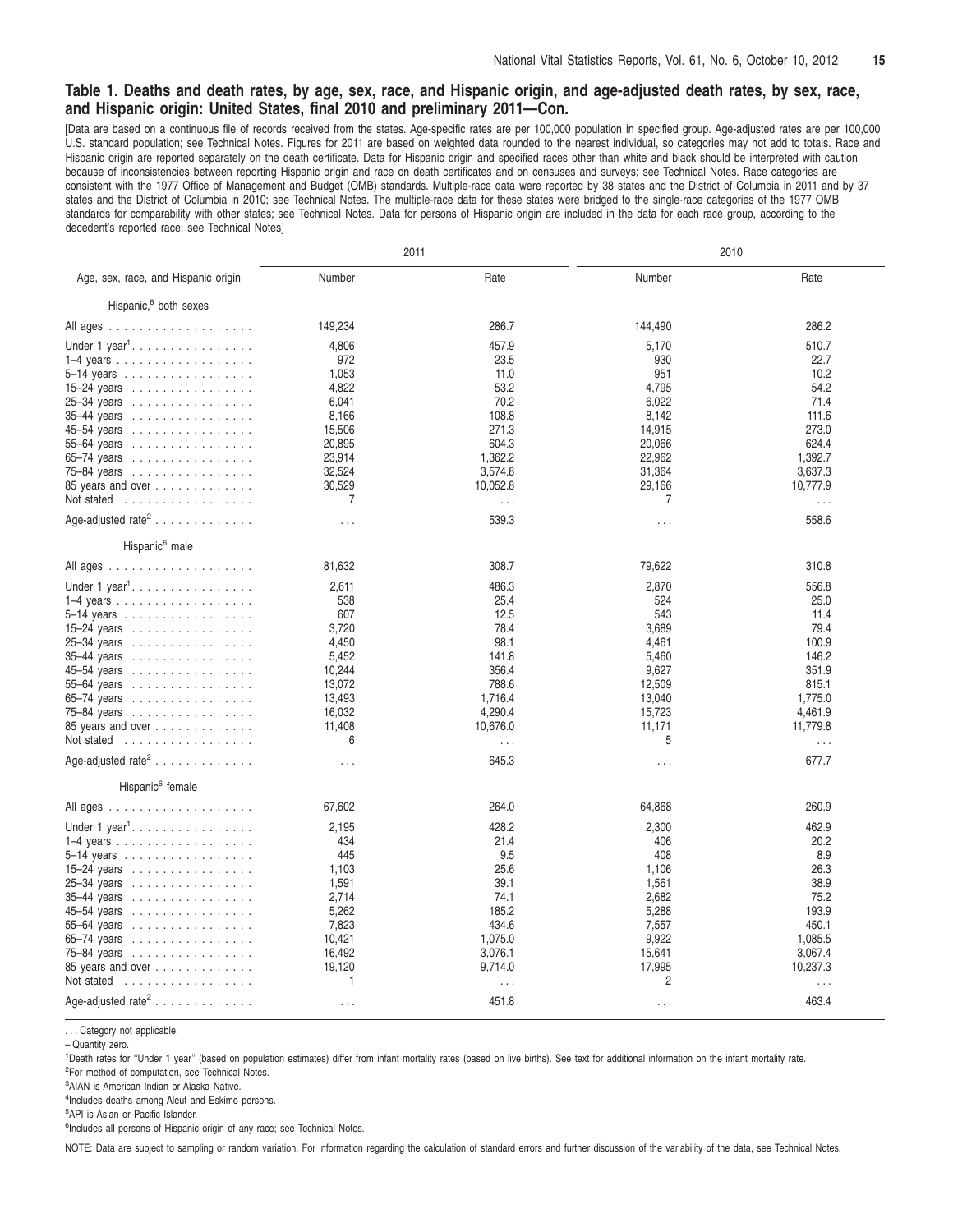## Table 1. Deaths and death rates, by age, sex, race, and Hispanic origin, and age-adjusted death rates, by sex, race, and Hispanic origin: United States, final 2010 and preliminary 2011—Con.

[Data are based on a continuous file of records received from the states. Age-specific rates are per 100,000 population in specified group. Age-adjusted rates are per 100,000 U.S. standard population; see Technical Notes. Figures for 2011 are based on weighted data rounded to the nearest individual, so categories may not add to totals. Race and Hispanic origin are reported separately on the death certificate. Data for Hispanic origin and specified races other than white and black should be interpreted with caution because of inconsistencies between reporting Hispanic origin and race on death certificates and on censuses and surveys; see Technical Notes. Race categories are consistent with the 1977 Office of Management and Budget (OMB) standards. Multiple-race data were reported by 38 states and the District of Columbia in 2011 and by 37 states and the District of Columbia in 2010; see Technical Notes. The multiple-race data for these states were bridged to the single-race categories of the 1977 OMB standards for comparability with other states; see Technical Notes. Data for persons of Hispanic origin are included in the data for each race group, according to the decedent's reported race; see Technical Notes]

| Age, sex, race, and Hispanic origin | 2011 | | 2010 | |
|---|---|---|---|---|
| | Number | Rate | Number | Rate |
| **Hispanic,[6] both sexes** | | | | |
| All ages | 149,234 | 286.7 | 144,490 | 286.2 |
| Under 1 year[1] | 4,806 | 457.9 | 5,170 | 510.7 |
| 1–4 years | 972 | 23.5 | 930 | 22.7 |
| 5–14 years | 1,053 | 11.0 | 951 | 10.2 |
| 15–24 years | 4,822 | 53.2 | 4,795 | 54.2 |
| 25–34 years | 6,041 | 70.2 | 6,022 | 71.4 |
| 35–44 years | 8,166 | 108.8 | 8,142 | 111.6 |
| 45–54 years | 15,506 | 271.3 | 14,915 | 273.0 |
| 55–64 years | 20,895 | 604.3 | 20,066 | 624.4 |
| 65–74 years | 23,914 | 1,362.2 | 22,962 | 1,392.7 |
| 75–84 years | 32,524 | 3,574.8 | 31,364 | 3,637.3 |
| 85 years and over | 30,529 | 10,052.8 | 29,166 | 10,777.9 |
| Not stated | 7 | . . . | 7 | . . . |
| Age-adjusted rate[2] | . . . | 539.3 | . . . | 558.6 |
| **Hispanic[6] male** | | | | |
| All ages | 81,632 | 308.7 | 79,622 | 310.8 |
| Under 1 year[1] | 2,611 | 486.3 | 2,870 | 556.8 |
| 1–4 years | 538 | 25.4 | 524 | 25.0 |
| 5–14 years | 607 | 12.5 | 543 | 11.4 |
| 15–24 years | 3,720 | 78.4 | 3,689 | 79.4 |
| 25–34 years | 4,450 | 98.1 | 4,461 | 100.9 |
| 35–44 years | 5,452 | 141.8 | 5,460 | 146.2 |
| 45–54 years | 10,244 | 356.4 | 9,627 | 351.9 |
| 55–64 years | 13,072 | 788.6 | 12,509 | 815.1 |
| 65–74 years | 13,493 | 1,716.4 | 13,040 | 1,775.0 |
| 75–84 years | 16,032 | 4,290.4 | 15,723 | 4,461.9 |
| 85 years and over | 11,408 | 10,676.0 | 11,171 | 11,779.8 |
| Not stated | 6 | . . . | 5 | . . . |
| Age-adjusted rate[2] | . . . | 645.3 | . . . | 677.7 |
| **Hispanic[6] female** | | | | |
| All ages | 67,602 | 264.0 | 64,868 | 260.9 |
| Under 1 year[1] | 2,195 | 428.2 | 2,300 | 462.9 |
| 1–4 years | 434 | 21.4 | 406 | 20.2 |
| 5–14 years | 445 | 9.5 | 408 | 8.9 |
| 15–24 years | 1,103 | 25.6 | 1,106 | 26.3 |
| 25–34 years | 1,591 | 39.1 | 1,561 | 38.9 |
| 35–44 years | 2,714 | 74.1 | 2,682 | 75.2 |
| 45–54 years | 5,262 | 185.2 | 5,288 | 193.9 |
| 55–64 years | 7,823 | 434.6 | 7,557 | 450.1 |
| 65–74 years | 10,421 | 1,075.0 | 9,922 | 1,085.5 |
| 75–84 years | 16,492 | 3,076.1 | 15,641 | 3,067.4 |
| 85 years and over | 19,120 | 9,714.0 | 17,995 | 10,237.3 |
| Not stated | 1 | . . . | 2 | . . . |
| Age-adjusted rate[2] | . . . | 451.8 | . . . | 463.4 |

. . . Category not applicable.

– Quantity zero.

[1]Death rates for "Under 1 year" (based on population estimates) differ from infant mortality rates (based on live births). See text for additional information on the infant mortality rate.

[2]For method of computation, see Technical Notes.

[3]AIAN is American Indian or Alaska Native.

[4]Includes deaths among Aleut and Eskimo persons.

[5]API is Asian or Pacific Islander.

[6]Includes all persons of Hispanic origin of any race; see Technical Notes.

NOTE: Data are subject to sampling or random variation. For information regarding the calculation of standard errors and further discussion of the variability of the data, see Technical Notes.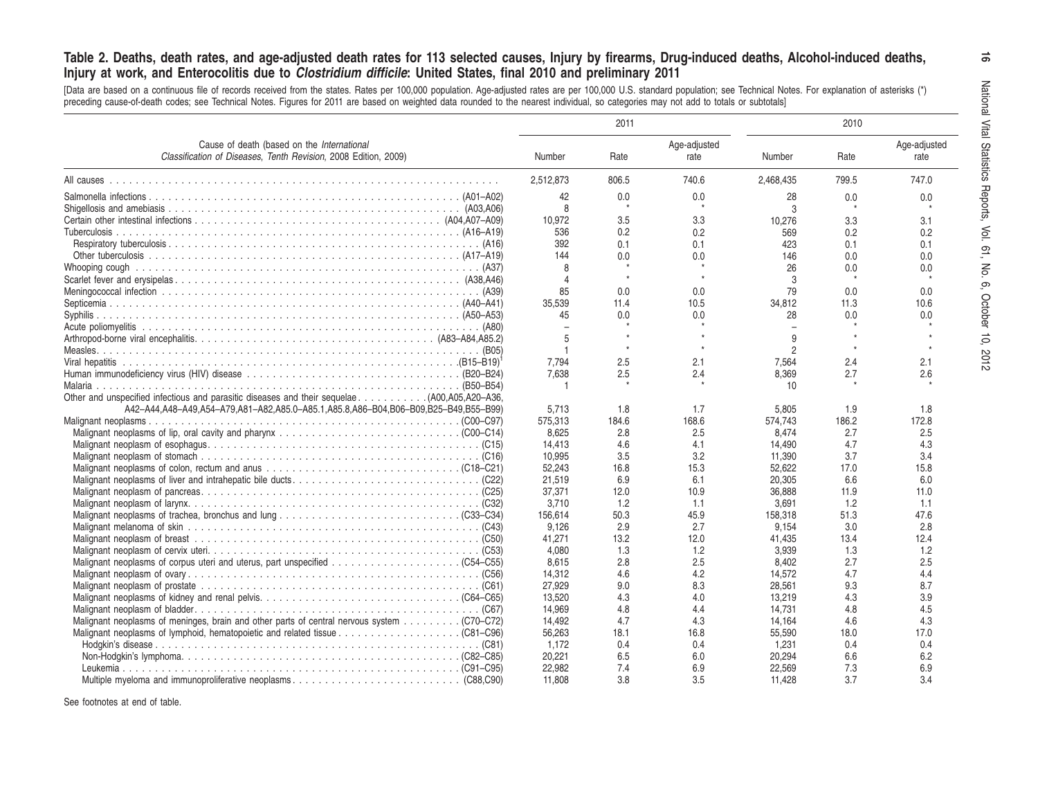**Table 2. Deaths, death rates, and age-adjusted death rates for 113 selected causes, Injury by firearms, Drug-induced deaths, Alcohol-induced deaths, Injury at work, and Enterocolitis due to *Clostridium difficile*: United States, final 2010 and preliminary 2011**

[Data are based on a continuous file of records received from the states. Rates per 100,000 population. Age-adjusted rates are per 100,000 U.S. standard population; see Technical Notes. For explanation of asterisks (*) preceding cause-of-death codes; see Technical Notes. Figures for 2011 are based on weighted data rounded to the nearest individual, so categories may not add to totals or subtotals]

| Cause of death (based on the *International Classification of Diseases, Tenth Revision*, 2008 Edition, 2009) | 2011 | | | 2010 | | |
|---|---|---|---|---|---|---|
| | Number | Rate | Age-adjusted rate | Number | Rate | Age-adjusted rate |
| All causes | 2,512,873 | 806.5 | 740.6 | 2,468,435 | 799.5 | 747.0 |
| Salmonella infections (A01–A02) | 42 | 0.0 | 0.0 | 28 | 0.0 | 0.0 |
| Shigellosis and amebiasis (A03,A06) | 8 | * | * | 3 | * | * |
| Certain other intestinal infections (A04,A07–A09) | 10,972 | 3.5 | 3.3 | 10,276 | 3.3 | 3.1 |
| Tuberculosis (A16–A19) | 536 | 0.2 | 0.2 | 569 | 0.2 | 0.2 |
| Respiratory tuberculosis (A16) | 392 | 0.1 | 0.1 | 423 | 0.1 | 0.1 |
| Other tuberculosis (A17–A19) | 144 | 0.0 | 0.0 | 146 | 0.0 | 0.0 |
| Whooping cough (A37) | 8 | * | * | 26 | 0.0 | 0.0 |
| Scarlet fever and erysipelas (A38,A46) | 4 | * | * | 3 | * | * |
| Meningococcal infection (A39) | 85 | 0.0 | 0.0 | 79 | 0.0 | 0.0 |
| Septicemia (A40–A41) | 35,539 | 11.4 | 10.5 | 34,812 | 11.3 | 10.6 |
| Syphilis (A50–A53) | 45 | 0.0 | 0.0 | 28 | 0.0 | 0.0 |
| Acute poliomyelitis (A80) | – | * | * | – | * | * |
| Arthropod-borne viral encephalitis (A83–A84,A85.2) | 5 | * | * | 9 | * | * |
| Measles (B05) | 1 | * | * | 2 | * | * |
| Viral hepatitis (B15–B19)[1] | 7,794 | 2.5 | 2.1 | 7,564 | 2.4 | 2.1 |
| Human immunodeficiency virus (HIV) disease (B20–B24) | 7,638 | 2.5 | 2.4 | 8,369 | 2.7 | 2.6 |
| Malaria (B50–B54) | 1 | * | * | 10 | * | * |
| Other and unspecified infectious and parasitic diseases and their sequelae (A00,A05,A20–A36, A42–A44,A48–A49,A54–A79,A81–A82,A85.0–A85.1,A85.8,A86–B04,B06–B09,B25–B49,B55–B99) | 5,713 | 1.8 | 1.7 | 5,805 | 1.9 | 1.8 |
| Malignant neoplasms (C00–C97) | 575,313 | 184.6 | 168.6 | 574,743 | 186.2 | 172.8 |
| Malignant neoplasms of lip, oral cavity and pharynx (C00–C14) | 8,625 | 2.8 | 2.5 | 8,474 | 2.7 | 2.5 |
| Malignant neoplasm of esophagus (C15) | 14,413 | 4.6 | 4.1 | 14,490 | 4.7 | 4.3 |
| Malignant neoplasm of stomach (C16) | 10,995 | 3.5 | 3.2 | 11,390 | 3.7 | 3.4 |
| Malignant neoplasms of colon, rectum and anus (C18–C21) | 52,243 | 16.8 | 15.3 | 52,622 | 17.0 | 15.8 |
| Malignant neoplasms of liver and intrahepatic bile ducts (C22) | 21,519 | 6.9 | 6.1 | 20,305 | 6.6 | 6.0 |
| Malignant neoplasm of pancreas (C25) | 37,371 | 12.0 | 10.9 | 36,888 | 11.9 | 11.0 |
| Malignant neoplasm of larynx (C32) | 3,710 | 1.2 | 1.1 | 3,691 | 1.2 | 1.1 |
| Malignant neoplasms of trachea, bronchus and lung (C33–C34) | 156,614 | 50.3 | 45.9 | 158,318 | 51.3 | 47.6 |
| Malignant melanoma of skin (C43) | 9,126 | 2.9 | 2.7 | 9,154 | 3.0 | 2.8 |
| Malignant neoplasm of breast (C50) | 41,271 | 13.2 | 12.0 | 41,435 | 13.4 | 12.4 |
| Malignant neoplasm of cervix uteri (C53) | 4,080 | 1.3 | 1.2 | 3,939 | 1.3 | 1.2 |
| Malignant neoplasms of corpus uteri and uterus, part unspecified (C54–C55) | 8,615 | 2.8 | 2.5 | 8,402 | 2.7 | 2.5 |
| Malignant neoplasm of ovary (C56) | 14,312 | 4.6 | 4.2 | 14,572 | 4.7 | 4.4 |
| Malignant neoplasm of prostate (C61) | 27,929 | 9.0 | 8.3 | 28,561 | 9.3 | 8.7 |
| Malignant neoplasms of kidney and renal pelvis (C64–C65) | 13,520 | 4.3 | 4.0 | 13,219 | 4.3 | 3.9 |
| Malignant neoplasm of bladder (C67) | 14,969 | 4.8 | 4.4 | 14,731 | 4.8 | 4.5 |
| Malignant neoplasms of meninges, brain and other parts of central nervous system (C70–C72) | 14,492 | 4.7 | 4.3 | 14,164 | 4.6 | 4.3 |
| Malignant neoplasms of lymphoid, hematopoietic and related tissue (C81–C96) | 56,263 | 18.1 | 16.8 | 55,590 | 18.0 | 17.0 |
| Hodgkin's disease (C81) | 1,172 | 0.4 | 0.4 | 1,231 | 0.4 | 0.4 |
| Non-Hodgkin's lymphoma (C82–C85) | 20,221 | 6.5 | 6.0 | 20,294 | 6.6 | 6.2 |
| Leukemia (C91–C95) | 22,982 | 7.4 | 6.9 | 22,569 | 7.3 | 6.9 |
| Multiple myeloma and immunoproliferative neoplasms (C88,C90) | 11,808 | 3.8 | 3.5 | 11,428 | 3.7 | 3.4 |

See footnotes at end of table.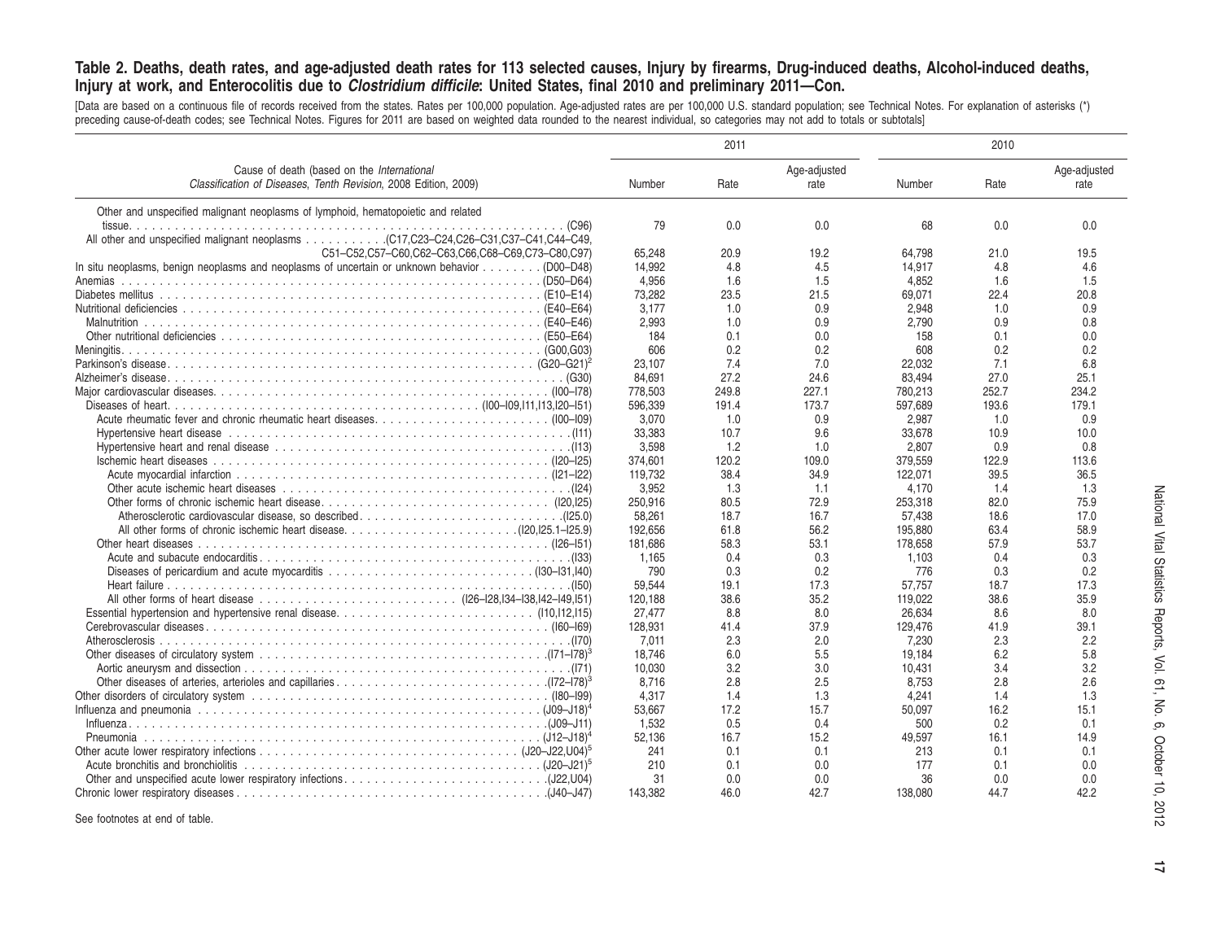## Table 2. Deaths, death rates, and age-adjusted death rates for 113 selected causes, Injury by firearms, Drug-induced deaths, Alcohol-induced deaths, Injury at work, and Enterocolitis due to *Clostridium difficile*: United States, final 2010 and preliminary 2011—Con.

[Data are based on a continuous file of records received from the states. Rates per 100,000 population. Age-adjusted rates are per 100,000 U.S. standard population; see Technical Notes. For explanation of asterisks (*) preceding cause-of-death codes; see Technical Notes. Figures for 2011 are based on weighted data rounded to the nearest individual, so categories may not add to totals or subtotals]

| Cause of death (based on the *International Classification of Diseases, Tenth Revision*, 2008 Edition, 2009) | 2011 | | | 2010 | | |
|---|---|---|---|---|---|---|
| | Number | Rate | Age-adjusted rate | Number | Rate | Age-adjusted rate |
| Other and unspecified malignant neoplasms of lymphoid, hematopoietic and related tissue (C96) | 79 | 0.0 | 0.0 | 68 | 0.0 | 0.0 |
| All other and unspecified malignant neoplasms (C17,C23–C24,C26–C31,C37–C41,C44–C49, C51–C52,C57–C60,C62–C63,C66,C68–C69,C73–C80,C97) | 65,248 | 20.9 | 19.2 | 64,798 | 21.0 | 19.5 |
| In situ neoplasms, benign neoplasms and neoplasms of uncertain or unknown behavior (D00–D48) | 14,992 | 4.8 | 4.5 | 14,917 | 4.8 | 4.6 |
| Anemias (D50–D64) | 4,956 | 1.6 | 1.5 | 4,852 | 1.6 | 1.5 |
| Diabetes mellitus (E10–E14) | 73,282 | 23.5 | 21.5 | 69,071 | 22.4 | 20.8 |
| Nutritional deficiencies (E40–E64) | 3,177 | 1.0 | 0.9 | 2,948 | 1.0 | 0.9 |
| Malnutrition (E40–E46) | 2,993 | 1.0 | 0.9 | 2,790 | 0.9 | 0.8 |
| Other nutritional deficiencies (E50–E64) | 184 | 0.1 | 0.0 | 158 | 0.1 | 0.0 |
| Meningitis (G00,G03) | 606 | 0.2 | 0.2 | 608 | 0.2 | 0.2 |
| Parkinson's disease (G20–G21)[2] | 23,107 | 7.4 | 7.0 | 22,032 | 7.1 | 6.8 |
| Alzheimer's disease (G30) | 84,691 | 27.2 | 24.6 | 83,494 | 27.0 | 25.1 |
| Major cardiovascular diseases (I00–I78) | 778,503 | 249.8 | 227.1 | 780,213 | 252.7 | 234.2 |
| Diseases of heart (I00–I09,I11,I13,I20–I51) | 596,339 | 191.4 | 173.7 | 597,689 | 193.6 | 179.1 |
| Acute rheumatic fever and chronic rheumatic heart diseases (I00–I09) | 3,070 | 1.0 | 0.9 | 2,987 | 1.0 | 0.9 |
| Hypertensive heart disease (I11) | 33,383 | 10.7 | 9.6 | 33,678 | 10.9 | 10.0 |
| Hypertensive heart and renal disease (I13) | 3,598 | 1.2 | 1.0 | 2,807 | 0.9 | 0.8 |
| Ischemic heart diseases (I20–I25) | 374,601 | 120.2 | 109.0 | 379,559 | 122.9 | 113.6 |
| Acute myocardial infarction (I21–I22) | 119,732 | 38.4 | 34.9 | 122,071 | 39.5 | 36.5 |
| Other acute ischemic heart diseases (I24) | 3,952 | 1.3 | 1.1 | 4,170 | 1.4 | 1.3 |
| Other forms of chronic ischemic heart disease (I20,I25) | 250,916 | 80.5 | 72.9 | 253,318 | 82.0 | 75.9 |
| Atherosclerotic cardiovascular disease, so described (I25.0) | 58,261 | 18.7 | 16.7 | 57,438 | 18.6 | 17.0 |
| All other forms of chronic ischemic heart disease (I20,I25.1–I25.9) | 192,656 | 61.8 | 56.2 | 195,880 | 63.4 | 58.9 |
| Other heart diseases (I26–I51) | 181,686 | 58.3 | 53.1 | 178,658 | 57.9 | 53.7 |
| Acute and subacute endocarditis (I33) | 1,165 | 0.4 | 0.3 | 1,103 | 0.4 | 0.3 |
| Diseases of pericardium and acute myocarditis (I30–I31,I40) | 790 | 0.3 | 0.2 | 776 | 0.3 | 0.2 |
| Heart failure (I50) | 59,544 | 19.1 | 17.3 | 57,757 | 18.7 | 17.3 |
| All other forms of heart disease (I26–I28,I34–I38,I42–I49,I51) | 120,188 | 38.6 | 35.2 | 119,022 | 38.6 | 35.9 |
| Essential hypertension and hypertensive renal disease (I10,I12,I15) | 27,477 | 8.8 | 8.0 | 26,634 | 8.6 | 8.0 |
| Cerebrovascular diseases (I60–I69) | 128,931 | 41.4 | 37.9 | 129,476 | 41.9 | 39.1 |
| Atherosclerosis (I70) | 7,011 | 2.3 | 2.0 | 7,230 | 2.3 | 2.2 |
| Other diseases of circulatory system (I71–I78)[3] | 18,746 | 6.0 | 5.5 | 19,184 | 6.2 | 5.8 |
| Aortic aneurysm and dissection (I71) | 10,030 | 3.2 | 3.0 | 10,431 | 3.4 | 3.2 |
| Other diseases of arteries, arterioles and capillaries (I72–I78)[3] | 8,716 | 2.8 | 2.5 | 8,753 | 2.8 | 2.6 |
| Other disorders of circulatory system (I80–I99) | 4,317 | 1.4 | 1.3 | 4,241 | 1.4 | 1.3 |
| Influenza and pneumonia (J09–J18)[4] | 53,667 | 17.2 | 15.7 | 50,097 | 16.2 | 15.1 |
| Influenza (J09–J11) | 1,532 | 0.5 | 0.4 | 500 | 0.2 | 0.1 |
| Pneumonia (J12–J18)[4] | 52,136 | 16.7 | 15.2 | 49,597 | 16.1 | 14.9 |
| Other acute lower respiratory infections (J20–J22,U04)[5] | 241 | 0.1 | 0.1 | 213 | 0.1 | 0.1 |
| Acute bronchitis and bronchiolitis (J20–J21)[5] | 210 | 0.1 | 0.0 | 177 | 0.1 | 0.0 |
| Other and unspecified acute lower respiratory infections (J22,U04) | 31 | 0.0 | 0.0 | 36 | 0.0 | 0.0 |
| Chronic lower respiratory diseases (J40–J47) | 143,382 | 46.0 | 42.7 | 138,080 | 44.7 | 42.2 |

See footnotes at end of table.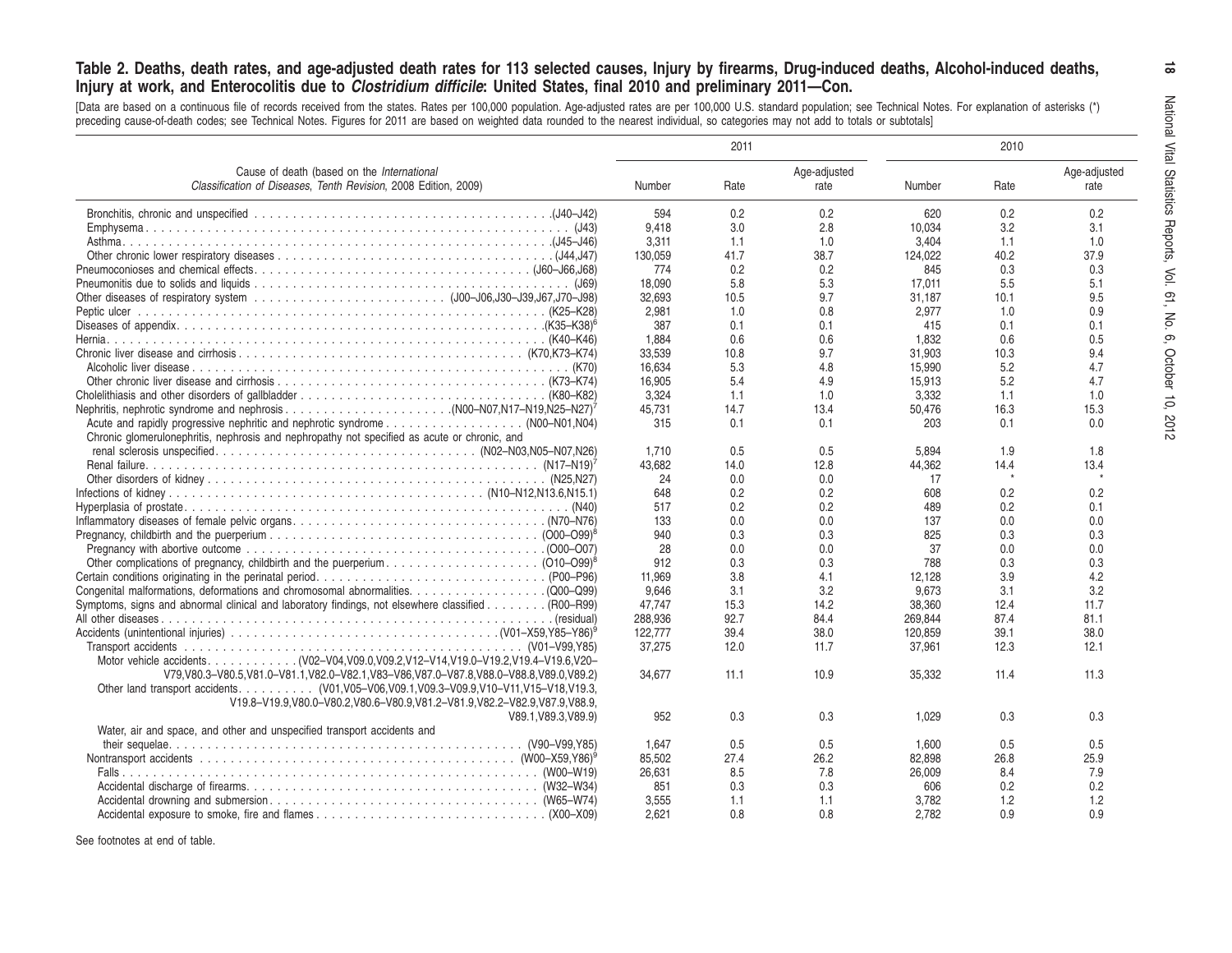## Table 2. Deaths, death rates, and age-adjusted death rates for 113 selected causes, Injury by firearms, Drug-induced deaths, Alcohol-induced deaths, Injury at work, and Enterocolitis due to *Clostridium difficile*: United States, final 2010 and preliminary 2011—Con.

[Data are based on a continuous file of records received from the states. Rates per 100,000 population. Age-adjusted rates are per 100,000 U.S. standard population; see Technical Notes. For explanation of asterisks (*) preceding cause-of-death codes; see Technical Notes. Figures for 2011 are based on weighted data rounded to the nearest individual, so categories may not add to totals or subtotals]

| Cause of death (based on the *International Classification of Diseases, Tenth Revision*, 2008 Edition, 2009) | 2011 | | | 2010 | | |
|---|---|---|---|---|---|---|
| | Number | Rate | Age-adjusted rate | Number | Rate | Age-adjusted rate |
| Bronchitis, chronic and unspecified (J40–J42) | 594 | 0.2 | 0.2 | 620 | 0.2 | 0.2 |
| Emphysema (J43) | 9,418 | 3.0 | 2.8 | 10,034 | 3.2 | 3.1 |
| Asthma (J45–J46) | 3,311 | 1.1 | 1.0 | 3,404 | 1.1 | 1.0 |
| Other chronic lower respiratory diseases (J44,J47) | 130,059 | 41.7 | 38.7 | 124,022 | 40.2 | 37.9 |
| Pneumoconioses and chemical effects (J60–J66,J68) | 774 | 0.2 | 0.2 | 845 | 0.3 | 0.3 |
| Pneumonitis due to solids and liquids (J69) | 18,090 | 5.8 | 5.3 | 17,011 | 5.5 | 5.1 |
| Other diseases of respiratory system (J00–J06,J30–J39,J67,J70–J98) | 32,693 | 10.5 | 9.7 | 31,187 | 10.1 | 9.5 |
| Peptic ulcer (K25–K28) | 2,981 | 1.0 | 0.8 | 2,977 | 1.0 | 0.9 |
| Diseases of appendix (K35–K38)[6] | 387 | 0.1 | 0.1 | 415 | 0.1 | 0.1 |
| Hernia (K40–K46) | 1,884 | 0.6 | 0.6 | 1,832 | 0.6 | 0.5 |
| Chronic liver disease and cirrhosis (K70,K73–K74) | 33,539 | 10.8 | 9.7 | 31,903 | 10.3 | 9.4 |
| Alcoholic liver disease (K70) | 16,634 | 5.3 | 4.8 | 15,990 | 5.2 | 4.7 |
| Other chronic liver disease and cirrhosis (K73–K74) | 16,905 | 5.4 | 4.9 | 15,913 | 5.2 | 4.7 |
| Cholelithiasis and other disorders of gallbladder (K80–K82) | 3,324 | 1.1 | 1.0 | 3,332 | 1.1 | 1.0 |
| Nephritis, nephrotic syndrome and nephrosis (N00–N07,N17–N19,N25–N27)[7] | 45,731 | 14.7 | 13.4 | 50,476 | 16.3 | 15.3 |
| Acute and rapidly progressive nephritic and nephrotic syndrome (N00–N01,N04) | 315 | 0.1 | 0.1 | 203 | 0.1 | 0.0 |
| Chronic glomerulonephritis, nephrosis and nephropathy not specified as acute or chronic, and renal sclerosis unspecified (N02–N03,N05–N07,N26) | 1,710 | 0.5 | 0.5 | 5,894 | 1.9 | 1.8 |
| Renal failure (N17–N19)[7] | 43,682 | 14.0 | 12.8 | 44,362 | 14.4 | 13.4 |
| Other disorders of kidney (N25,N27) | 24 | 0.0 | 0.0 | 17 | * | * |
| Infections of kidney (N10–N12,N13.6,N15.1) | 648 | 0.2 | 0.2 | 608 | 0.2 | 0.2 |
| Hyperplasia of prostate (N40) | 517 | 0.2 | 0.2 | 489 | 0.2 | 0.1 |
| Inflammatory diseases of female pelvic organs (N70–N76) | 133 | 0.0 | 0.0 | 137 | 0.0 | 0.0 |
| Pregnancy, childbirth and the puerperium (O00–O99)[8] | 940 | 0.3 | 0.3 | 825 | 0.3 | 0.3 |
| Pregnancy with abortive outcome (O00–O07) | 28 | 0.0 | 0.0 | 37 | 0.0 | 0.0 |
| Other complications of pregnancy, childbirth and the puerperium (O10–O99)[8] | 912 | 0.3 | 0.3 | 788 | 0.3 | 0.3 |
| Certain conditions originating in the perinatal period (P00–P96) | 11,969 | 3.8 | 4.1 | 12,128 | 3.9 | 4.2 |
| Congenital malformations, deformations and chromosomal abnormalities (Q00–Q99) | 9,646 | 3.1 | 3.2 | 9,673 | 3.1 | 3.2 |
| Symptoms, signs and abnormal clinical and laboratory findings, not elsewhere classified (R00–R99) | 47,747 | 15.3 | 14.2 | 38,360 | 12.4 | 11.7 |
| All other diseases (residual) | 288,936 | 92.7 | 84.4 | 269,844 | 87.4 | 81.1 |
| Accidents (unintentional injuries) (V01–X59,Y85–Y86)[9] | 122,777 | 39.4 | 38.0 | 120,859 | 39.1 | 38.0 |
| Transport accidents (V01–V99,Y85) | 37,275 | 12.0 | 11.7 | 37,961 | 12.3 | 12.1 |
| Motor vehicle accidents (V02–V04,V09.0,V09.2,V12–V14,V19.0–V19.2,V19.4–V19.6,V20–V79,V80.3–V80.5,V81.0–V81.1,V82.0–V82.1,V83–V86,V87.0–V87.8,V88.0–V88.8,V89.0,V89.2) | 34,677 | 11.1 | 10.9 | 35,332 | 11.4 | 11.3 |
| Other land transport accidents (V01,V05–V06,V09.1,V09.3–V09.9,V10–V11,V15–V18,V19.3, V19.8–V19.9,V80.0–V80.2,V80.6–V80.9,V81.2–V81.9,V82.2–V82.9,V87.9,V88.9, V89.1,V89.3,V89.9) | 952 | 0.3 | 0.3 | 1,029 | 0.3 | 0.3 |
| Water, air and space, and other and unspecified transport accidents and their sequelae (V90–V99,Y85) | 1,647 | 0.5 | 0.5 | 1,600 | 0.5 | 0.5 |
| Nontransport accidents (W00–X59,Y86)[9] | 85,502 | 27.4 | 26.2 | 82,898 | 26.8 | 25.9 |
| Falls (W00–W19) | 26,631 | 8.5 | 7.8 | 26,009 | 8.4 | 7.9 |
| Accidental discharge of firearms (W32–W34) | 851 | 0.3 | 0.3 | 606 | 0.2 | 0.2 |
| Accidental drowning and submersion (W65–W74) | 3,555 | 1.1 | 1.1 | 3,782 | 1.2 | 1.2 |
| Accidental exposure to smoke, fire and flames (X00–X09) | 2,621 | 0.8 | 0.8 | 2,782 | 0.9 | 0.9 |

See footnotes at end of table.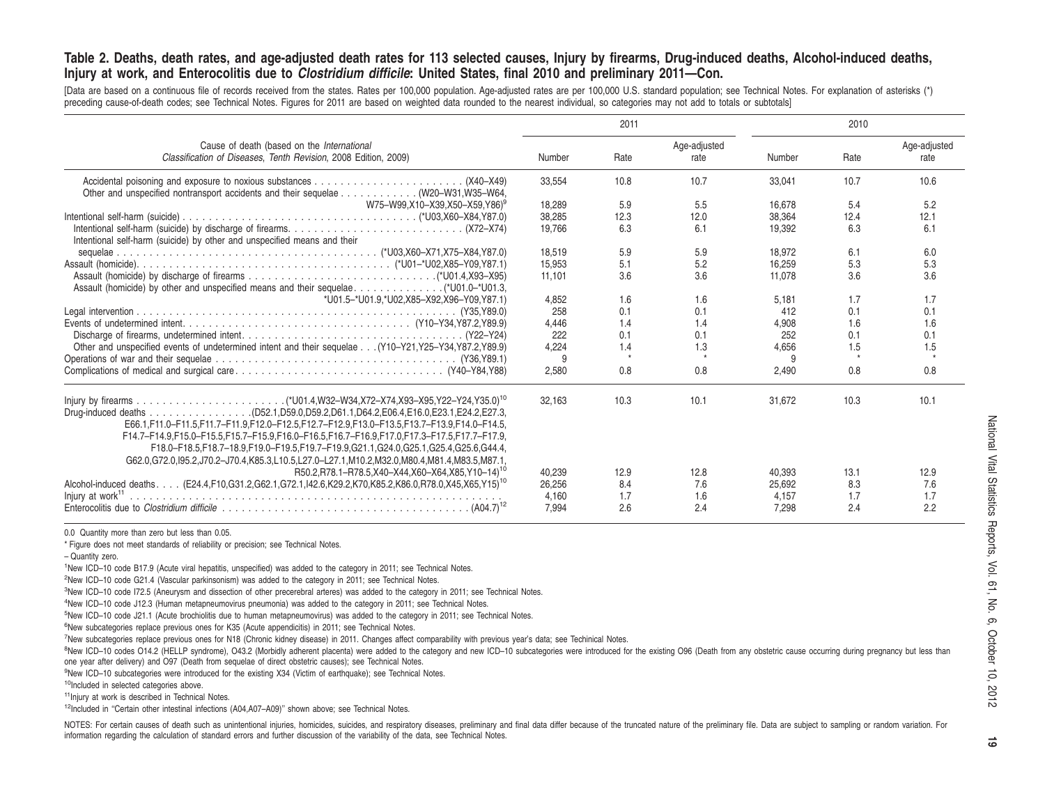## Table 2. Deaths, death rates, and age-adjusted death rates for 113 selected causes, Injury by firearms, Drug-induced deaths, Alcohol-induced deaths, Injury at work, and Enterocolitis due to *Clostridium difficile*: United States, final 2010 and preliminary 2011—Con.

[Data are based on a continuous file of records received from the states. Rates per 100,000 population. Age-adjusted rates are per 100,000 U.S. standard population; see Technical Notes. For explanation of asterisks (*) preceding cause-of-death codes; see Technical Notes. Figures for 2011 are based on weighted data rounded to the nearest individual, so categories may not add to totals or subtotals]

| Cause of death (based on the *International Classification of Diseases, Tenth Revision*, 2008 Edition, 2009) | 2011 | | | 2010 | | |
|---|---|---|---|---|---|---|
| | Number | Rate | Age-adjusted rate | Number | Rate | Age-adjusted rate |
| Accidental poisoning and exposure to noxious substances (X40–X49) | 33,554 | 10.8 | 10.7 | 33,041 | 10.7 | 10.6 |
| Other and unspecified nontransport accidents and their sequelae (W20–W31,W35–W64, W75–W99,X10–X39,X50–X59,Y86)[9] | 18,289 | 5.9 | 5.5 | 16,678 | 5.4 | 5.2 |
| Intentional self-harm (suicide) (*U03,X60–X84,Y87.0) | 38,285 | 12.3 | 12.0 | 38,364 | 12.4 | 12.1 |
| Intentional self-harm (suicide) by discharge of firearms (X72–X74) | 19,766 | 6.3 | 6.1 | 19,392 | 6.3 | 6.1 |
| Intentional self-harm (suicide) by other and unspecified means and their sequelae (*U03,X60–X71,X75–X84,Y87.0) | 18,519 | 5.9 | 5.9 | 18,972 | 6.1 | 6.0 |
| Assault (homicide) (*U01–*U02,X85–Y09,Y87.1) | 15,953 | 5.1 | 5.2 | 16,259 | 5.3 | 5.3 |
| Assault (homicide) by discharge of firearms (*U01.4,X93–X95) | 11,101 | 3.6 | 3.6 | 11,078 | 3.6 | 3.6 |
| Assault (homicide) by other and unspecified means and their sequelae (*U01.0–*U01.3, *U01.5–*U01.9,*U02,X85–X92,X96–Y09,Y87.1) | 4,852 | 1.6 | 1.6 | 5,181 | 1.7 | 1.7 |
| Legal intervention (Y35,Y89.0) | 258 | 0.1 | 0.1 | 412 | 0.1 | 0.1 |
| Events of undetermined intent (Y10–Y34,Y87.2,Y89.9) | 4,446 | 1.4 | 1.4 | 4,908 | 1.6 | 1.6 |
| Discharge of firearms, undetermined intent (Y22–Y24) | 222 | 0.1 | 0.1 | 252 | 0.1 | 0.1 |
| Other and unspecified events of undetermined intent and their sequelae (Y10–Y21,Y25–Y34,Y87.2,Y89.9) | 4,224 | 1.4 | 1.3 | 4,656 | 1.5 | 1.5 |
| Operations of war and their sequelae (Y36,Y89.1) | 9 | * | * | 9 | * | * |
| Complications of medical and surgical care (Y40–Y84,Y88) | 2,580 | 0.8 | 0.8 | 2,490 | 0.8 | 0.8 |
| Injury by firearms (*U01.4,W32–W34,X72–X74,X93–X95,Y22–Y24,Y35.0)[10] | 32,163 | 10.3 | 10.1 | 31,672 | 10.3 | 10.1 |
| Drug-induced deaths (D52.1,D59.0,D59.2,D61.1,D64.2,E06.4,E16.0,E23.1,E24.2,E27.3, E66.1,F11.0–F11.5,F11.7–F11.9,F12.0–F12.5,F12.7–F12.9,F13.0–F13.5,F13.7–F13.9,F14.0–F14.5, F14.7–F14.9,F15.0–F15.5,F15.7–F15.9,F16.0–F16.5,F16.7–F16.9,F17.0,F17.3–F17.5,F17.7–F17.9, F18.0–F18.5,F18.7–18.9,F19.0–F19.5,F19.7–F19.9,G21.1,G24.0,G25.1,G25.4,G25.6,G44.4, G62.0,G72.0,I95.2,J70.2–J70.4,K85.3,L10.5,L27.0–L27.1,M10.2,M32.0,M80.4,M81.4,M83.5,M87.1, R50.2,R78.1–R78.5,X40–X44,X60–X64,X85,Y10–14)[10] | 40,239 | 12.9 | 12.8 | 40,393 | 13.1 | 12.9 |
| Alcohol-induced deaths (E24.4,F10,G31.2,G62.1,G72.1,I42.6,K29.2,K70,K85.2,K86.0,R78.0,X45,X65,Y15)[10] | 26,256 | 8.4 | 7.6 | 25,692 | 8.3 | 7.6 |
| Injury at work[11] | 4,160 | 1.7 | 1.6 | 4,157 | 1.7 | 1.7 |
| Enterocolitis due to *Clostridium difficile* (A04.7)[12] | 7,994 | 2.6 | 2.4 | 7,298 | 2.4 | 2.2 |

0.0 Quantity more than zero but less than 0.05.

\* Figure does not meet standards of reliability or precision; see Technical Notes.

– Quantity zero.

[1]New ICD–10 code B17.9 (Acute viral hepatitis, unspecified) was added to the category in 2011; see Technical Notes.

[2]New ICD–10 code G21.4 (Vascular parkinsonism) was added to the category in 2011; see Technical Notes.

[3]New ICD–10 code I72.5 (Aneurysm and dissection of other precerebral arteres) was added to the category in 2011; see Technical Notes.

[4]New ICD–10 code J12.3 (Human metapneumovirus pneumonia) was added to the category in 2011; see Technical Notes.

[5]New ICD–10 code J21.1 (Acute brochiolitis due to human metapneumovirus) was added to the category in 2011; see Technical Notes.

[6]New subcategories replace previous ones for K35 (Acute appendicitis) in 2011; see Technical Notes.

[7]New subcategories replace previous ones for N18 (Chronic kidney disease) in 2011. Changes affect comparability with previous year's data; see Techinical Notes.

[8]New ICD–10 codes O14.2 (HELLP syndrome), O43.2 (Morbidly adherent placenta) were added to the category and new ICD–10 subcategories were introduced for the existing O96 (Death from any obstetric cause occurring during pregnancy but less than one year after delivery) and O97 (Death from sequelae of direct obstetric causes); see Technical Notes.

[9]New ICD–10 subcategories were introduced for the existing X34 (Victim of earthquake); see Technical Notes.

[10]Included in selected categories above.

[11]Injury at work is described in Technical Notes.

[12]Included in "Certain other intestinal infections (A04,A07–A09)" shown above; see Technical Notes.

NOTES: For certain causes of death such as unintentional injuries, homicides, suicides, and respiratory diseases, preliminary and final data differ because of the truncated nature of the preliminary file. Data are subject to sampling or random variation. For information regarding the calculation of standard errors and further discussion of the variability of the data, see Technical Notes.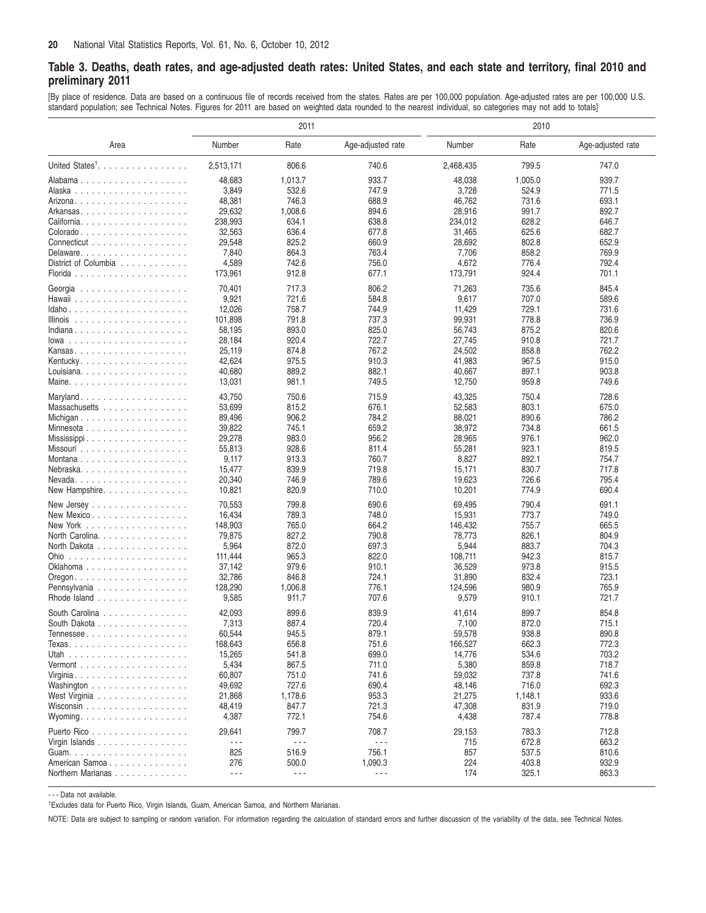## Table 3. Deaths, death rates, and age-adjusted death rates: United States, and each state and territory, final 2010 and preliminary 2011

[By place of residence. Data are based on a continuous file of records received from the states. Rates are per 100,000 population. Age-adjusted rates are per 100,000 U.S. standard population; see Technical Notes. Figures for 2011 are based on weighted data rounded to the nearest individual, so categories may not add to totals]

| Area | 2011 | | | 2010 | | |
|---|---|---|---|---|---|---|
| | Number | Rate | Age-adjusted rate | Number | Rate | Age-adjusted rate |
| United States[1] | 2,513,171 | 806.6 | 740.6 | 2,468,435 | 799.5 | 747.0 |
| Alabama | 48,683 | 1,013.7 | 933.7 | 48,038 | 1,005.0 | 939.7 |
| Alaska | 3,849 | 532.6 | 747.9 | 3,728 | 524.9 | 771.5 |
| Arizona | 48,381 | 746.3 | 688.9 | 46,762 | 731.6 | 693.1 |
| Arkansas | 29,632 | 1,008.6 | 894.6 | 28,916 | 991.7 | 892.7 |
| California | 238,993 | 634.1 | 638.8 | 234,012 | 628.2 | 646.7 |
| Colorado | 32,563 | 636.4 | 677.8 | 31,465 | 625.6 | 682.7 |
| Connecticut | 29,548 | 825.2 | 660.9 | 28,692 | 802.8 | 652.9 |
| Delaware | 7,840 | 864.3 | 763.4 | 7,706 | 858.2 | 769.9 |
| District of Columbia | 4,589 | 742.6 | 756.0 | 4,672 | 776.4 | 792.4 |
| Florida | 173,961 | 912.8 | 677.1 | 173,791 | 924.4 | 701.1 |
| Georgia | 70,401 | 717.3 | 806.2 | 71,263 | 735.6 | 845.4 |
| Hawaii | 9,921 | 721.6 | 584.8 | 9,617 | 707.0 | 589.6 |
| Idaho | 12,026 | 758.7 | 744.9 | 11,429 | 729.1 | 731.6 |
| Illinois | 101,898 | 791.8 | 737.3 | 99,931 | 778.8 | 736.9 |
| Indiana | 58,195 | 893.0 | 825.0 | 56,743 | 875.2 | 820.6 |
| Iowa | 28,184 | 920.4 | 722.7 | 27,745 | 910.8 | 721.7 |
| Kansas | 25,119 | 874.8 | 767.2 | 24,502 | 858.8 | 762.2 |
| Kentucky | 42,624 | 975.5 | 910.3 | 41,983 | 967.5 | 915.0 |
| Louisiana | 40,680 | 889.2 | 882.1 | 40,667 | 897.1 | 903.8 |
| Maine | 13,031 | 981.1 | 749.5 | 12,750 | 959.8 | 749.6 |
| Maryland | 43,750 | 750.6 | 715.9 | 43,325 | 750.4 | 728.6 |
| Massachusetts | 53,699 | 815.2 | 676.1 | 52,583 | 803.1 | 675.0 |
| Michigan | 89,496 | 906.2 | 784.2 | 88,021 | 890.6 | 786.2 |
| Minnesota | 39,822 | 745.1 | 659.2 | 38,972 | 734.8 | 661.5 |
| Mississippi | 29,278 | 983.0 | 956.2 | 28,965 | 976.1 | 962.0 |
| Missouri | 55,813 | 928.6 | 811.4 | 55,281 | 923.1 | 819.5 |
| Montana | 9,117 | 913.3 | 760.7 | 8,827 | 892.1 | 754.7 |
| Nebraska | 15,477 | 839.9 | 719.8 | 15,171 | 830.7 | 717.8 |
| Nevada | 20,340 | 746.9 | 789.6 | 19,623 | 726.6 | 795.4 |
| New Hampshire | 10,821 | 820.9 | 710.0 | 10,201 | 774.9 | 690.4 |
| New Jersey | 70,553 | 799.8 | 690.6 | 69,495 | 790.4 | 691.1 |
| New Mexico | 16,434 | 789.3 | 748.0 | 15,931 | 773.7 | 749.0 |
| New York | 148,903 | 765.0 | 664.2 | 146,432 | 755.7 | 665.5 |
| North Carolina | 79,875 | 827.2 | 790.8 | 78,773 | 826.1 | 804.9 |
| North Dakota | 5,964 | 872.0 | 697.3 | 5,944 | 883.7 | 704.3 |
| Ohio | 111,444 | 965.3 | 822.0 | 108,711 | 942.3 | 815.7 |
| Oklahoma | 37,142 | 979.6 | 910.1 | 36,529 | 973.8 | 915.5 |
| Oregon | 32,786 | 846.8 | 724.1 | 31,890 | 832.4 | 723.1 |
| Pennsylvania | 128,290 | 1,006.8 | 776.1 | 124,596 | 980.9 | 765.9 |
| Rhode Island | 9,585 | 911.7 | 707.6 | 9,579 | 910.1 | 721.7 |
| South Carolina | 42,093 | 899.6 | 839.9 | 41,614 | 899.7 | 854.8 |
| South Dakota | 7,313 | 887.4 | 720.4 | 7,100 | 872.0 | 715.1 |
| Tennessee | 60,544 | 945.5 | 879.1 | 59,578 | 938.8 | 890.8 |
| Texas | 168,643 | 656.8 | 751.6 | 166,527 | 662.3 | 772.3 |
| Utah | 15,265 | 541.8 | 699.0 | 14,776 | 534.6 | 703.2 |
| Vermont | 5,434 | 867.5 | 711.0 | 5,380 | 859.8 | 718.7 |
| Virginia | 60,807 | 751.0 | 741.6 | 59,032 | 737.8 | 741.6 |
| Washington | 49,692 | 727.6 | 690.4 | 48,146 | 716.0 | 692.3 |
| West Virginia | 21,868 | 1,178.6 | 953.3 | 21,275 | 1,148.1 | 933.6 |
| Wisconsin | 48,419 | 847.7 | 721.3 | 47,308 | 831.9 | 719.0 |
| Wyoming | 4,387 | 772.1 | 754.6 | 4,438 | 787.4 | 778.8 |
| Puerto Rico | 29,641 | 799.7 | 708.7 | 29,153 | 783.3 | 712.8 |
| Virgin Islands | --- | --- | --- | 715 | 672.8 | 663.2 |
| Guam | 825 | 516.9 | 756.1 | 857 | 537.5 | 810.6 |
| American Samoa | 276 | 500.0 | 1,090.3 | 224 | 403.8 | 932.9 |
| Northern Marianas | --- | --- | --- | 174 | 325.1 | 863.3 |

--- Data not available.

[1]Excludes data for Puerto Rico, Virgin Islands, Guam, American Samoa, and Northern Marianas.

NOTE: Data are subject to sampling or random variation. For information regarding the calculation of standard errors and further discussion of the variability of the data, see Technical Notes.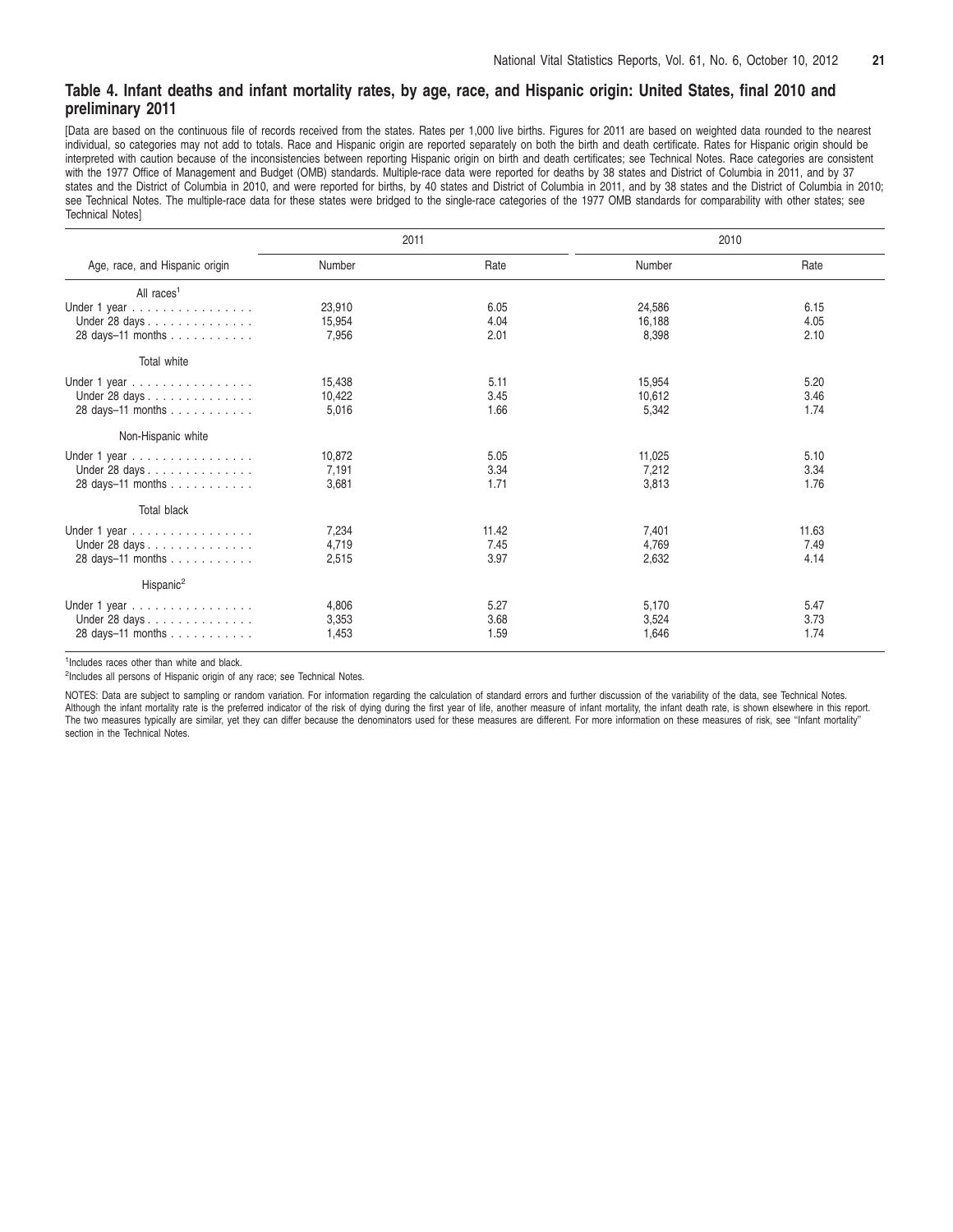## Table 4. Infant deaths and infant mortality rates, by age, race, and Hispanic origin: United States, final 2010 and preliminary 2011

[Data are based on the continuous file of records received from the states. Rates per 1,000 live births. Figures for 2011 are based on weighted data rounded to the nearest individual, so categories may not add to totals. Race and Hispanic origin are reported separately on both the birth and death certificate. Rates for Hispanic origin should be interpreted with caution because of the inconsistencies between reporting Hispanic origin on birth and death certificates; see Technical Notes. Race categories are consistent with the 1977 Office of Management and Budget (OMB) standards. Multiple-race data were reported for deaths by 38 states and District of Columbia in 2011, and by 37 states and the District of Columbia in 2010, and were reported for births, by 40 states and District of Columbia in 2011, and by 38 states and the District of Columbia in 2010; see Technical Notes. The multiple-race data for these states were bridged to the single-race categories of the 1977 OMB standards for comparability with other states; see Technical Notes]

| Age, race, and Hispanic origin | 2011 | | 2010 | |
|---|---|---|---|---|
| | Number | Rate | Number | Rate |
| All races[1] | | | | |
| Under 1 year | 23,910 | 6.05 | 24,586 | 6.15 |
| Under 28 days | 15,954 | 4.04 | 16,188 | 4.05 |
| 28 days–11 months | 7,956 | 2.01 | 8,398 | 2.10 |
| Total white | | | | |
| Under 1 year | 15,438 | 5.11 | 15,954 | 5.20 |
| Under 28 days | 10,422 | 3.45 | 10,612 | 3.46 |
| 28 days–11 months | 5,016 | 1.66 | 5,342 | 1.74 |
| Non-Hispanic white | | | | |
| Under 1 year | 10,872 | 5.05 | 11,025 | 5.10 |
| Under 28 days | 7,191 | 3.34 | 7,212 | 3.34 |
| 28 days–11 months | 3,681 | 1.71 | 3,813 | 1.76 |
| Total black | | | | |
| Under 1 year | 7,234 | 11.42 | 7,401 | 11.63 |
| Under 28 days | 4,719 | 7.45 | 4,769 | 7.49 |
| 28 days–11 months | 2,515 | 3.97 | 2,632 | 4.14 |
| Hispanic[2] | | | | |
| Under 1 year | 4,806 | 5.27 | 5,170 | 5.47 |
| Under 28 days | 3,353 | 3.68 | 3,524 | 3.73 |
| 28 days–11 months | 1,453 | 1.59 | 1,646 | 1.74 |

[1]Includes races other than white and black.

[2]Includes all persons of Hispanic origin of any race; see Technical Notes.

NOTES: Data are subject to sampling or random variation. For information regarding the calculation of standard errors and further discussion of the variability of the data, see Technical Notes. Although the infant mortality rate is the preferred indicator of the risk of dying during the first year of life, another measure of infant mortality, the infant death rate, is shown elsewhere in this report. The two measures typically are similar, yet they can differ because the denominators used for these measures are different. For more information on these measures of risk, see ''Infant mortality'' section in the Technical Notes.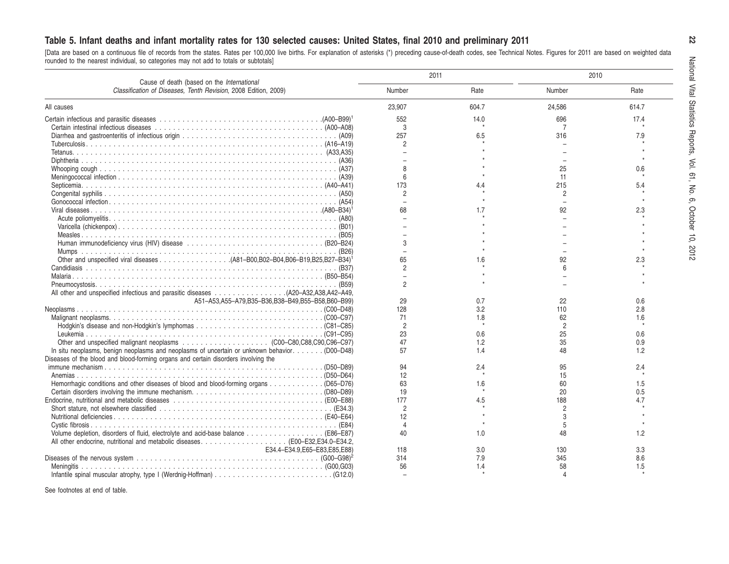## Table 5. Infant deaths and infant mortality rates for 130 selected causes: United States, final 2010 and preliminary 2011

[Data are based on a continuous file of records from the states. Rates per 100,000 live births. For explanation of asterisks (*) preceding cause-of-death codes, see Technical Notes. Figures for 2011 are based on weighted data rounded to the nearest individual, so categories may not add to totals or subtotals]

| Cause of death (based on the *International Classification of Diseases, Tenth Revision*, 2008 Edition, 2009) | 2011 | | 2010 | |
|---|---|---|---|---|
| | Number | Rate | Number | Rate |
| All causes | 23,907 | 604.7 | 24,586 | 614.7 |
| Certain infectious and parasitic diseases (A00–B99)[1] | 552 | 14.0 | 696 | 17.4 |
| Certain intestinal infectious diseases (A00–A08) | 3 | * | 7 | * |
| Diarrhea and gastroenteritis of infectious origin (A09) | 257 | 6.5 | 316 | 7.9 |
| Tuberculosis (A16–A19) | 2 | * | – | * |
| Tetanus (A33,A35) | – | * | – | * |
| Diphtheria (A36) | – | * | – | * |
| Whooping cough (A37) | 8 | * | 25 | 0.6 |
| Meningococcal infection (A39) | 6 | * | 11 | * |
| Septicemia (A40–A41) | 173 | 4.4 | 215 | 5.4 |
| Congenital syphilis (A50) | 2 | * | 2 | * |
| Gonococcal infection (A54) | – | * | – | * |
| Viral diseases (A80–B34)[1] | 68 | 1.7 | 92 | 2.3 |
| Acute poliomyelitis (A80) | – | * | – | * |
| Varicella (chickenpox) (B01) | – | * | – | * |
| Measles (B05) | – | * | – | * |
| Human immunodeficiency virus (HIV) disease (B20–B24) | 3 | * | – | * |
| Mumps (B26) | – | * | – | * |
| Other and unspecified viral diseases (A81–B00,B02–B04,B06–B19,B25,B27–B34)[1] | 65 | 1.6 | 92 | 2.3 |
| Candidiasis (B37) | 2 | * | 6 | * |
| Malaria (B50–B54) | – | * | – | * |
| Pneumocystosis (B59) | 2 | * | – | * |
| All other and unspecified infectious and parasitic diseases (A20–A32,A38,A42–A49, A51–A53,A55–A79,B35–B36,B38–B49,B55–B58,B60–B99) | 29 | 0.7 | 22 | 0.6 |
| Neoplasms (C00–D48) | 128 | 3.2 | 110 | 2.8 |
| Malignant neoplasms (C00–C97) | 71 | 1.8 | 62 | 1.6 |
| Hodgkin's disease and non-Hodgkin's lymphomas (C81–C85) | 2 | * | 2 | * |
| Leukemia (C91–C95) | 23 | 0.6 | 25 | 0.6 |
| Other and unspecified malignant neoplasms (C00–C80,C88,C90,C96–C97) | 47 | 1.2 | 35 | 0.9 |
| In situ neoplasms, benign neoplasms and neoplasms of uncertain or unknown behavior (D00–D48) | 57 | 1.4 | 48 | 1.2 |
| Diseases of the blood and blood-forming organs and certain disorders involving the immune mechanism (D50–D89) | 94 | 2.4 | 95 | 2.4 |
| Anemias (D50–D64) | 12 | * | 15 | * |
| Hemorrhagic conditions and other diseases of blood and blood-forming organs (D65–D76) | 63 | 1.6 | 60 | 1.5 |
| Certain disorders involving the immune mechanism (D80–D89) | 19 | * | 20 | 0.5 |
| Endocrine, nutritional and metabolic diseases (E00–E88) | 177 | 4.5 | 188 | 4.7 |
| Short stature, not elsewhere classified (E34.3) | 2 | * | 2 | * |
| Nutritional deficiencies (E40–E64) | 12 | * | 3 | * |
| Cystic fibrosis (E84) | 4 | * | 5 | * |
| Volume depletion, disorders of fluid, electrolyte and acid-base balance (E86–E87) | 40 | 1.0 | 48 | 1.2 |
| All other endocrine, nutritional and metabolic diseases (E00–E32,E34.0–E34.2, E34.4–E34.9,E65–E83,E85,E88) | 118 | 3.0 | 130 | 3.3 |
| Diseases of the nervous system (G00–G98)[2] | 314 | 7.9 | 345 | 8.6 |
| Meningitis (G00,G03) | 56 | 1.4 | 58 | 1.5 |
| Infantile spinal muscular atrophy, type I (Werdnig-Hoffman) (G12.0) | – | * | 4 | * |

See footnotes at end of table.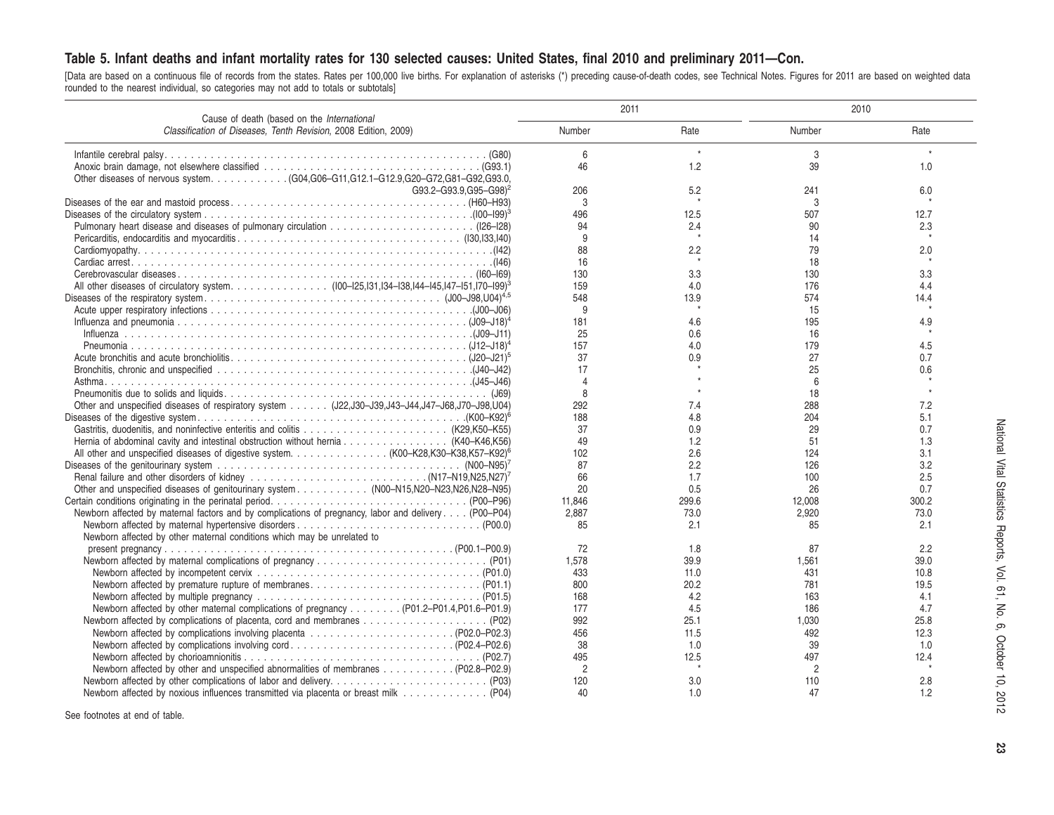## Table 5. Infant deaths and infant mortality rates for 130 selected causes: United States, final 2010 and preliminary 2011—Con.

[Data are based on a continuous file of records from the states. Rates per 100,000 live births. For explanation of asterisks (*) preceding cause-of-death codes, see Technical Notes. Figures for 2011 are based on weighted data rounded to the nearest individual, so categories may not add to totals or subtotals]

| Cause of death (based on the *International Classification of Diseases, Tenth Revision*, 2008 Edition, 2009) | 2011 | | 2010 | |
|---|---|---|---|---|
| | Number | Rate | Number | Rate |
| Infantile cerebral palsy (G80) | 6 | * | 3 | * |
| Anoxic brain damage, not elsewhere classified (G93.1) | 46 | 1.2 | 39 | 1.0 |
| Other diseases of nervous system (G04,G06–G11,G12.1–G12.9,G20–G72,G81–G92,G93.0, G93.2–G93.9,G95–G98)[2] | 206 | 5.2 | 241 | 6.0 |
| Diseases of the ear and mastoid process (H60–H93) | 3 | * | 3 | * |
| Diseases of the circulatory system (I00–I99)[3] | 496 | 12.5 | 507 | 12.7 |
| Pulmonary heart disease and diseases of pulmonary circulation (I26–I28) | 94 | 2.4 | 90 | 2.3 |
| Pericarditis, endocarditis and myocarditis (I30,I33,I40) | 9 | * | 14 | * |
| Cardiomyopathy (I42) | 88 | 2.2 | 79 | 2.0 |
| Cardiac arrest (I46) | 16 | * | 18 | * |
| Cerebrovascular diseases (I60–I69) | 130 | 3.3 | 130 | 3.3 |
| All other diseases of circulatory system (I00–I25,I31,I34–I38,I44–I45,I47–I51,I70–I99)[3] | 159 | 4.0 | 176 | 4.4 |
| Diseases of the respiratory system (J00–J98,U04)[4,5] | 548 | 13.9 | 574 | 14.4 |
| Acute upper respiratory infections (J00–J06) | 9 | * | 15 | * |
| Influenza and pneumonia (J09–J18)[4] | 181 | 4.6 | 195 | 4.9 |
| Influenza (J09–J11) | 25 | 0.6 | 16 | * |
| Pneumonia (J12–J18)[4] | 157 | 4.0 | 179 | 4.5 |
| Acute bronchitis and acute bronchiolitis (J20–J21)[5] | 37 | 0.9 | 27 | 0.7 |
| Bronchitis, chronic and unspecified (J40–J42) | 17 | * | 25 | 0.6 |
| Asthma (J45–J46) | 4 | * | 6 | * |
| Pneumonitis due to solids and liquids (J69) | 8 | * | 18 | * |
| Other and unspecified diseases of respiratory system (J22,J30–J39,J43–J44,J47–J68,J70–J98,U04) | 292 | 7.4 | 288 | 7.2 |
| Diseases of the digestive system (K00–K92)[6] | 188 | 4.8 | 204 | 5.1 |
| Gastritis, duodenitis, and noninfective enteritis and colitis (K29,K50–K55) | 37 | 0.9 | 29 | 0.7 |
| Hernia of abdominal cavity and intestinal obstruction without hernia (K40–K46,K56) | 49 | 1.2 | 51 | 1.3 |
| All other and unspecified diseases of digestive system (K00–K28,K30–K38,K57–K92)[6] | 102 | 2.6 | 124 | 3.1 |
| Diseases of the genitourinary system (N00–N95)[7] | 87 | 2.2 | 126 | 3.2 |
| Renal failure and other disorders of kidney (N17–N19,N25,N27)[7] | 66 | 1.7 | 100 | 2.5 |
| Other and unspecified diseases of genitourinary system (N00–N15,N20–N23,N26,N28–N95) | 20 | 0.5 | 26 | 0.7 |
| Certain conditions originating in the perinatal period (P00–P96) | 11,846 | 299.6 | 12,008 | 300.2 |
| Newborn affected by maternal factors and by complications of pregnancy, labor and delivery (P00–P04) | 2,887 | 73.0 | 2,920 | 73.0 |
| Newborn affected by maternal hypertensive disorders (P00.0) | 85 | 2.1 | 85 | 2.1 |
| Newborn affected by other maternal conditions which may be unrelated to present pregnancy (P00.1–P00.9) | 72 | 1.8 | 87 | 2.2 |
| Newborn affected by maternal complications of pregnancy (P01) | 1,578 | 39.9 | 1,561 | 39.0 |
| Newborn affected by incompetent cervix (P01.0) | 433 | 11.0 | 431 | 10.8 |
| Newborn affected by premature rupture of membranes (P01.1) | 800 | 20.2 | 781 | 19.5 |
| Newborn affected by multiple pregnancy (P01.5) | 168 | 4.2 | 163 | 4.1 |
| Newborn affected by other maternal complications of pregnancy (P01.2–P01.4,P01.6–P01.9) | 177 | 4.5 | 186 | 4.7 |
| Newborn affected by complications of placenta, cord and membranes (P02) | 992 | 25.1 | 1,030 | 25.8 |
| Newborn affected by complications involving placenta (P02.0–P02.3) | 456 | 11.5 | 492 | 12.3 |
| Newborn affected by complications involving cord (P02.4–P02.6) | 38 | 1.0 | 39 | 1.0 |
| Newborn affected by chorioamnionitis (P02.7) | 495 | 12.5 | 497 | 12.4 |
| Newborn affected by other and unspecified abnormalities of membranes (P02.8–P02.9) | 2 | * | 2 | * |
| Newborn affected by other complications of labor and delivery (P03) | 120 | 3.0 | 110 | 2.8 |
| Newborn affected by noxious influences transmitted via placenta or breast milk (P04) | 40 | 1.0 | 47 | 1.2 |

See footnotes at end of table.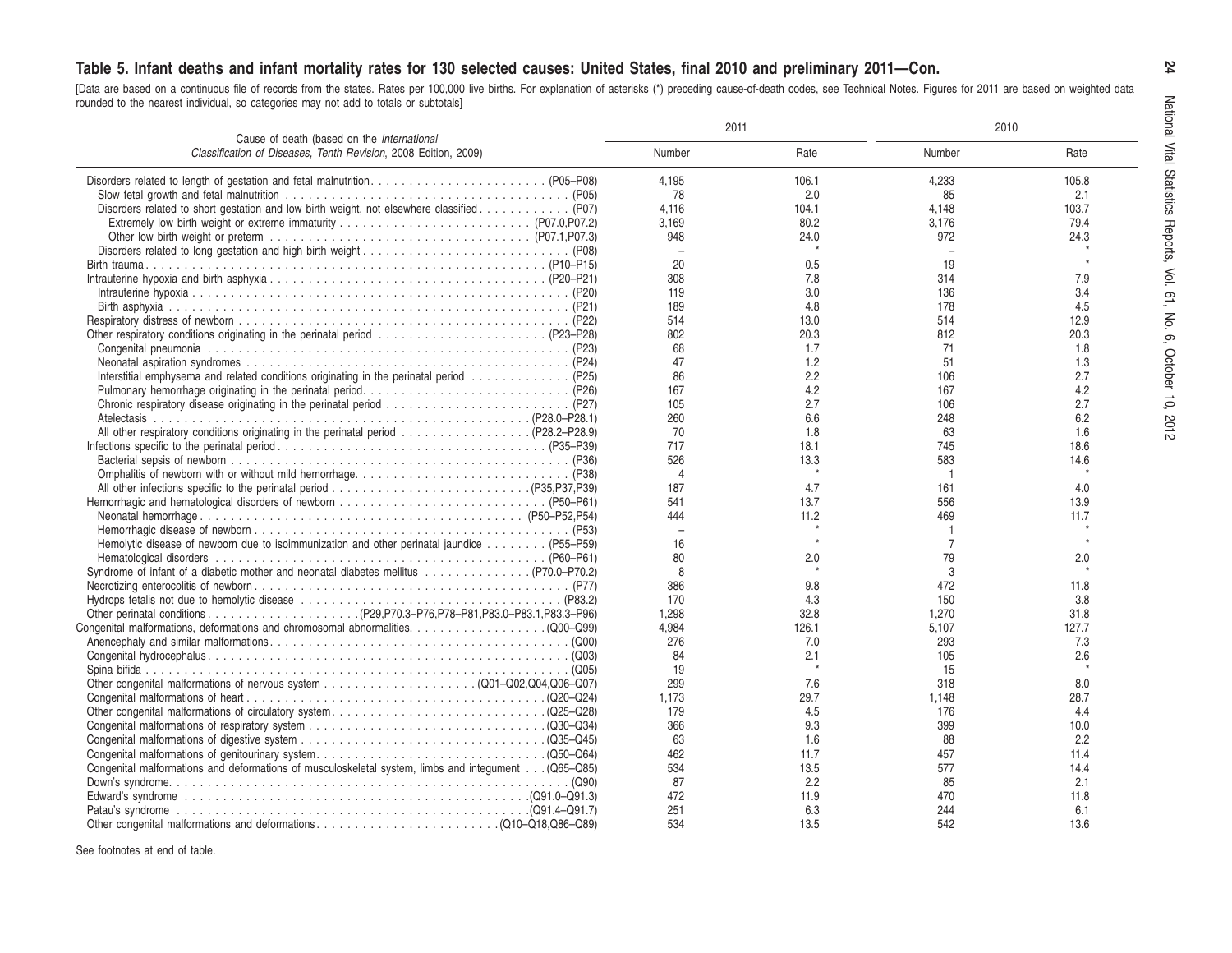## Table 5. Infant deaths and infant mortality rates for 130 selected causes: United States, final 2010 and preliminary 2011—Con.

[Data are based on a continuous file of records from the states. Rates per 100,000 live births. For explanation of asterisks (*) preceding cause-of-death codes, see Technical Notes. Figures for 2011 are based on weighted data rounded to the nearest individual, so categories may not add to totals or subtotals]

| Cause of death (based on the *International Classification of Diseases, Tenth Revision*, 2008 Edition, 2009) | 2011 | | 2010 | |
|---|---|---|---|---|
| | Number | Rate | Number | Rate |
| Disorders related to length of gestation and fetal malnutrition (P05–P08) | 4,195 | 106.1 | 4,233 | 105.8 |
| Slow fetal growth and fetal malnutrition (P05) | 78 | 2.0 | 85 | 2.1 |
| Disorders related to short gestation and low birth weight, not elsewhere classified (P07) | 4,116 | 104.1 | 4,148 | 103.7 |
| Extremely low birth weight or extreme immaturity (P07.0,P07.2) | 3,169 | 80.2 | 3,176 | 79.4 |
| Other low birth weight or preterm (P07.1,P07.3) | 948 | 24.0 | 972 | 24.3 |
| Disorders related to long gestation and high birth weight (P08) | – | * | – | * |
| Birth trauma (P10–P15) | 20 | 0.5 | 19 | * |
| Intrauterine hypoxia and birth asphyxia (P20–P21) | 308 | 7.8 | 314 | 7.9 |
| Intrauterine hypoxia (P20) | 119 | 3.0 | 136 | 3.4 |
| Birth asphyxia (P21) | 189 | 4.8 | 178 | 4.5 |
| Respiratory distress of newborn (P22) | 514 | 13.0 | 514 | 12.9 |
| Other respiratory conditions originating in the perinatal period (P23–P28) | 802 | 20.3 | 812 | 20.3 |
| Congenital pneumonia (P23) | 68 | 1.7 | 71 | 1.8 |
| Neonatal aspiration syndromes (P24) | 47 | 1.2 | 51 | 1.3 |
| Interstitial emphysema and related conditions originating in the perinatal period (P25) | 86 | 2.2 | 106 | 2.7 |
| Pulmonary hemorrhage originating in the perinatal period (P26) | 167 | 4.2 | 167 | 4.2 |
| Chronic respiratory disease originating in the perinatal period (P27) | 105 | 2.7 | 106 | 2.7 |
| Atelectasis (P28.0–P28.1) | 260 | 6.6 | 248 | 6.2 |
| All other respiratory conditions originating in the perinatal period (P28.2–P28.9) | 70 | 1.8 | 63 | 1.6 |
| Infections specific to the perinatal period (P35–P39) | 717 | 18.1 | 745 | 18.6 |
| Bacterial sepsis of newborn (P36) | 526 | 13.3 | 583 | 14.6 |
| Omphalitis of newborn with or without mild hemorrhage (P38) | 4 | * | 1 | * |
| All other infections specific to the perinatal period (P35,P37,P39) | 187 | 4.7 | 161 | 4.0 |
| Hemorrhagic and hematological disorders of newborn (P50–P61) | 541 | 13.7 | 556 | 13.9 |
| Neonatal hemorrhage (P50–P52,P54) | 444 | 11.2 | 469 | 11.7 |
| Hemorrhagic disease of newborn (P53) | – | * | 1 | * |
| Hemolytic disease of newborn due to isoimmunization and other perinatal jaundice (P55–P59) | 16 | * | 7 | * |
| Hematological disorders (P60–P61) | 80 | 2.0 | 79 | 2.0 |
| Syndrome of infant of a diabetic mother and neonatal diabetes mellitus (P70.0–P70.2) | 8 | * | 3 | * |
| Necrotizing enterocolitis of newborn (P77) | 386 | 9.8 | 472 | 11.8 |
| Hydrops fetalis not due to hemolytic disease (P83.2) | 170 | 4.3 | 150 | 3.8 |
| Other perinatal conditions (P29,P70.3–P76,P78–P81,P83.0–P83.1,P83.3–P96) | 1,298 | 32.8 | 1,270 | 31.8 |
| Congenital malformations, deformations and chromosomal abnormalities (Q00–Q99) | 4,984 | 126.1 | 5,107 | 127.7 |
| Anencephaly and similar malformations (Q00) | 276 | 7.0 | 293 | 7.3 |
| Congenital hydrocephalus (Q03) | 84 | 2.1 | 105 | 2.6 |
| Spina bifida (Q05) | 19 | * | 15 | * |
| Other congenital malformations of nervous system (Q01–Q02,Q04,Q06–Q07) | 299 | 7.6 | 318 | 8.0 |
| Congenital malformations of heart (Q20–Q24) | 1,173 | 29.7 | 1,148 | 28.7 |
| Other congenital malformations of circulatory system (Q25–Q28) | 179 | 4.5 | 176 | 4.4 |
| Congenital malformations of respiratory system (Q30–Q34) | 366 | 9.3 | 399 | 10.0 |
| Congenital malformations of digestive system (Q35–Q45) | 63 | 1.6 | 88 | 2.2 |
| Congenital malformations of genitourinary system (Q50–Q64) | 462 | 11.7 | 457 | 11.4 |
| Congenital malformations and deformations of musculoskeletal system, limbs and integument (Q65–Q85) | 534 | 13.5 | 577 | 14.4 |
| Down's syndrome (Q90) | 87 | 2.2 | 85 | 2.1 |
| Edward's syndrome (Q91.0–Q91.3) | 472 | 11.9 | 470 | 11.8 |
| Patau's syndrome (Q91.4–Q91.7) | 251 | 6.3 | 244 | 6.1 |
| Other congenital malformations and deformations (Q10–Q18,Q86–Q89) | 534 | 13.5 | 542 | 13.6 |

See footnotes at end of table.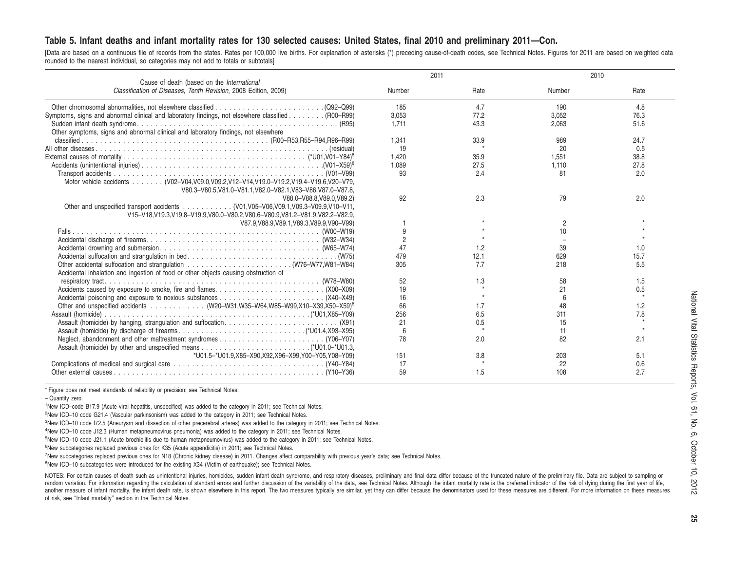## Table 5. Infant deaths and infant mortality rates for 130 selected causes: United States, final 2010 and preliminary 2011—Con.

[Data are based on a continuous file of records from the states. Rates per 100,000 live births. For explanation of asterisks (*) preceding cause-of-death codes, see Technical Notes. Figures for 2011 are based on weighted data rounded to the nearest individual, so categories may not add to totals or subtotals]

| Cause of death (based on the *International Classification of Diseases, Tenth Revision*, 2008 Edition, 2009) | 2011 | | 2010 | |
|---|---|---|---|---|
| | Number | Rate | Number | Rate |
| Other chromosomal abnormalities, not elsewhere classified (Q92–Q99) | 185 | 4.7 | 190 | 4.8 |
| Symptoms, signs and abnormal clinical and laboratory findings, not elsewhere classified (R00–R99) | 3,053 | 77.2 | 3,052 | 76.3 |
| Sudden infant death syndrome (R95) | 1,711 | 43.3 | 2,063 | 51.6 |
| Other symptoms, signs and abnormal clinical and laboratory findings, not elsewhere classified (R00–R53,R55–R94,R96–R99) | 1,341 | 33.9 | 989 | 24.7 |
| All other diseases (residual) | 19 | * | 20 | 0.5 |
| External causes of mortality (*U01,V01–Y84)[8] | 1,420 | 35.9 | 1,551 | 38.8 |
| Accidents (unintentional injuries) (V01–X59)[8] | 1,089 | 27.5 | 1,110 | 27.8 |
| Transport accidents (V01–V99) | 93 | 2.4 | 81 | 2.0 |
| Motor vehicle accidents (V02–V04,V09.0,V09.2,V12–V14,V19.0–V19.2,V19.4–V19.6,V20–V79, V80.3–V80.5,V81.0–V81.1,V82.0–V82.1,V83–V86,V87.0–V87.8, V88.0–V88.8,V89.0,V89.2) | 92 | 2.3 | 79 | 2.0 |
| Other and unspecified transport accidents (V01,V05–V06,V09.1,V09.3–V09.9,V10–V11, V15–V18,V19.3,V19.8–V19.9,V80.0–V80.2,V80.6–V80.9,V81.2–V81.9,V82.2–V82.9, V87.9,V88.9,V89.1,V89.3,V89.9,V90–V99) | 1 | * | 2 | * |
| Falls (W00–W19) | 9 | * | 10 | * |
| Accidental discharge of firearms (W32–W34) | 2 | * | – | * |
| Accidental drowning and submersion (W65–W74) | 47 | 1.2 | 39 | 1.0 |
| Accidental suffocation and strangulation in bed (W75) | 479 | 12.1 | 629 | 15.7 |
| Other accidental suffocation and strangulation (W76–W77,W81–W84) | 305 | 7.7 | 218 | 5.5 |
| Accidental inhalation and ingestion of food or other objects causing obstruction of respiratory tract (W78–W80) | 52 | 1.3 | 58 | 1.5 |
| Accidents caused by exposure to smoke, fire and flames (X00–X09) | 19 | * | 21 | 0.5 |
| Accidental poisoning and exposure to noxious substances (X40–X49) | 16 | * | 6 | * |
| Other and unspecified accidents (W20–W31,W35–W64,W85–W99,X10–X39,X50–X59)[8] | 66 | 1.7 | 48 | 1.2 |
| Assault (homicide) (*U01,X85–Y09) | 256 | 6.5 | 311 | 7.8 |
| Assault (homicide) by hanging, strangulation and suffocation (X91) | 21 | 0.5 | 15 | * |
| Assault (homicide) by discharge of firearms (*U01.4,X93–X95) | 6 | * | 11 | * |
| Neglect, abandonment and other maltreatment syndromes (Y06–Y07) | 78 | 2.0 | 82 | 2.1 |
| Assault (homicide) by other and unspecified means (*U01.0–*U01.3, *U01.5–*U01.9,X85–X90,X92,X96–X99,Y00–Y05,Y08–Y09) | 151 | 3.8 | 203 | 5.1 |
| Complications of medical and surgical care (Y40–Y84) | 17 | * | 22 | 0.6 |
| Other external causes (Y10–Y36) | 59 | 1.5 | 108 | 2.7 |

* Figure does not meet standards of reliability or precision; see Technical Notes.

– Quantity zero.

[1]New ICD–code B17.9 (Acute viral hepatitis, unspecified) was added to the category in 2011; see Technical Notes.

[2]New ICD–10 code G21.4 (Vascular parkinsonism) was added to the category in 2011; see Technical Notes.

[3]New ICD–10 code I72.5 (Aneurysm and dissection of other precerebral arteres) was added to the category in 2011; see Technical Notes.

[4]New ICD–10 code J12.3 (Human metapneumovirus pneumonia) was added to the category in 2011; see Technical Notes.

[5]New ICD–10 code J21.1 (Acute brochiolitis due to human metapneumovirus) was added to the category in 2011; see Technical Notes.

[6]New subcategories replaced previous ones for K35 (Acute appendicitis) in 2011; see Technical Notes.

[7]New subcategories replaced previous ones for N18 (Chronic kidney disease) in 2011. Changes affect comparability with previous year's data; see Technical Notes.

[8]New ICD–10 subcategories were introduced for the existing X34 (Victim of earthquake); see Technical Notes.

NOTES: For certain causes of death such as unintentional injuries, homicides, sudden infant death syndrome, and respiratory diseases, preliminary and final data differ because of the truncated nature of the preliminary file. Data are subject to sampling or random variation. For information regarding the calculation of standard errors and further discussion of the variability of the data, see Technical Notes. Although the infant mortality rate is the preferred indicator of the risk of dying during the first year of life, another measure of infant mortality, the infant death rate, is shown elsewhere in this report. The two measures typically are similar, yet they can differ because the denominators used for these measures are different. For more information on these measures of risk, see "Infant mortality" section in the Technical Notes.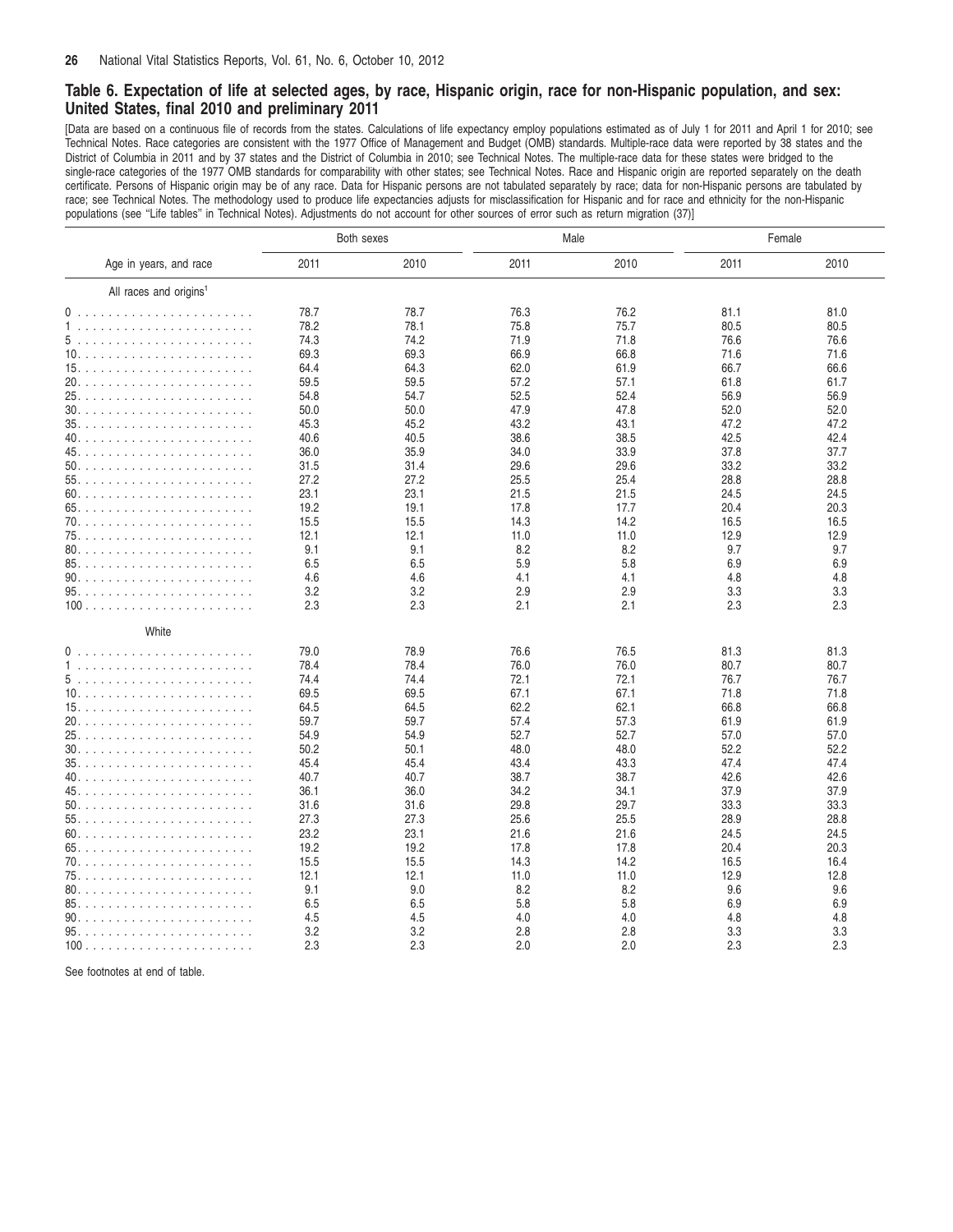## Table 6. Expectation of life at selected ages, by race, Hispanic origin, race for non-Hispanic population, and sex: United States, final 2010 and preliminary 2011

[Data are based on a continuous file of records from the states. Calculations of life expectancy employ populations estimated as of July 1 for 2011 and April 1 for 2010; see Technical Notes. Race categories are consistent with the 1977 Office of Management and Budget (OMB) standards. Multiple-race data were reported by 38 states and the District of Columbia in 2011 and by 37 states and the District of Columbia in 2010; see Technical Notes. The multiple-race data for these states were bridged to the single-race categories of the 1977 OMB standards for comparability with other states; see Technical Notes. Race and Hispanic origin are reported separately on the death certificate. Persons of Hispanic origin may be of any race. Data for Hispanic persons are not tabulated separately by race; data for non-Hispanic persons are tabulated by race; see Technical Notes. The methodology used to produce life expectancies adjusts for misclassification for Hispanic and for race and ethnicity for the non-Hispanic populations (see "Life tables" in Technical Notes). Adjustments do not account for other sources of error such as return migration (37)]

| Age in years, and race | Both sexes | | Male | | Female | |
|---|---|---|---|---|---|---|
| | 2011 | 2010 | 2011 | 2010 | 2011 | 2010 |
| All races and origins[1] | | | | | | |
| 0 | 78.7 | 78.7 | 76.3 | 76.2 | 81.1 | 81.0 |
| 1 | 78.2 | 78.1 | 75.8 | 75.7 | 80.5 | 80.5 |
| 5 | 74.3 | 74.2 | 71.9 | 71.8 | 76.6 | 76.6 |
| 10 | 69.3 | 69.3 | 66.9 | 66.8 | 71.6 | 71.6 |
| 15 | 64.4 | 64.3 | 62.0 | 61.9 | 66.7 | 66.6 |
| 20 | 59.5 | 59.5 | 57.2 | 57.1 | 61.8 | 61.7 |
| 25 | 54.8 | 54.7 | 52.5 | 52.4 | 56.9 | 56.9 |
| 30 | 50.0 | 50.0 | 47.9 | 47.8 | 52.0 | 52.0 |
| 35 | 45.3 | 45.2 | 43.2 | 43.1 | 47.2 | 47.2 |
| 40 | 40.6 | 40.5 | 38.6 | 38.5 | 42.5 | 42.4 |
| 45 | 36.0 | 35.9 | 34.0 | 33.9 | 37.8 | 37.7 |
| 50 | 31.5 | 31.4 | 29.6 | 29.6 | 33.2 | 33.2 |
| 55 | 27.2 | 27.2 | 25.5 | 25.4 | 28.8 | 28.8 |
| 60 | 23.1 | 23.1 | 21.5 | 21.5 | 24.5 | 24.5 |
| 65 | 19.2 | 19.1 | 17.8 | 17.7 | 20.4 | 20.3 |
| 70 | 15.5 | 15.5 | 14.3 | 14.2 | 16.5 | 16.5 |
| 75 | 12.1 | 12.1 | 11.0 | 11.0 | 12.9 | 12.9 |
| 80 | 9.1 | 9.1 | 8.2 | 8.2 | 9.7 | 9.7 |
| 85 | 6.5 | 6.5 | 5.9 | 5.8 | 6.9 | 6.9 |
| 90 | 4.6 | 4.6 | 4.1 | 4.1 | 4.8 | 4.8 |
| 95 | 3.2 | 3.2 | 2.9 | 2.9 | 3.3 | 3.3 |
| 100 | 2.3 | 2.3 | 2.1 | 2.1 | 2.3 | 2.3 |
| White | | | | | | |
| 0 | 79.0 | 78.9 | 76.6 | 76.5 | 81.3 | 81.3 |
| 1 | 78.4 | 78.4 | 76.0 | 76.0 | 80.7 | 80.7 |
| 5 | 74.4 | 74.4 | 72.1 | 72.1 | 76.7 | 76.7 |
| 10 | 69.5 | 69.5 | 67.1 | 67.1 | 71.8 | 71.8 |
| 15 | 64.5 | 64.5 | 62.2 | 62.1 | 66.8 | 66.8 |
| 20 | 59.7 | 59.7 | 57.4 | 57.3 | 61.9 | 61.9 |
| 25 | 54.9 | 54.9 | 52.7 | 52.7 | 57.0 | 57.0 |
| 30 | 50.2 | 50.1 | 48.0 | 48.0 | 52.2 | 52.2 |
| 35 | 45.4 | 45.4 | 43.4 | 43.3 | 47.4 | 47.4 |
| 40 | 40.7 | 40.7 | 38.7 | 38.7 | 42.6 | 42.6 |
| 45 | 36.1 | 36.0 | 34.2 | 34.1 | 37.9 | 37.9 |
| 50 | 31.6 | 31.6 | 29.8 | 29.7 | 33.3 | 33.3 |
| 55 | 27.3 | 27.3 | 25.6 | 25.5 | 28.9 | 28.8 |
| 60 | 23.2 | 23.1 | 21.6 | 21.6 | 24.5 | 24.5 |
| 65 | 19.2 | 19.2 | 17.8 | 17.8 | 20.4 | 20.3 |
| 70 | 15.5 | 15.5 | 14.3 | 14.2 | 16.5 | 16.4 |
| 75 | 12.1 | 12.1 | 11.0 | 11.0 | 12.9 | 12.8 |
| 80 | 9.1 | 9.0 | 8.2 | 8.2 | 9.6 | 9.6 |
| 85 | 6.5 | 6.5 | 5.8 | 5.8 | 6.9 | 6.9 |
| 90 | 4.5 | 4.5 | 4.0 | 4.0 | 4.8 | 4.8 |
| 95 | 3.2 | 3.2 | 2.8 | 2.8 | 3.3 | 3.3 |
| 100 | 2.3 | 2.3 | 2.0 | 2.0 | 2.3 | 2.3 |

See footnotes at end of table.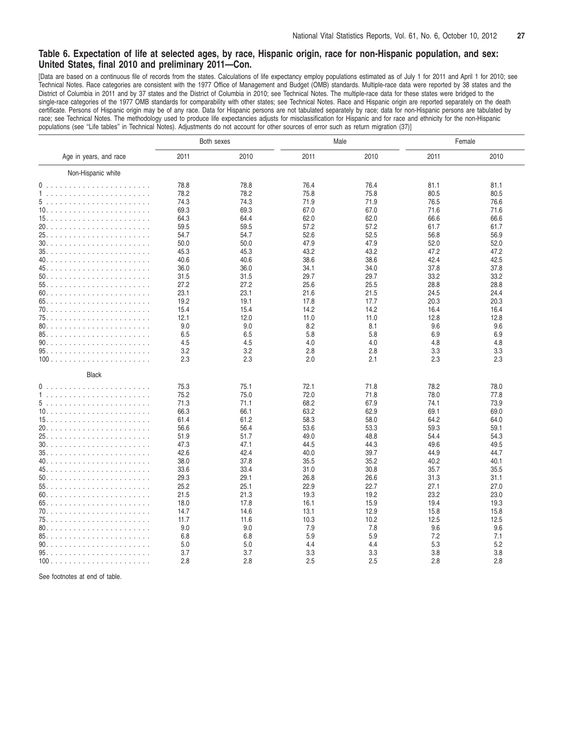## Table 6. Expectation of life at selected ages, by race, Hispanic origin, race for non-Hispanic population, and sex: United States, final 2010 and preliminary 2011—Con.

[Data are based on a continuous file of records from the states. Calculations of life expectancy employ populations estimated as of July 1 for 2011 and April 1 for 2010; see Technical Notes. Race categories are consistent with the 1977 Office of Management and Budget (OMB) standards. Multiple-race data were reported by 38 states and the District of Columbia in 2011 and by 37 states and the District of Columbia in 2010; see Technical Notes. The multiple-race data for these states were bridged to the single-race categories of the 1977 OMB standards for comparability with other states; see Technical Notes. Race and Hispanic origin are reported separately on the death certificate. Persons of Hispanic origin may be of any race. Data for Hispanic persons are not tabulated separately by race; data for non-Hispanic persons are tabulated by race; see Technical Notes. The methodology used to produce life expectancies adjusts for misclassification for Hispanic and for race and ethnicity for the non-Hispanic populations (see "Life tables" in Technical Notes). Adjustments do not account for other sources of error such as return migration (37)]

| Age in years, and race | Both sexes | | Male | | Female | |
|---|---|---|---|---|---|---|
| | 2011 | 2010 | 2011 | 2010 | 2011 | 2010 |
| Non-Hispanic white | | | | | | |
| 0 | 78.8 | 78.8 | 76.4 | 76.4 | 81.1 | 81.1 |
| 1 | 78.2 | 78.2 | 75.8 | 75.8 | 80.5 | 80.5 |
| 5 | 74.3 | 74.3 | 71.9 | 71.9 | 76.5 | 76.6 |
| 10 | 69.3 | 69.3 | 67.0 | 67.0 | 71.6 | 71.6 |
| 15 | 64.3 | 64.4 | 62.0 | 62.0 | 66.6 | 66.6 |
| 20 | 59.5 | 59.5 | 57.2 | 57.2 | 61.7 | 61.7 |
| 25 | 54.7 | 54.7 | 52.6 | 52.5 | 56.8 | 56.9 |
| 30 | 50.0 | 50.0 | 47.9 | 47.9 | 52.0 | 52.0 |
| 35 | 45.3 | 45.3 | 43.2 | 43.2 | 47.2 | 47.2 |
| 40 | 40.6 | 40.6 | 38.6 | 38.6 | 42.4 | 42.5 |
| 45 | 36.0 | 36.0 | 34.1 | 34.0 | 37.8 | 37.8 |
| 50 | 31.5 | 31.5 | 29.7 | 29.7 | 33.2 | 33.2 |
| 55 | 27.2 | 27.2 | 25.6 | 25.5 | 28.8 | 28.8 |
| 60 | 23.1 | 23.1 | 21.6 | 21.5 | 24.5 | 24.4 |
| 65 | 19.2 | 19.1 | 17.8 | 17.7 | 20.3 | 20.3 |
| 70 | 15.4 | 15.4 | 14.2 | 14.2 | 16.4 | 16.4 |
| 75 | 12.1 | 12.0 | 11.0 | 11.0 | 12.8 | 12.8 |
| 80 | 9.0 | 9.0 | 8.2 | 8.1 | 9.6 | 9.6 |
| 85 | 6.5 | 6.5 | 5.8 | 5.8 | 6.9 | 6.9 |
| 90 | 4.5 | 4.5 | 4.0 | 4.0 | 4.8 | 4.8 |
| 95 | 3.2 | 3.2 | 2.8 | 2.8 | 3.3 | 3.3 |
| 100 | 2.3 | 2.3 | 2.0 | 2.1 | 2.3 | 2.3 |
| Black | | | | | | |
| 0 | 75.3 | 75.1 | 72.1 | 71.8 | 78.2 | 78.0 |
| 1 | 75.2 | 75.0 | 72.0 | 71.8 | 78.0 | 77.8 |
| 5 | 71.3 | 71.1 | 68.2 | 67.9 | 74.1 | 73.9 |
| 10 | 66.3 | 66.1 | 63.2 | 62.9 | 69.1 | 69.0 |
| 15 | 61.4 | 61.2 | 58.3 | 58.0 | 64.2 | 64.0 |
| 20 | 56.6 | 56.4 | 53.6 | 53.3 | 59.3 | 59.1 |
| 25 | 51.9 | 51.7 | 49.0 | 48.8 | 54.4 | 54.3 |
| 30 | 47.3 | 47.1 | 44.5 | 44.3 | 49.6 | 49.5 |
| 35 | 42.6 | 42.4 | 40.0 | 39.7 | 44.9 | 44.7 |
| 40 | 38.0 | 37.8 | 35.5 | 35.2 | 40.2 | 40.1 |
| 45 | 33.6 | 33.4 | 31.0 | 30.8 | 35.7 | 35.5 |
| 50 | 29.3 | 29.1 | 26.8 | 26.6 | 31.3 | 31.1 |
| 55 | 25.2 | 25.1 | 22.9 | 22.7 | 27.1 | 27.0 |
| 60 | 21.5 | 21.3 | 19.3 | 19.2 | 23.2 | 23.0 |
| 65 | 18.0 | 17.8 | 16.1 | 15.9 | 19.4 | 19.3 |
| 70 | 14.7 | 14.6 | 13.1 | 12.9 | 15.8 | 15.8 |
| 75 | 11.7 | 11.6 | 10.3 | 10.2 | 12.5 | 12.5 |
| 80 | 9.0 | 9.0 | 7.9 | 7.8 | 9.6 | 9.6 |
| 85 | 6.8 | 6.8 | 5.9 | 5.9 | 7.2 | 7.1 |
| 90 | 5.0 | 5.0 | 4.4 | 4.4 | 5.3 | 5.2 |
| 95 | 3.7 | 3.7 | 3.3 | 3.3 | 3.8 | 3.8 |
| 100 | 2.8 | 2.8 | 2.5 | 2.5 | 2.8 | 2.8 |

See footnotes at end of table.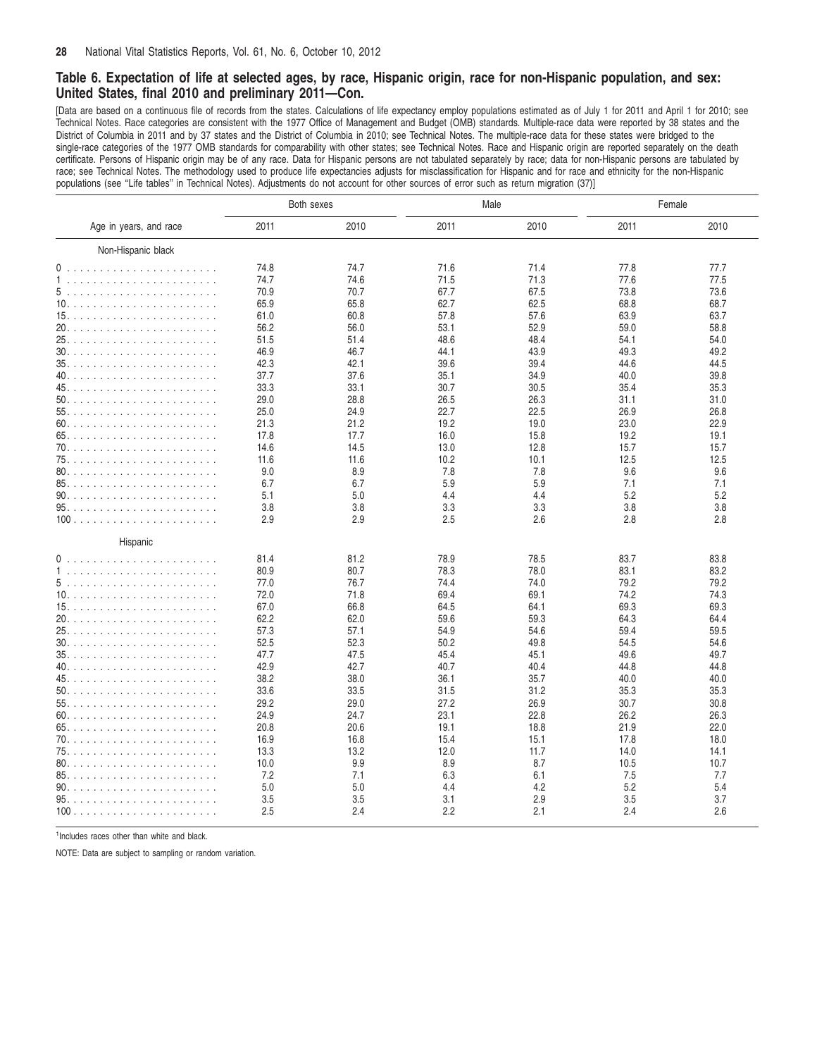## Table 6. Expectation of life at selected ages, by race, Hispanic origin, race for non-Hispanic population, and sex: United States, final 2010 and preliminary 2011—Con.

[Data are based on a continuous file of records from the states. Calculations of life expectancy employ populations estimated as of July 1 for 2011 and April 1 for 2010; see Technical Notes. Race categories are consistent with the 1977 Office of Management and Budget (OMB) standards. Multiple-race data were reported by 38 states and the District of Columbia in 2011 and by 37 states and the District of Columbia in 2010; see Technical Notes. The multiple-race data for these states were bridged to the single-race categories of the 1977 OMB standards for comparability with other states; see Technical Notes. Race and Hispanic origin are reported separately on the death certificate. Persons of Hispanic origin may be of any race. Data for Hispanic persons are not tabulated separately by race; data for non-Hispanic persons are tabulated by race; see Technical Notes. The methodology used to produce life expectancies adjusts for misclassification for Hispanic and for race and ethnicity for the non-Hispanic populations (see "Life tables" in Technical Notes). Adjustments do not account for other sources of error such as return migration (37)]

| Age in years, and race | Both sexes | | Male | | Female | |
|---|---|---|---|---|---|---|
| | 2011 | 2010 | 2011 | 2010 | 2011 | 2010 |
| Non-Hispanic black | | | | | | |
| 0 | 74.8 | 74.7 | 71.6 | 71.4 | 77.8 | 77.7 |
| 1 | 74.7 | 74.6 | 71.5 | 71.3 | 77.6 | 77.5 |
| 5 | 70.9 | 70.7 | 67.7 | 67.5 | 73.8 | 73.6 |
| 10 | 65.9 | 65.8 | 62.7 | 62.5 | 68.8 | 68.7 |
| 15 | 61.0 | 60.8 | 57.8 | 57.6 | 63.9 | 63.7 |
| 20 | 56.2 | 56.0 | 53.1 | 52.9 | 59.0 | 58.8 |
| 25 | 51.5 | 51.4 | 48.6 | 48.4 | 54.1 | 54.0 |
| 30 | 46.9 | 46.7 | 44.1 | 43.9 | 49.3 | 49.2 |
| 35 | 42.3 | 42.1 | 39.6 | 39.4 | 44.6 | 44.5 |
| 40 | 37.7 | 37.6 | 35.1 | 34.9 | 40.0 | 39.8 |
| 45 | 33.3 | 33.1 | 30.7 | 30.5 | 35.4 | 35.3 |
| 50 | 29.0 | 28.8 | 26.5 | 26.3 | 31.1 | 31.0 |
| 55 | 25.0 | 24.9 | 22.7 | 22.5 | 26.9 | 26.8 |
| 60 | 21.3 | 21.2 | 19.2 | 19.0 | 23.0 | 22.9 |
| 65 | 17.8 | 17.7 | 16.0 | 15.8 | 19.2 | 19.1 |
| 70 | 14.6 | 14.5 | 13.0 | 12.8 | 15.7 | 15.7 |
| 75 | 11.6 | 11.6 | 10.2 | 10.1 | 12.5 | 12.5 |
| 80 | 9.0 | 8.9 | 7.8 | 7.8 | 9.6 | 9.6 |
| 85 | 6.7 | 6.7 | 5.9 | 5.9 | 7.1 | 7.1 |
| 90 | 5.1 | 5.0 | 4.4 | 4.4 | 5.2 | 5.2 |
| 95 | 3.8 | 3.8 | 3.3 | 3.3 | 3.8 | 3.8 |
| 100 | 2.9 | 2.9 | 2.5 | 2.6 | 2.8 | 2.8 |
| Hispanic | | | | | | |
| 0 | 81.4 | 81.2 | 78.9 | 78.5 | 83.7 | 83.8 |
| 1 | 80.9 | 80.7 | 78.3 | 78.0 | 83.1 | 83.2 |
| 5 | 77.0 | 76.7 | 74.4 | 74.0 | 79.2 | 79.2 |
| 10 | 72.0 | 71.8 | 69.4 | 69.1 | 74.2 | 74.3 |
| 15 | 67.0 | 66.8 | 64.5 | 64.1 | 69.3 | 69.3 |
| 20 | 62.2 | 62.0 | 59.6 | 59.3 | 64.3 | 64.4 |
| 25 | 57.3 | 57.1 | 54.9 | 54.6 | 59.4 | 59.5 |
| 30 | 52.5 | 52.3 | 50.2 | 49.8 | 54.5 | 54.6 |
| 35 | 47.7 | 47.5 | 45.4 | 45.1 | 49.6 | 49.7 |
| 40 | 42.9 | 42.7 | 40.7 | 40.4 | 44.8 | 44.8 |
| 45 | 38.2 | 38.0 | 36.1 | 35.7 | 40.0 | 40.0 |
| 50 | 33.6 | 33.5 | 31.5 | 31.2 | 35.3 | 35.3 |
| 55 | 29.2 | 29.0 | 27.2 | 26.9 | 30.7 | 30.8 |
| 60 | 24.9 | 24.7 | 23.1 | 22.8 | 26.2 | 26.3 |
| 65 | 20.8 | 20.6 | 19.1 | 18.8 | 21.9 | 22.0 |
| 70 | 16.9 | 16.8 | 15.4 | 15.1 | 17.8 | 18.0 |
| 75 | 13.3 | 13.2 | 12.0 | 11.7 | 14.0 | 14.1 |
| 80 | 10.0 | 9.9 | 8.9 | 8.7 | 10.5 | 10.7 |
| 85 | 7.2 | 7.1 | 6.3 | 6.1 | 7.5 | 7.7 |
| 90 | 5.0 | 5.0 | 4.4 | 4.2 | 5.2 | 5.4 |
| 95 | 3.5 | 3.5 | 3.1 | 2.9 | 3.5 | 3.7 |
| 100 | 2.5 | 2.4 | 2.2 | 2.1 | 2.4 | 2.6 |

[1]Includes races other than white and black.

NOTE: Data are subject to sampling or random variation.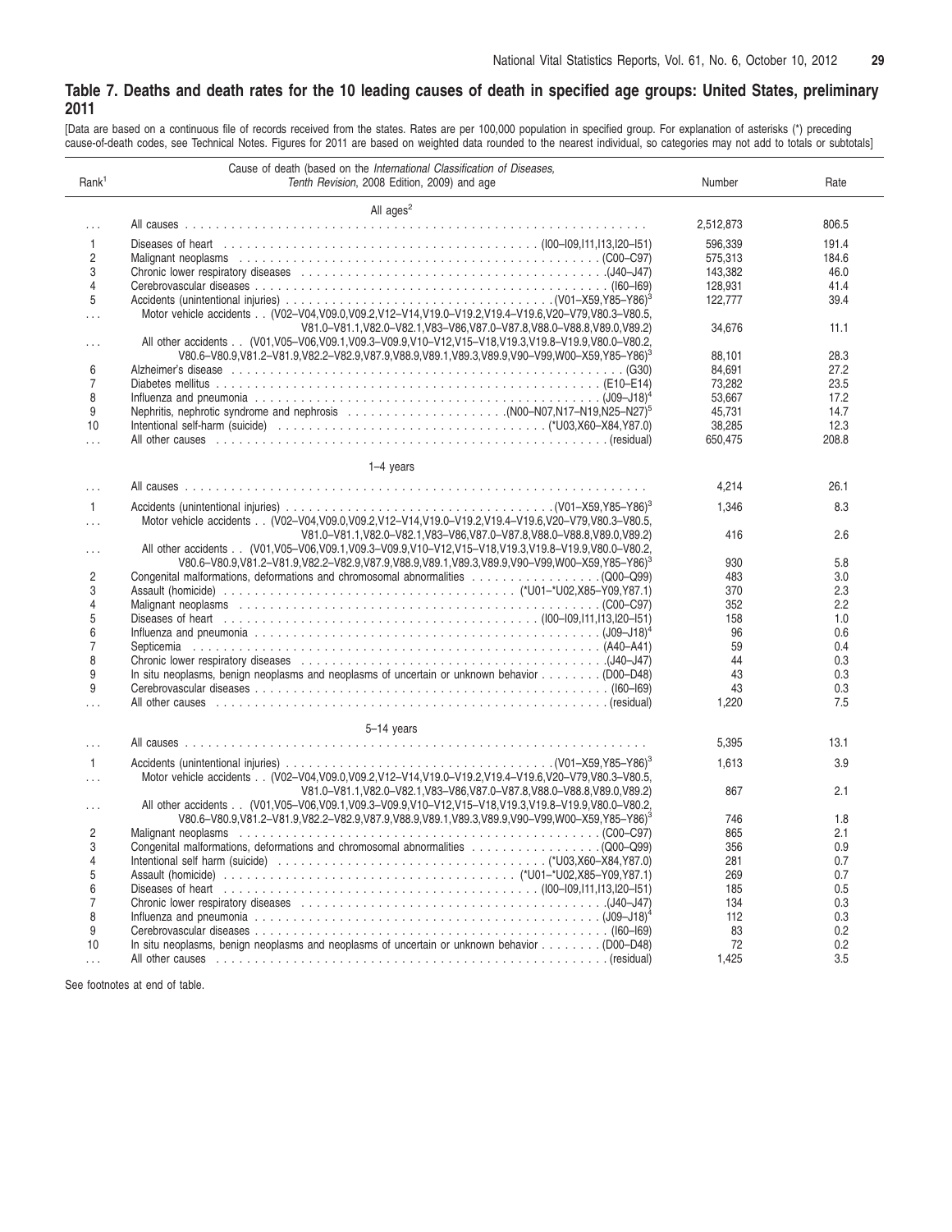## Table 7. Deaths and death rates for the 10 leading causes of death in specified age groups: United States, preliminary 2011

[Data are based on a continuous file of records received from the states. Rates are per 100,000 population in specified group. For explanation of asterisks (*) preceding cause-of-death codes, see Technical Notes. Figures for 2011 are based on weighted data rounded to the nearest individual, so categories may not add to totals or subtotals]

| Rank[1] | Cause of death (based on the *International Classification of Diseases, Tenth Revision*, 2008 Edition, 2009) and age | Number | Rate |
|---|---|---|---|
| | **All ages[2]** | | |
| ... | All causes | 2,512,873 | 806.5 |
| 1 | Diseases of heart (I00–I09,I11,I13,I20–I51) | 596,339 | 191.4 |
| 2 | Malignant neoplasms (C00–C97) | 575,313 | 184.6 |
| 3 | Chronic lower respiratory diseases (J40–J47) | 143,382 | 46.0 |
| 4 | Cerebrovascular diseases (I60–I69) | 128,931 | 41.4 |
| 5 | Accidents (unintentional injuries) (V01–X59,Y85–Y86)[3] | 122,777 | 39.4 |
| ... | Motor vehicle accidents (V02–V04,V09.0,V09.2,V12–V14,V19.0–V19.2,V19.4–V19.6,V20–V79,V80.3–V80.5, V81.0–V81.1,V82.0–V82.1,V83–V86,V87.0–V87.8,V88.0–V88.8,V89.0,V89.2) | 34,676 | 11.1 |
| ... | All other accidents (V01,V05–V06,V09.1,V09.3–V09.9,V10–V12,V15–V18,V19.3,V19.8–V19.9,V80.0–V80.2, V80.6–V80.9,V81.2–V81.9,V82.2–V82.9,V87.9,V88.9,V89.1,V89.3,V89.9,V90–V99,W00–X59,Y85–Y86)[3] | 88,101 | 28.3 |
| 6 | Alzheimer's disease (G30) | 84,691 | 27.2 |
| 7 | Diabetes mellitus (E10–E14) | 73,282 | 23.5 |
| 8 | Influenza and pneumonia (J09–J18)[4] | 53,667 | 17.2 |
| 9 | Nephritis, nephrotic syndrome and nephrosis (N00–N07,N17–N19,N25–N27)[5] | 45,731 | 14.7 |
| 10 | Intentional self-harm (suicide) (*U03,X60–X84,Y87.0) | 38,285 | 12.3 |
| ... | All other causes (residual) | 650,475 | 208.8 |
| | **1–4 years** | | |
| ... | All causes | 4,214 | 26.1 |
| 1 | Accidents (unintentional injuries) (V01–X59,Y85–Y86)[3] | 1,346 | 8.3 |
| ... | Motor vehicle accidents (V02–V04,V09.0,V09.2,V12–V14,V19.0–V19.2,V19.4–V19.6,V20–V79,V80.3–V80.5, V81.0–V81.1,V82.0–V82.1,V83–V86,V87.0–V87.8,V88.0–V88.8,V89.0,V89.2) | 416 | 2.6 |
| ... | All other accidents (V01,V05–V06,V09.1,V09.3–V09.9,V10–V12,V15–V18,V19.3,V19.8–V19.9,V80.0–V80.2, V80.6–V80.9,V81.2–V81.9,V82.2–V82.9,V87.9,V88.9,V89.1,V89.3,V89.9,V90–V99,W00–X59,Y85–Y86)[3] | 930 | 5.8 |
| 2 | Congenital malformations, deformations and chromosomal abnormalities (Q00–Q99) | 483 | 3.0 |
| 3 | Assault (homicide) (*U01–*U02,X85–Y09,Y87.1) | 370 | 2.3 |
| 4 | Malignant neoplasms (C00–C97) | 352 | 2.2 |
| 5 | Diseases of heart (I00–I09,I11,I13,I20–I51) | 158 | 1.0 |
| 6 | Influenza and pneumonia (J09–J18)[4] | 96 | 0.6 |
| 7 | Septicemia (A40–A41) | 59 | 0.4 |
| 8 | Chronic lower respiratory diseases (J40–J47) | 44 | 0.3 |
| 9 | In situ neoplasms, benign neoplasms and neoplasms of uncertain or unknown behavior (D00–D48) | 43 | 0.3 |
| 9 | Cerebrovascular diseases (I60–I69) | 43 | 0.3 |
| ... | All other causes (residual) | 1,220 | 7.5 |
| | **5–14 years** | | |
| ... | All causes | 5,395 | 13.1 |
| 1 | Accidents (unintentional injuries) (V01–X59,Y85–Y86)[3] | 1,613 | 3.9 |
| ... | Motor vehicle accidents (V02–V04,V09.0,V09.2,V12–V14,V19.0–V19.2,V19.4–V19.6,V20–V79,V80.3–V80.5, V81.0–V81.1,V82.0–V82.1,V83–V86,V87.0–V87.8,V88.0–V88.8,V89.0,V89.2) | 867 | 2.1 |
| ... | All other accidents (V01,V05–V06,V09.1,V09.3–V09.9,V10–V12,V15–V18,V19.3,V19.8–V19.9,V80.0–V80.2, V80.6–V80.9,V81.2–V81.9,V82.2–V82.9,V87.9,V88.9,V89.1,V89.3,V89.9,V90–V99,W00–X59,Y85–Y86)[3] | 746 | 1.8 |
| 2 | Malignant neoplasms (C00–C97) | 865 | 2.1 |
| 3 | Congenital malformations, deformations and chromosomal abnormalities (Q00–Q99) | 356 | 0.9 |
| 4 | Intentional self harm (suicide) (*U03,X60–X84,Y87.0) | 281 | 0.7 |
| 5 | Assault (homicide) (*U01–*U02,X85–Y09,Y87.1) | 269 | 0.7 |
| 6 | Diseases of heart (I00–I09,I11,I13,I20–I51) | 185 | 0.5 |
| 7 | Chronic lower respiratory diseases (J40–J47) | 134 | 0.3 |
| 8 | Influenza and pneumonia (J09–J18)[4] | 112 | 0.3 |
| 9 | Cerebrovascular diseases (I60–I69) | 83 | 0.2 |
| 10 | In situ neoplasms, benign neoplasms and neoplasms of uncertain or unknown behavior (D00–D48) | 72 | 0.2 |
| ... | All other causes (residual) | 1,425 | 3.5 |

See footnotes at end of table.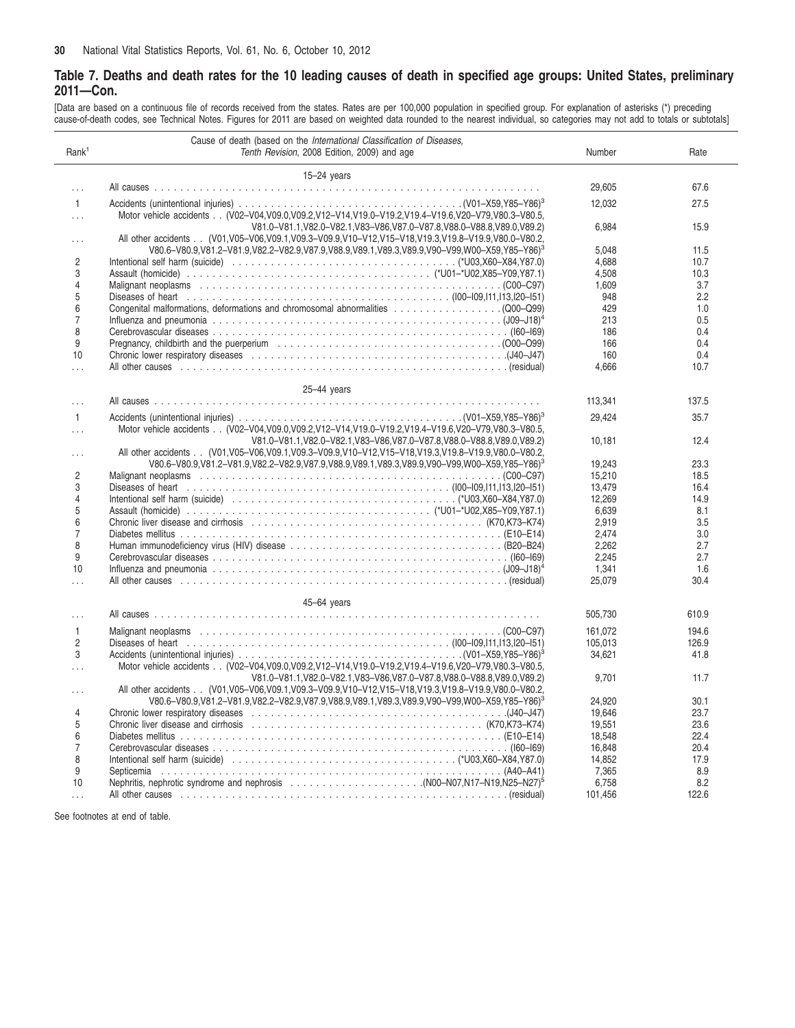## Table 7. Deaths and death rates for the 10 leading causes of death in specified age groups: United States, preliminary 2011—Con.

[Data are based on a continuous file of records received from the states. Rates are per 100,000 population in specified group. For explanation of asterisks (*) preceding cause-of-death codes, see Technical Notes. Figures for 2011 are based on weighted data rounded to the nearest individual, so categories may not add to totals or subtotals]

| Rank[1] | Cause of death (based on the *International Classification of Diseases, Tenth Revision*, 2008 Edition, 2009) and age | Number | Rate |
|---|---|---|---|
| | **15–24 years** | | |
| ... | All causes | 29,605 | 67.6 |
| 1 | Accidents (unintentional injuries) (V01–X59,Y85–Y86)[3] | 12,032 | 27.5 |
| ... | Motor vehicle accidents (V02–V04,V09.0,V09.2,V12–V14,V19.0–V19.2,V19.4–V19.6,V20–V79,V80.3–V80.5, V81.0–V81.1,V82.0–V82.1,V83–V86,V87.0–V87.8,V88.0–V88.8,V89.0,V89.2) | 6,984 | 15.9 |
| ... | All other accidents (V01,V05–V06,V09.1,V09.3–V09.9,V10–V12,V15–V18,V19.3,V19.8–V19.9,V80.0–V80.2, V80.6–V80.9,V81.2–V81.9,V82.2–V82.9,V87.9,V88.9,V89.1,V89.3,V89.9,V90–V99,W00–X59,Y85–Y86)[3] | 5,048 | 11.5 |
| 2 | Intentional self harm (suicide) (*U03,X60–X84,Y87.0) | 4,688 | 10.7 |
| 3 | Assault (homicide) (*U01–*U02,X85–Y09,Y87.1) | 4,508 | 10.3 |
| 4 | Malignant neoplasms (C00–C97) | 1,609 | 3.7 |
| 5 | Diseases of heart (I00–I09,I11,I13,I20–I51) | 948 | 2.2 |
| 6 | Congenital malformations, deformations and chromosomal abnormalities (Q00–Q99) | 429 | 1.0 |
| 7 | Influenza and pneumonia (J09–J18)[4] | 213 | 0.5 |
| 8 | Cerebrovascular diseases (I60–I69) | 186 | 0.4 |
| 9 | Pregnancy, childbirth and the puerperium (O00–O99) | 166 | 0.4 |
| 10 | Chronic lower respiratory diseases (J40–J47) | 160 | 0.4 |
| ... | All other causes (residual) | 4,666 | 10.7 |
| | **25–44 years** | | |
| ... | All causes | 113,341 | 137.5 |
| 1 | Accidents (unintentional injuries) (V01–X59,Y85–Y86)[3] | 29,424 | 35.7 |
| ... | Motor vehicle accidents (V02–V04,V09.0,V09.2,V12–V14,V19.0–V19.2,V19.4–V19.6,V20–V79,V80.3–V80.5, V81.0–V81.1,V82.0–V82.1,V83–V86,V87.0–V87.8,V88.0–V88.8,V89.0,V89.2) | 10,181 | 12.4 |
| ... | All other accidents (V01,V05–V06,V09.1,V09.3–V09.9,V10–V12,V15–V18,V19.3,V19.8–V19.9,V80.0–V80.2, V80.6–V80.9,V81.2–V81.9,V82.2–V82.9,V87.9,V88.9,V89.1,V89.3,V89.9,V90–V99,W00–X59,Y85–Y86)[3] | 19,243 | 23.3 |
| 2 | Malignant neoplasms (C00–C97) | 15,210 | 18.5 |
| 3 | Diseases of heart (I00–I09,I11,I13,I20–I51) | 13,479 | 16.4 |
| 4 | Intentional self harm (suicide) (*U03,X60–X84,Y87.0) | 12,269 | 14.9 |
| 5 | Assault (homicide) (*U01–*U02,X85–Y09,Y87.1) | 6,639 | 8.1 |
| 6 | Chronic liver disease and cirrhosis (K70,K73–K74) | 2,919 | 3.5 |
| 7 | Diabetes mellitus (E10–E14) | 2,474 | 3.0 |
| 8 | Human immunodeficiency virus (HIV) disease (B20–B24) | 2,262 | 2.7 |
| 9 | Cerebrovascular diseases (I60–I69) | 2,245 | 2.7 |
| 10 | Influenza and pneumonia (J09–J18)[4] | 1,341 | 1.6 |
| ... | All other causes (residual) | 25,079 | 30.4 |
| | **45–64 years** | | |
| ... | All causes | 505,730 | 610.9 |
| 1 | Malignant neoplasms (C00–C97) | 161,072 | 194.6 |
| 2 | Diseases of heart (I00–I09,I11,I13,I20–I51) | 105,013 | 126.9 |
| 3 | Accidents (unintentional injuries) (V01–X59,Y85–Y86)[3] | 34,621 | 41.8 |
| ... | Motor vehicle accidents (V02–V04,V09.0,V09.2,V12–V14,V19.0–V19.2,V19.4–V19.6,V20–V79,V80.3–V80.5, V81.0–V81.1,V82.0–V82.1,V83–V86,V87.0–V87.8,V88.0–V88.8,V89.0,V89.2) | 9,701 | 11.7 |
| ... | All other accidents (V01,V05–V06,V09.1,V09.3–V09.9,V10–V12,V15–V18,V19.3,V19.8–V19.9,V80.0–V80.2, V80.6–V80.9,V81.2–V81.9,V82.2–V82.9,V87.9,V88.9,V89.1,V89.3,V89.9,V90–V99,W00–X59,Y85–Y86)[3] | 24,920 | 30.1 |
| 4 | Chronic lower respiratory diseases (J40–J47) | 19,646 | 23.7 |
| 5 | Chronic liver disease and cirrhosis (K70,K73–K74) | 19,551 | 23.6 |
| 6 | Diabetes mellitus (E10–E14) | 18,548 | 22.4 |
| 7 | Cerebrovascular diseases (I60–I69) | 16,848 | 20.4 |
| 8 | Intentional self harm (suicide) (*U03,X60–X84,Y87.0) | 14,852 | 17.9 |
| 9 | Septicemia (A40–A41) | 7,365 | 8.9 |
| 10 | Nephritis, nephrotic syndrome and nephrosis (N00–N07,N17–N19,N25–N27)[5] | 6,758 | 8.2 |
| ... | All other causes (residual) | 101,456 | 122.6 |

See footnotes at end of table.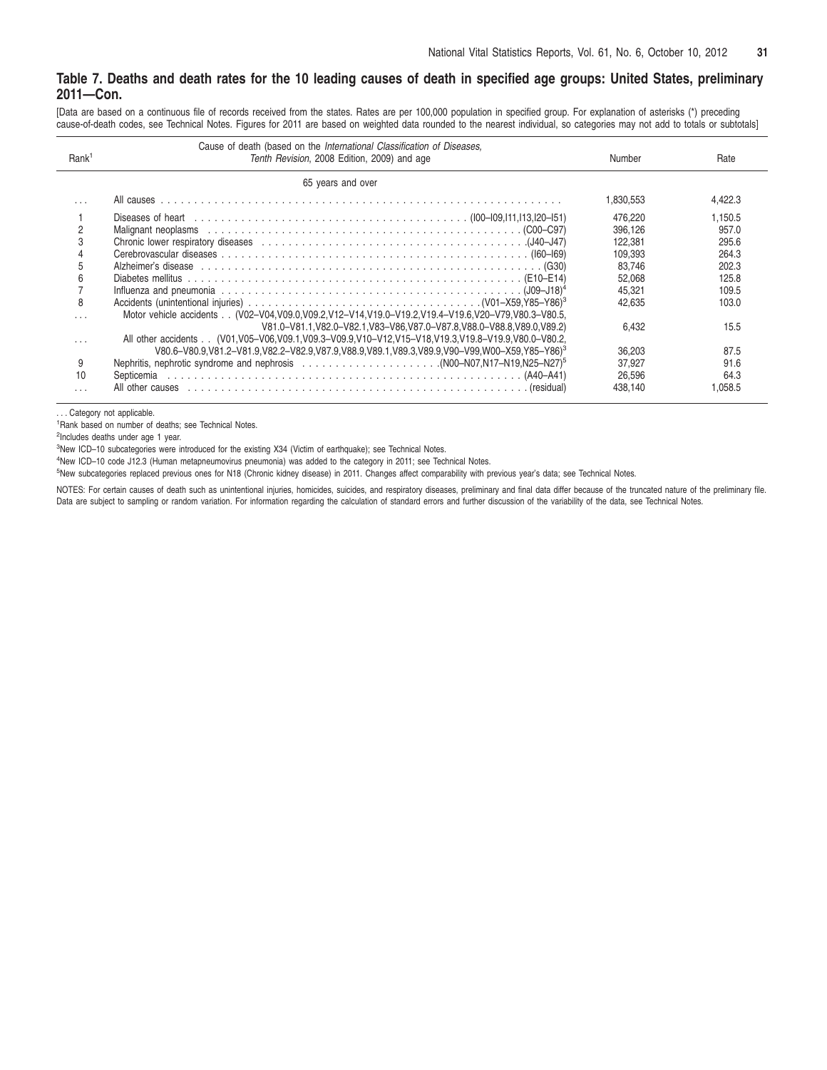## Table 7. Deaths and death rates for the 10 leading causes of death in specified age groups: United States, preliminary 2011—Con.

[Data are based on a continuous file of records received from the states. Rates are per 100,000 population in specified group. For explanation of asterisks (*) preceding cause-of-death codes, see Technical Notes. Figures for 2011 are based on weighted data rounded to the nearest individual, so categories may not add to totals or subtotals]

| Rank[1] | Cause of death (based on the *International Classification of Diseases, Tenth Revision*, 2008 Edition, 2009) and age | Number | Rate |
|---|---|---|---|
| | 65 years and over | | |
| . . . | All causes | 1,830,553 | 4,422.3 |
| 1 | Diseases of heart (I00–I09,I11,I13,I20–I51) | 476,220 | 1,150.5 |
| 2 | Malignant neoplasms (C00–C97) | 396,126 | 957.0 |
| 3 | Chronic lower respiratory diseases (J40–J47) | 122,381 | 295.6 |
| 4 | Cerebrovascular diseases (I60–I69) | 109,393 | 264.3 |
| 5 | Alzheimer's disease (G30) | 83,746 | 202.3 |
| 6 | Diabetes mellitus (E10–E14) | 52,068 | 125.8 |
| 7 | Influenza and pneumonia (J09–J18)[4] | 45,321 | 109.5 |
| 8 | Accidents (unintentional injuries) (V01–X59,Y85–Y86)[3] | 42,635 | 103.0 |
| . . . | Motor vehicle accidents (V02–V04,V09.0,V09.2,V12–V14,V19.0–V19.2,V19.4–V19.6,V20–V79,V80.3–V80.5, V81.0–V81.1,V82.0–V82.1,V83–V86,V87.0–V87.8,V88.0–V88.8,V89.0,V89.2) | 6,432 | 15.5 |
| . . . | All other accidents (V01,V05–V06,V09.1,V09.3–V09.9,V10–V12,V15–V18,V19.3,V19.8–V19.9,V80.0–V80.2, V80.6–V80.9,V81.2–V81.9,V82.2–V82.9,V87.9,V88.9,V89.1,V89.3,V89.9,V90–V99,W00–X59,Y85–Y86)[3] | 36,203 | 87.5 |
| 9 | Nephritis, nephrotic syndrome and nephrosis (N00–N07,N17–N19,N25–N27)[5] | 37,927 | 91.6 |
| 10 | Septicemia (A40–A41) | 26,596 | 64.3 |
| . . . | All other causes (residual) | 438,140 | 1,058.5 |

. . . Category not applicable.

[1]Rank based on number of deaths; see Technical Notes.

[2]Includes deaths under age 1 year.

[3]New ICD–10 subcategories were introduced for the existing X34 (Victim of earthquake); see Technical Notes.

[4]New ICD–10 code J12.3 (Human metapneumovirus pneumonia) was added to the category in 2011; see Technical Notes.

[5]New subcategories replaced previous ones for N18 (Chronic kidney disease) in 2011. Changes affect comparability with previous year's data; see Technical Notes.

NOTES: For certain causes of death such as unintentional injuries, homicides, suicides, and respiratory diseases, preliminary and final data differ because of the truncated nature of the preliminary file. Data are subject to sampling or random variation. For information regarding the calculation of standard errors and further discussion of the variability of the data, see Technical Notes.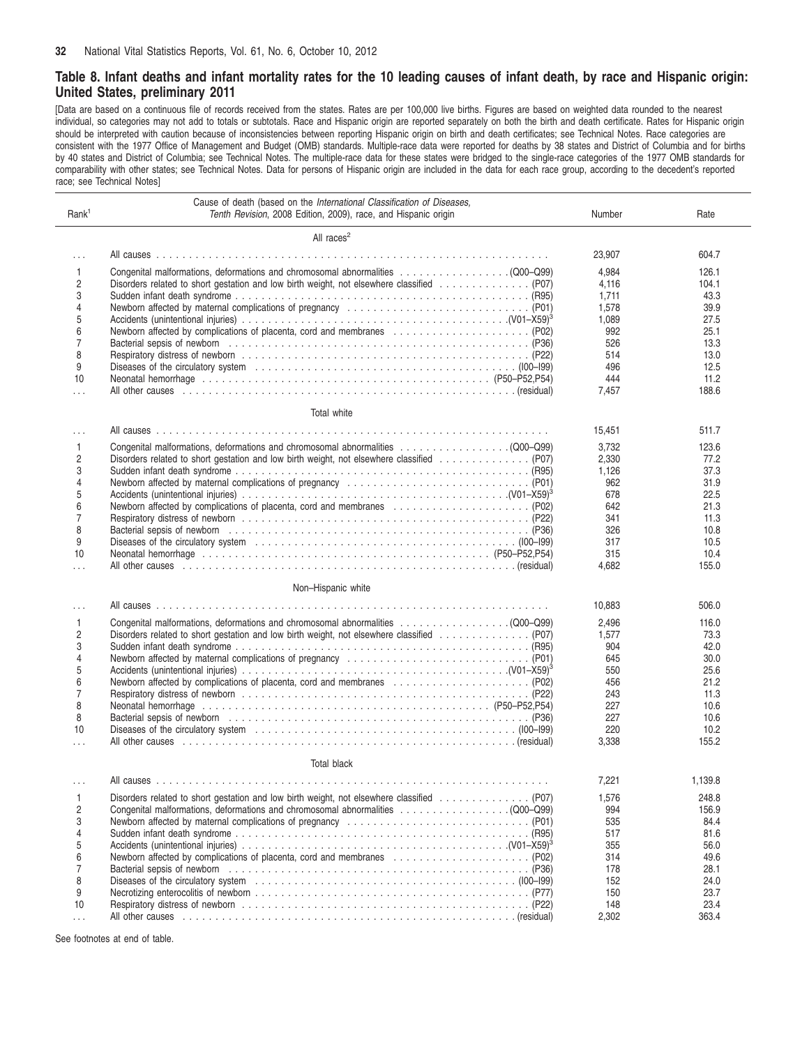## Table 8. Infant deaths and infant mortality rates for the 10 leading causes of infant death, by race and Hispanic origin: United States, preliminary 2011

[Data are based on a continuous file of records received from the states. Rates are per 100,000 live births. Figures are based on weighted data rounded to the nearest individual, so categories may not add to totals or subtotals. Race and Hispanic origin are reported separately on both the birth and death certificate. Rates for Hispanic origin should be interpreted with caution because of inconsistencies between reporting Hispanic origin on birth and death certificates; see Technical Notes. Race categories are consistent with the 1977 Office of Management and Budget (OMB) standards. Multiple-race data were reported for deaths by 38 states and District of Columbia and for births by 40 states and District of Columbia; see Technical Notes. The multiple-race data for these states were bridged to the single-race categories of the 1977 OMB standards for comparability with other states; see Technical Notes. Data for persons of Hispanic origin are included in the data for each race group, according to the decedent's reported race; see Technical Notes]

| Rank[1] | Cause of death (based on the *International Classification of Diseases, Tenth Revision*, 2008 Edition, 2009), race, and Hispanic origin | Number | Rate |
|---|---|---|---|
| | All races[2] | | |
| ... | All causes | 23,907 | 604.7 |
| 1 | Congenital malformations, deformations and chromosomal abnormalities (Q00–Q99) | 4,984 | 126.1 |
| 2 | Disorders related to short gestation and low birth weight, not elsewhere classified (P07) | 4,116 | 104.1 |
| 3 | Sudden infant death syndrome (R95) | 1,711 | 43.3 |
| 4 | Newborn affected by maternal complications of pregnancy (P01) | 1,578 | 39.9 |
| 5 | Accidents (unintentional injuries) (V01–X59)[3] | 1,089 | 27.5 |
| 6 | Newborn affected by complications of placenta, cord and membranes (P02) | 992 | 25.1 |
| 7 | Bacterial sepsis of newborn (P36) | 526 | 13.3 |
| 8 | Respiratory distress of newborn (P22) | 514 | 13.0 |
| 9 | Diseases of the circulatory system (I00–I99) | 496 | 12.5 |
| 10 | Neonatal hemorrhage (P50–P52,P54) | 444 | 11.2 |
| ... | All other causes (residual) | 7,457 | 188.6 |
| | Total white | | |
| ... | All causes | 15,451 | 511.7 |
| 1 | Congenital malformations, deformations and chromosomal abnormalities (Q00–Q99) | 3,732 | 123.6 |
| 2 | Disorders related to short gestation and low birth weight, not elsewhere classified (P07) | 2,330 | 77.2 |
| 3 | Sudden infant death syndrome (R95) | 1,126 | 37.3 |
| 4 | Newborn affected by maternal complications of pregnancy (P01) | 962 | 31.9 |
| 5 | Accidents (unintentional injuries) (V01–X59)[3] | 678 | 22.5 |
| 6 | Newborn affected by complications of placenta, cord and membranes (P02) | 642 | 21.3 |
| 7 | Respiratory distress of newborn (P22) | 341 | 11.3 |
| 8 | Bacterial sepsis of newborn (P36) | 326 | 10.8 |
| 9 | Diseases of the circulatory system (I00–I99) | 317 | 10.5 |
| 10 | Neonatal hemorrhage (P50–P52,P54) | 315 | 10.4 |
| ... | All other causes (residual) | 4,682 | 155.0 |
| | Non–Hispanic white | | |
| ... | All causes | 10,883 | 506.0 |
| 1 | Congenital malformations, deformations and chromosomal abnormalities (Q00–Q99) | 2,496 | 116.0 |
| 2 | Disorders related to short gestation and low birth weight, not elsewhere classified (P07) | 1,577 | 73.3 |
| 3 | Sudden infant death syndrome (R95) | 904 | 42.0 |
| 4 | Newborn affected by maternal complications of pregnancy (P01) | 645 | 30.0 |
| 5 | Accidents (unintentional injuries) (V01–X59)[3] | 550 | 25.6 |
| 6 | Newborn affected by complications of placenta, cord and membranes (P02) | 456 | 21.2 |
| 7 | Respiratory distress of newborn (P22) | 243 | 11.3 |
| 8 | Neonatal hemorrhage (P50–P52,P54) | 227 | 10.6 |
| 8 | Bacterial sepsis of newborn (P36) | 227 | 10.6 |
| 10 | Diseases of the circulatory system (I00–I99) | 220 | 10.2 |
| ... | All other causes (residual) | 3,338 | 155.2 |
| | Total black | | |
| ... | All causes | 7,221 | 1,139.8 |
| 1 | Disorders related to short gestation and low birth weight, not elsewhere classified (P07) | 1,576 | 248.8 |
| 2 | Congenital malformations, deformations and chromosomal abnormalities (Q00–Q99) | 994 | 156.9 |
| 3 | Newborn affected by maternal complications of pregnancy (P01) | 535 | 84.4 |
| 4 | Sudden infant death syndrome (R95) | 517 | 81.6 |
| 5 | Accidents (unintentional injuries) (V01–X59)[3] | 355 | 56.0 |
| 6 | Newborn affected by complications of placenta, cord and membranes (P02) | 314 | 49.6 |
| 7 | Bacterial sepsis of newborn (P36) | 178 | 28.1 |
| 8 | Diseases of the circulatory system (I00–I99) | 152 | 24.0 |
| 9 | Necrotizing enterocolitis of newborn (P77) | 150 | 23.7 |
| 10 | Respiratory distress of newborn (P22) | 148 | 23.4 |
| ... | All other causes (residual) | 2,302 | 363.4 |

See footnotes at end of table.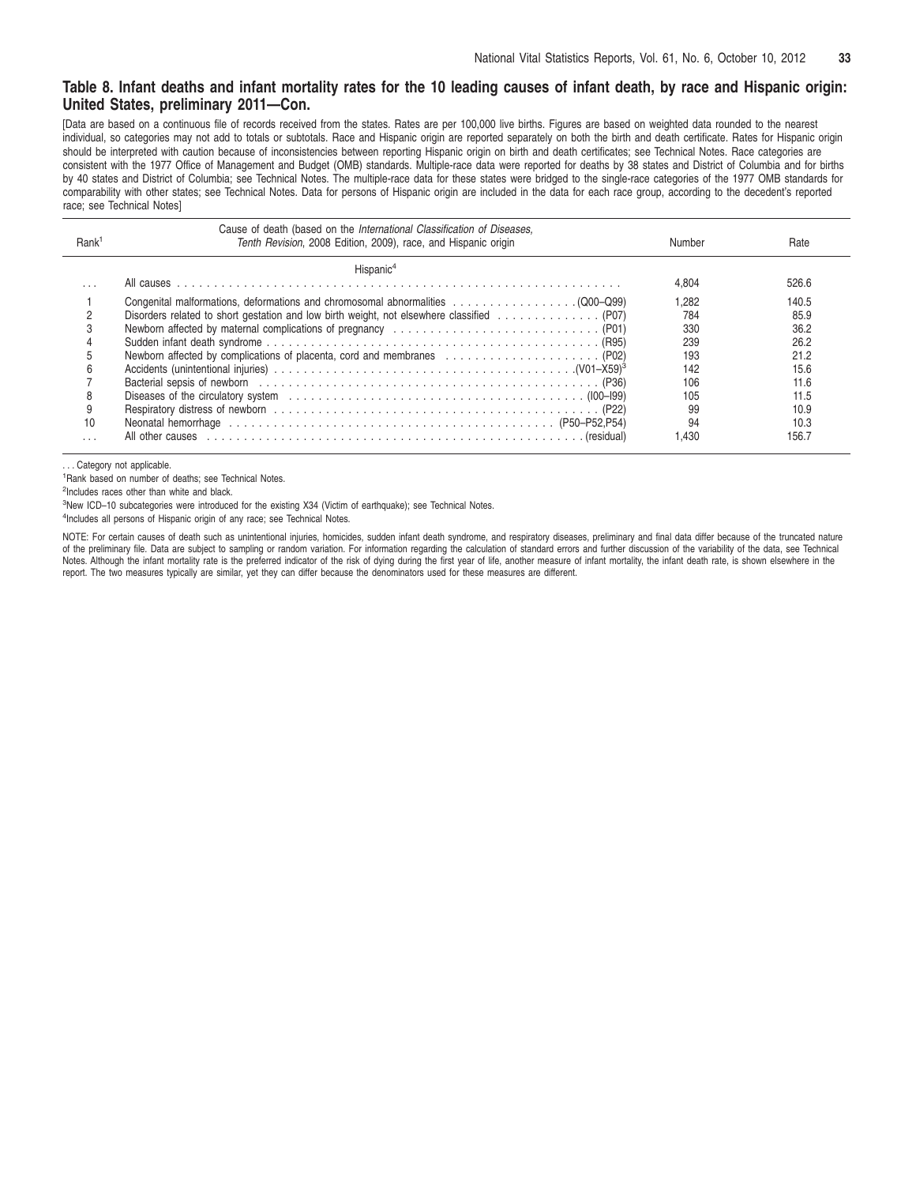## Table 8. Infant deaths and infant mortality rates for the 10 leading causes of infant death, by race and Hispanic origin: United States, preliminary 2011—Con.

[Data are based on a continuous file of records received from the states. Rates are per 100,000 live births. Figures are based on weighted data rounded to the nearest individual, so categories may not add to totals or subtotals. Race and Hispanic origin are reported separately on both the birth and death certificate. Rates for Hispanic origin should be interpreted with caution because of inconsistencies between reporting Hispanic origin on birth and death certificates; see Technical Notes. Race categories are consistent with the 1977 Office of Management and Budget (OMB) standards. Multiple-race data were reported for deaths by 38 states and District of Columbia and for births by 40 states and District of Columbia; see Technical Notes. The multiple-race data for these states were bridged to the single-race categories of the 1977 OMB standards for comparability with other states; see Technical Notes. Data for persons of Hispanic origin are included in the data for each race group, according to the decedent's reported race; see Technical Notes]

| Rank[1] | Cause of death (based on the *International Classification of Diseases, Tenth Revision*, 2008 Edition, 2009), race, and Hispanic origin | Number | Rate |
|---|---|---|---|
| | Hispanic[4] | | |
| . . . | All causes | 4,804 | 526.6 |
| 1 | Congenital malformations, deformations and chromosomal abnormalities (Q00–Q99) | 1,282 | 140.5 |
| 2 | Disorders related to short gestation and low birth weight, not elsewhere classified (P07) | 784 | 85.9 |
| 3 | Newborn affected by maternal complications of pregnancy (P01) | 330 | 36.2 |
| 4 | Sudden infant death syndrome (R95) | 239 | 26.2 |
| 5 | Newborn affected by complications of placenta, cord and membranes (P02) | 193 | 21.2 |
| 6 | Accidents (unintentional injuries) (V01–X59)[3] | 142 | 15.6 |
| 7 | Bacterial sepsis of newborn (P36) | 106 | 11.6 |
| 8 | Diseases of the circulatory system (I00–I99) | 105 | 11.5 |
| 9 | Respiratory distress of newborn (P22) | 99 | 10.9 |
| 10 | Neonatal hemorrhage (P50–P52,P54) | 94 | 10.3 |
| . . . | All other causes (residual) | 1,430 | 156.7 |

. . . Category not applicable.

[1]Rank based on number of deaths; see Technical Notes.

[2]Includes races other than white and black.

[3]New ICD–10 subcategories were introduced for the existing X34 (Victim of earthquake); see Technical Notes.

[4]Includes all persons of Hispanic origin of any race; see Technical Notes.

NOTE: For certain causes of death such as unintentional injuries, homicides, sudden infant death syndrome, and respiratory diseases, preliminary and final data differ because of the truncated nature of the preliminary file. Data are subject to sampling or random variation. For information regarding the calculation of standard errors and further discussion of the variability of the data, see Technical Notes. Although the infant mortality rate is the preferred indicator of the risk of dying during the first year of life, another measure of infant mortality, the infant death rate, is shown elsewhere in the report. The two measures typically are similar, yet they can differ because the denominators used for these measures are different.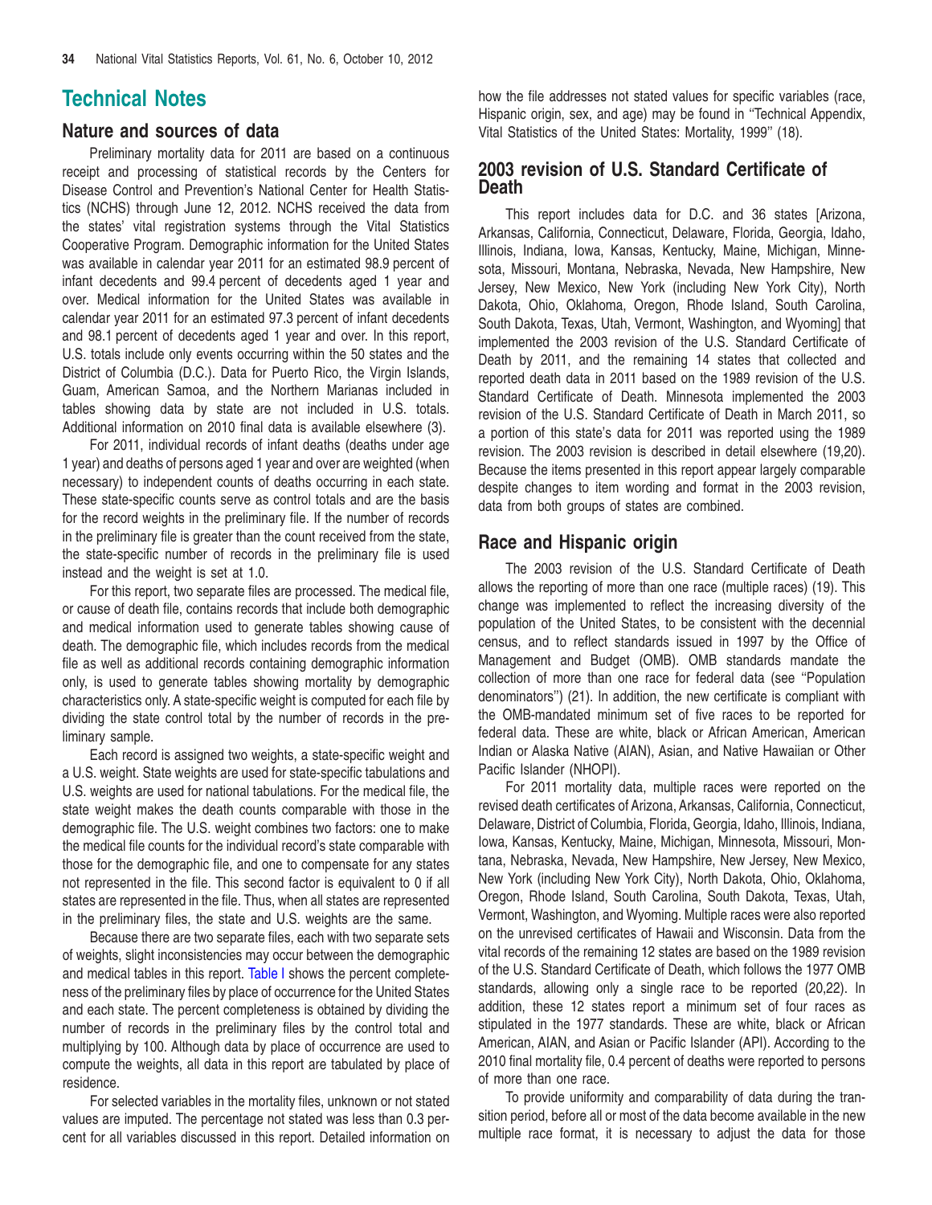## Technical Notes

### Nature and sources of data

Preliminary mortality data for 2011 are based on a continuous receipt and processing of statistical records by the Centers for Disease Control and Prevention's National Center for Health Statistics (NCHS) through June 12, 2012. NCHS received the data from the states' vital registration systems through the Vital Statistics Cooperative Program. Demographic information for the United States was available in calendar year 2011 for an estimated 98.9 percent of infant decedents and 99.4 percent of decedents aged 1 year and over. Medical information for the United States was available in calendar year 2011 for an estimated 97.3 percent of infant decedents and 98.1 percent of decedents aged 1 year and over. In this report, U.S. totals include only events occurring within the 50 states and the District of Columbia (D.C.). Data for Puerto Rico, the Virgin Islands, Guam, American Samoa, and the Northern Marianas included in tables showing data by state are not included in U.S. totals. Additional information on 2010 final data is available elsewhere (3).

For 2011, individual records of infant deaths (deaths under age 1 year) and deaths of persons aged 1 year and over are weighted (when necessary) to independent counts of deaths occurring in each state. These state-specific counts serve as control totals and are the basis for the record weights in the preliminary file. If the number of records in the preliminary file is greater than the count received from the state, the state-specific number of records in the preliminary file is used instead and the weight is set at 1.0.

For this report, two separate files are processed. The medical file, or cause of death file, contains records that include both demographic and medical information used to generate tables showing cause of death. The demographic file, which includes records from the medical file as well as additional records containing demographic information only, is used to generate tables showing mortality by demographic characteristics only. A state-specific weight is computed for each file by dividing the state control total by the number of records in the preliminary sample.

Each record is assigned two weights, a state-specific weight and a U.S. weight. State weights are used for state-specific tabulations and U.S. weights are used for national tabulations. For the medical file, the state weight makes the death counts comparable with those in the demographic file. The U.S. weight combines two factors: one to make the medical file counts for the individual record's state comparable with those for the demographic file, and one to compensate for any states not represented in the file. This second factor is equivalent to 0 if all states are represented in the file. Thus, when all states are represented in the preliminary files, the state and U.S. weights are the same.

Because there are two separate files, each with two separate sets of weights, slight inconsistencies may occur between the demographic and medical tables in this report. Table I shows the percent completeness of the preliminary files by place of occurrence for the United States and each state. The percent completeness is obtained by dividing the number of records in the preliminary files by the control total and multiplying by 100. Although data by place of occurrence are used to compute the weights, all data in this report are tabulated by place of residence.

For selected variables in the mortality files, unknown or not stated values are imputed. The percentage not stated was less than 0.3 percent for all variables discussed in this report. Detailed information on how the file addresses not stated values for specific variables (race, Hispanic origin, sex, and age) may be found in ''Technical Appendix, Vital Statistics of the United States: Mortality, 1999'' (18).

### 2003 revision of U.S. Standard Certificate of Death

This report includes data for D.C. and 36 states [Arizona, Arkansas, California, Connecticut, Delaware, Florida, Georgia, Idaho, Illinois, Indiana, Iowa, Kansas, Kentucky, Maine, Michigan, Minnesota, Missouri, Montana, Nebraska, Nevada, New Hampshire, New Jersey, New Mexico, New York (including New York City), North Dakota, Ohio, Oklahoma, Oregon, Rhode Island, South Carolina, South Dakota, Texas, Utah, Vermont, Washington, and Wyoming] that implemented the 2003 revision of the U.S. Standard Certificate of Death by 2011, and the remaining 14 states that collected and reported death data in 2011 based on the 1989 revision of the U.S. Standard Certificate of Death. Minnesota implemented the 2003 revision of the U.S. Standard Certificate of Death in March 2011, so a portion of this state's data for 2011 was reported using the 1989 revision. The 2003 revision is described in detail elsewhere (19,20). Because the items presented in this report appear largely comparable despite changes to item wording and format in the 2003 revision, data from both groups of states are combined.

### Race and Hispanic origin

The 2003 revision of the U.S. Standard Certificate of Death allows the reporting of more than one race (multiple races) (19). This change was implemented to reflect the increasing diversity of the population of the United States, to be consistent with the decennial census, and to reflect standards issued in 1997 by the Office of Management and Budget (OMB). OMB standards mandate the collection of more than one race for federal data (see ''Population denominators'') (21). In addition, the new certificate is compliant with the OMB-mandated minimum set of five races to be reported for federal data. These are white, black or African American, American Indian or Alaska Native (AIAN), Asian, and Native Hawaiian or Other Pacific Islander (NHOPI).

For 2011 mortality data, multiple races were reported on the revised death certificates of Arizona, Arkansas, California, Connecticut, Delaware, District of Columbia, Florida, Georgia, Idaho, Illinois, Indiana, Iowa, Kansas, Kentucky, Maine, Michigan, Minnesota, Missouri, Montana, Nebraska, Nevada, New Hampshire, New Jersey, New Mexico, New York (including New York City), North Dakota, Ohio, Oklahoma, Oregon, Rhode Island, South Carolina, South Dakota, Texas, Utah, Vermont, Washington, and Wyoming. Multiple races were also reported on the unrevised certificates of Hawaii and Wisconsin. Data from the vital records of the remaining 12 states are based on the 1989 revision of the U.S. Standard Certificate of Death, which follows the 1977 OMB standards, allowing only a single race to be reported (20,22). In addition, these 12 states report a minimum set of four races as stipulated in the 1977 standards. These are white, black or African American, AIAN, and Asian or Pacific Islander (API). According to the 2010 final mortality file, 0.4 percent of deaths were reported to persons of more than one race.

To provide uniformity and comparability of data during the transition period, before all or most of the data become available in the new multiple race format, it is necessary to adjust the data for those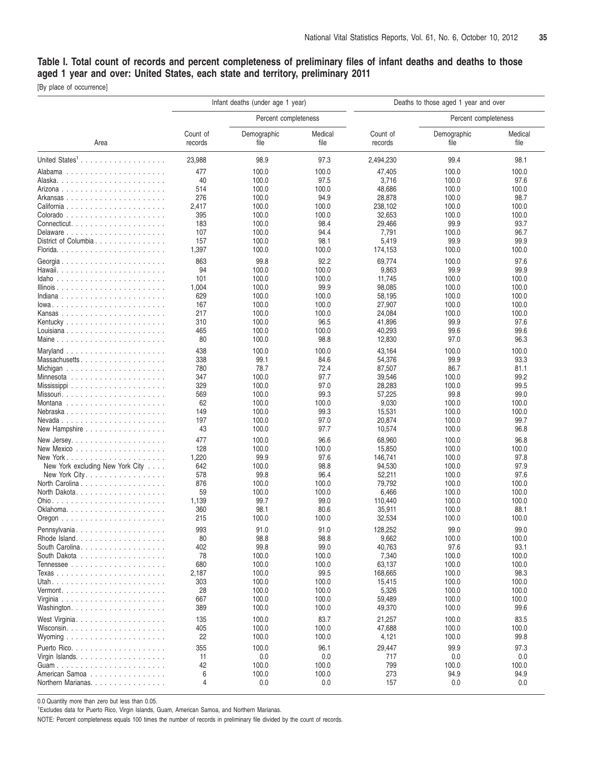## Table I. Total count of records and percent completeness of preliminary files of infant deaths and deaths to those aged 1 year and over: United States, each state and territory, preliminary 2011

[By place of occurrence]

| Area | Infant deaths (under age 1 year) | | | Deaths to those aged 1 year and over | | |
|---|---|---|---|---|---|---|
| | | Percent completeness | | | Percent completeness | |
| | Count of records | Demographic file | Medical file | Count of records | Demographic file | Medical file |
| United States[1] | 23,988 | 98.9 | 97.3 | 2,494,230 | 99.4 | 98.1 |
| Alabama | 477 | 100.0 | 100.0 | 47,405 | 100.0 | 100.0 |
| Alaska | 40 | 100.0 | 97.5 | 3,716 | 100.0 | 97.6 |
| Arizona | 514 | 100.0 | 100.0 | 48,686 | 100.0 | 100.0 |
| Arkansas | 276 | 100.0 | 94.9 | 28,878 | 100.0 | 98.7 |
| California | 2,417 | 100.0 | 100.0 | 238,102 | 100.0 | 100.0 |
| Colorado | 395 | 100.0 | 100.0 | 32,653 | 100.0 | 100.0 |
| Connecticut | 183 | 100.0 | 98.4 | 29,466 | 99.9 | 93.7 |
| Delaware | 107 | 100.0 | 94.4 | 7,791 | 100.0 | 96.7 |
| District of Columbia | 157 | 100.0 | 98.1 | 5,419 | 99.9 | 99.9 |
| Florida | 1,397 | 100.0 | 100.0 | 174,153 | 100.0 | 100.0 |
| Georgia | 863 | 99.8 | 92.2 | 69,774 | 100.0 | 97.6 |
| Hawaii | 94 | 100.0 | 100.0 | 9,863 | 99.9 | 99.9 |
| Idaho | 101 | 100.0 | 100.0 | 11,745 | 100.0 | 100.0 |
| Illinois | 1,004 | 100.0 | 99.9 | 98,085 | 100.0 | 100.0 |
| Indiana | 629 | 100.0 | 100.0 | 58,195 | 100.0 | 100.0 |
| Iowa | 167 | 100.0 | 100.0 | 27,907 | 100.0 | 100.0 |
| Kansas | 217 | 100.0 | 100.0 | 24,084 | 100.0 | 100.0 |
| Kentucky | 310 | 100.0 | 96.5 | 41,896 | 99.9 | 97.6 |
| Louisiana | 465 | 100.0 | 100.0 | 40,293 | 99.6 | 99.6 |
| Maine | 80 | 100.0 | 98.8 | 12,830 | 97.0 | 96.3 |
| Maryland | 438 | 100.0 | 100.0 | 43,164 | 100.0 | 100.0 |
| Massachusetts | 338 | 99.1 | 84.6 | 54,376 | 99.9 | 93.3 |
| Michigan | 780 | 78.7 | 72.4 | 87,507 | 86.7 | 81.1 |
| Minnesota | 347 | 100.0 | 97.7 | 39,546 | 100.0 | 99.2 |
| Mississippi | 329 | 100.0 | 97.0 | 28,283 | 100.0 | 99.5 |
| Missouri | 569 | 100.0 | 99.3 | 57,225 | 99.8 | 99.0 |
| Montana | 62 | 100.0 | 100.0 | 9,030 | 100.0 | 100.0 |
| Nebraska | 149 | 100.0 | 99.3 | 15,531 | 100.0 | 100.0 |
| Nevada | 197 | 100.0 | 97.0 | 20,874 | 100.0 | 99.7 |
| New Hampshire | 43 | 100.0 | 97.7 | 10,574 | 100.0 | 96.8 |
| New Jersey | 477 | 100.0 | 96.6 | 68,960 | 100.0 | 96.8 |
| New Mexico | 128 | 100.0 | 100.0 | 15,850 | 100.0 | 100.0 |
| New York | 1,220 | 99.9 | 97.6 | 146,741 | 100.0 | 97.8 |
| New York excluding New York City | 642 | 100.0 | 98.8 | 94,530 | 100.0 | 97.9 |
| New York City | 578 | 99.8 | 96.4 | 52,211 | 100.0 | 97.6 |
| North Carolina | 876 | 100.0 | 100.0 | 79,792 | 100.0 | 100.0 |
| North Dakota | 59 | 100.0 | 100.0 | 6,466 | 100.0 | 100.0 |
| Ohio | 1,139 | 99.7 | 99.0 | 110,440 | 100.0 | 100.0 |
| Oklahoma | 360 | 98.1 | 80.6 | 35,911 | 100.0 | 88.1 |
| Oregon | 215 | 100.0 | 100.0 | 32,534 | 100.0 | 100.0 |
| Pennsylvania | 993 | 91.0 | 91.0 | 128,252 | 99.0 | 99.0 |
| Rhode Island | 80 | 98.8 | 98.8 | 9,662 | 100.0 | 100.0 |
| South Carolina | 402 | 99.8 | 99.0 | 40,763 | 97.6 | 93.1 |
| South Dakota | 78 | 100.0 | 100.0 | 7,340 | 100.0 | 100.0 |
| Tennessee | 680 | 100.0 | 100.0 | 63,137 | 100.0 | 100.0 |
| Texas | 2,187 | 100.0 | 99.5 | 168,665 | 100.0 | 98.3 |
| Utah | 303 | 100.0 | 100.0 | 15,415 | 100.0 | 100.0 |
| Vermont | 28 | 100.0 | 100.0 | 5,326 | 100.0 | 100.0 |
| Virginia | 667 | 100.0 | 100.0 | 59,489 | 100.0 | 100.0 |
| Washington | 389 | 100.0 | 100.0 | 49,370 | 100.0 | 99.6 |
| West Virginia | 135 | 100.0 | 83.7 | 21,257 | 100.0 | 83.5 |
| Wisconsin | 405 | 100.0 | 100.0 | 47,688 | 100.0 | 100.0 |
| Wyoming | 22 | 100.0 | 100.0 | 4,121 | 100.0 | 99.8 |
| Puerto Rico | 355 | 100.0 | 96.1 | 29,447 | 99.9 | 97.3 |
| Virgin Islands | 11 | 0.0 | 0.0 | 717 | 0.0 | 0.0 |
| Guam | 42 | 100.0 | 100.0 | 799 | 100.0 | 100.0 |
| American Samoa | 6 | 100.0 | 100.0 | 273 | 94.9 | 94.9 |
| Northern Marianas | 4 | 0.0 | 0.0 | 157 | 0.0 | 0.0 |

0.0 Quantity more than zero but less than 0.05.

[1]Excludes data for Puerto Rico, Virgin Islands, Guam, American Samoa, and Northern Marianas.

NOTE: Percent completeness equals 100 times the number of records in preliminary file divided by the count of records.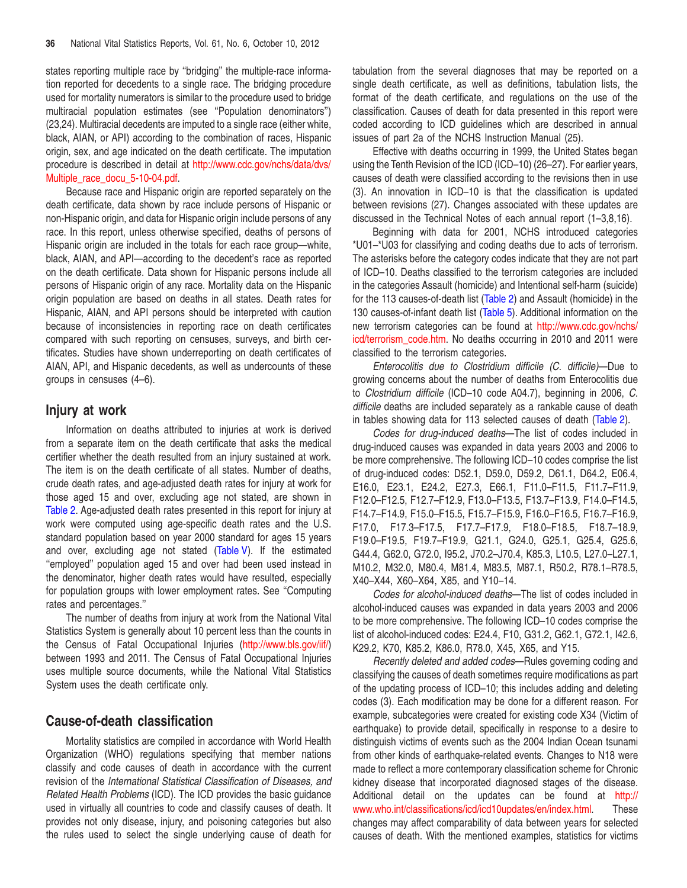states reporting multiple race by "bridging" the multiple-race information reported for decedents to a single race. The bridging procedure used for mortality numerators is similar to the procedure used to bridge multiracial population estimates (see "Population denominators") (23,24). Multiracial decedents are imputed to a single race (either white, black, AIAN, or API) according to the combination of races, Hispanic origin, sex, and age indicated on the death certificate. The imputation procedure is described in detail at http://www.cdc.gov/nchs/data/dvs/Multiple_race_docu_5-10-04.pdf.

Because race and Hispanic origin are reported separately on the death certificate, data shown by race include persons of Hispanic or non-Hispanic origin, and data for Hispanic origin include persons of any race. In this report, unless otherwise specified, deaths of persons of Hispanic origin are included in the totals for each race group—white, black, AIAN, and API—according to the decedent's race as reported on the death certificate. Data shown for Hispanic persons include all persons of Hispanic origin of any race. Mortality data on the Hispanic origin population are based on deaths in all states. Death rates for Hispanic, AIAN, and API persons should be interpreted with caution because of inconsistencies in reporting race on death certificates compared with such reporting on censuses, surveys, and birth certificates. Studies have shown underreporting on death certificates of AIAN, API, and Hispanic decedents, as well as undercounts of these groups in censuses (4–6).

## Injury at work

Information on deaths attributed to injuries at work is derived from a separate item on the death certificate that asks the medical certifier whether the death resulted from an injury sustained at work. The item is on the death certificate of all states. Number of deaths, crude death rates, and age-adjusted death rates for injury at work for those aged 15 and over, excluding age not stated, are shown in Table 2. Age-adjusted death rates presented in this report for injury at work were computed using age-specific death rates and the U.S. standard population based on year 2000 standard for ages 15 years and over, excluding age not stated (Table V). If the estimated "employed" population aged 15 and over had been used instead in the denominator, higher death rates would have resulted, especially for population groups with lower employment rates. See "Computing rates and percentages."

The number of deaths from injury at work from the National Vital Statistics System is generally about 10 percent less than the counts in the Census of Fatal Occupational Injuries (http://www.bls.gov/iif/) between 1993 and 2011. The Census of Fatal Occupational Injuries uses multiple source documents, while the National Vital Statistics System uses the death certificate only.

## Cause-of-death classification

Mortality statistics are compiled in accordance with World Health Organization (WHO) regulations specifying that member nations classify and code causes of death in accordance with the current revision of the *International Statistical Classification of Diseases, and Related Health Problems* (ICD). The ICD provides the basic guidance used in virtually all countries to code and classify causes of death. It provides not only disease, injury, and poisoning categories but also the rules used to select the single underlying cause of death for tabulation from the several diagnoses that may be reported on a single death certificate, as well as definitions, tabulation lists, the format of the death certificate, and regulations on the use of the classification. Causes of death for data presented in this report were coded according to ICD guidelines which are described in annual issues of part 2a of the NCHS Instruction Manual (25).

Effective with deaths occurring in 1999, the United States began using the Tenth Revision of the ICD (ICD–10) (26–27). For earlier years, causes of death were classified according to the revisions then in use (3). An innovation in ICD–10 is that the classification is updated between revisions (27). Changes associated with these updates are discussed in the Technical Notes of each annual report (1–3,8,16).

Beginning with data for 2001, NCHS introduced categories *U01–*U03 for classifying and coding deaths due to acts of terrorism. The asterisks before the category codes indicate that they are not part of ICD–10. Deaths classified to the terrorism categories are included in the categories Assault (homicide) and Intentional self-harm (suicide) for the 113 causes-of-death list (Table 2) and Assault (homicide) in the 130 causes-of-infant death list (Table 5). Additional information on the new terrorism categories can be found at http://www.cdc.gov/nchs/icd/terrorism_code.htm. No deaths occurring in 2010 and 2011 were classified to the terrorism categories.

*Enterocolitis due to Clostridium difficile (C. difficile)*—Due to growing concerns about the number of deaths from Enterocolitis due to *Clostridium difficile* (ICD–10 code A04.7), beginning in 2006, *C. difficile* deaths are included separately as a rankable cause of death in tables showing data for 113 selected causes of death (Table 2).

*Codes for drug-induced deaths*—The list of codes included in drug-induced causes was expanded in data years 2003 and 2006 to be more comprehensive. The following ICD–10 codes comprise the list of drug-induced codes: D52.1, D59.0, D59.2, D61.1, D64.2, E06.4, E16.0, E23.1, E24.2, E27.3, E66.1, F11.0–F11.5, F11.7–F11.9, F12.0–F12.5, F12.7–F12.9, F13.0–F13.5, F13.7–F13.9, F14.0–F14.5, F14.7–F14.9, F15.0–F15.5, F15.7–F15.9, F16.0–F16.5, F16.7–F16.9, F17.0, F17.3–F17.5, F17.7–F17.9, F18.0–F18.5, F18.7–18.9, F19.0–F19.5, F19.7–F19.9, G21.1, G24.0, G25.1, G25.4, G25.6, G44.4, G62.0, G72.0, I95.2, J70.2–J70.4, K85.3, L10.5, L27.0–L27.1, M10.2, M32.0, M80.4, M81.4, M83.5, M87.1, R50.2, R78.1–R78.5, X40–X44, X60–X64, X85, and Y10–14.

*Codes for alcohol-induced deaths*—The list of codes included in alcohol-induced causes was expanded in data years 2003 and 2006 to be more comprehensive. The following ICD–10 codes comprise the list of alcohol-induced codes: E24.4, F10, G31.2, G62.1, G72.1, I42.6, K29.2, K70, K85.2, K86.0, R78.0, X45, X65, and Y15.

*Recently deleted and added codes*—Rules governing coding and classifying the causes of death sometimes require modifications as part of the updating process of ICD–10; this includes adding and deleting codes (3). Each modification may be done for a different reason. For example, subcategories were created for existing code X34 (Victim of earthquake) to provide detail, specifically in response to a desire to distinguish victims of events such as the 2004 Indian Ocean tsunami from other kinds of earthquake-related events. Changes to N18 were made to reflect a more contemporary classification scheme for Chronic kidney disease that incorporated diagnosed stages of the disease. Additional detail on the updates can be found at http://www.who.int/classifications/icd/icd10updates/en/index.html. These changes may affect comparability of data between years for selected causes of death. With the mentioned examples, statistics for victims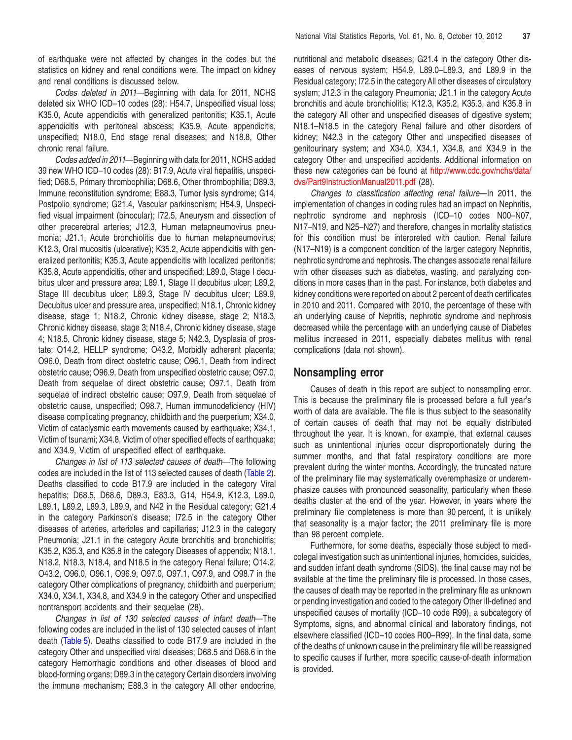of earthquake were not affected by changes in the codes but the statistics on kidney and renal conditions were. The impact on kidney and renal conditions is discussed below.

*Codes deleted in 2011*—Beginning with data for 2011, NCHS deleted six WHO ICD–10 codes (28): H54.7, Unspecified visual loss; K35.0, Acute appendicitis with generalized peritonitis; K35.1, Acute appendicitis with peritoneal abscess; K35.9, Acute appendicitis, unspecified; N18.0, End stage renal diseases; and N18.8, Other chronic renal failure.

*Codes added in 2011*—Beginning with data for 2011, NCHS added 39 new WHO ICD–10 codes (28): B17.9, Acute viral hepatitis, unspecified; D68.5, Primary thrombophilia; D68.6, Other thrombophilia; D89.3, Immune reconstitution syndrome; E88.3, Tumor lysis syndrome; G14, Postpolio syndrome; G21.4, Vascular parkinsonism; H54.9, Unspecified visual impairment (binocular); I72.5, Aneurysm and dissection of other precerebral arteries; J12.3, Human metapneumovirus pneumonia; J21.1, Acute bronchiolitis due to human metapneumovirus; K12.3, Oral mucositis (ulcerative); K35.2, Acute appendicitis with generalized peritonitis; K35.3, Acute appendicitis with localized peritonitis; K35.8, Acute appendicitis, other and unspecified; L89.0, Stage I decubitus ulcer and pressure area; L89.1, Stage II decubitus ulcer; L89.2, Stage III decubitus ulcer; L89.3, Stage IV decubitus ulcer; L89.9, Decubitus ulcer and pressure area, unspecified; N18.1, Chronic kidney disease, stage 1; N18.2, Chronic kidney disease, stage 2; N18.3, Chronic kidney disease, stage 3; N18.4, Chronic kidney disease, stage 4; N18.5, Chronic kidney disease, stage 5; N42.3, Dysplasia of prostate; O14.2, HELLP syndrome; O43.2, Morbidly adherent placenta; O96.0, Death from direct obstetric cause; O96.1, Death from indirect obstetric cause; O96.9, Death from unspecified obstetric cause; O97.0, Death from sequelae of direct obstetric cause; O97.1, Death from sequelae of indirect obstetric cause; O97.9, Death from sequelae of obstetric cause, unspecified; O98.7, Human immunodeficiency (HIV) disease complicating pregnancy, childbirth and the puerperium; X34.0, Victim of cataclysmic earth movements caused by earthquake; X34.1, Victim of tsunami; X34.8, Victim of other specified effects of earthquake; and X34.9, Victim of unspecified effect of earthquake.

*Changes in list of 113 selected causes of death*—The following codes are included in the list of 113 selected causes of death (Table 2). Deaths classified to code B17.9 are included in the category Viral hepatitis; D68.5, D68.6, D89.3, E83.3, G14, H54.9, K12.3, L89.0, L89.1, L89.2, L89.3, L89.9, and N42 in the Residual category; G21.4 in the category Parkinson's disease; I72.5 in the category Other diseases of arteries, arterioles and capillaries; J12.3 in the category Pneumonia; J21.1 in the category Acute bronchitis and bronchiolitis; K35.2, K35.3, and K35.8 in the category Diseases of appendix; N18.1, N18.2, N18.3, N18.4, and N18.5 in the category Renal failure; O14.2, O43.2, O96.0, O96.1, O96.9, O97.0, O97.1, O97.9, and O98.7 in the category Other complications of pregnancy, childbirth and puerperium; X34.0, X34.1, X34.8, and X34.9 in the category Other and unspecified nontransport accidents and their sequelae (28).

*Changes in list of 130 selected causes of infant death*—The following codes are included in the list of 130 selected causes of infant death (Table 5). Deaths classified to code B17.9 are included in the category Other and unspecified viral diseases; D68.5 and D68.6 in the category Hemorrhagic conditions and other diseases of blood and blood-forming organs; D89.3 in the category Certain disorders involving the immune mechanism; E88.3 in the category All other endocrine, nutritional and metabolic diseases; G21.4 in the category Other diseases of nervous system; H54.9, L89.0–L89.3, and L89.9 in the Residual category; I72.5 in the category All other diseases of circulatory system; J12.3 in the category Pneumonia; J21.1 in the category Acute bronchitis and acute bronchiolitis; K12.3, K35.2, K35.3, and K35.8 in the category All other and unspecified diseases of digestive system; N18.1–N18.5 in the category Renal failure and other disorders of kidney; N42.3 in the category Other and unspecified diseases of genitourinary system; and X34.0, X34.1, X34.8, and X34.9 in the category Other and unspecified accidents. Additional information on these new categories can be found at http://www.cdc.gov/nchs/data/dvs/Part9InstructionManual2011.pdf (28).

*Changes to classification affecting renal failure*—In 2011, the implementation of changes in coding rules had an impact on Nephritis, nephrotic syndrome and nephrosis (ICD–10 codes N00–N07, N17–N19, and N25–N27) and therefore, changes in mortality statistics for this condition must be interpreted with caution. Renal failure (N17–N19) is a component condition of the larger category Nephritis, nephrotic syndrome and nephrosis. The changes associate renal failure with other diseases such as diabetes, wasting, and paralyzing conditions in more cases than in the past. For instance, both diabetes and kidney conditions were reported on about 2 percent of death certificates in 2010 and 2011. Compared with 2010, the percentage of these with an underlying cause of Nepritis, nephrotic syndrome and nephrosis decreased while the percentage with an underlying cause of Diabetes mellitus increased in 2011, especially diabetes mellitus with renal complications (data not shown).

## Nonsampling error

Causes of death in this report are subject to nonsampling error. This is because the preliminary file is processed before a full year's worth of data are available. The file is thus subject to the seasonality of certain causes of death that may not be equally distributed throughout the year. It is known, for example, that external causes such as unintentional injuries occur disproportionately during the summer months, and that fatal respiratory conditions are more prevalent during the winter months. Accordingly, the truncated nature of the preliminary file may systematically overemphasize or underemphasize causes with pronounced seasonality, particularly when these deaths cluster at the end of the year. However, in years where the preliminary file completeness is more than 90 percent, it is unlikely that seasonality is a major factor; the 2011 preliminary file is more than 98 percent complete.

Furthermore, for some deaths, especially those subject to medicolegal investigation such as unintentional injuries, homicides, suicides, and sudden infant death syndrome (SIDS), the final cause may not be available at the time the preliminary file is processed. In those cases, the causes of death may be reported in the preliminary file as unknown or pending investigation and coded to the category Other ill-defined and unspecified causes of mortality (ICD–10 code R99), a subcategory of Symptoms, signs, and abnormal clinical and laboratory findings, not elsewhere classified (ICD–10 codes R00–R99). In the final data, some of the deaths of unknown cause in the preliminary file will be reassigned to specific causes if further, more specific cause-of-death information is provided.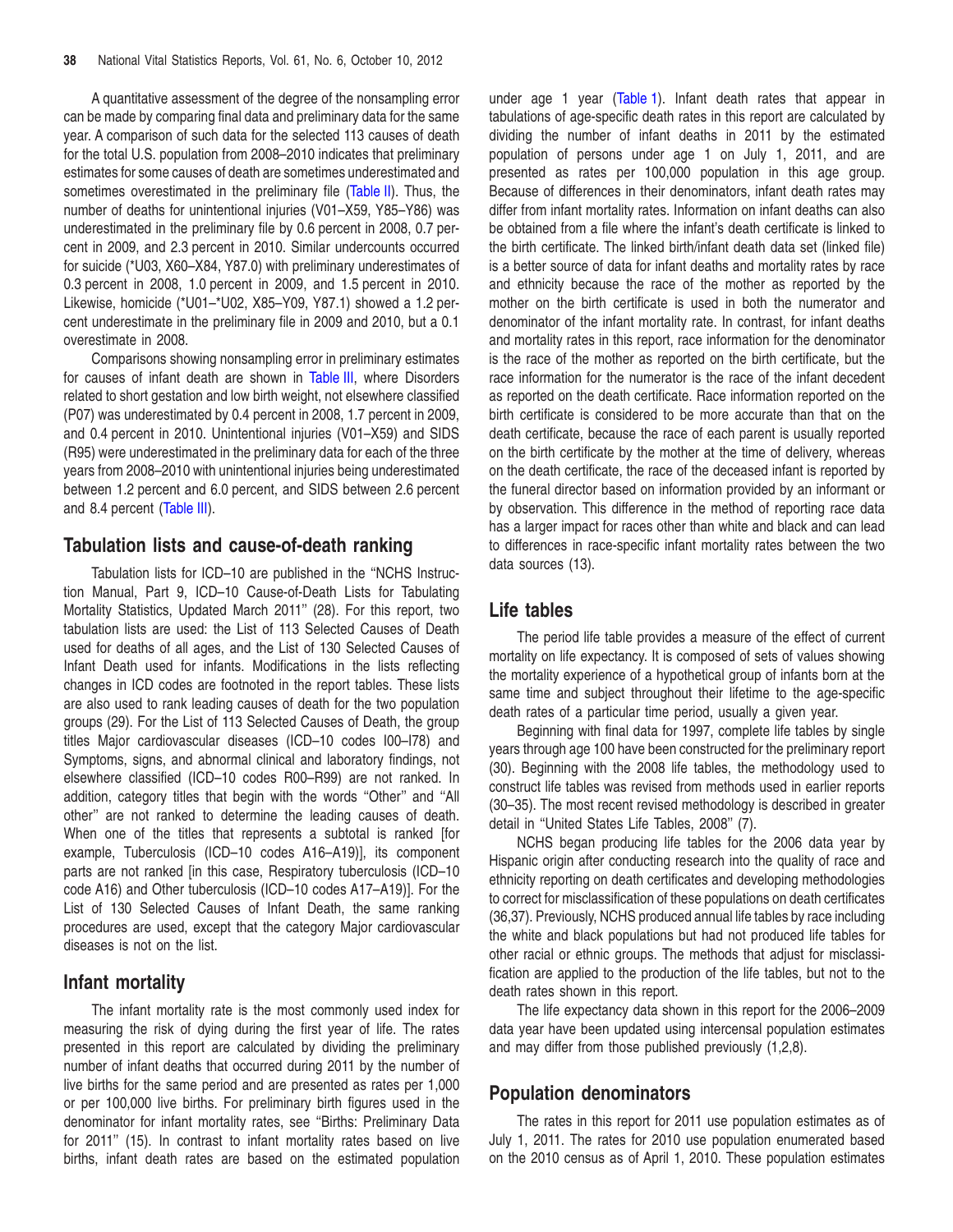A quantitative assessment of the degree of the nonsampling error can be made by comparing final data and preliminary data for the same year. A comparison of such data for the selected 113 causes of death for the total U.S. population from 2008–2010 indicates that preliminary estimates for some causes of death are sometimes underestimated and sometimes overestimated in the preliminary file (Table II). Thus, the number of deaths for unintentional injuries (V01–X59, Y85–Y86) was underestimated in the preliminary file by 0.6 percent in 2008, 0.7 percent in 2009, and 2.3 percent in 2010. Similar undercounts occurred for suicide (*U03, X60–X84, Y87.0) with preliminary underestimates of 0.3 percent in 2008, 1.0 percent in 2009, and 1.5 percent in 2010. Likewise, homicide (*U01–*U02, X85–Y09, Y87.1) showed a 1.2 percent underestimate in the preliminary file in 2009 and 2010, but a 0.1 overestimate in 2008.

Comparisons showing nonsampling error in preliminary estimates for causes of infant death are shown in Table III, where Disorders related to short gestation and low birth weight, not elsewhere classified (P07) was underestimated by 0.4 percent in 2008, 1.7 percent in 2009, and 0.4 percent in 2010. Unintentional injuries (V01–X59) and SIDS (R95) were underestimated in the preliminary data for each of the three years from 2008–2010 with unintentional injuries being underestimated between 1.2 percent and 6.0 percent, and SIDS between 2.6 percent and 8.4 percent (Table III).

## Tabulation lists and cause-of-death ranking

Tabulation lists for ICD–10 are published in the ''NCHS Instruction Manual, Part 9, ICD–10 Cause-of-Death Lists for Tabulating Mortality Statistics, Updated March 2011'' (28). For this report, two tabulation lists are used: the List of 113 Selected Causes of Death used for deaths of all ages, and the List of 130 Selected Causes of Infant Death used for infants. Modifications in the lists reflecting changes in ICD codes are footnoted in the report tables. These lists are also used to rank leading causes of death for the two population groups (29). For the List of 113 Selected Causes of Death, the group titles Major cardiovascular diseases (ICD–10 codes I00–I78) and Symptoms, signs, and abnormal clinical and laboratory findings, not elsewhere classified (ICD–10 codes R00–R99) are not ranked. In addition, category titles that begin with the words ''Other'' and ''All other'' are not ranked to determine the leading causes of death. When one of the titles that represents a subtotal is ranked [for example, Tuberculosis (ICD–10 codes A16–A19)], its component parts are not ranked [in this case, Respiratory tuberculosis (ICD–10 code A16) and Other tuberculosis (ICD–10 codes A17–A19)]. For the List of 130 Selected Causes of Infant Death, the same ranking procedures are used, except that the category Major cardiovascular diseases is not on the list.

## Infant mortality

The infant mortality rate is the most commonly used index for measuring the risk of dying during the first year of life. The rates presented in this report are calculated by dividing the preliminary number of infant deaths that occurred during 2011 by the number of live births for the same period and are presented as rates per 1,000 or per 100,000 live births. For preliminary birth figures used in the denominator for infant mortality rates, see ''Births: Preliminary Data for 2011'' (15). In contrast to infant mortality rates based on live births, infant death rates are based on the estimated population under age 1 year (Table 1). Infant death rates that appear in tabulations of age-specific death rates in this report are calculated by dividing the number of infant deaths in 2011 by the estimated population of persons under age 1 on July 1, 2011, and are presented as rates per 100,000 population in this age group. Because of differences in their denominators, infant death rates may differ from infant mortality rates. Information on infant deaths can also be obtained from a file where the infant's death certificate is linked to the birth certificate. The linked birth/infant death data set (linked file) is a better source of data for infant deaths and mortality rates by race and ethnicity because the race of the mother as reported by the mother on the birth certificate is used in both the numerator and denominator of the infant mortality rate. In contrast, for infant deaths and mortality rates in this report, race information for the denominator is the race of the mother as reported on the birth certificate, but the race information for the numerator is the race of the infant decedent as reported on the death certificate. Race information reported on the birth certificate is considered to be more accurate than that on the death certificate, because the race of each parent is usually reported on the birth certificate by the mother at the time of delivery, whereas on the death certificate, the race of the deceased infant is reported by the funeral director based on information provided by an informant or by observation. This difference in the method of reporting race data has a larger impact for races other than white and black and can lead to differences in race-specific infant mortality rates between the two data sources (13).

## Life tables

The period life table provides a measure of the effect of current mortality on life expectancy. It is composed of sets of values showing the mortality experience of a hypothetical group of infants born at the same time and subject throughout their lifetime to the age-specific death rates of a particular time period, usually a given year.

Beginning with final data for 1997, complete life tables by single years through age 100 have been constructed for the preliminary report (30). Beginning with the 2008 life tables, the methodology used to construct life tables was revised from methods used in earlier reports (30–35). The most recent revised methodology is described in greater detail in ''United States Life Tables, 2008'' (7).

NCHS began producing life tables for the 2006 data year by Hispanic origin after conducting research into the quality of race and ethnicity reporting on death certificates and developing methodologies to correct for misclassification of these populations on death certificates (36,37). Previously, NCHS produced annual life tables by race including the white and black populations but had not produced life tables for other racial or ethnic groups. The methods that adjust for misclassification are applied to the production of the life tables, but not to the death rates shown in this report.

The life expectancy data shown in this report for the 2006–2009 data year have been updated using intercensal population estimates and may differ from those published previously (1,2,8).

## Population denominators

The rates in this report for 2011 use population estimates as of July 1, 2011. The rates for 2010 use population enumerated based on the 2010 census as of April 1, 2010. These population estimates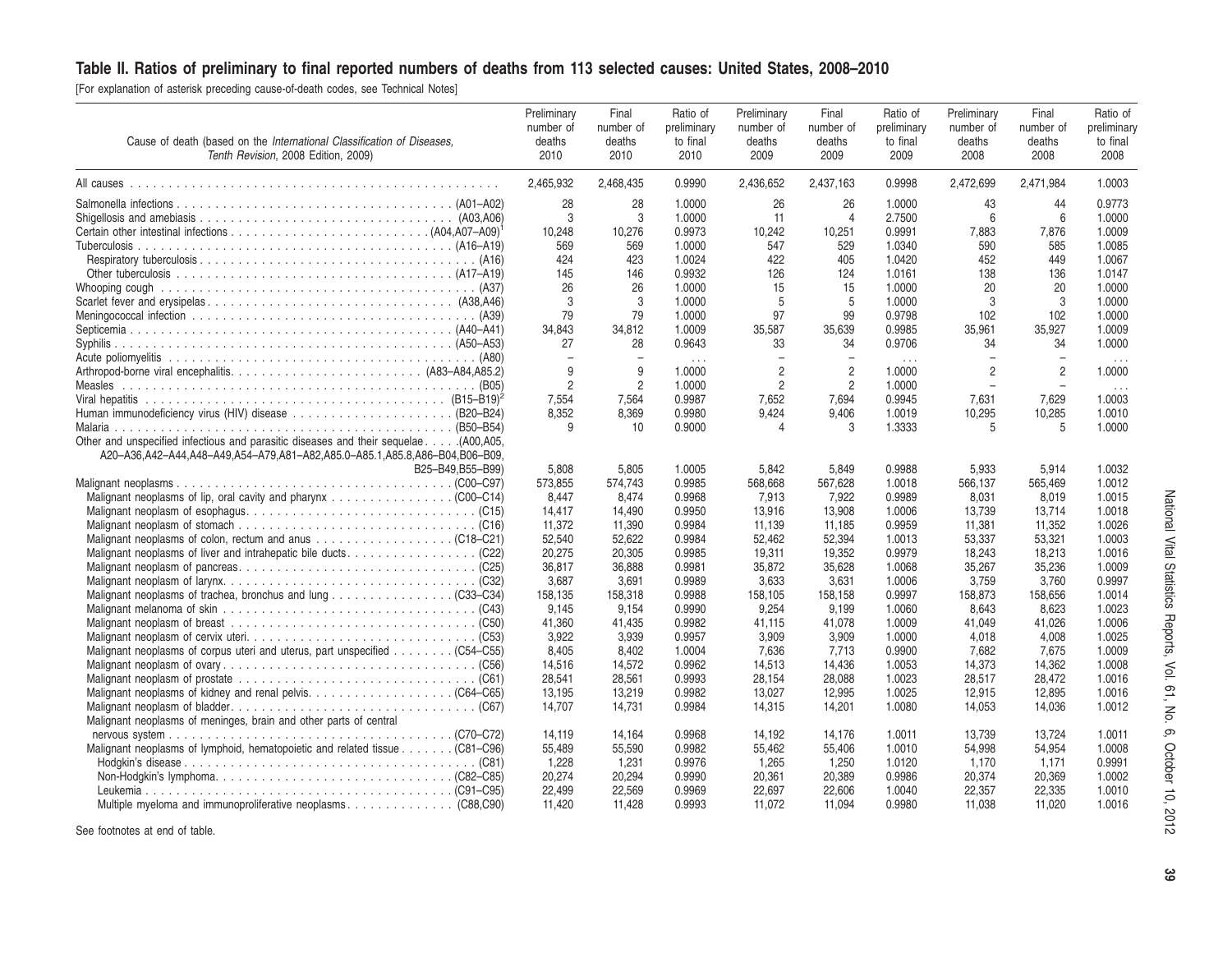## Table II. Ratios of preliminary to final reported numbers of deaths from 113 selected causes: United States, 2008–2010

[For explanation of asterisk preceding cause-of-death codes, see Technical Notes]

| Cause of death (based on the *International Classification of Diseases, Tenth Revision*, 2008 Edition, 2009) | Preliminary number of deaths 2010 | Final number of deaths 2010 | Ratio of preliminary to final 2010 | Preliminary number of deaths 2009 | Final number of deaths 2009 | Ratio of preliminary to final 2009 | Preliminary number of deaths 2008 | Final number of deaths 2008 | Ratio of preliminary to final 2008 |
|---|---|---|---|---|---|---|---|---|---|
| All causes | 2,465,932 | 2,468,435 | 0.9990 | 2,436,652 | 2,437,163 | 0.9998 | 2,472,699 | 2,471,984 | 1.0003 |
| Salmonella infections (A01–A02) | 28 | 28 | 1.0000 | 26 | 26 | 1.0000 | 43 | 44 | 0.9773 |
| Shigellosis and amebiasis (A03,A06) | 3 | 3 | 1.0000 | 11 | 4 | 2.7500 | 6 | 6 | 1.0000 |
| Certain other intestinal infections (A04,A07–A09)[1] | 10,248 | 10,276 | 0.9973 | 10,242 | 10,251 | 0.9991 | 7,883 | 7,876 | 1.0009 |
| Tuberculosis (A16–A19) | 569 | 569 | 1.0000 | 547 | 529 | 1.0340 | 590 | 585 | 1.0085 |
| Respiratory tuberculosis (A16) | 424 | 423 | 1.0024 | 422 | 405 | 1.0420 | 452 | 449 | 1.0067 |
| Other tuberculosis (A17–A19) | 145 | 146 | 0.9932 | 126 | 124 | 1.0161 | 138 | 136 | 1.0147 |
| Whooping cough (A37) | 26 | 26 | 1.0000 | 15 | 15 | 1.0000 | 20 | 20 | 1.0000 |
| Scarlet fever and erysipelas (A38,A46) | 3 | 3 | 1.0000 | 5 | 5 | 1.0000 | 3 | 3 | 1.0000 |
| Meningococcal infection (A39) | 79 | 79 | 1.0000 | 97 | 99 | 0.9798 | 102 | 102 | 1.0000 |
| Septicemia (A40–A41) | 34,843 | 34,812 | 1.0009 | 35,587 | 35,639 | 0.9985 | 35,961 | 35,927 | 1.0009 |
| Syphilis (A50–A53) | 27 | 28 | 0.9643 | 33 | 34 | 0.9706 | 34 | 34 | 1.0000 |
| Acute poliomyelitis (A80) | – | – | . . . | – | – | . . . | – | – | . . . |
| Arthropod-borne viral encephalitis (A83–A84,A85.2) | 9 | 9 | 1.0000 | 2 | 2 | 1.0000 | 2 | 2 | 1.0000 |
| Measles (B05) | 2 | 2 | 1.0000 | 2 | 2 | 1.0000 | – | – | . . . |
| Viral hepatitis (B15–B19)[2] | 7,554 | 7,564 | 0.9987 | 7,652 | 7,694 | 0.9945 | 7,631 | 7,629 | 1.0003 |
| Human immunodeficiency virus (HIV) disease (B20–B24) | 8,352 | 8,369 | 0.9980 | 9,424 | 9,406 | 1.0019 | 10,295 | 10,285 | 1.0010 |
| Malaria (B50–B54) | 9 | 10 | 0.9000 | 4 | 3 | 1.3333 | 5 | 5 | 1.0000 |
| Other and unspecified infectious and parasitic diseases and their sequelae (A00,A05, A20–A36,A42–A44,A48–A49,A54–A79,A81–A82,A85.0–A85.1,A85.8,A86–B04,B06–B09, B25–B49,B55–B99) | 5,808 | 5,805 | 1.0005 | 5,842 | 5,849 | 0.9988 | 5,933 | 5,914 | 1.0032 |
| Malignant neoplasms (C00–C97) | 573,855 | 574,743 | 0.9985 | 568,668 | 567,628 | 1.0018 | 566,137 | 565,469 | 1.0012 |
| Malignant neoplasms of lip, oral cavity and pharynx (C00–C14) | 8,447 | 8,474 | 0.9968 | 7,913 | 7,922 | 0.9989 | 8,031 | 8,019 | 1.0015 |
| Malignant neoplasm of esophagus (C15) | 14,417 | 14,490 | 0.9950 | 13,916 | 13,908 | 1.0006 | 13,739 | 13,714 | 1.0018 |
| Malignant neoplasm of stomach (C16) | 11,372 | 11,390 | 0.9984 | 11,139 | 11,185 | 0.9959 | 11,381 | 11,352 | 1.0026 |
| Malignant neoplasms of colon, rectum and anus (C18–C21) | 52,540 | 52,622 | 0.9984 | 52,462 | 52,394 | 1.0013 | 53,337 | 53,321 | 1.0003 |
| Malignant neoplasms of liver and intrahepatic bile ducts (C22) | 20,275 | 20,305 | 0.9985 | 19,311 | 19,352 | 0.9979 | 18,243 | 18,213 | 1.0016 |
| Malignant neoplasm of pancreas (C25) | 36,817 | 36,888 | 0.9981 | 35,872 | 35,628 | 1.0068 | 35,267 | 35,236 | 1.0009 |
| Malignant neoplasm of larynx (C32) | 3,687 | 3,691 | 0.9989 | 3,633 | 3,631 | 1.0006 | 3,759 | 3,760 | 0.9997 |
| Malignant neoplasms of trachea, bronchus and lung (C33–C34) | 158,135 | 158,318 | 0.9988 | 158,105 | 158,158 | 0.9997 | 158,873 | 158,656 | 1.0014 |
| Malignant melanoma of skin (C43) | 9,145 | 9,154 | 0.9990 | 9,254 | 9,199 | 1.0060 | 8,643 | 8,623 | 1.0023 |
| Malignant neoplasm of breast (C50) | 41,360 | 41,435 | 0.9982 | 41,115 | 41,078 | 1.0009 | 41,049 | 41,026 | 1.0006 |
| Malignant neoplasm of cervix uteri (C53) | 3,922 | 3,939 | 0.9957 | 3,909 | 3,909 | 1.0000 | 4,018 | 4,008 | 1.0025 |
| Malignant neoplasms of corpus uteri and uterus, part unspecified (C54–C55) | 8,405 | 8,402 | 1.0004 | 7,636 | 7,713 | 0.9900 | 7,682 | 7,675 | 1.0009 |
| Malignant neoplasm of ovary (C56) | 14,516 | 14,572 | 0.9962 | 14,513 | 14,436 | 1.0053 | 14,373 | 14,362 | 1.0008 |
| Malignant neoplasm of prostate (C61) | 28,541 | 28,561 | 0.9993 | 28,154 | 28,088 | 1.0023 | 28,517 | 28,472 | 1.0016 |
| Malignant neoplasms of kidney and renal pelvis (C64–C65) | 13,195 | 13,219 | 0.9982 | 13,027 | 12,995 | 1.0025 | 12,915 | 12,895 | 1.0016 |
| Malignant neoplasm of bladder (C67) | 14,707 | 14,731 | 0.9984 | 14,315 | 14,201 | 1.0080 | 14,053 | 14,036 | 1.0012 |
| Malignant neoplasms of meninges, brain and other parts of central nervous system (C70–C72) | 14,119 | 14,164 | 0.9968 | 14,192 | 14,176 | 1.0011 | 13,739 | 13,724 | 1.0011 |
| Malignant neoplasms of lymphoid, hematopoietic and related tissue (C81–C96) | 55,489 | 55,590 | 0.9982 | 55,462 | 55,406 | 1.0010 | 54,998 | 54,954 | 1.0008 |
| Hodgkin's disease (C81) | 1,228 | 1,231 | 0.9976 | 1,265 | 1,250 | 1.0120 | 1,170 | 1,171 | 0.9991 |
| Non-Hodgkin's lymphoma (C82–C85) | 20,274 | 20,294 | 0.9990 | 20,361 | 20,389 | 0.9986 | 20,374 | 20,369 | 1.0002 |
| Leukemia (C91–C95) | 22,499 | 22,569 | 0.9969 | 22,697 | 22,606 | 1.0040 | 22,357 | 22,335 | 1.0010 |
| Multiple myeloma and immunoproliferative neoplasms (C88,C90) | 11,420 | 11,428 | 0.9993 | 11,072 | 11,094 | 0.9980 | 11,038 | 11,020 | 1.0016 |

See footnotes at end of table.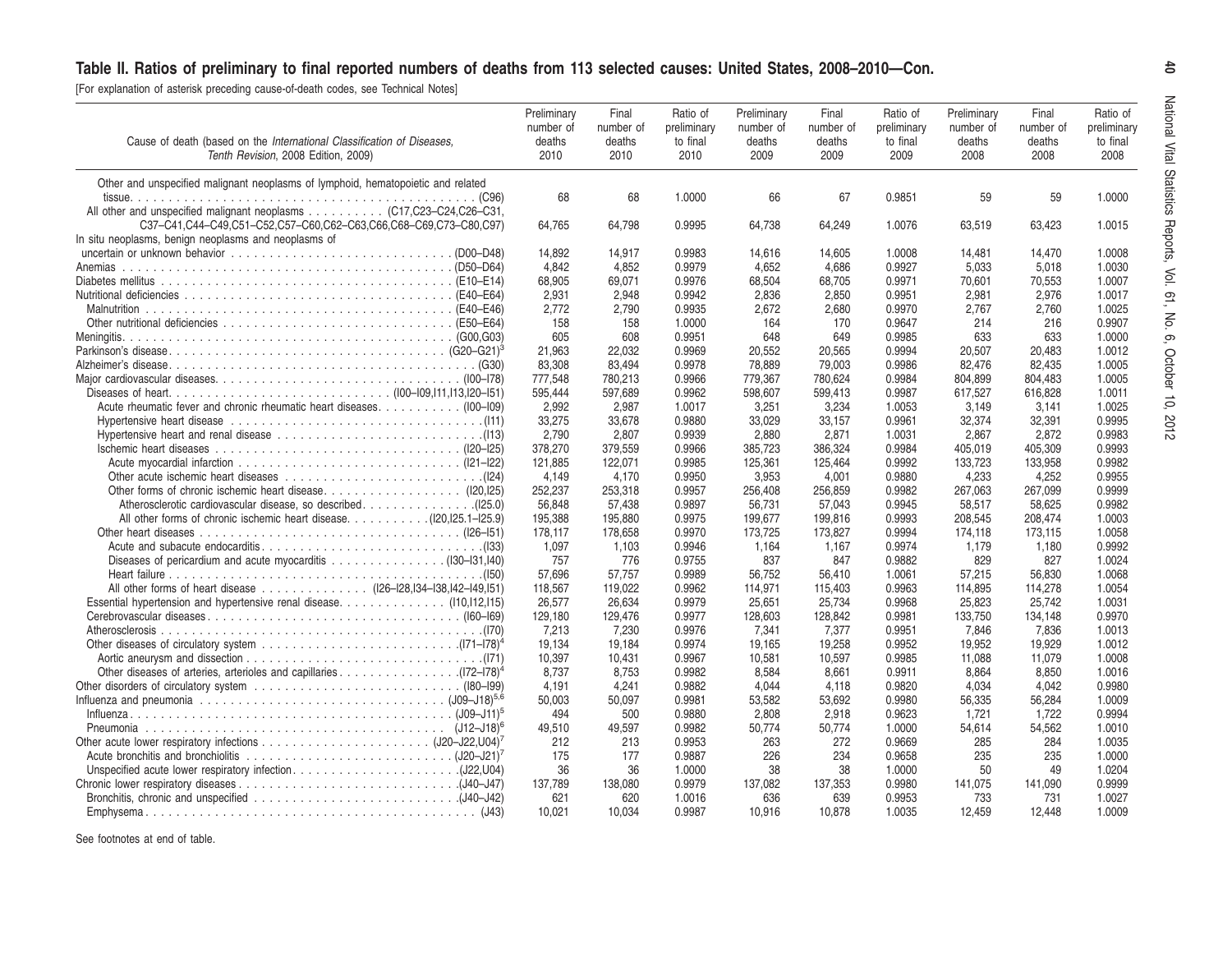## Table II. Ratios of preliminary to final reported numbers of deaths from 113 selected causes: United States, 2008–2010—Con.

[For explanation of asterisk preceding cause-of-death codes, see Technical Notes]

| Cause of death (based on the *International Classification of Diseases, Tenth Revision*, 2008 Edition, 2009) | Preliminary number of deaths 2010 | Final number of deaths 2010 | Ratio of preliminary to final 2010 | Preliminary number of deaths 2009 | Final number of deaths 2009 | Ratio of preliminary to final 2009 | Preliminary number of deaths 2008 | Final number of deaths 2008 | Ratio of preliminary to final 2008 |
|---|---|---|---|---|---|---|---|---|---|
| Other and unspecified malignant neoplasms of lymphoid, hematopoietic and related tissue (C96) | 68 | 68 | 1.0000 | 66 | 67 | 0.9851 | 59 | 59 | 1.0000 |
| All other and unspecified malignant neoplasms (C17,C23–C24,C26–C31, C37–C41,C44–C49,C51–C52,C57–C60,C62–C63,C66,C68–C69,C73–C80,C97) | 64,765 | 64,798 | 0.9995 | 64,738 | 64,249 | 1.0076 | 63,519 | 63,423 | 1.0015 |
| In situ neoplasms, benign neoplasms and neoplasms of uncertain or unknown behavior (D00–D48) | 14,892 | 14,917 | 0.9983 | 14,616 | 14,605 | 1.0008 | 14,481 | 14,470 | 1.0008 |
| Anemias (D50–D64) | 4,842 | 4,852 | 0.9979 | 4,652 | 4,686 | 0.9927 | 5,033 | 5,018 | 1.0030 |
| Diabetes mellitus (E10–E14) | 68,905 | 69,071 | 0.9976 | 68,504 | 68,705 | 0.9971 | 70,601 | 70,553 | 1.0007 |
| Nutritional deficiencies (E40–E64) | 2,931 | 2,948 | 0.9942 | 2,836 | 2,850 | 0.9951 | 2,981 | 2,976 | 1.0017 |
| Malnutrition (E40–E46) | 2,772 | 2,790 | 0.9935 | 2,672 | 2,680 | 0.9970 | 2,767 | 2,760 | 1.0025 |
| Other nutritional deficiencies (E50–E64) | 158 | 158 | 1.0000 | 164 | 170 | 0.9647 | 214 | 216 | 0.9907 |
| Meningitis (G00,G03) | 605 | 608 | 0.9951 | 648 | 649 | 0.9985 | 633 | 633 | 1.0000 |
| Parkinson's disease (G20–G21)[3] | 21,963 | 22,032 | 0.9969 | 20,552 | 20,565 | 0.9994 | 20,507 | 20,483 | 1.0012 |
| Alzheimer's disease (G30) | 83,308 | 83,494 | 0.9978 | 78,889 | 79,003 | 0.9986 | 82,476 | 82,435 | 1.0005 |
| Major cardiovascular diseases (I00–I78) | 777,548 | 780,213 | 0.9966 | 779,367 | 780,624 | 0.9984 | 804,899 | 804,483 | 1.0005 |
| Diseases of heart (I00–I09,I11,I13,I20–I51) | 595,444 | 597,689 | 0.9962 | 598,607 | 599,413 | 0.9987 | 617,527 | 616,828 | 1.0011 |
| Acute rheumatic fever and chronic rheumatic heart diseases (I00–I09) | 2,992 | 2,987 | 1.0017 | 3,251 | 3,234 | 1.0053 | 3,149 | 3,141 | 1.0025 |
| Hypertensive heart disease (I11) | 33,275 | 33,678 | 0.9880 | 33,029 | 33,157 | 0.9961 | 32,374 | 32,391 | 0.9995 |
| Hypertensive heart and renal disease (I13) | 2,790 | 2,807 | 0.9939 | 2,880 | 2,871 | 1.0031 | 2,867 | 2,872 | 0.9983 |
| Ischemic heart diseases (I20–I25) | 378,270 | 379,559 | 0.9966 | 385,723 | 386,324 | 0.9984 | 405,019 | 405,309 | 0.9993 |
| Acute myocardial infarction (I21–I22) | 121,885 | 122,071 | 0.9985 | 125,361 | 125,464 | 0.9992 | 133,723 | 133,958 | 0.9982 |
| Other acute ischemic heart diseases (I24) | 4,149 | 4,170 | 0.9950 | 3,953 | 4,001 | 0.9880 | 4,233 | 4,252 | 0.9955 |
| Other forms of chronic ischemic heart disease (I20,I25) | 252,237 | 253,318 | 0.9957 | 256,408 | 256,859 | 0.9982 | 267,063 | 267,099 | 0.9999 |
| Atherosclerotic cardiovascular disease, so described (I25.0) | 56,848 | 57,438 | 0.9897 | 56,731 | 57,043 | 0.9945 | 58,517 | 58,625 | 0.9982 |
| All other forms of chronic ischemic heart disease (I20,I25.1–I25.9) | 195,388 | 195,880 | 0.9975 | 199,677 | 199,816 | 0.9993 | 208,545 | 208,474 | 1.0003 |
| Other heart diseases (I26–I51) | 178,117 | 178,658 | 0.9970 | 173,725 | 173,827 | 0.9994 | 174,118 | 173,115 | 1.0058 |
| Acute and subacute endocarditis (I33) | 1,097 | 1,103 | 0.9946 | 1,164 | 1,167 | 0.9974 | 1,179 | 1,180 | 0.9992 |
| Diseases of pericardium and acute myocarditis (I30–I31,I40) | 757 | 776 | 0.9755 | 837 | 847 | 0.9882 | 829 | 827 | 1.0024 |
| Heart failure (I50) | 57,696 | 57,757 | 0.9989 | 56,752 | 56,410 | 1.0061 | 57,215 | 56,830 | 1.0068 |
| All other forms of heart disease (I26–I28,I34–I38,I42–I49,I51) | 118,567 | 119,022 | 0.9962 | 114,971 | 115,403 | 0.9963 | 114,895 | 114,278 | 1.0054 |
| Essential hypertension and hypertensive renal disease (I10,I12,I15) | 26,577 | 26,634 | 0.9979 | 25,651 | 25,734 | 0.9968 | 25,823 | 25,742 | 1.0031 |
| Cerebrovascular diseases (I60–I69) | 129,180 | 129,476 | 0.9977 | 128,603 | 128,842 | 0.9981 | 133,750 | 134,148 | 0.9970 |
| Atherosclerosis (I70) | 7,213 | 7,230 | 0.9976 | 7,341 | 7,377 | 0.9951 | 7,846 | 7,836 | 1.0013 |
| Other diseases of circulatory system (I71–I78)[4] | 19,134 | 19,184 | 0.9974 | 19,165 | 19,258 | 0.9952 | 19,952 | 19,929 | 1.0012 |
| Aortic aneurysm and dissection (I71) | 10,397 | 10,431 | 0.9967 | 10,581 | 10,597 | 0.9985 | 11,088 | 11,079 | 1.0008 |
| Other diseases of arteries, arterioles and capillaries (I72–I78)[4] | 8,737 | 8,753 | 0.9982 | 8,584 | 8,661 | 0.9911 | 8,864 | 8,850 | 1.0016 |
| Other disorders of circulatory system (I80–I99) | 4,191 | 4,241 | 0.9882 | 4,044 | 4,118 | 0.9820 | 4,034 | 4,042 | 0.9980 |
| Influenza and pneumonia (J09–J18)[5,6] | 50,003 | 50,097 | 0.9981 | 53,582 | 53,692 | 0.9980 | 56,335 | 56,284 | 1.0009 |
| Influenza (J09–J11)[5] | 494 | 500 | 0.9880 | 2,808 | 2,918 | 0.9623 | 1,721 | 1,722 | 0.9994 |
| Pneumonia (J12–J18)[6] | 49,510 | 49,597 | 0.9982 | 50,774 | 50,774 | 1.0000 | 54,614 | 54,562 | 1.0010 |
| Other acute lower respiratory infections (J20–J22,U04)[7] | 212 | 213 | 0.9953 | 263 | 272 | 0.9669 | 285 | 284 | 1.0035 |
| Acute bronchitis and bronchiolitis (J20–J21)[7] | 175 | 177 | 0.9887 | 226 | 234 | 0.9658 | 235 | 235 | 1.0000 |
| Unspecified acute lower respiratory infection (J22,U04) | 36 | 36 | 1.0000 | 38 | 38 | 1.0000 | 50 | 49 | 1.0204 |
| Chronic lower respiratory diseases (J40–J47) | 137,789 | 138,080 | 0.9979 | 137,082 | 137,353 | 0.9980 | 141,075 | 141,090 | 0.9999 |
| Bronchitis, chronic and unspecified (J40–J42) | 621 | 620 | 1.0016 | 636 | 639 | 0.9953 | 733 | 731 | 1.0027 |
| Emphysema (J43) | 10,021 | 10,034 | 0.9987 | 10,916 | 10,878 | 1.0035 | 12,459 | 12,448 | 1.0009 |

See footnotes at end of table.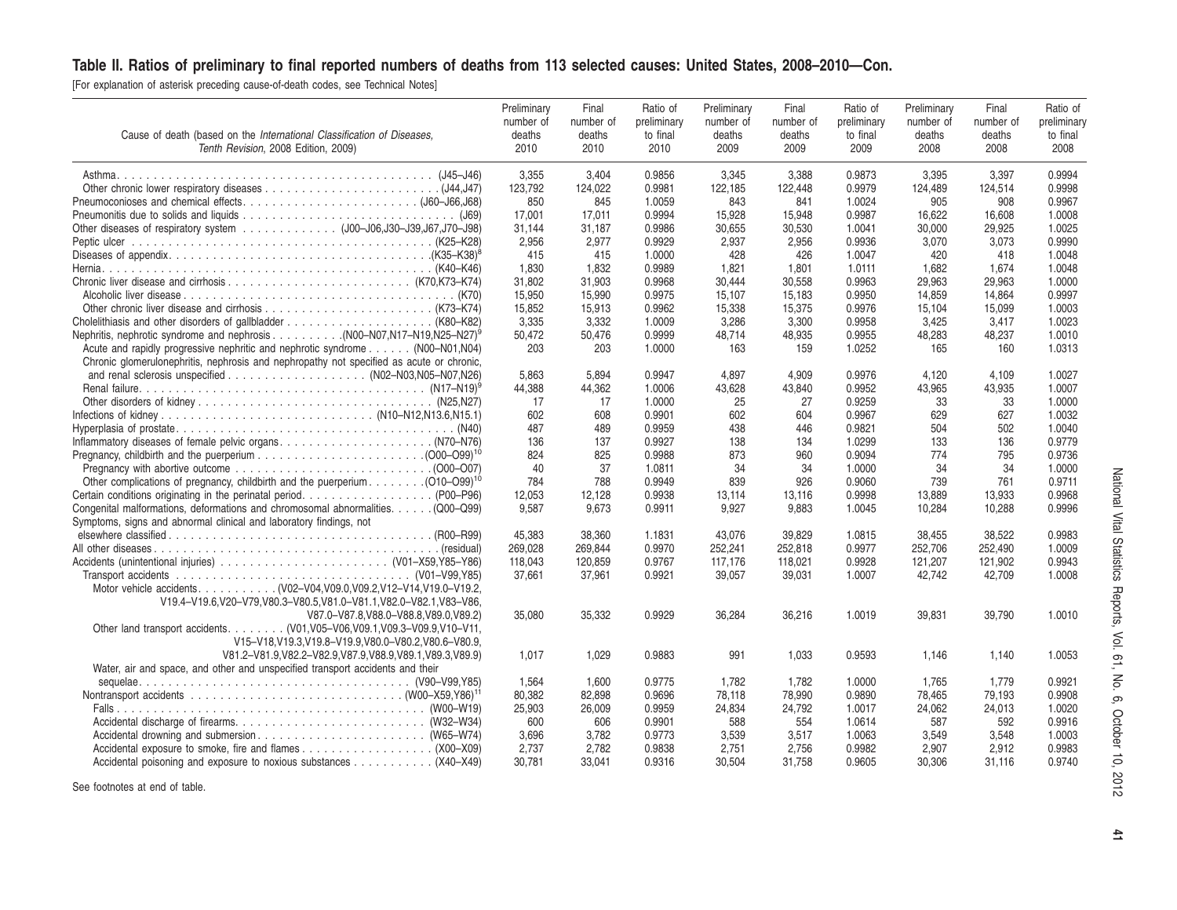## Table II. Ratios of preliminary to final reported numbers of deaths from 113 selected causes: United States, 2008–2010—Con.

[For explanation of asterisk preceding cause-of-death codes, see Technical Notes]

| Cause of death (based on the *International Classification of Diseases, Tenth Revision*, 2008 Edition, 2009) | Preliminary number of deaths 2010 | Final number of deaths 2010 | Ratio of preliminary to final 2010 | Preliminary number of deaths 2009 | Final number of deaths 2009 | Ratio of preliminary to final 2009 | Preliminary number of deaths 2008 | Final number of deaths 2008 | Ratio of preliminary to final 2008 |
|---|---|---|---|---|---|---|---|---|---|
| Asthma (J45–J46) | 3,355 | 3,404 | 0.9856 | 3,345 | 3,388 | 0.9873 | 3,395 | 3,397 | 0.9994 |
| Other chronic lower respiratory diseases (J44,J47) | 123,792 | 124,022 | 0.9981 | 122,185 | 122,448 | 0.9979 | 124,489 | 124,514 | 0.9998 |
| Pneumoconioses and chemical effects (J60–J66,J68) | 850 | 845 | 1.0059 | 843 | 841 | 1.0024 | 905 | 908 | 0.9967 |
| Pneumonitis due to solids and liquids (J69) | 17,001 | 17,011 | 0.9994 | 15,928 | 15,948 | 0.9987 | 16,622 | 16,608 | 1.0008 |
| Other diseases of respiratory system (J00–J06,J30–J39,J67,J70–J98) | 31,144 | 31,187 | 0.9986 | 30,655 | 30,530 | 1.0041 | 30,000 | 29,925 | 1.0025 |
| Peptic ulcer (K25–K28) | 2,956 | 2,977 | 0.9929 | 2,937 | 2,956 | 0.9936 | 3,070 | 3,073 | 0.9990 |
| Diseases of appendix (K35–K38)[8] | 415 | 415 | 1.0000 | 428 | 426 | 1.0047 | 420 | 418 | 1.0048 |
| Hernia (K40–K46) | 1,830 | 1,832 | 0.9989 | 1,821 | 1,801 | 1.0111 | 1,682 | 1,674 | 1.0048 |
| Chronic liver disease and cirrhosis (K70,K73–K74) | 31,802 | 31,903 | 0.9968 | 30,444 | 30,558 | 0.9963 | 29,963 | 29,963 | 1.0000 |
| Alcoholic liver disease (K70) | 15,950 | 15,990 | 0.9975 | 15,107 | 15,183 | 0.9950 | 14,859 | 14,864 | 0.9997 |
| Other chronic liver disease and cirrhosis (K73–K74) | 15,852 | 15,913 | 0.9962 | 15,338 | 15,375 | 0.9976 | 15,104 | 15,099 | 1.0003 |
| Cholelithiasis and other disorders of gallbladder (K80–K82) | 3,335 | 3,332 | 1.0009 | 3,286 | 3,300 | 0.9958 | 3,425 | 3,417 | 1.0023 |
| Nephritis, nephrotic syndrome and nephrosis (N00–N07,N17–N19,N25–N27)[9] | 50,472 | 50,476 | 0.9999 | 48,714 | 48,935 | 0.9955 | 48,283 | 48,237 | 1.0010 |
| Acute and rapidly progressive nephritic and nephrotic syndrome (N00–N01,N04) | 203 | 203 | 1.0000 | 163 | 159 | 1.0252 | 165 | 160 | 1.0313 |
| Chronic glomerulonephritis, nephrosis and nephropathy not specified as acute or chronic, and renal sclerosis unspecified (N02–N03,N05–N07,N26) | 5,863 | 5,894 | 0.9947 | 4,897 | 4,909 | 0.9976 | 4,120 | 4,109 | 1.0027 |
| Renal failure (N17–N19)[9] | 44,388 | 44,362 | 1.0006 | 43,628 | 43,840 | 0.9952 | 43,965 | 43,935 | 1.0007 |
| Other disorders of kidney (N25,N27) | 17 | 17 | 1.0000 | 25 | 27 | 0.9259 | 33 | 33 | 1.0000 |
| Infections of kidney (N10–N12,N13.6,N15.1) | 602 | 608 | 0.9901 | 602 | 604 | 0.9967 | 629 | 627 | 1.0032 |
| Hyperplasia of prostate (N40) | 487 | 489 | 0.9959 | 438 | 446 | 0.9821 | 504 | 502 | 1.0040 |
| Inflammatory diseases of female pelvic organs (N70–N76) | 136 | 137 | 0.9927 | 138 | 134 | 1.0299 | 133 | 136 | 0.9779 |
| Pregnancy, childbirth and the puerperium (O00–O99)[10] | 824 | 825 | 0.9988 | 873 | 960 | 0.9094 | 774 | 795 | 0.9736 |
| Pregnancy with abortive outcome (O00–O07) | 40 | 37 | 1.0811 | 34 | 34 | 1.0000 | 34 | 34 | 1.0000 |
| Other complications of pregnancy, childbirth and the puerperium (O10–O99)[10] | 784 | 788 | 0.9949 | 839 | 926 | 0.9060 | 739 | 761 | 0.9711 |
| Certain conditions originating in the perinatal period (P00–P96) | 12,053 | 12,128 | 0.9938 | 13,114 | 13,116 | 0.9998 | 13,889 | 13,933 | 0.9968 |
| Congenital malformations, deformations and chromosomal abnormalities (Q00–Q99) | 9,587 | 9,673 | 0.9911 | 9,927 | 9,883 | 1.0045 | 10,284 | 10,288 | 0.9996 |
| Symptoms, signs and abnormal clinical and laboratory findings, not elsewhere classified (R00–R99) | 45,383 | 38,360 | 1.1831 | 43,076 | 39,829 | 1.0815 | 38,455 | 38,522 | 0.9983 |
| All other diseases (residual) | 269,028 | 269,844 | 0.9970 | 252,241 | 252,818 | 0.9977 | 252,706 | 252,490 | 1.0009 |
| Accidents (unintentional injuries) (V01–X59,Y85–Y86) | 118,043 | 120,859 | 0.9767 | 117,176 | 118,021 | 0.9928 | 121,207 | 121,902 | 0.9943 |
| Transport accidents (V01–V99,Y85) | 37,661 | 37,961 | 0.9921 | 39,057 | 39,031 | 1.0007 | 42,742 | 42,709 | 1.0008 |
| Motor vehicle accidents (V02–V04,V09.0,V09.2,V12–V14,V19.0–V19.2, V19.4–V19.6,V20–V79,V80.3–V80.5,V81.0–V81.1,V82.0–V82.1,V83–V86, V87.0–V87.8,V88.0–V88.8,V89.0,V89.2) | 35,080 | 35,332 | 0.9929 | 36,284 | 36,216 | 1.0019 | 39,831 | 39,790 | 1.0010 |
| Other land transport accidents (V01,V05–V06,V09.1,V09.3–V09.9,V10–V11, V15–V18,V19.3,V19.8–V19.9,V80.0–V80.2,V80.6–V80.9, V81.2–V81.9,V82.2–V82.9,V87.9,V88.9,V89.1,V89.3,V89.9) | 1,017 | 1,029 | 0.9883 | 991 | 1,033 | 0.9593 | 1,146 | 1,140 | 1.0053 |
| Water, air and space, and other and unspecified transport accidents and their sequelae (V90–V99,Y85) | 1,564 | 1,600 | 0.9775 | 1,782 | 1,782 | 1.0000 | 1,765 | 1,779 | 0.9921 |
| Nontransport accidents (W00–X59,Y86)[11] | 80,382 | 82,898 | 0.9696 | 78,118 | 78,990 | 0.9890 | 78,465 | 79,193 | 0.9908 |
| Falls (W00–W19) | 25,903 | 26,009 | 0.9959 | 24,834 | 24,792 | 1.0017 | 24,062 | 24,013 | 1.0020 |
| Accidental discharge of firearms (W32–W34) | 600 | 606 | 0.9901 | 588 | 554 | 1.0614 | 587 | 592 | 0.9916 |
| Accidental drowning and submersion (W65–W74) | 3,696 | 3,782 | 0.9773 | 3,539 | 3,517 | 1.0063 | 3,549 | 3,548 | 1.0003 |
| Accidental exposure to smoke, fire and flames (X00–X09) | 2,737 | 2,782 | 0.9838 | 2,751 | 2,756 | 0.9982 | 2,907 | 2,912 | 0.9983 |
| Accidental poisoning and exposure to noxious substances (X40–X49) | 30,781 | 33,041 | 0.9316 | 30,504 | 31,758 | 0.9605 | 30,306 | 31,116 | 0.9740 |

See footnotes at end of table.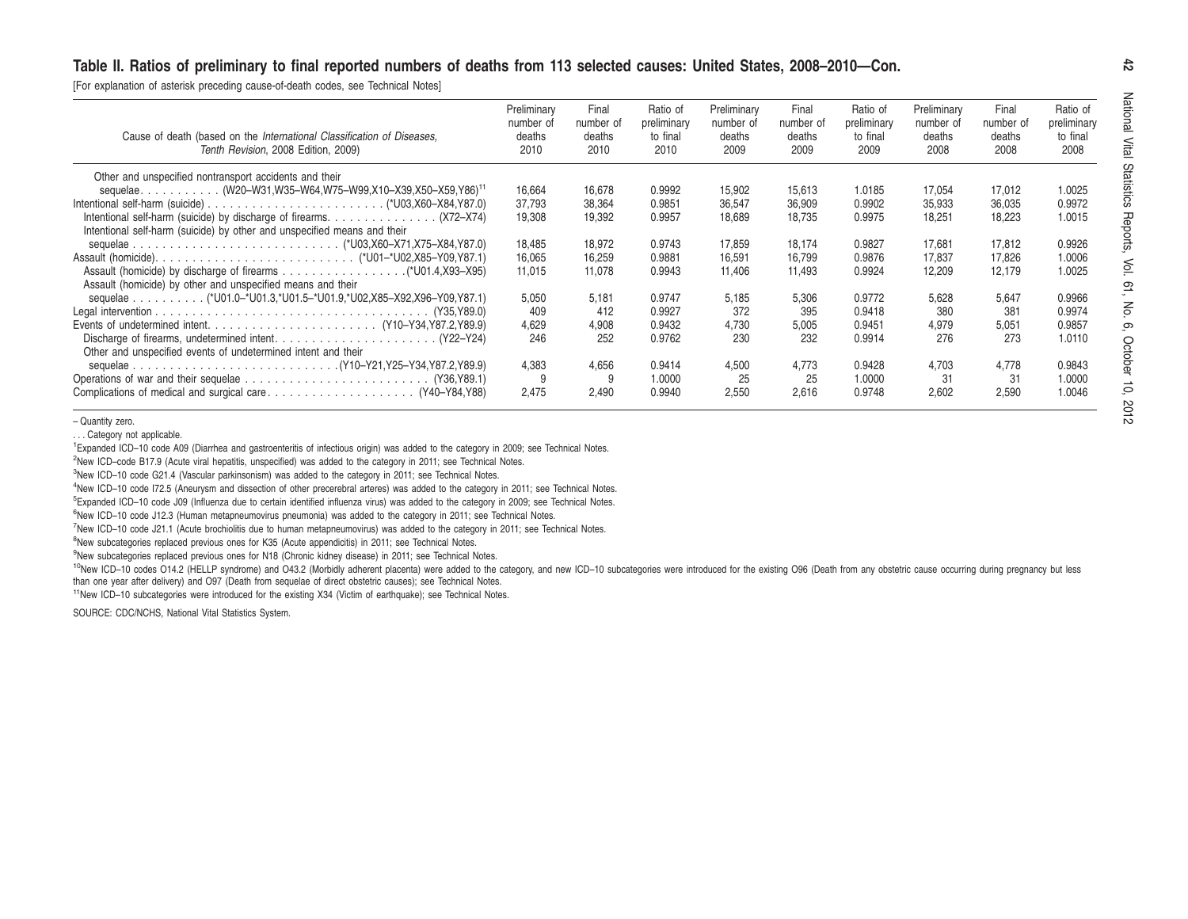## Table II. Ratios of preliminary to final reported numbers of deaths from 113 selected causes: United States, 2008–2010—Con.

[For explanation of asterisk preceding cause-of-death codes, see Technical Notes]

| Cause of death (based on the *International Classification of Diseases, Tenth Revision*, 2008 Edition, 2009) | Preliminary number of deaths 2010 | Final number of deaths 2010 | Ratio of preliminary to final 2010 | Preliminary number of deaths 2009 | Final number of deaths 2009 | Ratio of preliminary to final 2009 | Preliminary number of deaths 2008 | Final number of deaths 2008 | Ratio of preliminary to final 2008 |
|---|---|---|---|---|---|---|---|---|---|
| Other and unspecified nontransport accidents and their sequelae. . . . . . . . . . . (W20–W31,W35–W64,W75–W99,X10–X39,X50–X59,Y86)[11] | 16,664 | 16,678 | 0.9992 | 15,902 | 15,613 | 1.0185 | 17,054 | 17,012 | 1.0025 |
| Intentional self-harm (suicide) . . . . . . . . . . . . . . . . . . . . . . . . (*U03,X60–X84,Y87.0) | 37,793 | 38,364 | 0.9851 | 36,547 | 36,909 | 0.9902 | 35,933 | 36,035 | 0.9972 |
| Intentional self-harm (suicide) by discharge of firearms. . . . . . . . . . . . . . . (X72–X74) | 19,308 | 19,392 | 0.9957 | 18,689 | 18,735 | 0.9975 | 18,251 | 18,223 | 1.0015 |
| Intentional self-harm (suicide) by other and unspecified means and their sequelae . . . . . . . . . . . . . . . . . . . . . . . . . . . . (*U03,X60–X71,X75–X84,Y87.0) | 18,485 | 18,972 | 0.9743 | 17,859 | 18,174 | 0.9827 | 17,681 | 17,812 | 0.9926 |
| Assault (homicide). . . . . . . . . . . . . . . . . . . . . . . . . . . (*U01–*U02,X85–Y09,Y87.1) | 16,065 | 16,259 | 0.9881 | 16,591 | 16,799 | 0.9876 | 17,837 | 17,826 | 1.0006 |
| Assault (homicide) by discharge of firearms . . . . . . . . . . . . . . . . .(*U01.4,X93–X95) | 11,015 | 11,078 | 0.9943 | 11,406 | 11,493 | 0.9924 | 12,209 | 12,179 | 1.0025 |
| Assault (homicide) by other and unspecified means and their sequelae . . . . . . . . . . (*U01.0–*U01.3,*U01.5–*U01.9,*U02,X85–X92,X96–Y09,Y87.1) | 5,050 | 5,181 | 0.9747 | 5,185 | 5,306 | 0.9772 | 5,628 | 5,647 | 0.9966 |
| Legal intervention . . . . . . . . . . . . . . . . . . . . . . . . . . . . . . . . . . . . . (Y35,Y89.0) | 409 | 412 | 0.9927 | 372 | 395 | 0.9418 | 380 | 381 | 0.9974 |
| Events of undetermined intent. . . . . . . . . . . . . . . . . . . . . . . (Y10–Y34,Y87.2,Y89.9) | 4,629 | 4,908 | 0.9432 | 4,730 | 5,005 | 0.9451 | 4,979 | 5,051 | 0.9857 |
| Discharge of firearms, undetermined intent. . . . . . . . . . . . . . . . . . . . . . (Y22–Y24) | 246 | 252 | 0.9762 | 230 | 232 | 0.9914 | 276 | 273 | 1.0110 |
| Other and unspecified events of undetermined intent and their sequelae . . . . . . . . . . . . . . . . . . . . . . . . . . .(Y10–Y21,Y25–Y34,Y87.2,Y89.9) | 4,383 | 4,656 | 0.9414 | 4,500 | 4,773 | 0.9428 | 4,703 | 4,778 | 0.9843 |
| Operations of war and their sequelae . . . . . . . . . . . . . . . . . . . . . . . . . (Y36,Y89.1) | 9 | 9 | 1.0000 | 25 | 25 | 1.0000 | 31 | 31 | 1.0000 |
| Complications of medical and surgical care. . . . . . . . . . . . . . . . . . . . (Y40–Y84,Y88) | 2,475 | 2,490 | 0.9940 | 2,550 | 2,616 | 0.9748 | 2,602 | 2,590 | 1.0046 |

– Quantity zero.

. . . Category not applicable.

[1]Expanded ICD–10 code A09 (Diarrhea and gastroenteritis of infectious origin) was added to the category in 2009; see Technical Notes.

[2]New ICD–code B17.9 (Acute viral hepatitis, unspecified) was added to the category in 2011; see Technical Notes.

[3]New ICD–10 code G21.4 (Vascular parkinsonism) was added to the category in 2011; see Technical Notes.

[4]New ICD–10 code I72.5 (Aneurysm and dissection of other precerebral arteres) was added to the category in 2011; see Technical Notes.

[5]Expanded ICD–10 code J09 (Influenza due to certain identified influenza virus) was added to the category in 2009; see Technical Notes.

[6]New ICD–10 code J12.3 (Human metapneumovirus pneumonia) was added to the category in 2011; see Technical Notes.

[7]New ICD–10 code J21.1 (Acute brochiolitis due to human metapneumovirus) was added to the category in 2011; see Technical Notes.

[8]New subcategories replaced previous ones for K35 (Acute appendicitis) in 2011; see Technical Notes.

[9]New subcategories replaced previous ones for N18 (Chronic kidney disease) in 2011; see Technical Notes.

[10]New ICD–10 codes O14.2 (HELLP syndrome) and O43.2 (Morbidly adherent placenta) were added to the category, and new ICD–10 subcategories were introduced for the existing O96 (Death from any obstetric cause occurring during pregnancy but less than one year after delivery) and O97 (Death from sequelae of direct obstetric causes); see Technical Notes.

[11]New ICD–10 subcategories were introduced for the existing X34 (Victim of earthquake); see Technical Notes.

SOURCE: CDC/NCHS, National Vital Statistics System.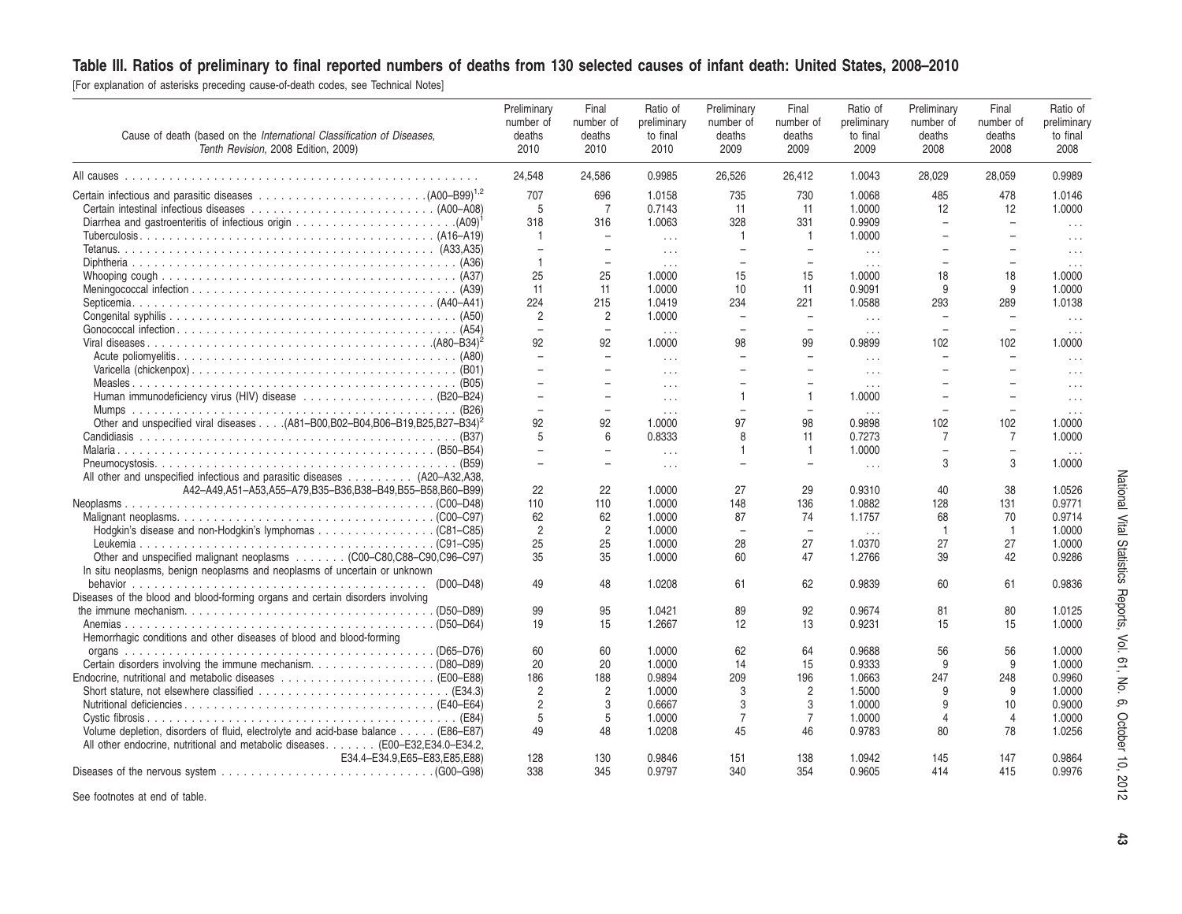## Table III. Ratios of preliminary to final reported numbers of deaths from 130 selected causes of infant death: United States, 2008–2010

[For explanation of asterisks preceding cause-of-death codes, see Technical Notes]

| Cause of death (based on the *International Classification of Diseases, Tenth Revision*, 2008 Edition, 2009) | Preliminary number of deaths 2010 | Final number of deaths 2010 | Ratio of preliminary to final 2010 | Preliminary number of deaths 2009 | Final number of deaths 2009 | Ratio of preliminary to final 2009 | Preliminary number of deaths 2008 | Final number of deaths 2008 | Ratio of preliminary to final 2008 |
|---|---|---|---|---|---|---|---|---|---|
| All causes | 24,548 | 24,586 | 0.9985 | 26,526 | 26,412 | 1.0043 | 28,029 | 28,059 | 0.9989 |
| Certain infectious and parasitic diseases (A00–B99)[1,2] | 707 | 696 | 1.0158 | 735 | 730 | 1.0068 | 485 | 478 | 1.0146 |
| Certain intestinal infectious diseases (A00–A08) | 5 | 7 | 0.7143 | 11 | 11 | 1.0000 | 12 | 12 | 1.0000 |
| Diarrhea and gastroenteritis of infectious origin (A09)[1] | 318 | 316 | 1.0063 | 328 | 331 | 0.9909 | – | – | . . . |
| Tuberculosis (A16–A19) | 1 | – | . . . | 1 | 1 | 1.0000 | – | – | . . . |
| Tetanus (A33,A35) | – | – | . . . | – | – | . . . | – | – | . . . |
| Diphtheria (A36) | 1 | – | . . . | – | – | . . . | – | – | . . . |
| Whooping cough (A37) | 25 | 25 | 1.0000 | 15 | 15 | 1.0000 | 18 | 18 | 1.0000 |
| Meningococcal infection (A39) | 11 | 11 | 1.0000 | 10 | 11 | 0.9091 | 9 | 9 | 1.0000 |
| Septicemia (A40–A41) | 224 | 215 | 1.0419 | 234 | 221 | 1.0588 | 293 | 289 | 1.0138 |
| Congenital syphilis (A50) | 2 | 2 | 1.0000 | – | – | . . . | – | – | . . . |
| Gonococcal infection (A54) | – | – | . . . | – | – | . . . | – | – | . . . |
| Viral diseases (A80–B34)[2] | 92 | 92 | 1.0000 | 98 | 99 | 0.9899 | 102 | 102 | 1.0000 |
| Acute poliomyelitis (A80) | – | – | . . . | – | – | . . . | – | – | . . . |
| Varicella (chickenpox) (B01) | – | – | . . . | – | – | . . . | – | – | . . . |
| Measles (B05) | – | – | . . . | – | – | . . . | – | – | . . . |
| Human immunodeficiency virus (HIV) disease (B20–B24) | – | – | . . . | 1 | 1 | 1.0000 | – | – | . . . |
| Mumps (B26) | – | – | . . . | – | – | . . . | – | – | . . . |
| Other and unspecified viral diseases (A81–B00,B02–B04,B06–B19,B25,B27–B34)[2] | 92 | 92 | 1.0000 | 97 | 98 | 0.9898 | 102 | 102 | 1.0000 |
| Candidiasis (B37) | 5 | 6 | 0.8333 | 8 | 11 | 0.7273 | 7 | 7 | 1.0000 |
| Malaria (B50–B54) | – | – | . . . | 1 | 1 | 1.0000 | – | – | . . . |
| Pneumocystosis (B59) | – | – | . . . | – | – | . . . | 3 | 3 | 1.0000 |
| All other and unspecified infectious and parasitic diseases (A20–A32,A38, A42–A49,A51–A53,A55–A79,B35–B36,B38–B49,B55–B58,B60–B99) | 22 | 22 | 1.0000 | 27 | 29 | 0.9310 | 40 | 38 | 1.0526 |
| Neoplasms (C00–D48) | 110 | 110 | 1.0000 | 148 | 136 | 1.0882 | 128 | 131 | 0.9771 |
| Malignant neoplasms (C00–C97) | 62 | 62 | 1.0000 | 87 | 74 | 1.1757 | 68 | 70 | 0.9714 |
| Hodgkin's disease and non-Hodgkin's lymphomas (C81–C85) | 2 | 2 | 1.0000 | – | – | . . . | 1 | 1 | 1.0000 |
| Leukemia (C91–C95) | 25 | 25 | 1.0000 | 28 | 27 | 1.0370 | 27 | 27 | 1.0000 |
| Other and unspecified malignant neoplasms (C00–C80,C88–C90,C96–C97) | 35 | 35 | 1.0000 | 60 | 47 | 1.2766 | 39 | 42 | 0.9286 |
| In situ neoplasms, benign neoplasms and neoplasms of uncertain or unknown behavior (D00–D48) | 49 | 48 | 1.0208 | 61 | 62 | 0.9839 | 60 | 61 | 0.9836 |
| Diseases of the blood and blood-forming organs and certain disorders involving the immune mechanism (D50–D89) | 99 | 95 | 1.0421 | 89 | 92 | 0.9674 | 81 | 80 | 1.0125 |
| Anemias (D50–D64) | 19 | 15 | 1.2667 | 12 | 13 | 0.9231 | 15 | 15 | 1.0000 |
| Hemorrhagic conditions and other diseases of blood and blood-forming organs (D65–D76) | 60 | 60 | 1.0000 | 62 | 64 | 0.9688 | 56 | 56 | 1.0000 |
| Certain disorders involving the immune mechanism (D80–D89) | 20 | 20 | 1.0000 | 14 | 15 | 0.9333 | 9 | 9 | 1.0000 |
| Endocrine, nutritional and metabolic diseases (E00–E88) | 186 | 188 | 0.9894 | 209 | 196 | 1.0663 | 247 | 248 | 0.9960 |
| Short stature, not elsewhere classified (E34.3) | 2 | 2 | 1.0000 | 3 | 2 | 1.5000 | 9 | 9 | 1.0000 |
| Nutritional deficiencies (E40–E64) | 2 | 3 | 0.6667 | 3 | 3 | 1.0000 | 9 | 10 | 0.9000 |
| Cystic fibrosis (E84) | 5 | 5 | 1.0000 | 7 | 7 | 1.0000 | 4 | 4 | 1.0000 |
| Volume depletion, disorders of fluid, electrolyte and acid-base balance (E86–E87) | 49 | 48 | 1.0208 | 45 | 46 | 0.9783 | 80 | 78 | 1.0256 |
| All other endocrine, nutritional and metabolic diseases (E00–E32,E34.0–E34.2, E34.4–E34.9,E65–E83,E85,E88) | 128 | 130 | 0.9846 | 151 | 138 | 1.0942 | 145 | 147 | 0.9864 |
| Diseases of the nervous system (G00–G98) | 338 | 345 | 0.9797 | 340 | 354 | 0.9605 | 414 | 415 | 0.9976 |

See footnotes at end of table.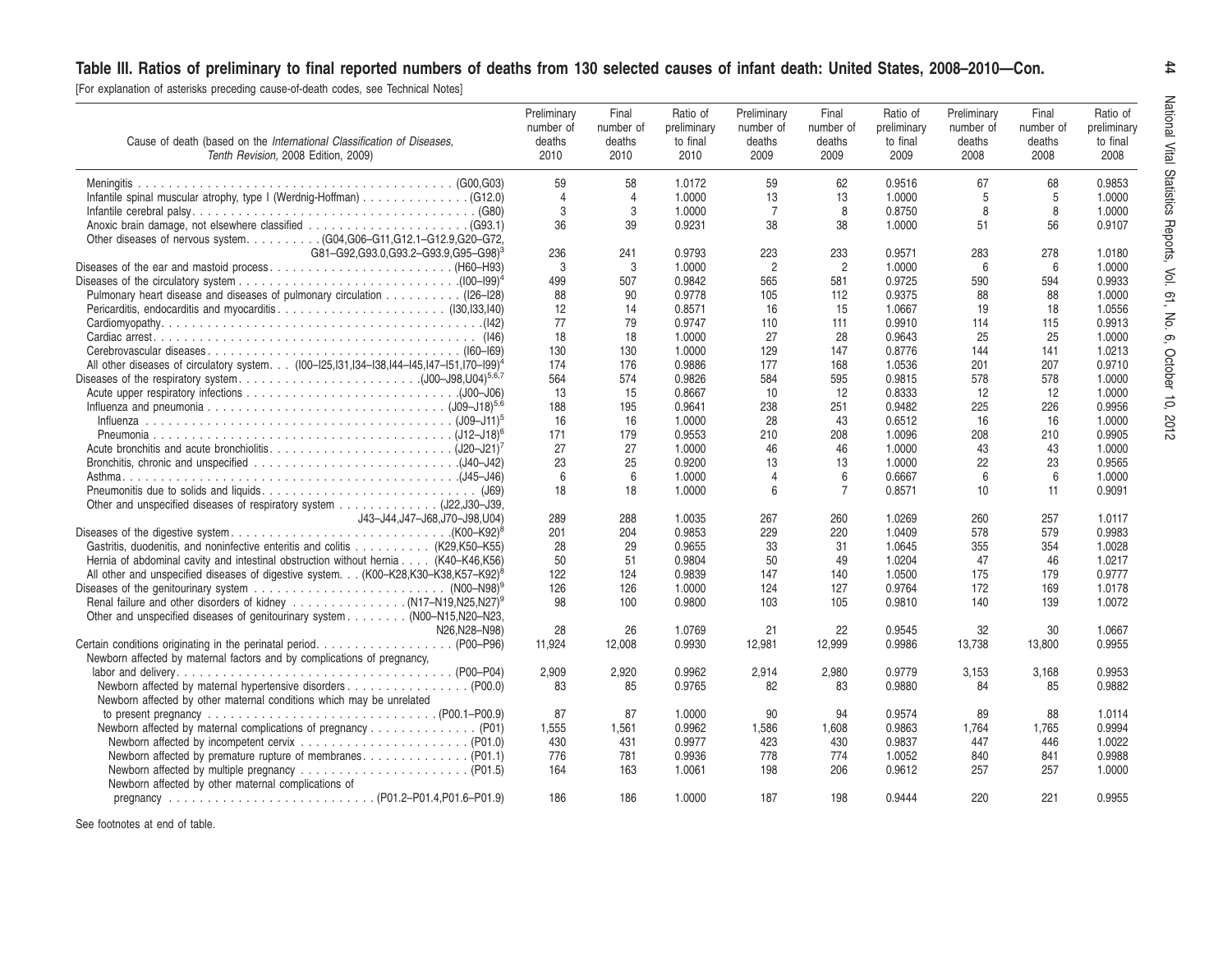## Table III. Ratios of preliminary to final reported numbers of deaths from 130 selected causes of infant death: United States, 2008–2010—Con.

[For explanation of asterisks preceding cause-of-death codes, see Technical Notes]

| Cause of death (based on the *International Classification of Diseases, Tenth Revision,* 2008 Edition, 2009) | Preliminary number of deaths 2010 | Final number of deaths 2010 | Ratio of preliminary to final 2010 | Preliminary number of deaths 2009 | Final number of deaths 2009 | Ratio of preliminary to final 2009 | Preliminary number of deaths 2008 | Final number of deaths 2008 | Ratio of preliminary to final 2008 |
|---|---|---|---|---|---|---|---|---|---|
| Meningitis (G00,G03) | 59 | 58 | 1.0172 | 59 | 62 | 0.9516 | 67 | 68 | 0.9853 |
| Infantile spinal muscular atrophy, type I (Werdnig-Hoffman) (G12.0) | 4 | 4 | 1.0000 | 13 | 13 | 1.0000 | 5 | 5 | 1.0000 |
| Infantile cerebral palsy (G80) | 3 | 3 | 1.0000 | 7 | 8 | 0.8750 | 8 | 8 | 1.0000 |
| Anoxic brain damage, not elsewhere classified (G93.1) | 36 | 39 | 0.9231 | 38 | 38 | 1.0000 | 51 | 56 | 0.9107 |
| Other diseases of nervous system (G04,G06–G11,G12.1–G12.9,G20–G72, G81–G92,G93.0,G93.2–G93.9,G95–G98)[3] | 236 | 241 | 0.9793 | 223 | 233 | 0.9571 | 283 | 278 | 1.0180 |
| Diseases of the ear and mastoid process (H60–H93) | 3 | 3 | 1.0000 | 2 | 2 | 1.0000 | 6 | 6 | 1.0000 |
| Diseases of the circulatory system (I00–I99)[4] | 499 | 507 | 0.9842 | 565 | 581 | 0.9725 | 590 | 594 | 0.9933 |
| Pulmonary heart disease and diseases of pulmonary circulation (I26–I28) | 88 | 90 | 0.9778 | 105 | 112 | 0.9375 | 88 | 88 | 1.0000 |
| Pericarditis, endocarditis and myocarditis (I30,I33,I40) | 12 | 14 | 0.8571 | 16 | 15 | 1.0667 | 19 | 18 | 1.0556 |
| Cardiomyopathy (I42) | 77 | 79 | 0.9747 | 110 | 111 | 0.9910 | 114 | 115 | 0.9913 |
| Cardiac arrest (I46) | 18 | 18 | 1.0000 | 27 | 28 | 0.9643 | 25 | 25 | 1.0000 |
| Cerebrovascular diseases (I60–I69) | 130 | 130 | 1.0000 | 129 | 147 | 0.8776 | 144 | 141 | 1.0213 |
| All other diseases of circulatory system (I00–I25,I31,I34–I38,I44–I45,I47–I51,I70–I99)[4] | 174 | 176 | 0.9886 | 177 | 168 | 1.0536 | 201 | 207 | 0.9710 |
| Diseases of the respiratory system (J00–J98,U04)[5,6,7] | 564 | 574 | 0.9826 | 584 | 595 | 0.9815 | 578 | 578 | 1.0000 |
| Acute upper respiratory infections (J00–J06) | 13 | 15 | 0.8667 | 10 | 12 | 0.8333 | 12 | 12 | 1.0000 |
| Influenza and pneumonia (J09–J18)[5,6] | 188 | 195 | 0.9641 | 238 | 251 | 0.9482 | 225 | 226 | 0.9956 |
| Influenza (J09–J11)[5] | 16 | 16 | 1.0000 | 28 | 43 | 0.6512 | 16 | 16 | 1.0000 |
| Pneumonia (J12–J18)[6] | 171 | 179 | 0.9553 | 210 | 208 | 1.0096 | 208 | 210 | 0.9905 |
| Acute bronchitis and acute bronchiolitis (J20–J21)[7] | 27 | 27 | 1.0000 | 46 | 46 | 1.0000 | 43 | 43 | 1.0000 |
| Bronchitis, chronic and unspecified (J40–J42) | 23 | 25 | 0.9200 | 13 | 13 | 1.0000 | 22 | 23 | 0.9565 |
| Asthma (J45–J46) | 6 | 6 | 1.0000 | 4 | 6 | 0.6667 | 6 | 6 | 1.0000 |
| Pneumonitis due to solids and liquids (J69) | 18 | 18 | 1.0000 | 6 | 7 | 0.8571 | 10 | 11 | 0.9091 |
| Other and unspecified diseases of respiratory system (J22,J30–J39, J43–J44,J47–J68,J70–J98,U04) | 289 | 288 | 1.0035 | 267 | 260 | 1.0269 | 260 | 257 | 1.0117 |
| Diseases of the digestive system (K00–K92)[8] | 201 | 204 | 0.9853 | 229 | 220 | 1.0409 | 578 | 579 | 0.9983 |
| Gastritis, duodenitis, and noninfective enteritis and colitis (K29,K50–K55) | 28 | 29 | 0.9655 | 33 | 31 | 1.0645 | 355 | 354 | 1.0028 |
| Hernia of abdominal cavity and intestinal obstruction without hernia (K40–K46,K56) | 50 | 51 | 0.9804 | 50 | 49 | 1.0204 | 47 | 46 | 1.0217 |
| All other and unspecified diseases of digestive system (K00–K28,K30–K38,K57–K92)[8] | 122 | 124 | 0.9839 | 147 | 140 | 1.0500 | 175 | 179 | 0.9777 |
| Diseases of the genitourinary system (N00–N98)[9] | 126 | 126 | 1.0000 | 124 | 127 | 0.9764 | 172 | 169 | 1.0178 |
| Renal failure and other disorders of kidney (N17–N19,N25,N27)[9] | 98 | 100 | 0.9800 | 103 | 105 | 0.9810 | 140 | 139 | 1.0072 |
| Other and unspecified diseases of genitourinary system (N00–N15,N20–N23, N26,N28–N98) | 28 | 26 | 1.0769 | 21 | 22 | 0.9545 | 32 | 30 | 1.0667 |
| Certain conditions originating in the perinatal period (P00–P96) | 11,924 | 12,008 | 0.9930 | 12,981 | 12,999 | 0.9986 | 13,738 | 13,800 | 0.9955 |
| Newborn affected by maternal factors and by complications of pregnancy, labor and delivery (P00–P04) | 2,909 | 2,920 | 0.9962 | 2,914 | 2,980 | 0.9779 | 3,153 | 3,168 | 0.9953 |
| Newborn affected by maternal hypertensive disorders (P00.0) | 83 | 85 | 0.9765 | 82 | 83 | 0.9880 | 84 | 85 | 0.9882 |
| Newborn affected by other maternal conditions which may be unrelated to present pregnancy (P00.1–P00.9) | 87 | 87 | 1.0000 | 90 | 94 | 0.9574 | 89 | 88 | 1.0114 |
| Newborn affected by maternal complications of pregnancy (P01) | 1,555 | 1,561 | 0.9962 | 1,586 | 1,608 | 0.9863 | 1,764 | 1,765 | 0.9994 |
| Newborn affected by incompetent cervix (P01.0) | 430 | 431 | 0.9977 | 423 | 430 | 0.9837 | 447 | 446 | 1.0022 |
| Newborn affected by premature rupture of membranes (P01.1) | 776 | 781 | 0.9936 | 778 | 774 | 1.0052 | 840 | 841 | 0.9988 |
| Newborn affected by multiple pregnancy (P01.5) | 164 | 163 | 1.0061 | 198 | 206 | 0.9612 | 257 | 257 | 1.0000 |
| Newborn affected by other maternal complications of pregnancy (P01.2–P01.4,P01.6–P01.9) | 186 | 186 | 1.0000 | 187 | 198 | 0.9444 | 220 | 221 | 0.9955 |

See footnotes at end of table.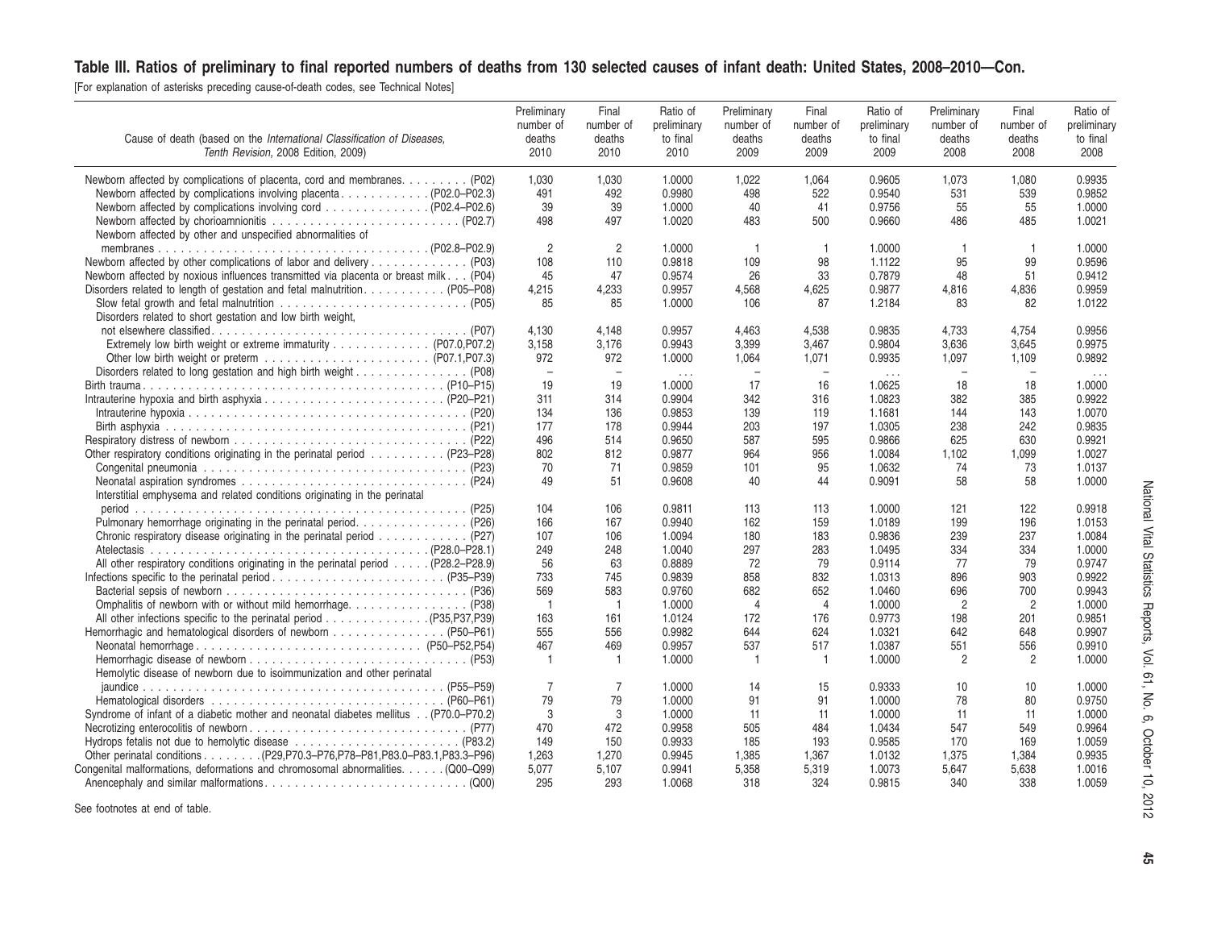## Table III. Ratios of preliminary to final reported numbers of deaths from 130 selected causes of infant death: United States, 2008–2010—Con.

[For explanation of asterisks preceding cause-of-death codes, see Technical Notes]

| Cause of death (based on the *International Classification of Diseases, Tenth Revision,* 2008 Edition, 2009) | Preliminary number of deaths 2010 | Final number of deaths 2010 | Ratio of preliminary to final 2010 | Preliminary number of deaths 2009 | Final number of deaths 2009 | Ratio of preliminary to final 2009 | Preliminary number of deaths 2008 | Final number of deaths 2008 | Ratio of preliminary to final 2008 |
|---|---|---|---|---|---|---|---|---|---|
| Newborn affected by complications of placenta, cord and membranes . . . . . . . . . (P02) | 1,030 | 1,030 | 1.0000 | 1,022 | 1,064 | 0.9605 | 1,073 | 1,080 | 0.9935 |
| Newborn affected by complications involving placenta . . . . . . . . . . . (P02.0–P02.3) | 491 | 492 | 0.9980 | 498 | 522 | 0.9540 | 531 | 539 | 0.9852 |
| Newborn affected by complications involving cord . . . . . . . . . . . . . (P02.4–P02.6) | 39 | 39 | 1.0000 | 40 | 41 | 0.9756 | 55 | 55 | 1.0000 |
| Newborn affected by chorioamnionitis . . . . . . . . . . . . . . . . . . . . . . . . . (P02.7) | 498 | 497 | 1.0020 | 483 | 500 | 0.9660 | 486 | 485 | 1.0021 |
| Newborn affected by other and unspecified abnormalities of membranes . . . . . . . . . . . . . . . . . . . . . . . . . . . . . . . . . . . (P02.8–P02.9) | 2 | 2 | 1.0000 | 1 | 1 | 1.0000 | 1 | 1 | 1.0000 |
| Newborn affected by other complications of labor and delivery . . . . . . . . . . . . (P03) | 108 | 110 | 0.9818 | 109 | 98 | 1.1122 | 95 | 99 | 0.9596 |
| Newborn affected by noxious influences transmitted via placenta or breast milk . . . (P04) | 45 | 47 | 0.9574 | 26 | 33 | 0.7879 | 48 | 51 | 0.9412 |
| Disorders related to length of gestation and fetal malnutrition . . . . . . . . . . (P05–P08) | 4,215 | 4,233 | 0.9957 | 4,568 | 4,625 | 0.9877 | 4,816 | 4,836 | 0.9959 |
| Slow fetal growth and fetal malnutrition . . . . . . . . . . . . . . . . . . . . . . . . . (P05) | 85 | 85 | 1.0000 | 106 | 87 | 1.2184 | 83 | 82 | 1.0122 |
| Disorders related to short gestation and low birth weight, not elsewhere classified . . . . . . . . . . . . . . . . . . . . . . . . . . . . . . . . . . (P07) | 4,130 | 4,148 | 0.9957 | 4,463 | 4,538 | 0.9835 | 4,733 | 4,754 | 0.9956 |
| Extremely low birth weight or extreme immaturity . . . . . . . . . . . . . (P07.0,P07.2) | 3,158 | 3,176 | 0.9943 | 3,399 | 3,467 | 0.9804 | 3,636 | 3,645 | 0.9975 |
| Other low birth weight or preterm . . . . . . . . . . . . . . . . . . . . . . (P07.1,P07.3) | 972 | 972 | 1.0000 | 1,064 | 1,071 | 0.9935 | 1,097 | 1,109 | 0.9892 |
| Disorders related to long gestation and high birth weight . . . . . . . . . . . . . . . (P08) | – | – | . . . | – | – | . . . | – | – | . . . |
| Birth trauma . . . . . . . . . . . . . . . . . . . . . . . . . . . . . . . . . . . . . . . . (P10–P15) | 19 | 19 | 1.0000 | 17 | 16 | 1.0625 | 18 | 18 | 1.0000 |
| Intrauterine hypoxia and birth asphyxia . . . . . . . . . . . . . . . . . . . . . . . . (P20–P21) | 311 | 314 | 0.9904 | 342 | 316 | 1.0823 | 382 | 385 | 0.9922 |
| Intrauterine hypoxia . . . . . . . . . . . . . . . . . . . . . . . . . . . . . . . . . . . . . (P20) | 134 | 136 | 0.9853 | 139 | 119 | 1.1681 | 144 | 143 | 1.0070 |
| Birth asphyxia . . . . . . . . . . . . . . . . . . . . . . . . . . . . . . . . . . . . . . . . (P21) | 177 | 178 | 0.9944 | 203 | 197 | 1.0305 | 238 | 242 | 0.9835 |
| Respiratory distress of newborn . . . . . . . . . . . . . . . . . . . . . . . . . . . . . . . (P22) | 496 | 514 | 0.9650 | 587 | 595 | 0.9866 | 625 | 630 | 0.9921 |
| Other respiratory conditions originating in the perinatal period . . . . . . . . . . (P23–P28) | 802 | 812 | 0.9877 | 964 | 956 | 1.0084 | 1,102 | 1,099 | 1.0027 |
| Congenital pneumonia . . . . . . . . . . . . . . . . . . . . . . . . . . . . . . . . . . . (P23) | 70 | 71 | 0.9859 | 101 | 95 | 1.0632 | 74 | 73 | 1.0137 |
| Neonatal aspiration syndromes . . . . . . . . . . . . . . . . . . . . . . . . . . . . . . (P24) | 49 | 51 | 0.9608 | 40 | 44 | 0.9091 | 58 | 58 | 1.0000 |
| Interstitial emphysema and related conditions originating in the perinatal period . . . . . . . . . . . . . . . . . . . . . . . . . . . . . . . . . . . . . . . . . . . . (P25) | 104 | 106 | 0.9811 | 113 | 113 | 1.0000 | 121 | 122 | 0.9918 |
| Pulmonary hemorrhage originating in the perinatal period . . . . . . . . . . . . . . . (P26) | 166 | 167 | 0.9940 | 162 | 159 | 1.0189 | 199 | 196 | 1.0153 |
| Chronic respiratory disease originating in the perinatal period . . . . . . . . . . . . (P27) | 107 | 106 | 1.0094 | 180 | 183 | 0.9836 | 239 | 237 | 1.0084 |
| Atelectasis . . . . . . . . . . . . . . . . . . . . . . . . . . . . . . . . . . . . . (P28.0–P28.1) | 249 | 248 | 1.0040 | 297 | 283 | 1.0495 | 334 | 334 | 1.0000 |
| All other respiratory conditions originating in the perinatal period . . . . . (P28.2–P28.9) | 56 | 63 | 0.8889 | 72 | 79 | 0.9114 | 77 | 79 | 0.9747 |
| Infections specific to the perinatal period . . . . . . . . . . . . . . . . . . . . . . . . (P35–P39) | 733 | 745 | 0.9839 | 858 | 832 | 1.0313 | 896 | 903 | 0.9922 |
| Bacterial sepsis of newborn . . . . . . . . . . . . . . . . . . . . . . . . . . . . . . . . (P36) | 569 | 583 | 0.9760 | 682 | 652 | 1.0460 | 696 | 700 | 0.9943 |
| Omphalitis of newborn with or without mild hemorrhage . . . . . . . . . . . . . . . . (P38) | 1 | 1 | 1.0000 | 4 | 4 | 1.0000 | 2 | 2 | 1.0000 |
| All other infections specific to the perinatal period . . . . . . . . . . . . . (P35,P37,P39) | 163 | 161 | 1.0124 | 172 | 176 | 0.9773 | 198 | 201 | 0.9851 |
| Hemorrhagic and hematological disorders of newborn . . . . . . . . . . . . . . . (P50–P61) | 555 | 556 | 0.9982 | 644 | 624 | 1.0321 | 642 | 648 | 0.9907 |
| Neonatal hemorrhage . . . . . . . . . . . . . . . . . . . . . . . . . . . . . (P50–P52,P54) | 467 | 469 | 0.9957 | 537 | 517 | 1.0387 | 551 | 556 | 0.9910 |
| Hemorrhagic disease of newborn . . . . . . . . . . . . . . . . . . . . . . . . . . . . . (P53) | 1 | 1 | 1.0000 | 1 | 1 | 1.0000 | 2 | 2 | 1.0000 |
| Hemolytic disease of newborn due to isoimmunization and other perinatal jaundice . . . . . . . . . . . . . . . . . . . . . . . . . . . . . . . . . . . . . . . . . (P55–P59) | 7 | 7 | 1.0000 | 14 | 15 | 0.9333 | 10 | 10 | 1.0000 |
| Hematological disorders . . . . . . . . . . . . . . . . . . . . . . . . . . . . . . . (P60–P61) | 79 | 79 | 1.0000 | 91 | 91 | 1.0000 | 78 | 80 | 0.9750 |
| Syndrome of infant of a diabetic mother and neonatal diabetes mellitus . . (P70.0–P70.2) | 3 | 3 | 1.0000 | 11 | 11 | 1.0000 | 11 | 11 | 1.0000 |
| Necrotizing enterocolitis of newborn . . . . . . . . . . . . . . . . . . . . . . . . . . . . (P77) | 470 | 472 | 0.9958 | 505 | 484 | 1.0434 | 547 | 549 | 0.9964 |
| Hydrops fetalis not due to hemolytic disease . . . . . . . . . . . . . . . . . . . . . . (P83.2) | 149 | 150 | 0.9933 | 185 | 193 | 0.9585 | 170 | 169 | 1.0059 |
| Other perinatal conditions . . . . . . . . (P29,P70.3–P76,P78–P81,P83.0–P83.1,P83.3–P96) | 1,263 | 1,270 | 0.9945 | 1,385 | 1,367 | 1.0132 | 1,375 | 1,384 | 0.9935 |
| Congenital malformations, deformations and chromosomal abnormalities . . . . . . (Q00–Q99) | 5,077 | 5,107 | 0.9941 | 5,358 | 5,319 | 1.0073 | 5,647 | 5,638 | 1.0016 |
| Anencephaly and similar malformations . . . . . . . . . . . . . . . . . . . . . . . . . . (Q00) | 295 | 293 | 1.0068 | 318 | 324 | 0.9815 | 340 | 338 | 1.0059 |

See footnotes at end of table.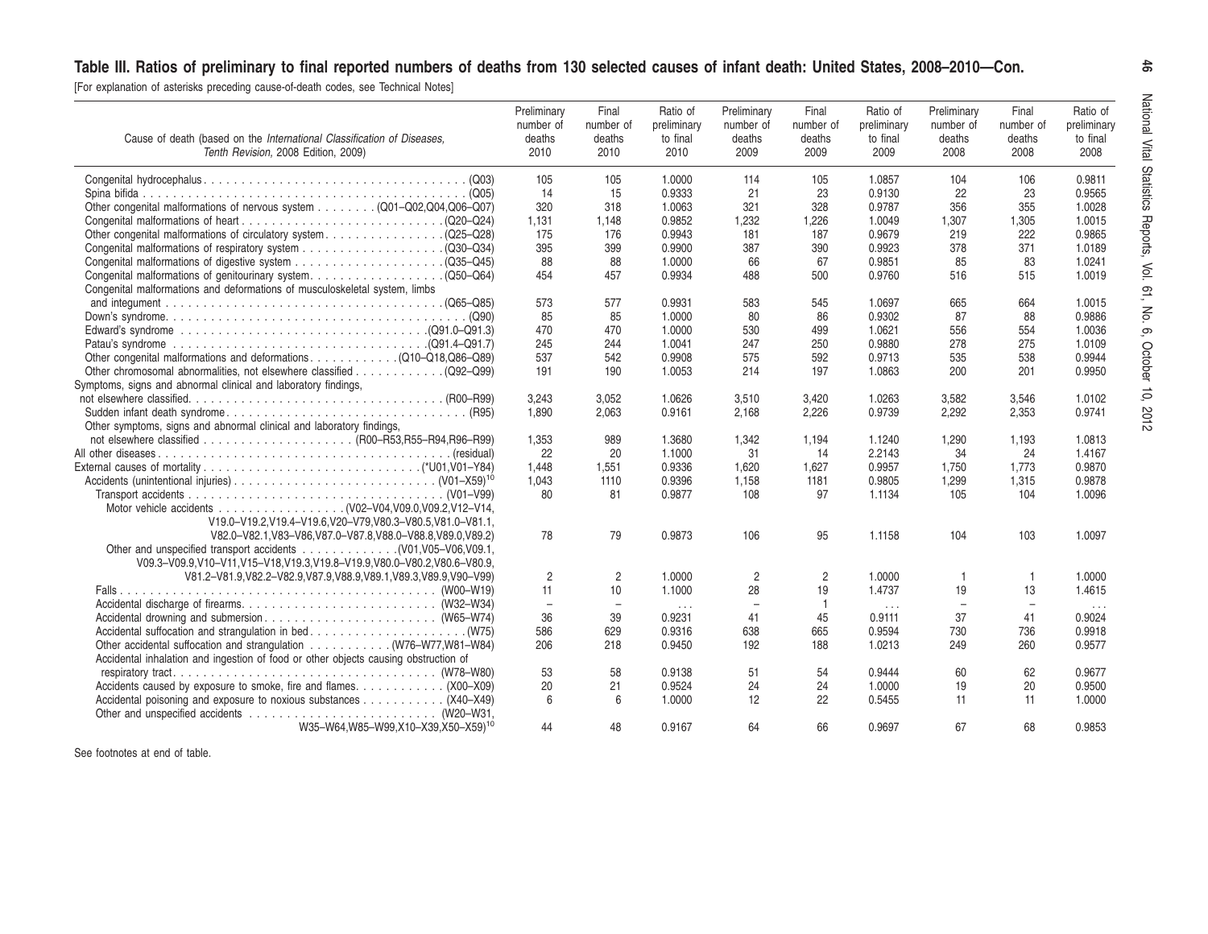## Table III. Ratios of preliminary to final reported numbers of deaths from 130 selected causes of infant death: United States, 2008–2010—Con.

[For explanation of asterisks preceding cause-of-death codes, see Technical Notes]

| Cause of death (based on the *International Classification of Diseases, Tenth Revision*, 2008 Edition, 2009) | Preliminary number of deaths 2010 | Final number of deaths 2010 | Ratio of preliminary to final 2010 | Preliminary number of deaths 2009 | Final number of deaths 2009 | Ratio of preliminary to final 2009 | Preliminary number of deaths 2008 | Final number of deaths 2008 | Ratio of preliminary to final 2008 |
|---|---|---|---|---|---|---|---|---|---|
| Congenital hydrocephalus (Q03) | 105 | 105 | 1.0000 | 114 | 105 | 1.0857 | 104 | 106 | 0.9811 |
| Spina bifida (Q05) | 14 | 15 | 0.9333 | 21 | 23 | 0.9130 | 22 | 23 | 0.9565 |
| Other congenital malformations of nervous system (Q01–Q02,Q04,Q06–Q07) | 320 | 318 | 1.0063 | 321 | 328 | 0.9787 | 356 | 355 | 1.0028 |
| Congenital malformations of heart (Q20–Q24) | 1,131 | 1,148 | 0.9852 | 1,232 | 1,226 | 1.0049 | 1,307 | 1,305 | 1.0015 |
| Other congenital malformations of circulatory system (Q25–Q28) | 175 | 176 | 0.9943 | 181 | 187 | 0.9679 | 219 | 222 | 0.9865 |
| Congenital malformations of respiratory system (Q30–Q34) | 395 | 399 | 0.9900 | 387 | 390 | 0.9923 | 378 | 371 | 1.0189 |
| Congenital malformations of digestive system (Q35–Q45) | 88 | 88 | 1.0000 | 66 | 67 | 0.9851 | 85 | 83 | 1.0241 |
| Congenital malformations of genitourinary system (Q50–Q64) | 454 | 457 | 0.9934 | 488 | 500 | 0.9760 | 516 | 515 | 1.0019 |
| Congenital malformations and deformations of musculoskeletal system, limbs and integument (Q65–Q85) | 573 | 577 | 0.9931 | 583 | 545 | 1.0697 | 665 | 664 | 1.0015 |
| Down's syndrome (Q90) | 85 | 85 | 1.0000 | 80 | 86 | 0.9302 | 87 | 88 | 0.9886 |
| Edward's syndrome (Q91.0–Q91.3) | 470 | 470 | 1.0000 | 530 | 499 | 1.0621 | 556 | 554 | 1.0036 |
| Patau's syndrome (Q91.4–Q91.7) | 245 | 244 | 1.0041 | 247 | 250 | 0.9880 | 278 | 275 | 1.0109 |
| Other congenital malformations and deformations (Q10–Q18,Q86–Q89) | 537 | 542 | 0.9908 | 575 | 592 | 0.9713 | 535 | 538 | 0.9944 |
| Other chromosomal abnormalities, not elsewhere classified (Q92–Q99) | 191 | 190 | 1.0053 | 214 | 197 | 1.0863 | 200 | 201 | 0.9950 |
| Symptoms, signs and abnormal clinical and laboratory findings, not elsewhere classified (R00–R99) | 3,243 | 3,052 | 1.0626 | 3,510 | 3,420 | 1.0263 | 3,582 | 3,546 | 1.0102 |
| Sudden infant death syndrome (R95) | 1,890 | 2,063 | 0.9161 | 2,168 | 2,226 | 0.9739 | 2,292 | 2,353 | 0.9741 |
| Other symptoms, signs and abnormal clinical and laboratory findings, not elsewhere classified (R00–R53,R55–R94,R96–R99) | 1,353 | 989 | 1.3680 | 1,342 | 1,194 | 1.1240 | 1,290 | 1,193 | 1.0813 |
| All other diseases (residual) | 22 | 20 | 1.1000 | 31 | 14 | 2.2143 | 34 | 24 | 1.4167 |
| External causes of mortality (*U01,V01–Y84) | 1,448 | 1,551 | 0.9336 | 1,620 | 1,627 | 0.9957 | 1,750 | 1,773 | 0.9870 |
| Accidents (unintentional injuries) (V01–X59)[10] | 1,043 | 1110 | 0.9396 | 1,158 | 1181 | 0.9805 | 1,299 | 1,315 | 0.9878 |
| Transport accidents (V01–V99) | 80 | 81 | 0.9877 | 108 | 97 | 1.1134 | 105 | 104 | 1.0096 |
| Motor vehicle accidents (V02–V04,V09.0,V09.2,V12–V14, V19.0–V19.2,V19.4–V19.6,V20–V79,V80.3–V80.5,V81.0–V81.1, V82.0–V82.1,V83–V86,V87.0–V87.8,V88.0–V88.8,V89.0,V89.2) | 78 | 79 | 0.9873 | 106 | 95 | 1.1158 | 104 | 103 | 1.0097 |
| Other and unspecified transport accidents (V01,V05–V06,V09.1, V09.3–V09.9,V10–V11,V15–V18,V19.3,V19.8–V19.9,V80.0–V80.2,V80.6–V80.9, V81.2–V81.9,V82.2–V82.9,V87.9,V88.9,V89.1,V89.3,V89.9,V90–V99) | 2 | 2 | 1.0000 | 2 | 2 | 1.0000 | 1 | 1 | 1.0000 |
| Falls (W00–W19) | 11 | 10 | 1.1000 | 28 | 19 | 1.4737 | 19 | 13 | 1.4615 |
| Accidental discharge of firearms (W32–W34) | – | – | . . . | – | 1 | . . . | – | – | . . . |
| Accidental drowning and submersion (W65–W74) | 36 | 39 | 0.9231 | 41 | 45 | 0.9111 | 37 | 41 | 0.9024 |
| Accidental suffocation and strangulation in bed (W75) | 586 | 629 | 0.9316 | 638 | 665 | 0.9594 | 730 | 736 | 0.9918 |
| Other accidental suffocation and strangulation (W76–W77,W81–W84) | 206 | 218 | 0.9450 | 192 | 188 | 1.0213 | 249 | 260 | 0.9577 |
| Accidental inhalation and ingestion of food or other objects causing obstruction of respiratory tract (W78–W80) | 53 | 58 | 0.9138 | 51 | 54 | 0.9444 | 60 | 62 | 0.9677 |
| Accidents caused by exposure to smoke, fire and flames (X00–X09) | 20 | 21 | 0.9524 | 24 | 24 | 1.0000 | 19 | 20 | 0.9500 |
| Accidental poisoning and exposure to noxious substances (X40–X49) | 6 | 6 | 1.0000 | 12 | 22 | 0.5455 | 11 | 11 | 1.0000 |
| Other and unspecified accidents (W20–W31, W35–W64,W85–W99,X10–X39,X50–X59)[10] | 44 | 48 | 0.9167 | 64 | 66 | 0.9697 | 67 | 68 | 0.9853 |

See footnotes at end of table.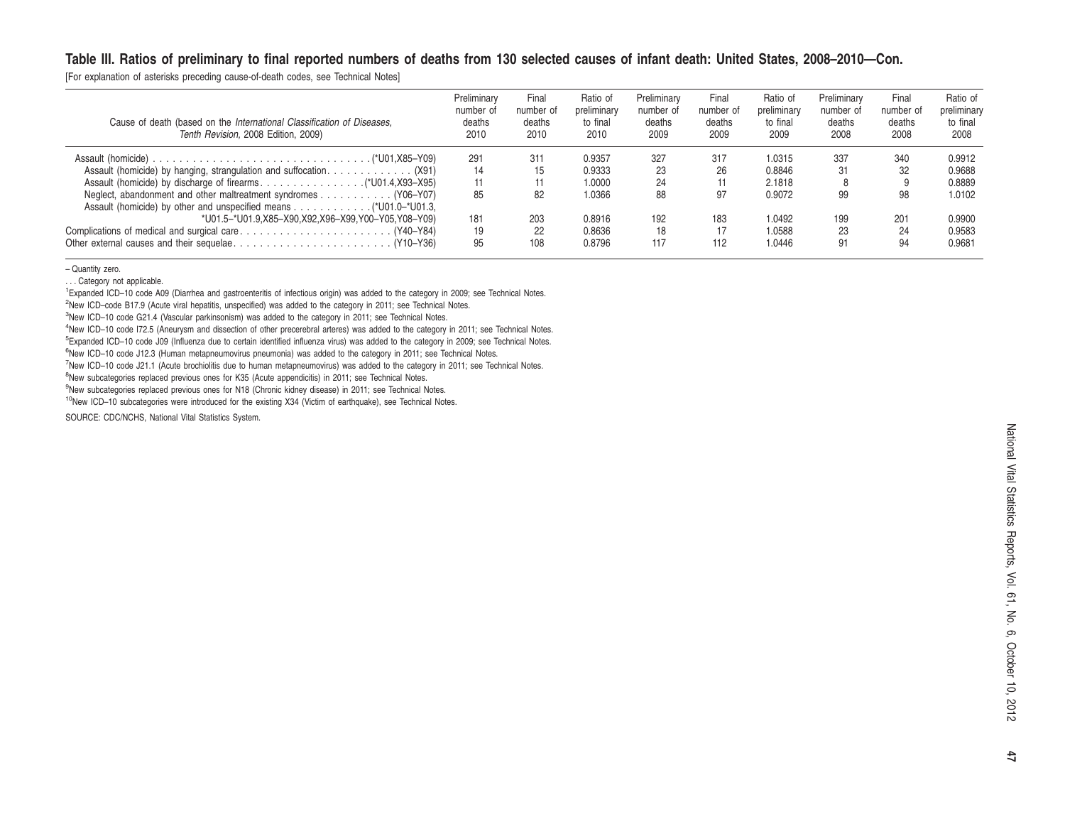## Table III. Ratios of preliminary to final reported numbers of deaths from 130 selected causes of infant death: United States, 2008–2010—Con.

[For explanation of asterisks preceding cause-of-death codes, see Technical Notes]

| Cause of death (based on the *International Classification of Diseases, Tenth Revision*, 2008 Edition, 2009) | Preliminary number of deaths 2010 | Final number of deaths 2010 | Ratio of preliminary to final 2010 | Preliminary number of deaths 2009 | Final number of deaths 2009 | Ratio of preliminary to final 2009 | Preliminary number of deaths 2008 | Final number of deaths 2008 | Ratio of preliminary to final 2008 |
|---|---|---|---|---|---|---|---|---|---|
| Assault (homicide) . . . . . . . . . . . . . . . . . . . . . . . . . . . . . . . . . (*U01,X85–Y09) | 291 | 311 | 0.9357 | 327 | 317 | 1.0315 | 337 | 340 | 0.9912 |
| Assault (homicide) by hanging, strangulation and suffocation. . . . . . . . . . . . . (X91) | 14 | 15 | 0.9333 | 23 | 26 | 0.8846 | 31 | 32 | 0.9688 |
| Assault (homicide) by discharge of firearms. . . . . . . . . . . . . . . . (*U01.4,X93–X95) | 11 | 11 | 1.0000 | 24 | 11 | 2.1818 | 8 | 9 | 0.8889 |
| Neglect, abandonment and other maltreatment syndromes . . . . . . . . . . . (Y06–Y07) | 85 | 82 | 1.0366 | 88 | 97 | 0.9072 | 99 | 98 | 1.0102 |
| Assault (homicide) by other and unspecified means . . . . . . . . . . . . (*U01.0–*U01.3, *U01.5–*U01.9,X85–X90,X92,X96–X99,Y00–Y05,Y08–Y09) | 181 | 203 | 0.8916 | 192 | 183 | 1.0492 | 199 | 201 | 0.9900 |
| Complications of medical and surgical care. . . . . . . . . . . . . . . . . . . . . . . . (Y40–Y84) | 19 | 22 | 0.8636 | 18 | 17 | 1.0588 | 23 | 24 | 0.9583 |
| Other external causes and their sequelae. . . . . . . . . . . . . . . . . . . . . . . . . (Y10–Y36) | 95 | 108 | 0.8796 | 117 | 112 | 1.0446 | 91 | 94 | 0.9681 |

– Quantity zero.

. . . Category not applicable.

[1]Expanded ICD–10 code A09 (Diarrhea and gastroenteritis of infectious origin) was added to the category in 2009; see Technical Notes.

[2]New ICD–code B17.9 (Acute viral hepatitis, unspecified) was added to the category in 2011; see Technical Notes.

[3]New ICD–10 code G21.4 (Vascular parkinsonism) was added to the category in 2011; see Technical Notes.

[4]New ICD–10 code I72.5 (Aneurysm and dissection of other precerebral arteres) was added to the category in 2011; see Technical Notes.

[5]Expanded ICD–10 code J09 (Influenza due to certain identified influenza virus) was added to the category in 2009; see Technical Notes.

[6]New ICD–10 code J12.3 (Human metapneumovirus pneumonia) was added to the category in 2011; see Technical Notes.

[7]New ICD–10 code J21.1 (Acute brochiolitis due to human metapneumovirus) was added to the category in 2011; see Technical Notes.

[8]New subcategories replaced previous ones for K35 (Acute appendicitis) in 2011; see Technical Notes.

[9]New subcategories replaced previous ones for N18 (Chronic kidney disease) in 2011; see Technical Notes.

[10]New ICD–10 subcategories were introduced for the existing X34 (Victim of earthquake), see Technical Notes.

SOURCE: CDC/NCHS, National Vital Statistics System.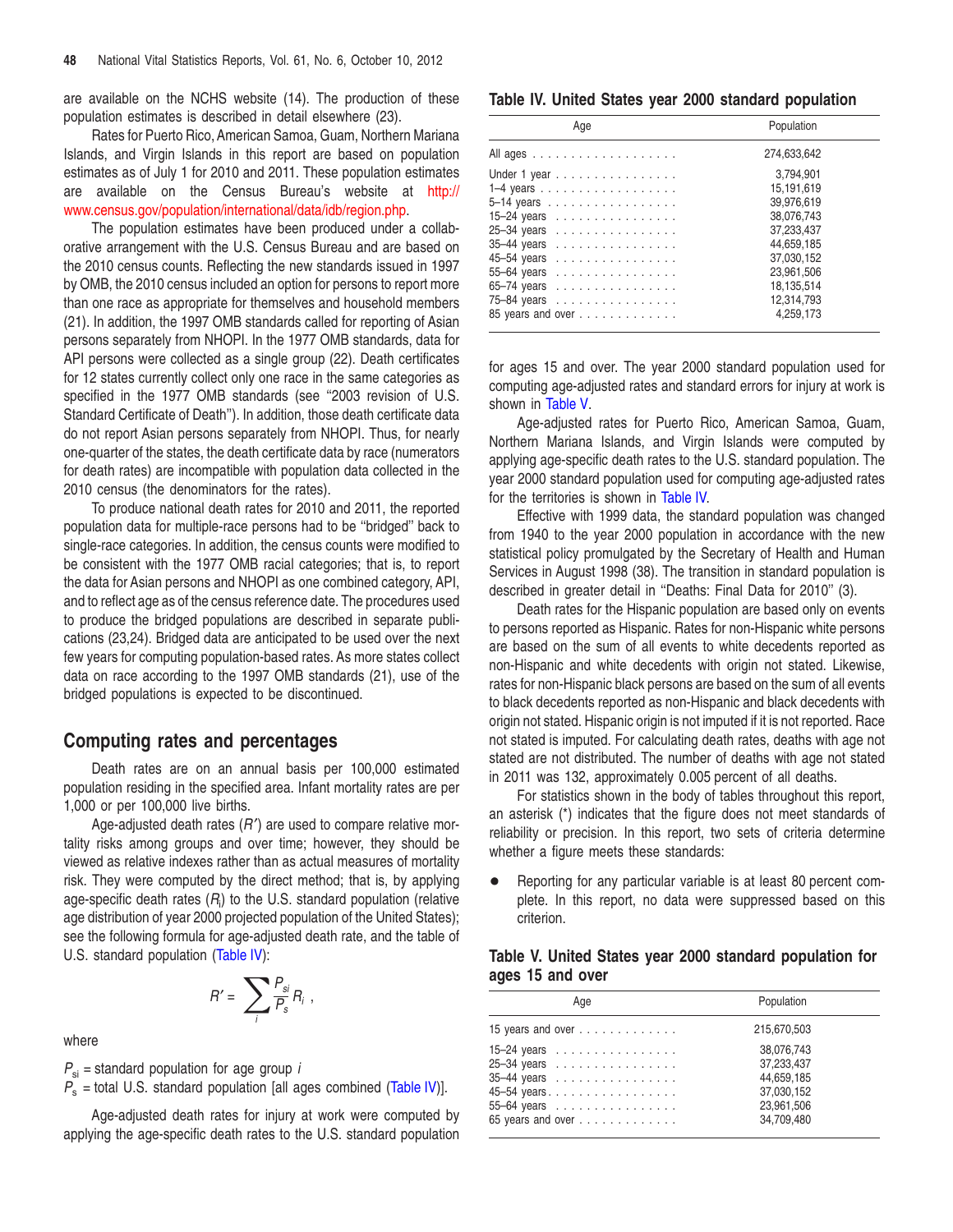are available on the NCHS website (14). The production of these population estimates is described in detail elsewhere (23).

Rates for Puerto Rico, American Samoa, Guam, Northern Mariana Islands, and Virgin Islands in this report are based on population estimates as of July 1 for 2010 and 2011. These population estimates are available on the Census Bureau's website at http://www.census.gov/population/international/data/idb/region.php.

The population estimates have been produced under a collaborative arrangement with the U.S. Census Bureau and are based on the 2010 census counts. Reflecting the new standards issued in 1997 by OMB, the 2010 census included an option for persons to report more than one race as appropriate for themselves and household members (21). In addition, the 1997 OMB standards called for reporting of Asian persons separately from NHOPI. In the 1977 OMB standards, data for API persons were collected as a single group (22). Death certificates for 12 states currently collect only one race in the same categories as specified in the 1977 OMB standards (see "2003 revision of U.S. Standard Certificate of Death"). In addition, those death certificate data do not report Asian persons separately from NHOPI. Thus, for nearly one-quarter of the states, the death certificate data by race (numerators for death rates) are incompatible with population data collected in the 2010 census (the denominators for the rates).

To produce national death rates for 2010 and 2011, the reported population data for multiple-race persons had to be "bridged" back to single-race categories. In addition, the census counts were modified to be consistent with the 1977 OMB racial categories; that is, to report the data for Asian persons and NHOPI as one combined category, API, and to reflect age as of the census reference date. The procedures used to produce the bridged populations are described in separate publications (23,24). Bridged data are anticipated to be used over the next few years for computing population-based rates. As more states collect data on race according to the 1997 OMB standards (21), use of the bridged populations is expected to be discontinued.

## Computing rates and percentages

Death rates are on an annual basis per 100,000 estimated population residing in the specified area. Infant mortality rates are per 1,000 or per 100,000 live births.

Age-adjusted death rates ($R'$) are used to compare relative mortality risks among groups and over time; however, they should be viewed as relative indexes rather than as actual measures of mortality risk. They were computed by the direct method; that is, by applying age-specific death rates ($R_i$) to the U.S. standard population (relative age distribution of year 2000 projected population of the United States); see the following formula for age-adjusted death rate, and the table of U.S. standard population (Table IV):

$$R' = \sum_i \frac{P_{si}}{P_s} R_i \ ,$$

where

$P_{si}$ = standard population for age group $i$

$P_s$ = total U.S. standard population [all ages combined (Table IV)].

Age-adjusted death rates for injury at work were computed by applying the age-specific death rates to the U.S. standard population for ages 15 and over. The year 2000 standard population used for computing age-adjusted rates and standard errors for injury at work is shown in Table V.

Age-adjusted rates for Puerto Rico, American Samoa, Guam, Northern Mariana Islands, and Virgin Islands were computed by applying age-specific death rates to the U.S. standard population. The year 2000 standard population used for computing age-adjusted rates for the territories is shown in Table IV.

Effective with 1999 data, the standard population was changed from 1940 to the year 2000 population in accordance with the new statistical policy promulgated by the Secretary of Health and Human Services in August 1998 (38). The transition in standard population is described in greater detail in "Deaths: Final Data for 2010" (3).

Death rates for the Hispanic population are based only on events to persons reported as Hispanic. Rates for non-Hispanic white persons are based on the sum of all events to white decedents reported as non-Hispanic and white decedents with origin not stated. Likewise, rates for non-Hispanic black persons are based on the sum of all events to black decedents reported as non-Hispanic and black decedents with origin not stated. Hispanic origin is not imputed if it is not reported. Race not stated is imputed. For calculating death rates, deaths with age not stated are not distributed. The number of deaths with age not stated in 2011 was 132, approximately 0.005 percent of all deaths.

For statistics shown in the body of tables throughout this report, an asterisk (*) indicates that the figure does not meet standards of reliability or precision. In this report, two sets of criteria determine whether a figure meets these standards:

- Reporting for any particular variable is at least 80 percent complete. In this report, no data were suppressed based on this criterion.

**Table IV. United States year 2000 standard population**

| Age | Population |
|---|---|
| All ages | 274,633,642 |
| Under 1 year | 3,794,901 |
| 1–4 years | 15,191,619 |
| 5–14 years | 39,976,619 |
| 15–24 years | 38,076,743 |
| 25–34 years | 37,233,437 |
| 35–44 years | 44,659,185 |
| 45–54 years | 37,030,152 |
| 55–64 years | 23,961,506 |
| 65–74 years | 18,135,514 |
| 75–84 years | 12,314,793 |
| 85 years and over | 4,259,173 |

**Table V. United States year 2000 standard population for ages 15 and over**

| Age | Population |
|---|---|
| 15 years and over | 215,670,503 |
| 15–24 years | 38,076,743 |
| 25–34 years | 37,233,437 |
| 35–44 years | 44,659,185 |
| 45–54 years | 37,030,152 |
| 55–64 years | 23,961,506 |
| 65 years and over | 34,709,480 |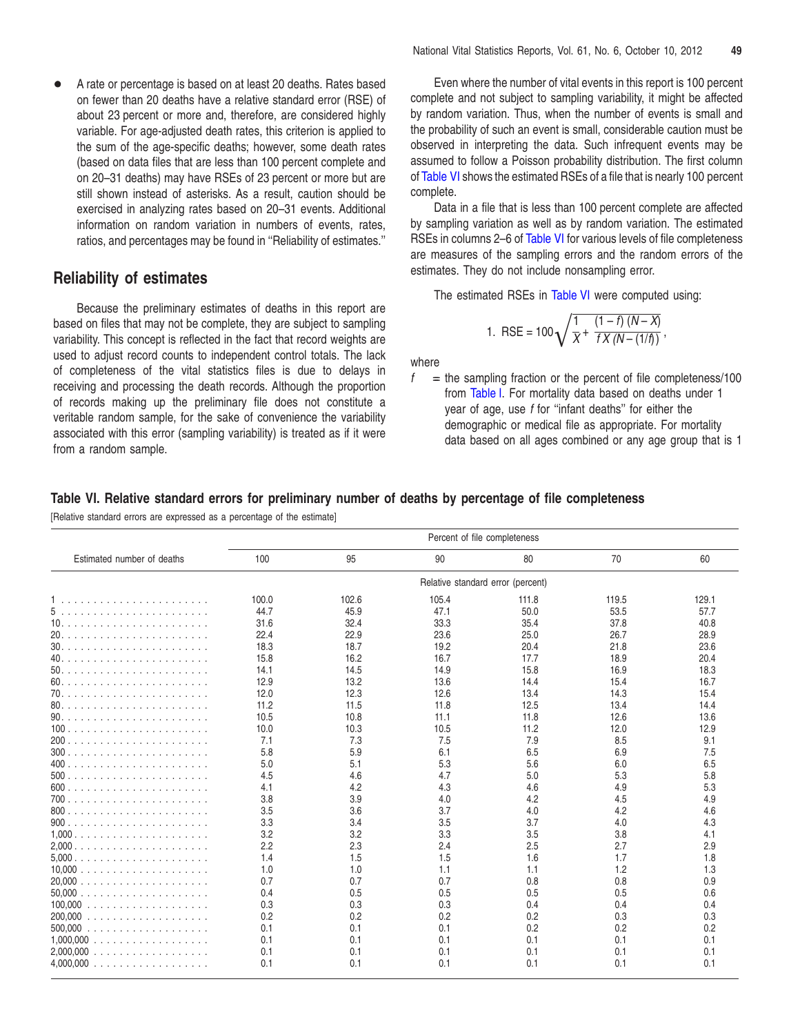- A rate or percentage is based on at least 20 deaths. Rates based on fewer than 20 deaths have a relative standard error (RSE) of about 23 percent or more and, therefore, are considered highly variable. For age-adjusted death rates, this criterion is applied to the sum of the age-specific deaths; however, some death rates (based on data files that are less than 100 percent complete and on 20–31 deaths) may have RSEs of 23 percent or more but are still shown instead of asterisks. As a result, caution should be exercised in analyzing rates based on 20–31 events. Additional information on random variation in numbers of events, rates, ratios, and percentages may be found in ''Reliability of estimates.''

## Reliability of estimates

Because the preliminary estimates of deaths in this report are based on files that may not be complete, they are subject to sampling variability. This concept is reflected in the fact that record weights are used to adjust record counts to independent control totals. The lack of completeness of the vital statistics files is due to delays in receiving and processing the death records. Although the proportion of records making up the preliminary file does not constitute a veritable random sample, for the sake of convenience the variability associated with this error (sampling variability) is treated as if it were from a random sample.

Even where the number of vital events in this report is 100 percent complete and not subject to sampling variability, it might be affected by random variation. Thus, when the number of events is small and the probability of such an event is small, considerable caution must be observed in interpreting the data. Such infrequent events may be assumed to follow a Poisson probability distribution. The first column of Table VI shows the estimated RSEs of a file that is nearly 100 percent complete.

Data in a file that is less than 100 percent complete are affected by sampling variation as well as by random variation. The estimated RSEs in columns 2–6 of Table VI for various levels of file completeness are measures of the sampling errors and the random errors of the estimates. They do not include nonsampling error.

The estimated RSEs in Table VI were computed using:

$$1.\ \ \text{RSE} = 100\sqrt{\frac{1}{X} + \frac{(1-f)\,(N-X)}{f\,X\,(N-(1/f))}},$$

where

$f$ = the sampling fraction or the percent of file completeness/100 from Table I. For mortality data based on deaths under 1 year of age, use $f$ for ''infant deaths'' for either the demographic or medical file as appropriate. For mortality data based on all ages combined or any age group that is 1

**Table VI. Relative standard errors for preliminary number of deaths by percentage of file completeness**

[Relative standard errors are expressed as a percentage of the estimate]

| Estimated number of deaths | Percent of file completeness | | | | | |
|---|---|---|---|---|---|---|
| | 100 | 95 | 90 | 80 | 70 | 60 |
| | Relative standard error (percent) | | | | | |
| 1 | 100.0 | 102.6 | 105.4 | 111.8 | 119.5 | 129.1 |
| 5 | 44.7 | 45.9 | 47.1 | 50.0 | 53.5 | 57.7 |
| 10 | 31.6 | 32.4 | 33.3 | 35.4 | 37.8 | 40.8 |
| 20 | 22.4 | 22.9 | 23.6 | 25.0 | 26.7 | 28.9 |
| 30 | 18.3 | 18.7 | 19.2 | 20.4 | 21.8 | 23.6 |
| 40 | 15.8 | 16.2 | 16.7 | 17.7 | 18.9 | 20.4 |
| 50 | 14.1 | 14.5 | 14.9 | 15.8 | 16.9 | 18.3 |
| 60 | 12.9 | 13.2 | 13.6 | 14.4 | 15.4 | 16.7 |
| 70 | 12.0 | 12.3 | 12.6 | 13.4 | 14.3 | 15.4 |
| 80 | 11.2 | 11.5 | 11.8 | 12.5 | 13.4 | 14.4 |
| 90 | 10.5 | 10.8 | 11.1 | 11.8 | 12.6 | 13.6 |
| 100 | 10.0 | 10.3 | 10.5 | 11.2 | 12.0 | 12.9 |
| 200 | 7.1 | 7.3 | 7.5 | 7.9 | 8.5 | 9.1 |
| 300 | 5.8 | 5.9 | 6.1 | 6.5 | 6.9 | 7.5 |
| 400 | 5.0 | 5.1 | 5.3 | 5.6 | 6.0 | 6.5 |
| 500 | 4.5 | 4.6 | 4.7 | 5.0 | 5.3 | 5.8 |
| 600 | 4.1 | 4.2 | 4.3 | 4.6 | 4.9 | 5.3 |
| 700 | 3.8 | 3.9 | 4.0 | 4.2 | 4.5 | 4.9 |
| 800 | 3.5 | 3.6 | 3.7 | 4.0 | 4.2 | 4.6 |
| 900 | 3.3 | 3.4 | 3.5 | 3.7 | 4.0 | 4.3 |
| 1,000 | 3.2 | 3.2 | 3.3 | 3.5 | 3.8 | 4.1 |
| 2,000 | 2.2 | 2.3 | 2.4 | 2.5 | 2.7 | 2.9 |
| 5,000 | 1.4 | 1.5 | 1.5 | 1.6 | 1.7 | 1.8 |
| 10,000 | 1.0 | 1.0 | 1.1 | 1.1 | 1.2 | 1.3 |
| 20,000 | 0.7 | 0.7 | 0.7 | 0.8 | 0.8 | 0.9 |
| 50,000 | 0.4 | 0.5 | 0.5 | 0.5 | 0.5 | 0.6 |
| 100,000 | 0.3 | 0.3 | 0.3 | 0.4 | 0.4 | 0.4 |
| 200,000 | 0.2 | 0.2 | 0.2 | 0.2 | 0.3 | 0.3 |
| 500,000 | 0.1 | 0.1 | 0.1 | 0.2 | 0.2 | 0.2 |
| 1,000,000 | 0.1 | 0.1 | 0.1 | 0.1 | 0.1 | 0.1 |
| 2,000,000 | 0.1 | 0.1 | 0.1 | 0.1 | 0.1 | 0.1 |
| 4,000,000 | 0.1 | 0.1 | 0.1 | 0.1 | 0.1 | 0.1 |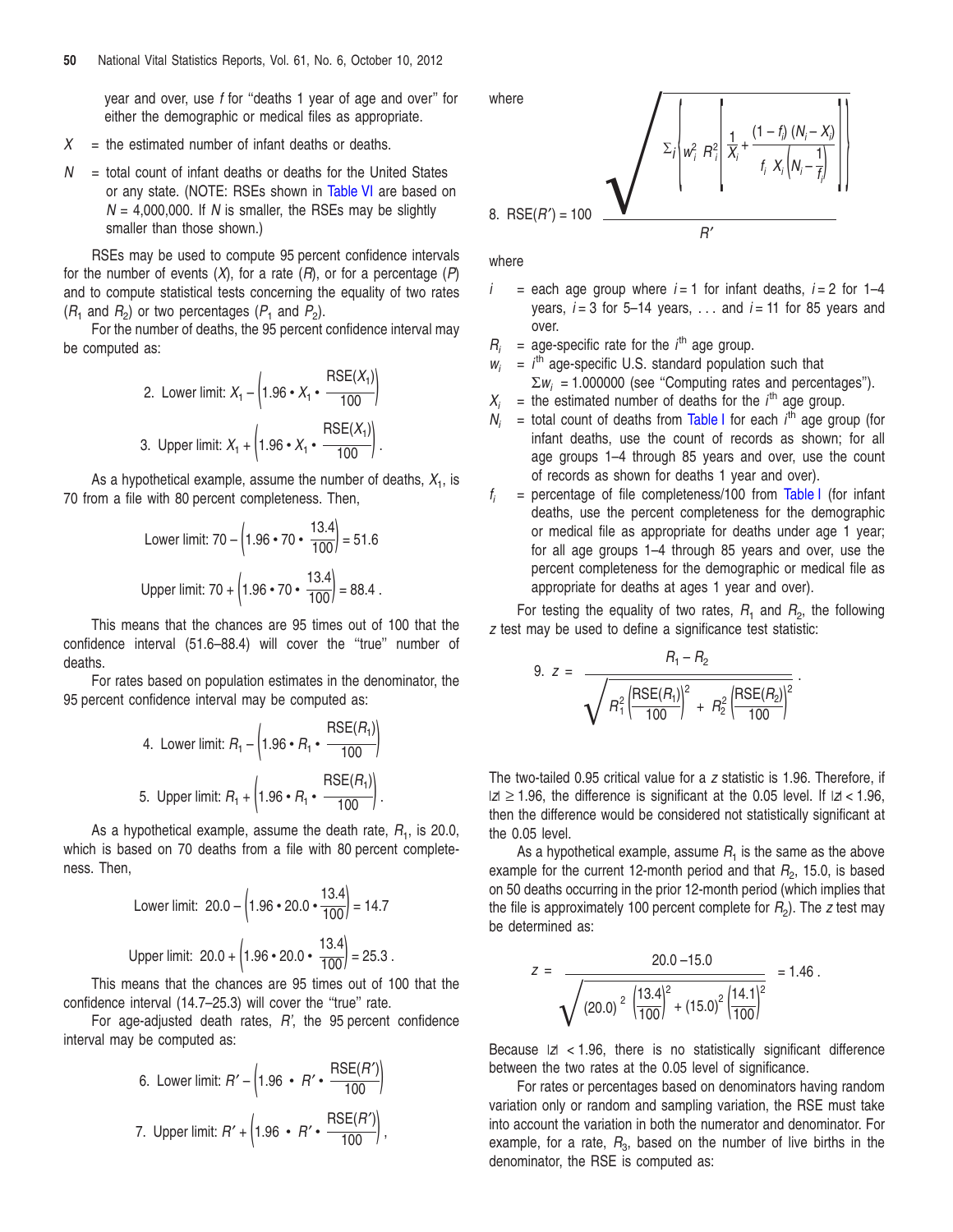year and over, use $f$ for "deaths 1 year of age and over" for either the demographic or medical files as appropriate.

$X$ = the estimated number of infant deaths or deaths.

$N$ = total count of infant deaths or deaths for the United States or any state. (NOTE: RSEs shown in Table VI are based on $N$ = 4,000,000. If $N$ is smaller, the RSEs may be slightly smaller than those shown.)

RSEs may be used to compute 95 percent confidence intervals for the number of events ($X$), for a rate ($R$), or for a percentage ($P$) and to compute statistical tests concerning the equality of two rates ($R_1$ and $R_2$) or two percentages ($P_1$ and $P_2$).

For the number of deaths, the 95 percent confidence interval may be computed as:

$$2.\ \text{Lower limit: } X_1 - \left(1.96 \cdot X_1 \cdot \frac{\text{RSE}(X_1)}{100}\right)$$

$$3.\ \text{Upper limit: } X_1 + \left(1.96 \cdot X_1 \cdot \frac{\text{RSE}(X_1)}{100}\right).$$

As a hypothetical example, assume the number of deaths, $X_1$, is 70 from a file with 80 percent completeness. Then,

$$\text{Lower limit: } 70 - \left(1.96 \cdot 70 \cdot \frac{13.4}{100}\right) = 51.6$$

$$\text{Upper limit: } 70 + \left(1.96 \cdot 70 \cdot \frac{13.4}{100}\right) = 88.4\ .$$

This means that the chances are 95 times out of 100 that the confidence interval (51.6–88.4) will cover the "true" number of deaths.

For rates based on population estimates in the denominator, the 95 percent confidence interval may be computed as:

$$4.\ \text{Lower limit: } R_1 - \left(1.96 \cdot R_1 \cdot \frac{\text{RSE}(R_1)}{100}\right)$$

$$5.\ \text{Upper limit: } R_1 + \left(1.96 \cdot R_1 \cdot \frac{\text{RSE}(R_1)}{100}\right).$$

As a hypothetical example, assume the death rate, $R_1$, is 20.0, which is based on 70 deaths from a file with 80 percent completeness. Then,

$$\text{Lower limit: } 20.0 - \left(1.96 \cdot 20.0 \cdot \frac{13.4}{100}\right) = 14.7$$

$$\text{Upper limit: } 20.0 + \left(1.96 \cdot 20.0 \cdot \frac{13.4}{100}\right) = 25.3\ .$$

This means that the chances are 95 times out of 100 that the confidence interval (14.7–25.3) will cover the "true" rate.

For age-adjusted death rates, $R'$, the 95 percent confidence interval may be computed as:

$$6.\ \text{Lower limit: } R' - \left(1.96 \cdot R' \cdot \frac{\text{RSE}(R')}{100}\right)$$

$$7.\ \text{Upper limit: } R' + \left(1.96 \cdot R' \cdot \frac{\text{RSE}(R')}{100}\right),$$

where

$$8.\ \text{RSE}(R') = 100\ \frac{\sqrt{\Sigma_i \left\{ w_i^2\ R_i^2 \left[ \frac{1}{X_i} + \frac{(1-f_i)\ (N_i - X_i)}{f_i\ X_i \left(N_i - \frac{1}{f_i}\right)} \right] \right\}}}{R'}$$

where

$i$ = each age group where $i = 1$ for infant deaths, $i = 2$ for 1–4 years, $i = 3$ for 5–14 years, . . . and $i = 11$ for 85 years and over.

$R_i$ = age-specific rate for the $i^{th}$ age group.

$w_i$ = $i^{th}$ age-specific U.S. standard population such that $\Sigma w_i$ = 1.000000 (see "Computing rates and percentages").

$X_i$ = the estimated number of deaths for the $i^{th}$ age group.

$N_i$ = total count of deaths from Table I for each $i^{th}$ age group (for infant deaths, use the count of records as shown; for all age groups 1–4 through 85 years and over, use the count of records as shown for deaths 1 year and over).

$f_i$ = percentage of file completeness/100 from Table I (for infant deaths, use the percent completeness for the demographic or medical file as appropriate for deaths under age 1 year; for all age groups 1–4 through 85 years and over, use the percent completeness for the demographic or medical file as appropriate for deaths at ages 1 year and over).

For testing the equality of two rates, $R_1$ and $R_2$, the following $z$ test may be used to define a significance test statistic:

$$9.\ z = \frac{R_1 - R_2}{\sqrt{R_1^2 \left(\frac{\text{RSE}(R_1)}{100}\right)^2 + R_2^2 \left(\frac{\text{RSE}(R_2)}{100}\right)^2}}\ .$$

The two-tailed 0.95 critical value for a $z$ statistic is 1.96. Therefore, if $|z| \geq 1.96$, the difference is significant at the 0.05 level. If $|z| < 1.96$, then the difference would be considered not statistically significant at the 0.05 level.

As a hypothetical example, assume $R_1$ is the same as the above example for the current 12-month period and that $R_2$, 15.0, is based on 50 deaths occurring in the prior 12-month period (which implies that the file is approximately 100 percent complete for $R_2$). The $z$ test may be determined as:

$$z = \frac{20.0 - 15.0}{\sqrt{(20.0)^2 \left(\frac{13.4}{100}\right)^2 + (15.0)^2 \left(\frac{14.1}{100}\right)^2}} = 1.46\ .$$

Because $|z| < 1.96$, there is no statistically significant difference between the two rates at the 0.05 level of significance.

For rates or percentages based on denominators having random variation only or random and sampling variation, the RSE must take into account the variation in both the numerator and denominator. For example, for a rate, $R_3$, based on the number of live births in the denominator, the RSE is computed as: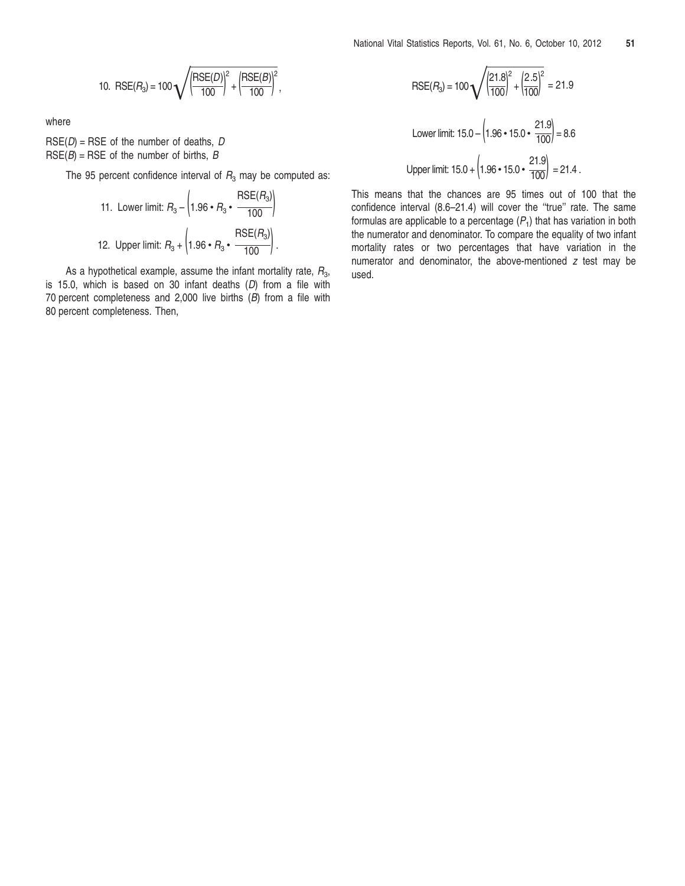$$10.\ \ \text{RSE}(R_3) = 100\sqrt{\left(\frac{\text{RSE}(D)}{100}\right)^2 + \left(\frac{\text{RSE}(B)}{100}\right)^2},$$

where

RSE($D$) = RSE of the number of deaths, $D$
RSE($B$) = RSE of the number of births, $B$

The 95 percent confidence interval of $R_3$ may be computed as:

$$11.\ \ \text{Lower limit: } R_3 - \left(1.96 \bullet R_3 \bullet \frac{\text{RSE}(R_3)}{100}\right)$$

$$12.\ \ \text{Upper limit: } R_3 + \left(1.96 \bullet R_3 \bullet \frac{\text{RSE}(R_3)}{100}\right).$$

As a hypothetical example, assume the infant mortality rate, $R_3$, is 15.0, which is based on 30 infant deaths ($D$) from a file with 70 percent completeness and 2,000 live births ($B$) from a file with 80 percent completeness. Then,

$$\text{RSE}(R_3) = 100\sqrt{\left(\frac{21.8}{100}\right)^2 + \left(\frac{2.5}{100}\right)^2} = 21.9$$

$$\text{Lower limit: } 15.0 - \left(1.96 \bullet 15.0 \bullet \frac{21.9}{100}\right) = 8.6$$

$$\text{Upper limit: } 15.0 + \left(1.96 \bullet 15.0 \bullet \frac{21.9}{100}\right) = 21.4.$$

This means that the chances are 95 times out of 100 that the confidence interval (8.6–21.4) will cover the "true" rate. The same formulas are applicable to a percentage ($P_1$) that has variation in both the numerator and denominator. To compare the equality of two infant mortality rates or two percentages that have variation in the numerator and denominator, the above-mentioned $z$ test may be used.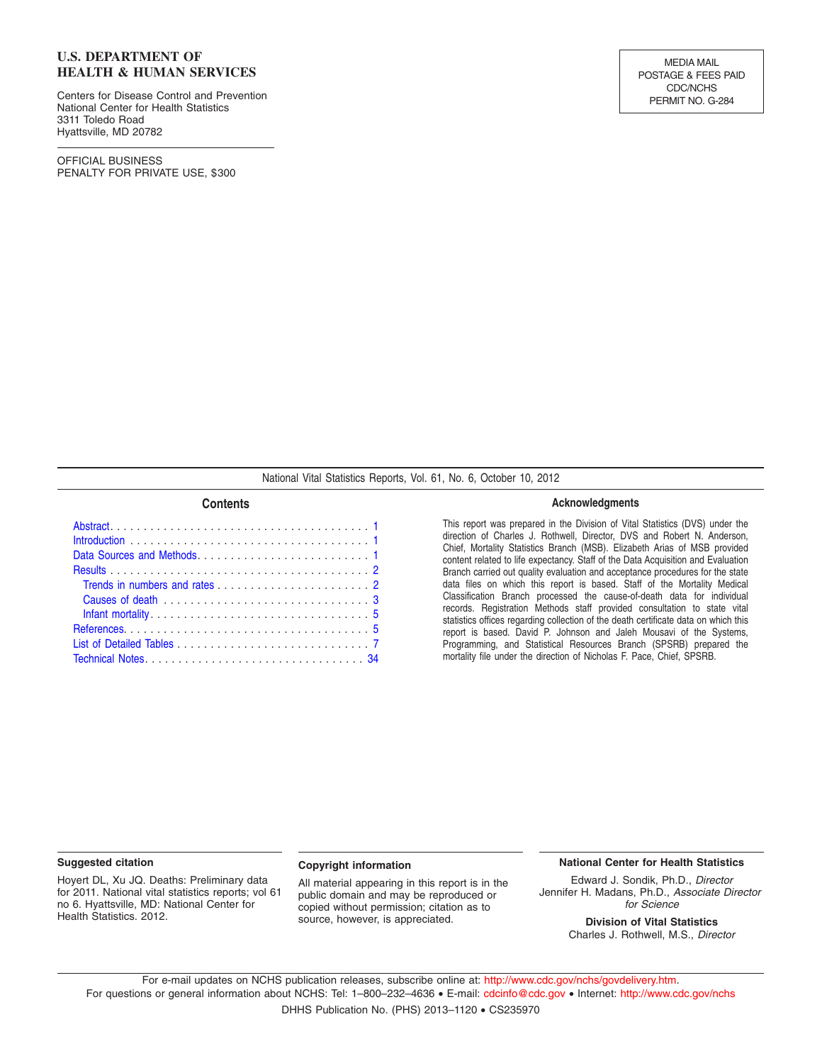**U.S. DEPARTMENT OF HEALTH & HUMAN SERVICES**

Centers for Disease Control and Prevention
National Center for Health Statistics
3311 Toledo Road
Hyattsville, MD 20782

OFFICIAL BUSINESS
PENALTY FOR PRIVATE USE, $300

MEDIA MAIL
POSTAGE & FEES PAID
CDC/NCHS
PERMIT NO. G-284

National Vital Statistics Reports, Vol. 61, No. 6, October 10, 2012

## Contents

| | |
|---|---|
| Abstract | 1 |
| Introduction | 1 |
| Data Sources and Methods | 1 |
| Results | 2 |
| Trends in numbers and rates | 2 |
| Causes of death | 3 |
| Infant mortality | 5 |
| References | 5 |
| List of Detailed Tables | 7 |
| Technical Notes | 34 |

## Acknowledgments

This report was prepared in the Division of Vital Statistics (DVS) under the direction of Charles J. Rothwell, Director, DVS and Robert N. Anderson, Chief, Mortality Statistics Branch (MSB). Elizabeth Arias of MSB provided content related to life expectancy. Staff of the Data Acquisition and Evaluation Branch carried out quality evaluation and acceptance procedures for the state data files on which this report is based. Staff of the Mortality Medical Classification Branch processed the cause-of-death data for individual records. Registration Methods staff provided consultation to state vital statistics offices regarding collection of the death certificate data on which this report is based. David P. Johnson and Jaleh Mousavi of the Systems, Programming, and Statistical Resources Branch (SPSRB) prepared the mortality file under the direction of Nicholas F. Pace, Chief, SPSRB.

**Suggested citation**

Hoyert DL, Xu JQ. Deaths: Preliminary data for 2011. National vital statistics reports; vol 61 no 6. Hyattsville, MD: National Center for Health Statistics. 2012.

**Copyright information**

All material appearing in this report is in the public domain and may be reproduced or copied without permission; citation as to source, however, is appreciated.

**National Center for Health Statistics**

Edward J. Sondik, Ph.D., *Director*
Jennifer H. Madans, Ph.D., *Associate Director for Science*

**Division of Vital Statistics**

Charles J. Rothwell, M.S., *Director*

For e-mail updates on NCHS publication releases, subscribe online at: http://www.cdc.gov/nchs/govdelivery.htm.
For questions or general information about NCHS: Tel: 1–800–232–4636 • E-mail: cdcinfo@cdc.gov • Internet: http://www.cdc.gov/nchs

DHHS Publication No. (PHS) 2013–1120 • CS235970